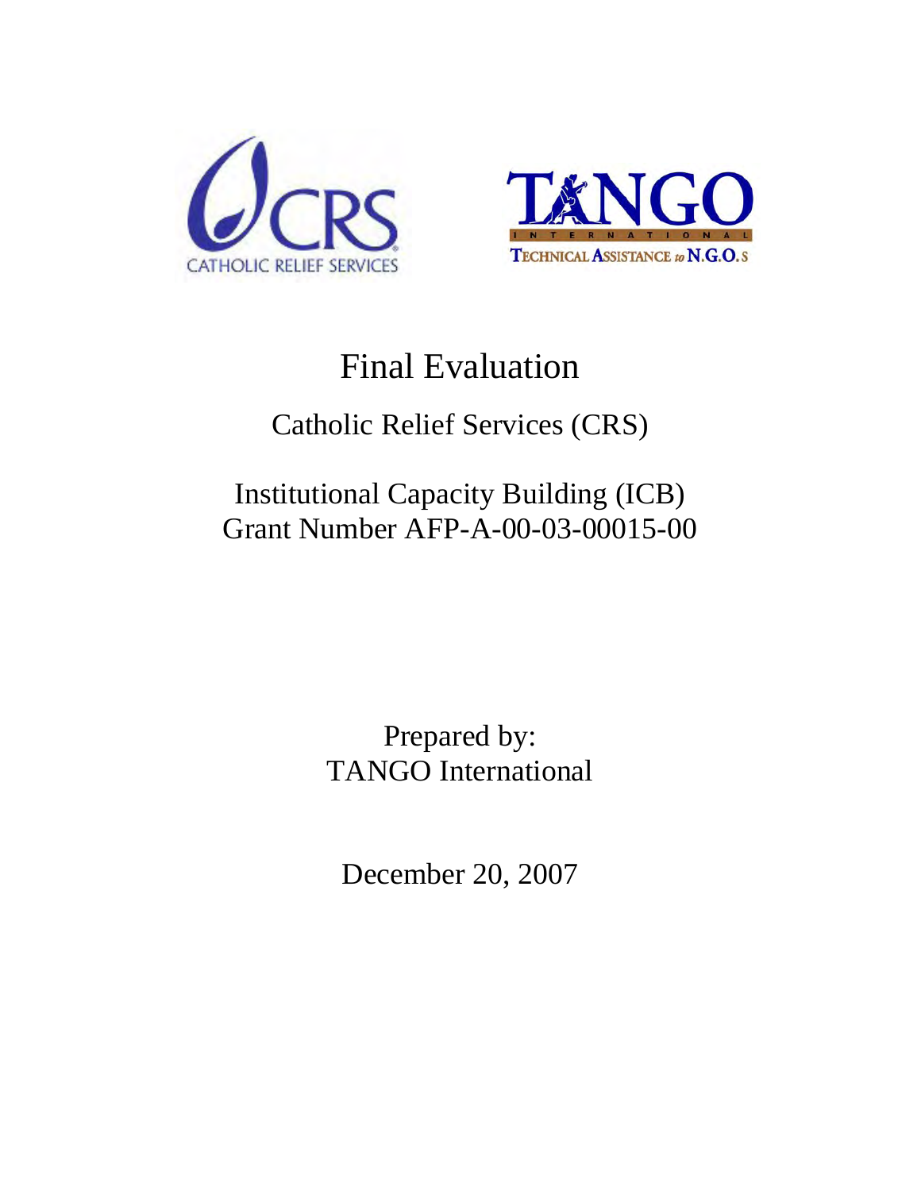# Final Evaluation

## Catholic Relief Services (CRS)

## Institutional Capacity Building (ICB)
## Grant Number AFP-A-00-03-00015-00

Prepared by:
TANGO International

December 20, 2007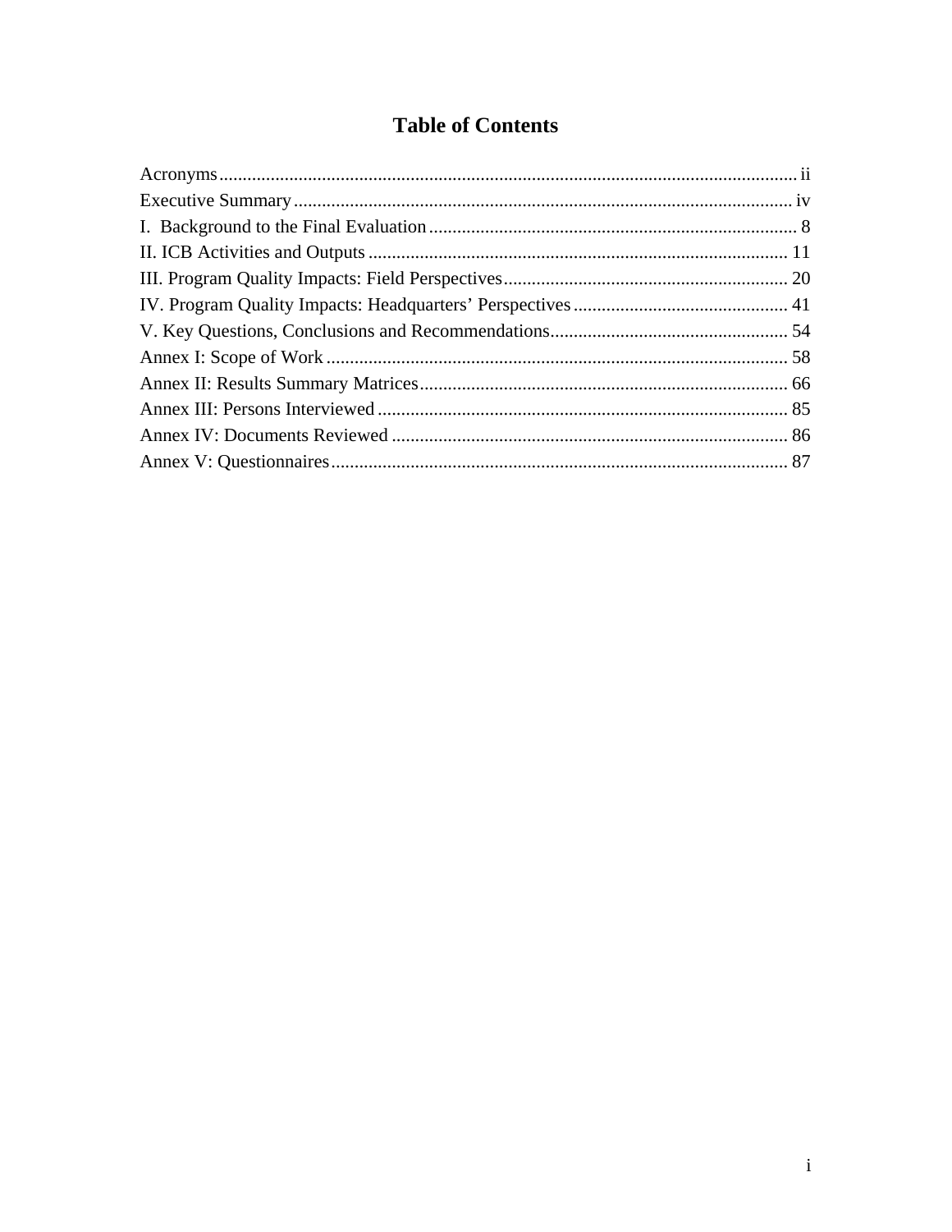# Table of Contents

Acronyms ........................................................................................................................ ii
Executive Summary ......................................................................................................... iv
I. Background to the Final Evaluation ............................................................................... 8
II. ICB Activities and Outputs .......................................................................................... 11
III. Program Quality Impacts: Field Perspectives ............................................................. 20
IV. Program Quality Impacts: Headquarters' Perspectives .............................................. 41
V. Key Questions, Conclusions and Recommendations ................................................... 54
Annex I: Scope of Work ................................................................................................... 58
Annex II: Results Summary Matrices ............................................................................... 66
Annex III: Persons Interviewed ........................................................................................ 85
Annex IV: Documents Reviewed ..................................................................................... 86
Annex V: Questionnaires .................................................................................................. 87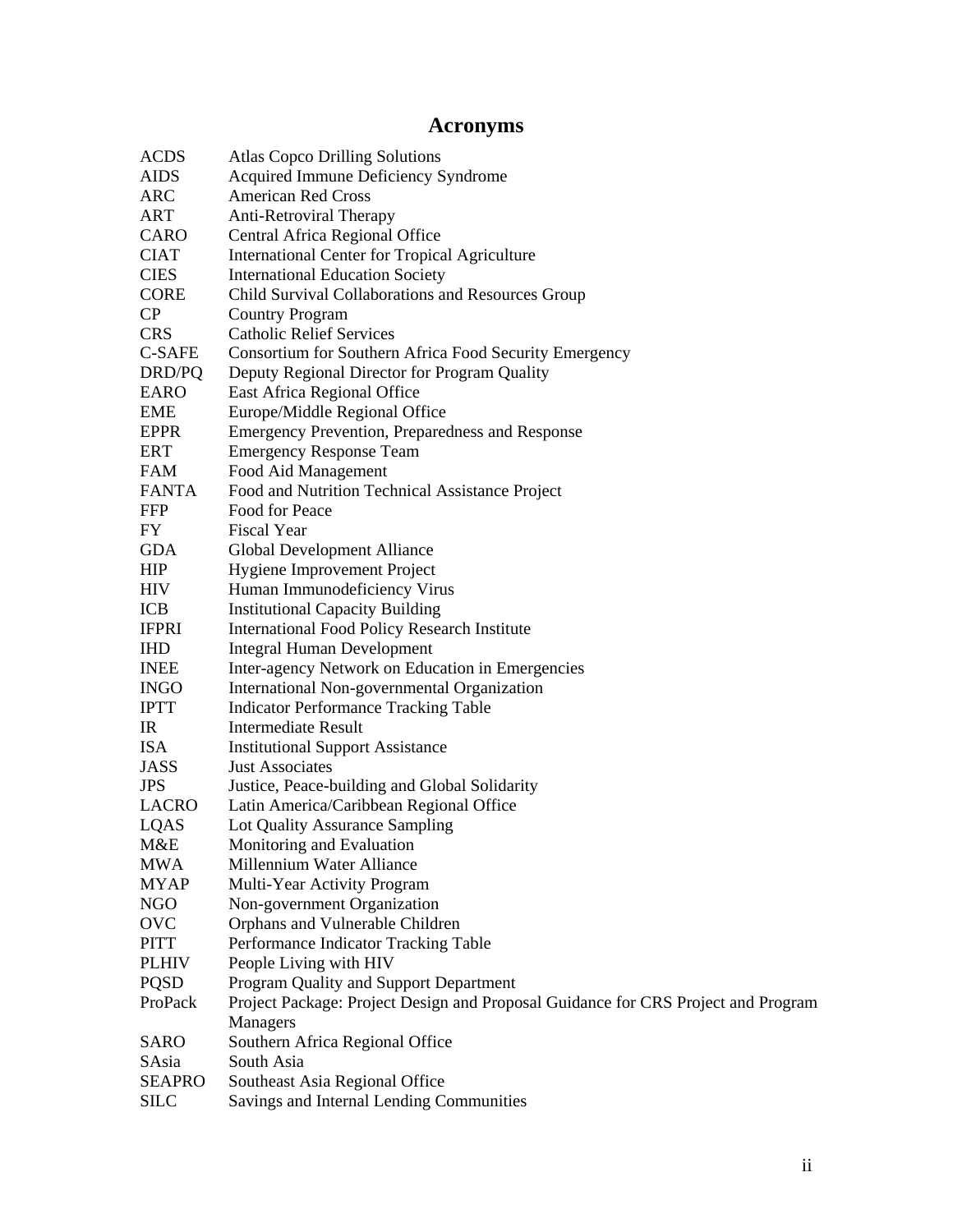# Acronyms

| | |
|---|---|
| ACDS | Atlas Copco Drilling Solutions |
| AIDS | Acquired Immune Deficiency Syndrome |
| ARC | American Red Cross |
| ART | Anti-Retroviral Therapy |
| CARO | Central Africa Regional Office |
| CIAT | International Center for Tropical Agriculture |
| CIES | International Education Society |
| CORE | Child Survival Collaborations and Resources Group |
| CP | Country Program |
| CRS | Catholic Relief Services |
| C-SAFE | Consortium for Southern Africa Food Security Emergency |
| DRD/PQ | Deputy Regional Director for Program Quality |
| EARO | East Africa Regional Office |
| EME | Europe/Middle Regional Office |
| EPPR | Emergency Prevention, Preparedness and Response |
| ERT | Emergency Response Team |
| FAM | Food Aid Management |
| FANTA | Food and Nutrition Technical Assistance Project |
| FFP | Food for Peace |
| FY | Fiscal Year |
| GDA | Global Development Alliance |
| HIP | Hygiene Improvement Project |
| HIV | Human Immunodeficiency Virus |
| ICB | Institutional Capacity Building |
| IFPRI | International Food Policy Research Institute |
| IHD | Integral Human Development |
| INEE | Inter-agency Network on Education in Emergencies |
| INGO | International Non-governmental Organization |
| IPTT | Indicator Performance Tracking Table |
| IR | Intermediate Result |
| ISA | Institutional Support Assistance |
| JASS | Just Associates |
| JPS | Justice, Peace-building and Global Solidarity |
| LACRO | Latin America/Caribbean Regional Office |
| LQAS | Lot Quality Assurance Sampling |
| M&E | Monitoring and Evaluation |
| MWA | Millennium Water Alliance |
| MYAP | Multi-Year Activity Program |
| NGO | Non-government Organization |
| OVC | Orphans and Vulnerable Children |
| PITT | Performance Indicator Tracking Table |
| PLHIV | People Living with HIV |
| PQSD | Program Quality and Support Department |
| ProPack | Project Package: Project Design and Proposal Guidance for CRS Project and Program Managers |
| SARO | Southern Africa Regional Office |
| SAsia | South Asia |
| SEAPRO | Southeast Asia Regional Office |
| SILC | Savings and Internal Lending Communities |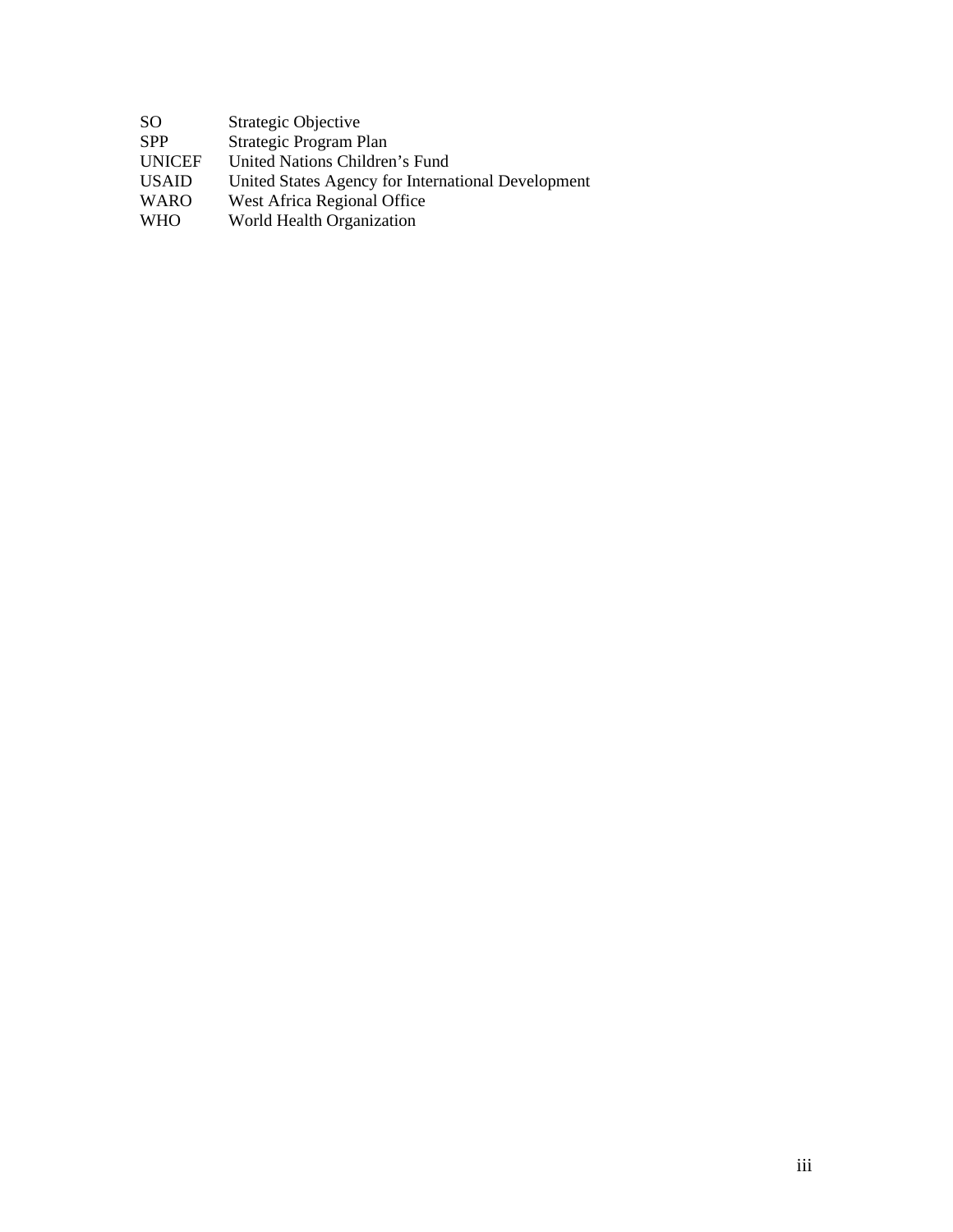| | |
|---|---|
| SO | Strategic Objective |
| SPP | Strategic Program Plan |
| UNICEF | United Nations Children's Fund |
| USAID | United States Agency for International Development |
| WARO | West Africa Regional Office |
| WHO | World Health Organization |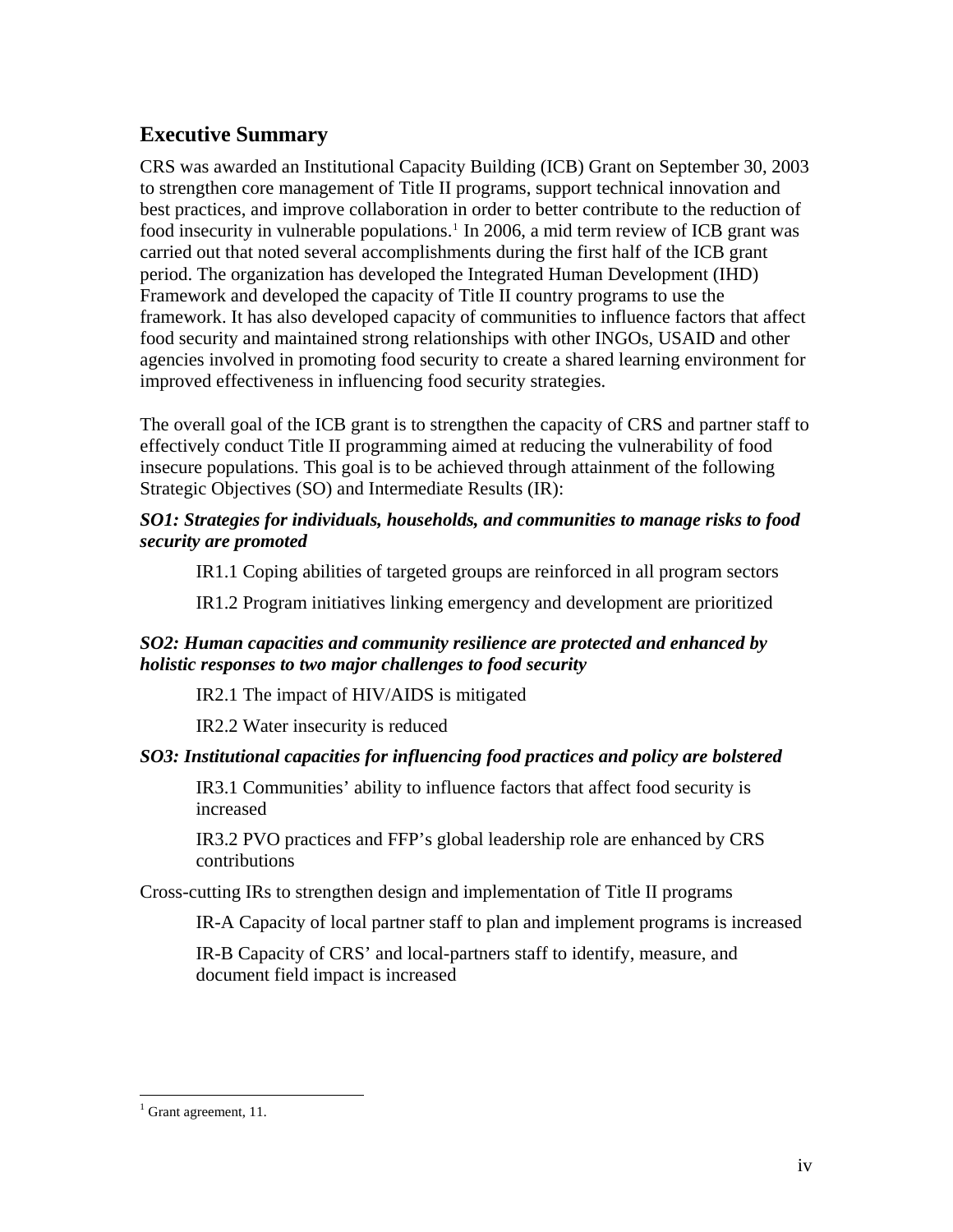## Executive Summary

CRS was awarded an Institutional Capacity Building (ICB) Grant on September 30, 2003 to strengthen core management of Title II programs, support technical innovation and best practices, and improve collaboration in order to better contribute to the reduction of food insecurity in vulnerable populations.[1] In 2006, a mid term review of ICB grant was carried out that noted several accomplishments during the first half of the ICB grant period. The organization has developed the Integrated Human Development (IHD) Framework and developed the capacity of Title II country programs to use the framework. It has also developed capacity of communities to influence factors that affect food security and maintained strong relationships with other INGOs, USAID and other agencies involved in promoting food security to create a shared learning environment for improved effectiveness in influencing food security strategies.

The overall goal of the ICB grant is to strengthen the capacity of CRS and partner staff to effectively conduct Title II programming aimed at reducing the vulnerability of food insecure populations. This goal is to be achieved through attainment of the following Strategic Objectives (SO) and Intermediate Results (IR):

***SO1: Strategies for individuals, households, and communities to manage risks to food security are promoted***

IR1.1 Coping abilities of targeted groups are reinforced in all program sectors

IR1.2 Program initiatives linking emergency and development are prioritized

***SO2: Human capacities and community resilience are protected and enhanced by holistic responses to two major challenges to food security***

IR2.1 The impact of HIV/AIDS is mitigated

IR2.2 Water insecurity is reduced

***SO3: Institutional capacities for influencing food practices and policy are bolstered***

IR3.1 Communities' ability to influence factors that affect food security is increased

IR3.2 PVO practices and FFP's global leadership role are enhanced by CRS contributions

Cross-cutting IRs to strengthen design and implementation of Title II programs

IR-A Capacity of local partner staff to plan and implement programs is increased

IR-B Capacity of CRS' and local-partners staff to identify, measure, and document field impact is increased

---

[1] Grant agreement, 11.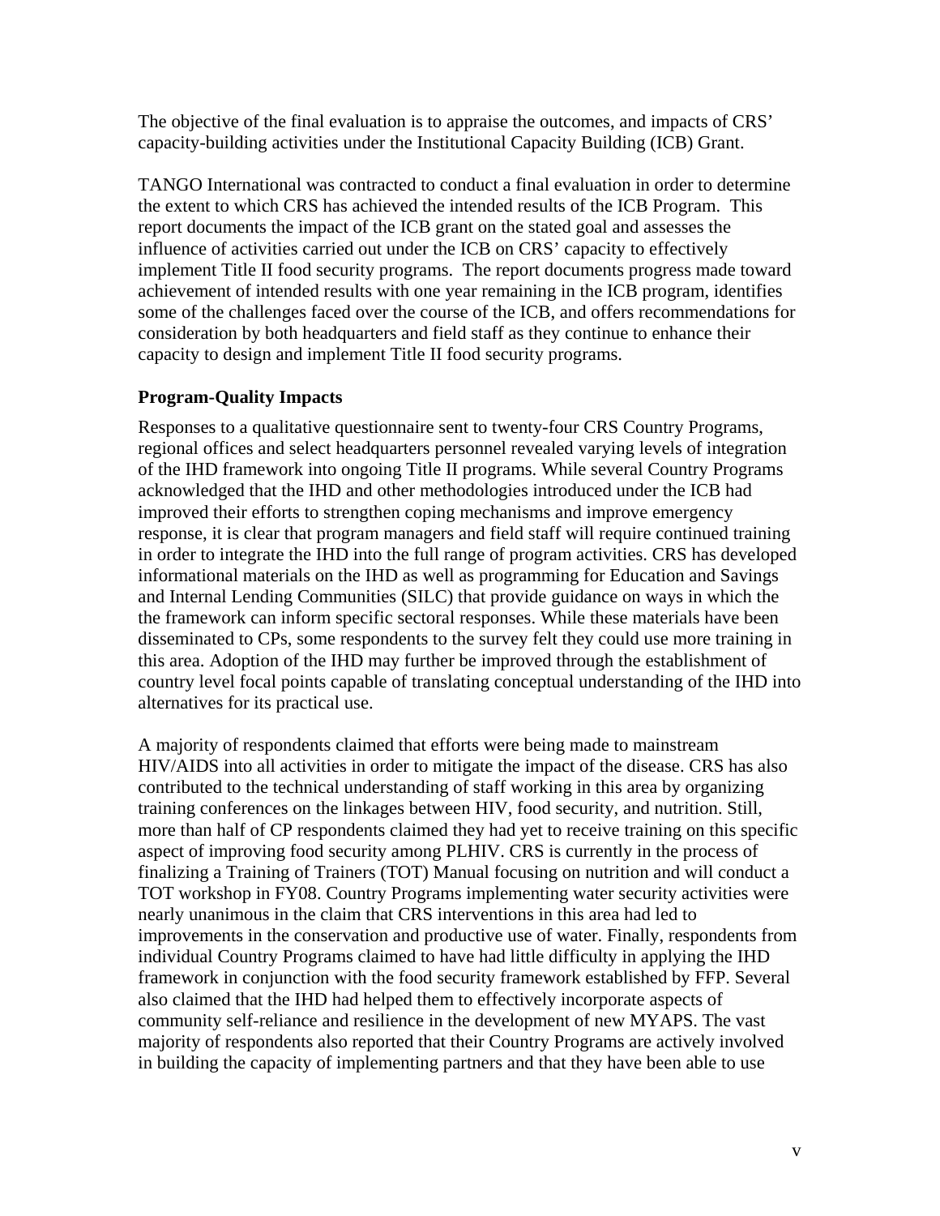The objective of the final evaluation is to appraise the outcomes, and impacts of CRS' capacity-building activities under the Institutional Capacity Building (ICB) Grant.

TANGO International was contracted to conduct a final evaluation in order to determine the extent to which CRS has achieved the intended results of the ICB Program. This report documents the impact of the ICB grant on the stated goal and assesses the influence of activities carried out under the ICB on CRS' capacity to effectively implement Title II food security programs. The report documents progress made toward achievement of intended results with one year remaining in the ICB program, identifies some of the challenges faced over the course of the ICB, and offers recommendations for consideration by both headquarters and field staff as they continue to enhance their capacity to design and implement Title II food security programs.

**Program-Quality Impacts**

Responses to a qualitative questionnaire sent to twenty-four CRS Country Programs, regional offices and select headquarters personnel revealed varying levels of integration of the IHD framework into ongoing Title II programs. While several Country Programs acknowledged that the IHD and other methodologies introduced under the ICB had improved their efforts to strengthen coping mechanisms and improve emergency response, it is clear that program managers and field staff will require continued training in order to integrate the IHD into the full range of program activities. CRS has developed informational materials on the IHD as well as programming for Education and Savings and Internal Lending Communities (SILC) that provide guidance on ways in which the the framework can inform specific sectoral responses. While these materials have been disseminated to CPs, some respondents to the survey felt they could use more training in this area. Adoption of the IHD may further be improved through the establishment of country level focal points capable of translating conceptual understanding of the IHD into alternatives for its practical use.

A majority of respondents claimed that efforts were being made to mainstream HIV/AIDS into all activities in order to mitigate the impact of the disease. CRS has also contributed to the technical understanding of staff working in this area by organizing training conferences on the linkages between HIV, food security, and nutrition. Still, more than half of CP respondents claimed they had yet to receive training on this specific aspect of improving food security among PLHIV. CRS is currently in the process of finalizing a Training of Trainers (TOT) Manual focusing on nutrition and will conduct a TOT workshop in FY08. Country Programs implementing water security activities were nearly unanimous in the claim that CRS interventions in this area had led to improvements in the conservation and productive use of water. Finally, respondents from individual Country Programs claimed to have had little difficulty in applying the IHD framework in conjunction with the food security framework established by FFP. Several also claimed that the IHD had helped them to effectively incorporate aspects of community self-reliance and resilience in the development of new MYAPS. The vast majority of respondents also reported that their Country Programs are actively involved in building the capacity of implementing partners and that they have been able to use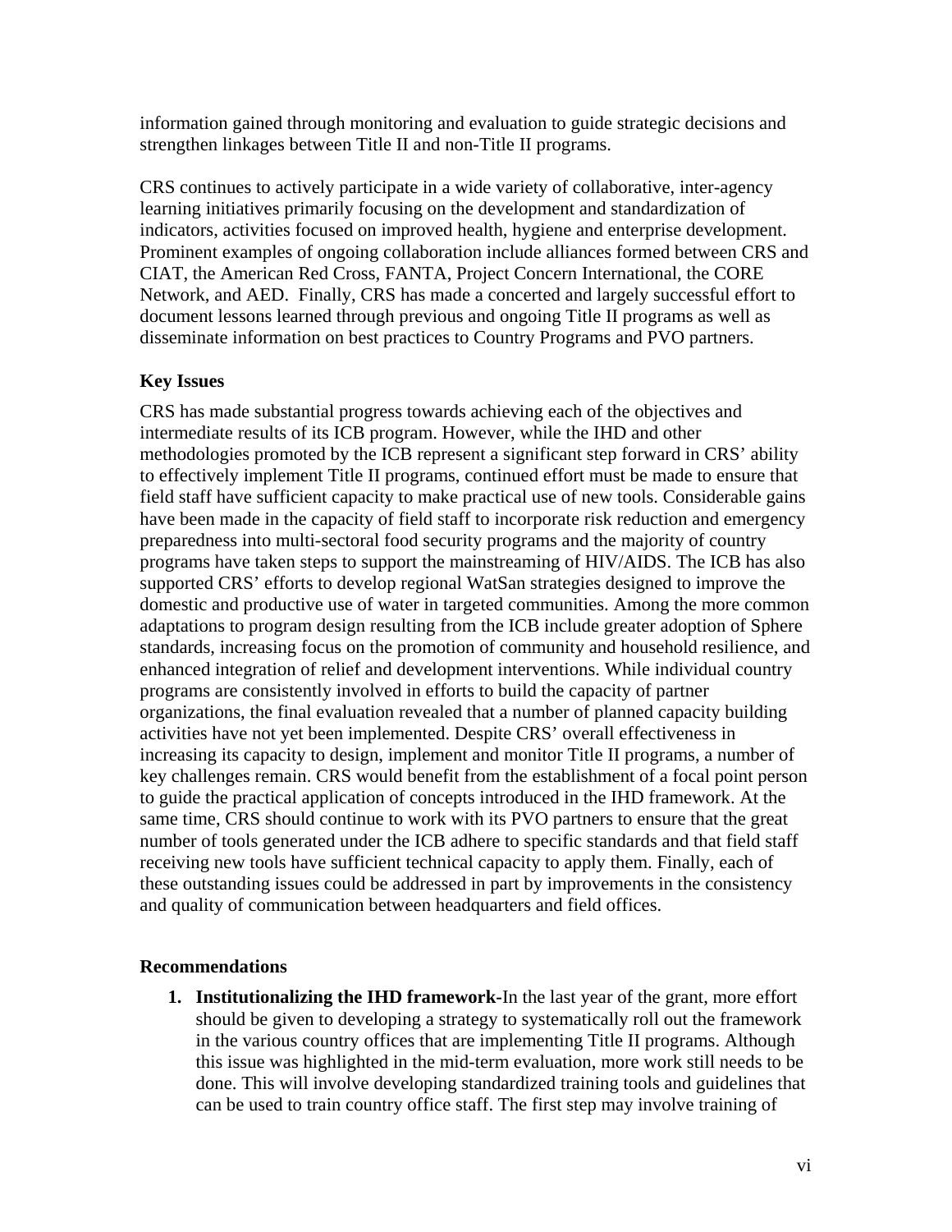information gained through monitoring and evaluation to guide strategic decisions and strengthen linkages between Title II and non-Title II programs.

CRS continues to actively participate in a wide variety of collaborative, inter-agency learning initiatives primarily focusing on the development and standardization of indicators, activities focused on improved health, hygiene and enterprise development. Prominent examples of ongoing collaboration include alliances formed between CRS and CIAT, the American Red Cross, FANTA, Project Concern International, the CORE Network, and AED. Finally, CRS has made a concerted and largely successful effort to document lessons learned through previous and ongoing Title II programs as well as disseminate information on best practices to Country Programs and PVO partners.

**Key Issues**

CRS has made substantial progress towards achieving each of the objectives and intermediate results of its ICB program. However, while the IHD and other methodologies promoted by the ICB represent a significant step forward in CRS' ability to effectively implement Title II programs, continued effort must be made to ensure that field staff have sufficient capacity to make practical use of new tools. Considerable gains have been made in the capacity of field staff to incorporate risk reduction and emergency preparedness into multi-sectoral food security programs and the majority of country programs have taken steps to support the mainstreaming of HIV/AIDS. The ICB has also supported CRS' efforts to develop regional WatSan strategies designed to improve the domestic and productive use of water in targeted communities. Among the more common adaptations to program design resulting from the ICB include greater adoption of Sphere standards, increasing focus on the promotion of community and household resilience, and enhanced integration of relief and development interventions. While individual country programs are consistently involved in efforts to build the capacity of partner organizations, the final evaluation revealed that a number of planned capacity building activities have not yet been implemented. Despite CRS' overall effectiveness in increasing its capacity to design, implement and monitor Title II programs, a number of key challenges remain. CRS would benefit from the establishment of a focal point person to guide the practical application of concepts introduced in the IHD framework. At the same time, CRS should continue to work with its PVO partners to ensure that the great number of tools generated under the ICB adhere to specific standards and that field staff receiving new tools have sufficient technical capacity to apply them. Finally, each of these outstanding issues could be addressed in part by improvements in the consistency and quality of communication between headquarters and field offices.

**Recommendations**

1. **Institutionalizing the IHD framework-**In the last year of the grant, more effort should be given to developing a strategy to systematically roll out the framework in the various country offices that are implementing Title II programs. Although this issue was highlighted in the mid-term evaluation, more work still needs to be done. This will involve developing standardized training tools and guidelines that can be used to train country office staff. The first step may involve training of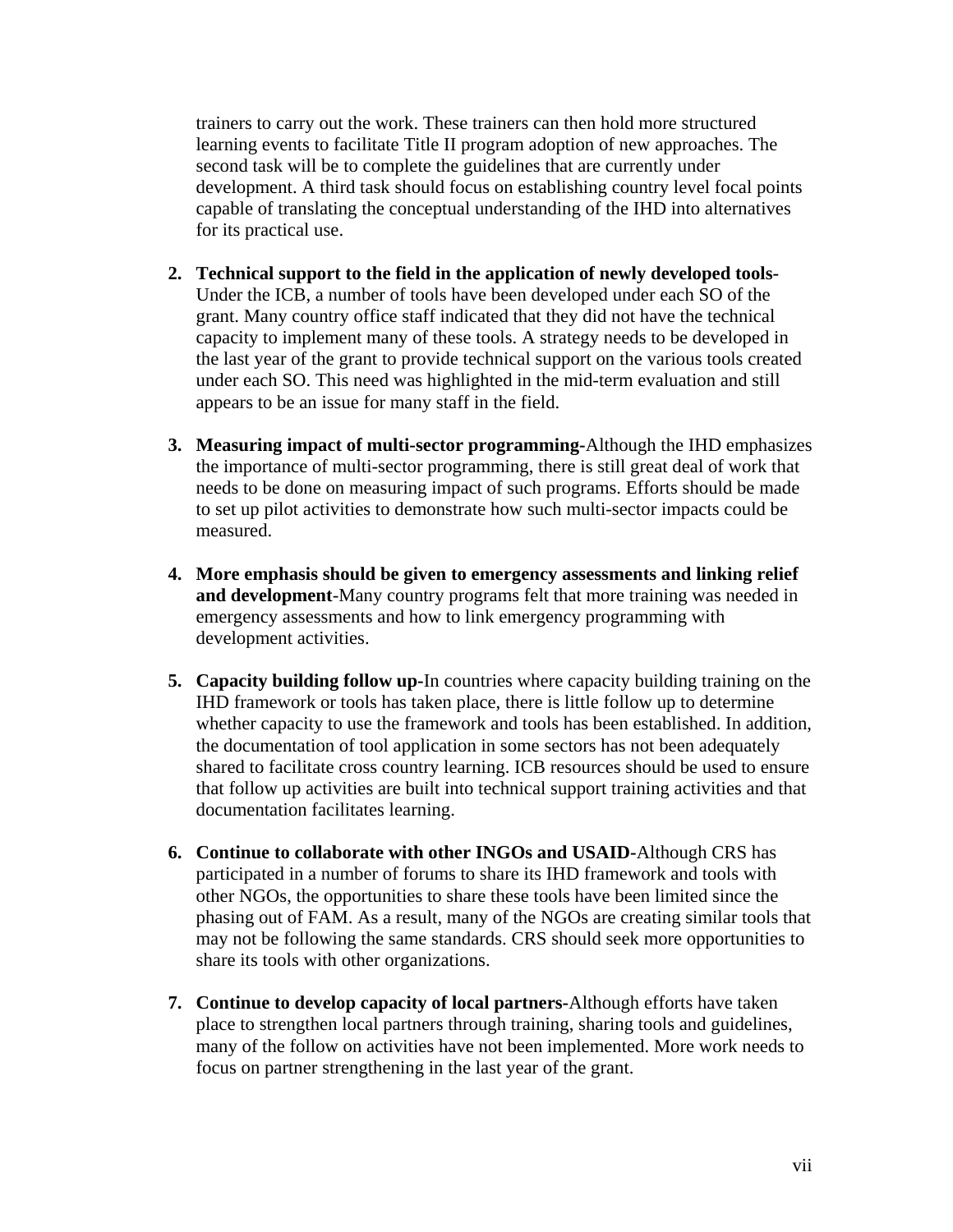trainers to carry out the work. These trainers can then hold more structured learning events to facilitate Title II program adoption of new approaches. The second task will be to complete the guidelines that are currently under development. A third task should focus on establishing country level focal points capable of translating the conceptual understanding of the IHD into alternatives for its practical use.

2. **Technical support to the field in the application of newly developed tools-** Under the ICB, a number of tools have been developed under each SO of the grant. Many country office staff indicated that they did not have the technical capacity to implement many of these tools. A strategy needs to be developed in the last year of the grant to provide technical support on the various tools created under each SO. This need was highlighted in the mid-term evaluation and still appears to be an issue for many staff in the field.

3. **Measuring impact of multi-sector programming-**Although the IHD emphasizes the importance of multi-sector programming, there is still great deal of work that needs to be done on measuring impact of such programs. Efforts should be made to set up pilot activities to demonstrate how such multi-sector impacts could be measured.

4. **More emphasis should be given to emergency assessments and linking relief and development**-Many country programs felt that more training was needed in emergency assessments and how to link emergency programming with development activities.

5. **Capacity building follow up**-In countries where capacity building training on the IHD framework or tools has taken place, there is little follow up to determine whether capacity to use the framework and tools has been established. In addition, the documentation of tool application in some sectors has not been adequately shared to facilitate cross country learning. ICB resources should be used to ensure that follow up activities are built into technical support training activities and that documentation facilitates learning.

6. **Continue to collaborate with other INGOs and USAID-**Although CRS has participated in a number of forums to share its IHD framework and tools with other NGOs, the opportunities to share these tools have been limited since the phasing out of FAM. As a result, many of the NGOs are creating similar tools that may not be following the same standards. CRS should seek more opportunities to share its tools with other organizations.

7. **Continue to develop capacity of local partners-**Although efforts have taken place to strengthen local partners through training, sharing tools and guidelines, many of the follow on activities have not been implemented. More work needs to focus on partner strengthening in the last year of the grant.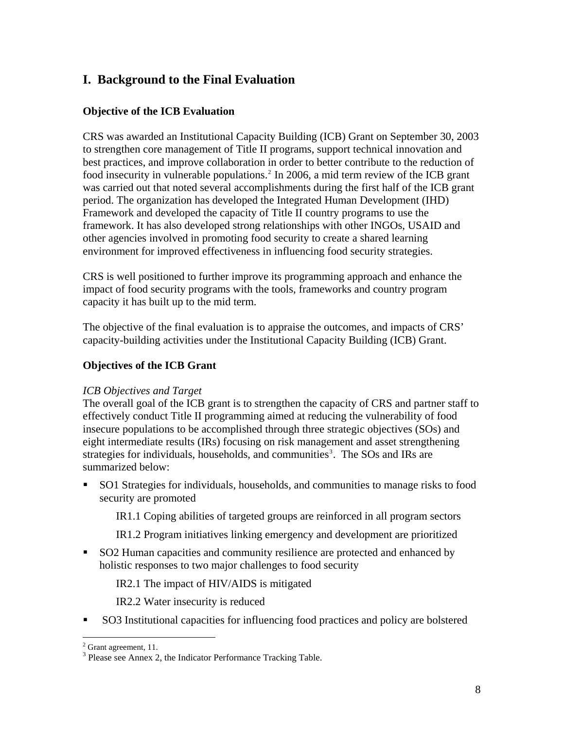# I. Background to the Final Evaluation

### Objective of the ICB Evaluation

CRS was awarded an Institutional Capacity Building (ICB) Grant on September 30, 2003 to strengthen core management of Title II programs, support technical innovation and best practices, and improve collaboration in order to better contribute to the reduction of food insecurity in vulnerable populations.[2] In 2006, a mid term review of the ICB grant was carried out that noted several accomplishments during the first half of the ICB grant period. The organization has developed the Integrated Human Development (IHD) Framework and developed the capacity of Title II country programs to use the framework. It has also developed strong relationships with other INGOs, USAID and other agencies involved in promoting food security to create a shared learning environment for improved effectiveness in influencing food security strategies.

CRS is well positioned to further improve its programming approach and enhance the impact of food security programs with the tools, frameworks and country program capacity it has built up to the mid term.

The objective of the final evaluation is to appraise the outcomes, and impacts of CRS' capacity-building activities under the Institutional Capacity Building (ICB) Grant.

### Objectives of the ICB Grant

*ICB Objectives and Target*

The overall goal of the ICB grant is to strengthen the capacity of CRS and partner staff to effectively conduct Title II programming aimed at reducing the vulnerability of food insecure populations to be accomplished through three strategic objectives (SOs) and eight intermediate results (IRs) focusing on risk management and asset strengthening strategies for individuals, households, and communities[3]. The SOs and IRs are summarized below:

- SO1 Strategies for individuals, households, and communities to manage risks to food security are promoted
  - IR1.1 Coping abilities of targeted groups are reinforced in all program sectors
  - IR1.2 Program initiatives linking emergency and development are prioritized
- SO2 Human capacities and community resilience are protected and enhanced by holistic responses to two major challenges to food security
  - IR2.1 The impact of HIV/AIDS is mitigated
  - IR2.2 Water insecurity is reduced
- SO3 Institutional capacities for influencing food practices and policy are bolstered

[2] Grant agreement, 11.

[3] Please see Annex 2, the Indicator Performance Tracking Table.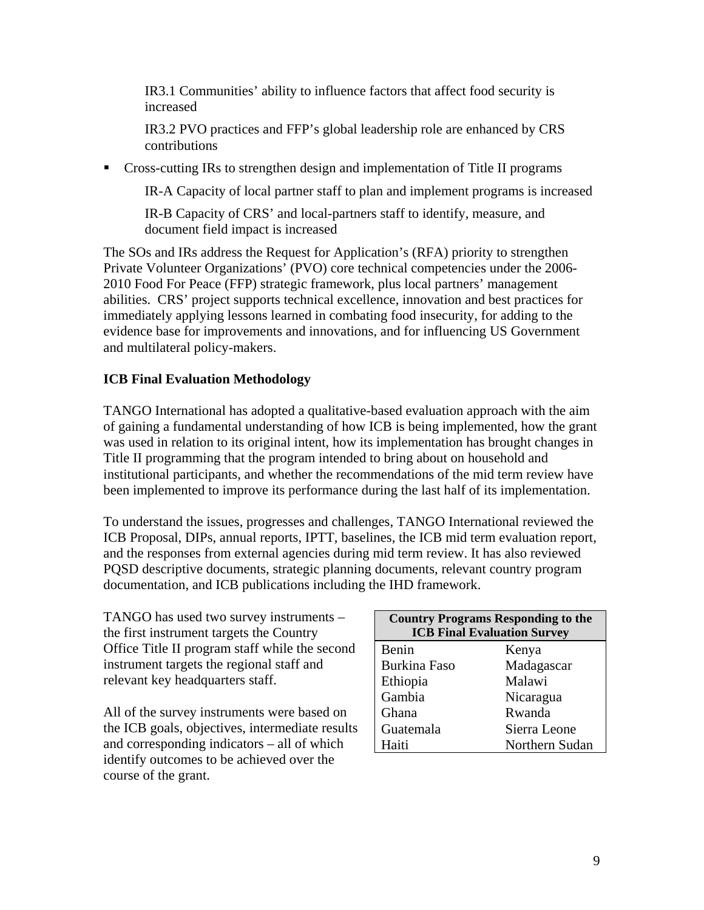IR3.1 Communities' ability to influence factors that affect food security is increased

IR3.2 PVO practices and FFP's global leadership role are enhanced by CRS contributions

- Cross-cutting IRs to strengthen design and implementation of Title II programs

  IR-A Capacity of local partner staff to plan and implement programs is increased

  IR-B Capacity of CRS' and local-partners staff to identify, measure, and document field impact is increased

The SOs and IRs address the Request for Application's (RFA) priority to strengthen Private Volunteer Organizations' (PVO) core technical competencies under the 2006-2010 Food For Peace (FFP) strategic framework, plus local partners' management abilities. CRS' project supports technical excellence, innovation and best practices for immediately applying lessons learned in combating food insecurity, for adding to the evidence base for improvements and innovations, and for influencing US Government and multilateral policy-makers.

**ICB Final Evaluation Methodology**

TANGO International has adopted a qualitative-based evaluation approach with the aim of gaining a fundamental understanding of how ICB is being implemented, how the grant was used in relation to its original intent, how its implementation has brought changes in Title II programming that the program intended to bring about on household and institutional participants, and whether the recommendations of the mid term review have been implemented to improve its performance during the last half of its implementation.

To understand the issues, progresses and challenges, TANGO International reviewed the ICB Proposal, DIPs, annual reports, IPTT, baselines, the ICB mid term evaluation report, and the responses from external agencies during mid term review. It has also reviewed PQSD descriptive documents, strategic planning documents, relevant country program documentation, and ICB publications including the IHD framework.

TANGO has used two survey instruments – the first instrument targets the Country Office Title II program staff while the second instrument targets the regional staff and relevant key headquarters staff.

All of the survey instruments were based on the ICB goals, objectives, intermediate results and corresponding indicators – all of which identify outcomes to be achieved over the course of the grant.

| **Country Programs Responding to the ICB Final Evaluation Survey** | |
|---|---|
| Benin | Kenya |
| Burkina Faso | Madagascar |
| Ethiopia | Malawi |
| Gambia | Nicaragua |
| Ghana | Rwanda |
| Guatemala | Sierra Leone |
| Haiti | Northern Sudan |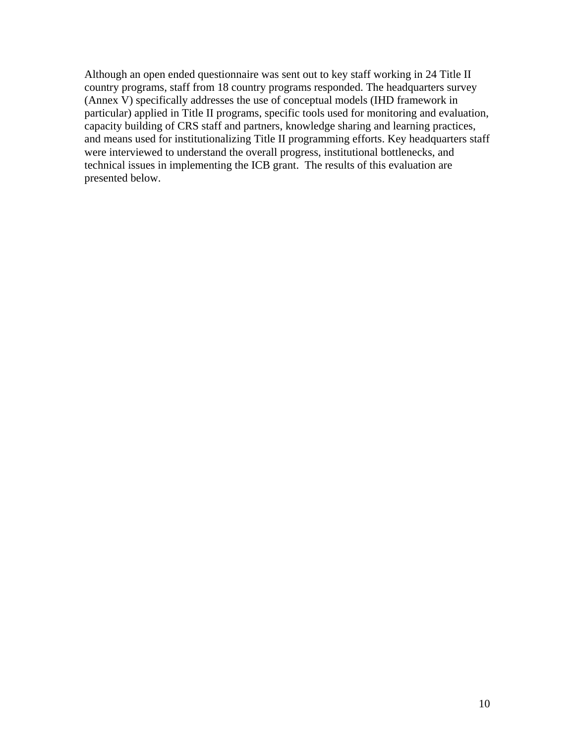Although an open ended questionnaire was sent out to key staff working in 24 Title II country programs, staff from 18 country programs responded. The headquarters survey (Annex V) specifically addresses the use of conceptual models (IHD framework in particular) applied in Title II programs, specific tools used for monitoring and evaluation, capacity building of CRS staff and partners, knowledge sharing and learning practices, and means used for institutionalizing Title II programming efforts. Key headquarters staff were interviewed to understand the overall progress, institutional bottlenecks, and technical issues in implementing the ICB grant. The results of this evaluation are presented below.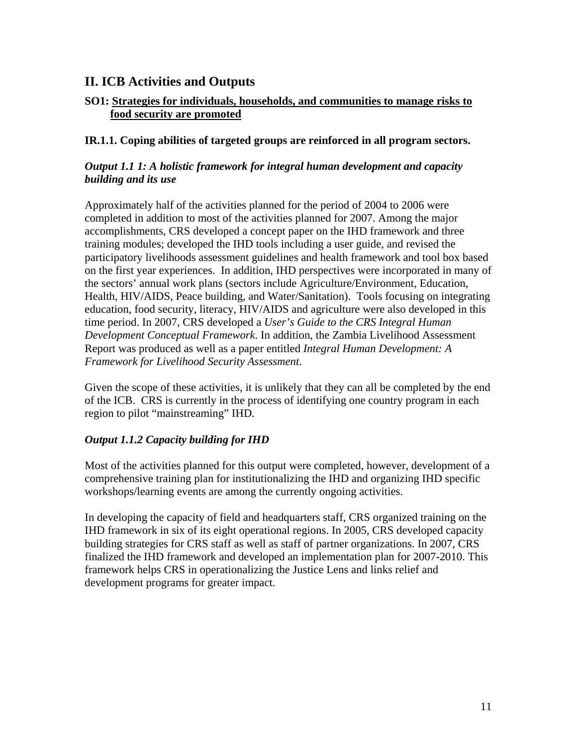## II. ICB Activities and Outputs

### SO1: <u>Strategies for individuals, households, and communities to manage risks to food security are promoted</u>

### IR.1.1. Coping abilities of targeted groups are reinforced in all program sectors.

#### *Output 1.1 1: A holistic framework for integral human development and capacity building and its use*

Approximately half of the activities planned for the period of 2004 to 2006 were completed in addition to most of the activities planned for 2007. Among the major accomplishments, CRS developed a concept paper on the IHD framework and three training modules; developed the IHD tools including a user guide, and revised the participatory livelihoods assessment guidelines and health framework and tool box based on the first year experiences. In addition, IHD perspectives were incorporated in many of the sectors' annual work plans (sectors include Agriculture/Environment, Education, Health, HIV/AIDS, Peace building, and Water/Sanitation). Tools focusing on integrating education, food security, literacy, HIV/AIDS and agriculture were also developed in this time period. In 2007, CRS developed a *User's Guide to the CRS Integral Human Development Conceptual Framework*. In addition, the Zambia Livelihood Assessment Report was produced as well as a paper entitled *Integral Human Development: A Framework for Livelihood Security Assessment*.

Given the scope of these activities, it is unlikely that they can all be completed by the end of the ICB. CRS is currently in the process of identifying one country program in each region to pilot "mainstreaming" IHD.

#### *Output 1.1.2 Capacity building for IHD*

Most of the activities planned for this output were completed, however, development of a comprehensive training plan for institutionalizing the IHD and organizing IHD specific workshops/learning events are among the currently ongoing activities.

In developing the capacity of field and headquarters staff, CRS organized training on the IHD framework in six of its eight operational regions. In 2005, CRS developed capacity building strategies for CRS staff as well as staff of partner organizations. In 2007, CRS finalized the IHD framework and developed an implementation plan for 2007-2010. This framework helps CRS in operationalizing the Justice Lens and links relief and development programs for greater impact.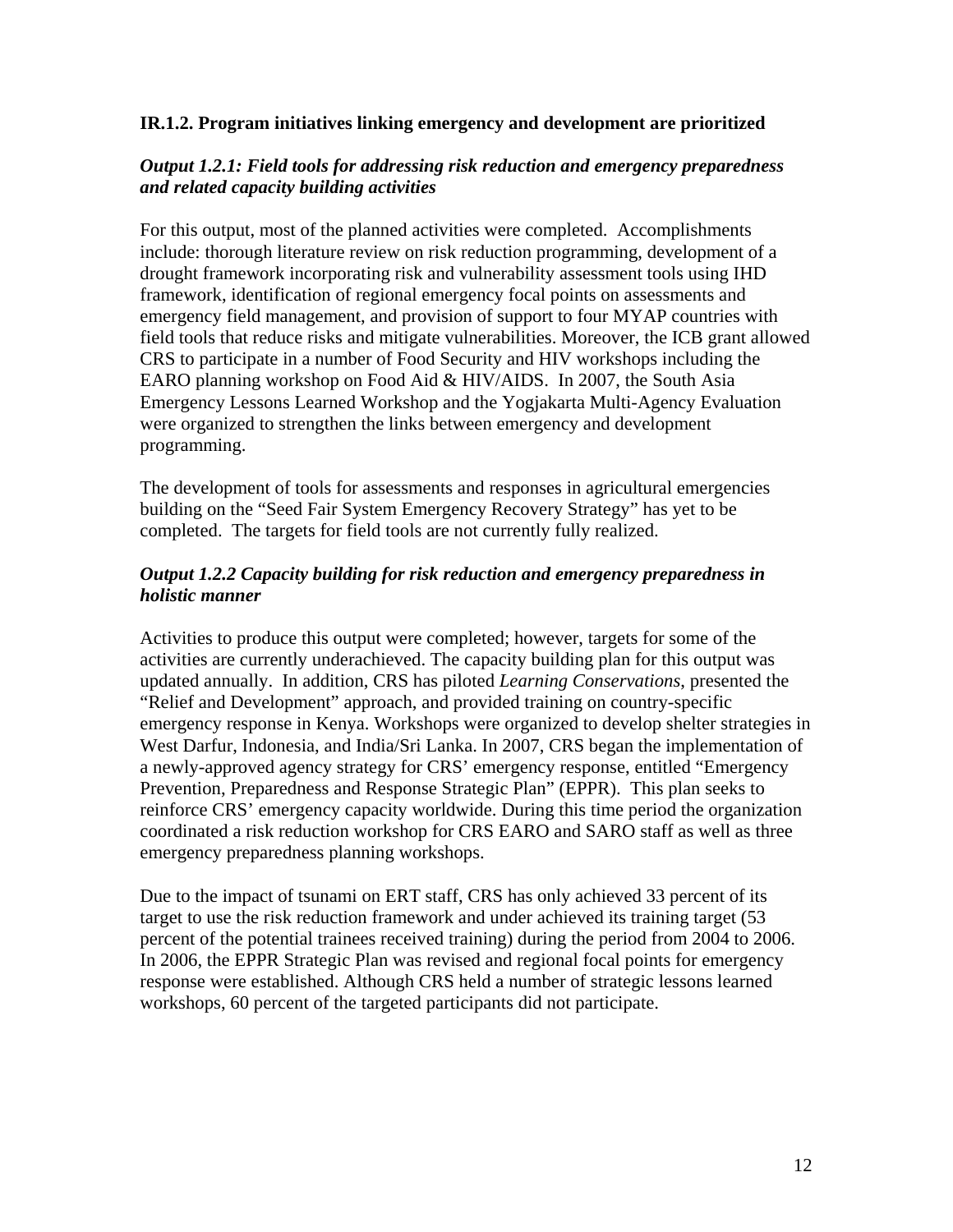**IR.1.2. Program initiatives linking emergency and development are prioritized**

***Output 1.2.1: Field tools for addressing risk reduction and emergency preparedness and related capacity building activities***

For this output, most of the planned activities were completed. Accomplishments include: thorough literature review on risk reduction programming, development of a drought framework incorporating risk and vulnerability assessment tools using IHD framework, identification of regional emergency focal points on assessments and emergency field management, and provision of support to four MYAP countries with field tools that reduce risks and mitigate vulnerabilities. Moreover, the ICB grant allowed CRS to participate in a number of Food Security and HIV workshops including the EARO planning workshop on Food Aid & HIV/AIDS. In 2007, the South Asia Emergency Lessons Learned Workshop and the Yogjakarta Multi-Agency Evaluation were organized to strengthen the links between emergency and development programming.

The development of tools for assessments and responses in agricultural emergencies building on the "Seed Fair System Emergency Recovery Strategy" has yet to be completed. The targets for field tools are not currently fully realized.

***Output 1.2.2 Capacity building for risk reduction and emergency preparedness in holistic manner***

Activities to produce this output were completed; however, targets for some of the activities are currently underachieved. The capacity building plan for this output was updated annually. In addition, CRS has piloted *Learning Conservations*, presented the "Relief and Development" approach, and provided training on country-specific emergency response in Kenya. Workshops were organized to develop shelter strategies in West Darfur, Indonesia, and India/Sri Lanka. In 2007, CRS began the implementation of a newly-approved agency strategy for CRS' emergency response, entitled "Emergency Prevention, Preparedness and Response Strategic Plan" (EPPR). This plan seeks to reinforce CRS' emergency capacity worldwide. During this time period the organization coordinated a risk reduction workshop for CRS EARO and SARO staff as well as three emergency preparedness planning workshops.

Due to the impact of tsunami on ERT staff, CRS has only achieved 33 percent of its target to use the risk reduction framework and under achieved its training target (53 percent of the potential trainees received training) during the period from 2004 to 2006. In 2006, the EPPR Strategic Plan was revised and regional focal points for emergency response were established. Although CRS held a number of strategic lessons learned workshops, 60 percent of the targeted participants did not participate.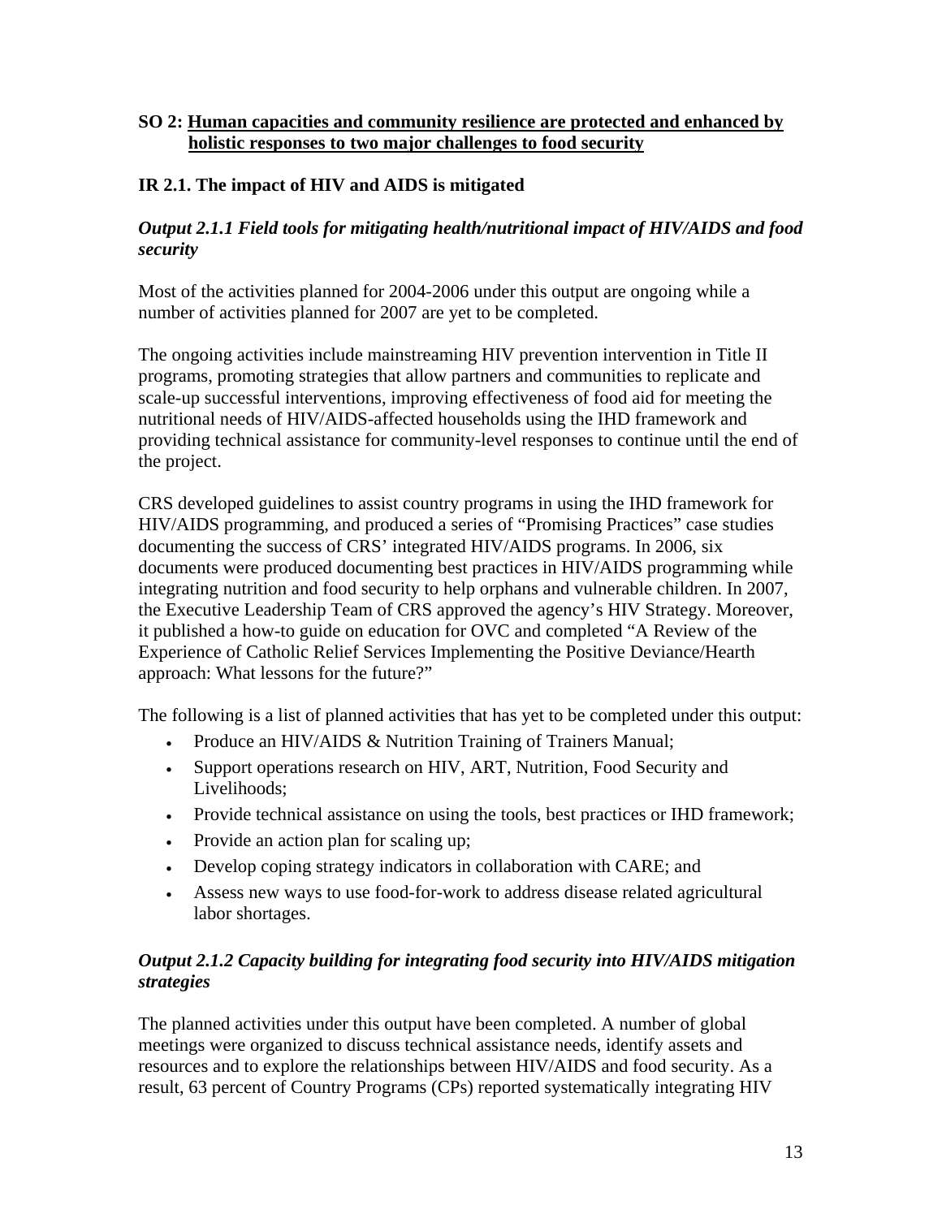**SO 2: Human capacities and community resilience are protected and enhanced by holistic responses to two major challenges to food security**

**IR 2.1. The impact of HIV and AIDS is mitigated**

***Output 2.1.1 Field tools for mitigating health/nutritional impact of HIV/AIDS and food security***

Most of the activities planned for 2004-2006 under this output are ongoing while a number of activities planned for 2007 are yet to be completed.

The ongoing activities include mainstreaming HIV prevention intervention in Title II programs, promoting strategies that allow partners and communities to replicate and scale-up successful interventions, improving effectiveness of food aid for meeting the nutritional needs of HIV/AIDS-affected households using the IHD framework and providing technical assistance for community-level responses to continue until the end of the project.

CRS developed guidelines to assist country programs in using the IHD framework for HIV/AIDS programming, and produced a series of "Promising Practices" case studies documenting the success of CRS' integrated HIV/AIDS programs. In 2006, six documents were produced documenting best practices in HIV/AIDS programming while integrating nutrition and food security to help orphans and vulnerable children. In 2007, the Executive Leadership Team of CRS approved the agency's HIV Strategy. Moreover, it published a how-to guide on education for OVC and completed "A Review of the Experience of Catholic Relief Services Implementing the Positive Deviance/Hearth approach: What lessons for the future?"

The following is a list of planned activities that has yet to be completed under this output:

- Produce an HIV/AIDS & Nutrition Training of Trainers Manual;
- Support operations research on HIV, ART, Nutrition, Food Security and Livelihoods;
- Provide technical assistance on using the tools, best practices or IHD framework;
- Provide an action plan for scaling up;
- Develop coping strategy indicators in collaboration with CARE; and
- Assess new ways to use food-for-work to address disease related agricultural labor shortages.

***Output 2.1.2 Capacity building for integrating food security into HIV/AIDS mitigation strategies***

The planned activities under this output have been completed. A number of global meetings were organized to discuss technical assistance needs, identify assets and resources and to explore the relationships between HIV/AIDS and food security. As a result, 63 percent of Country Programs (CPs) reported systematically integrating HIV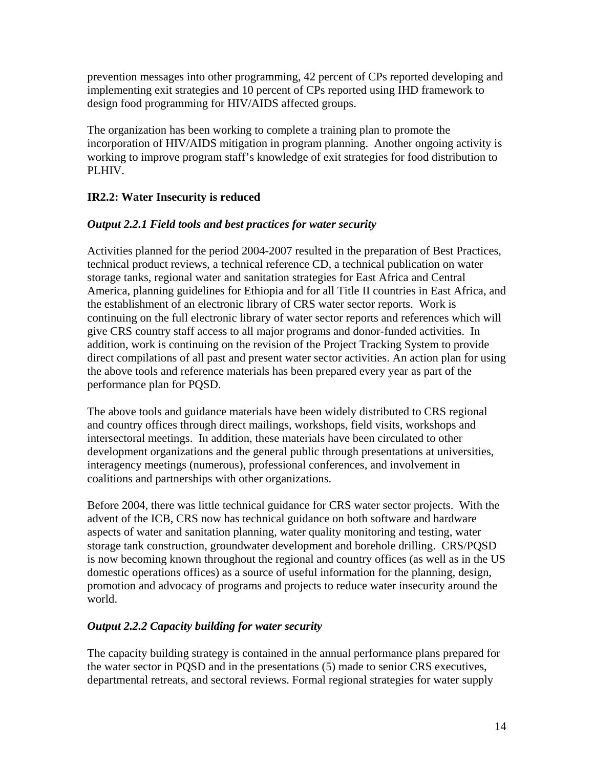prevention messages into other programming, 42 percent of CPs reported developing and implementing exit strategies and 10 percent of CPs reported using IHD framework to design food programming for HIV/AIDS affected groups.

The organization has been working to complete a training plan to promote the incorporation of HIV/AIDS mitigation in program planning. Another ongoing activity is working to improve program staff's knowledge of exit strategies for food distribution to PLHIV.

**IR2.2: Water Insecurity is reduced**

***Output 2.2.1 Field tools and best practices for water security***

Activities planned for the period 2004-2007 resulted in the preparation of Best Practices, technical product reviews, a technical reference CD, a technical publication on water storage tanks, regional water and sanitation strategies for East Africa and Central America, planning guidelines for Ethiopia and for all Title II countries in East Africa, and the establishment of an electronic library of CRS water sector reports. Work is continuing on the full electronic library of water sector reports and references which will give CRS country staff access to all major programs and donor-funded activities. In addition, work is continuing on the revision of the Project Tracking System to provide direct compilations of all past and present water sector activities. An action plan for using the above tools and reference materials has been prepared every year as part of the performance plan for PQSD.

The above tools and guidance materials have been widely distributed to CRS regional and country offices through direct mailings, workshops, field visits, workshops and intersectoral meetings. In addition, these materials have been circulated to other development organizations and the general public through presentations at universities, interagency meetings (numerous), professional conferences, and involvement in coalitions and partnerships with other organizations.

Before 2004, there was little technical guidance for CRS water sector projects. With the advent of the ICB, CRS now has technical guidance on both software and hardware aspects of water and sanitation planning, water quality monitoring and testing, water storage tank construction, groundwater development and borehole drilling. CRS/PQSD is now becoming known throughout the regional and country offices (as well as in the US domestic operations offices) as a source of useful information for the planning, design, promotion and advocacy of programs and projects to reduce water insecurity around the world.

***Output 2.2.2 Capacity building for water security***

The capacity building strategy is contained in the annual performance plans prepared for the water sector in PQSD and in the presentations (5) made to senior CRS executives, departmental retreats, and sectoral reviews. Formal regional strategies for water supply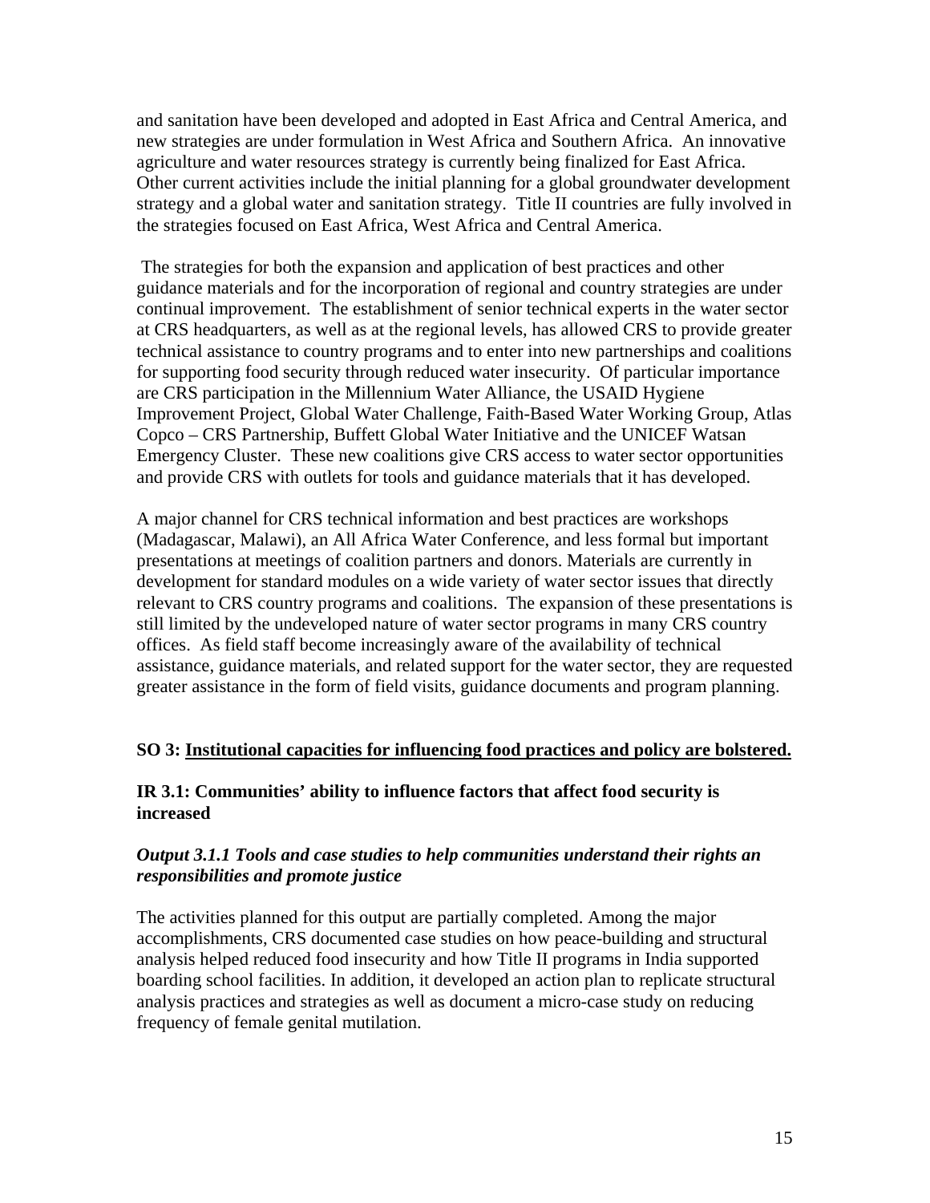and sanitation have been developed and adopted in East Africa and Central America, and new strategies are under formulation in West Africa and Southern Africa. An innovative agriculture and water resources strategy is currently being finalized for East Africa. Other current activities include the initial planning for a global groundwater development strategy and a global water and sanitation strategy. Title II countries are fully involved in the strategies focused on East Africa, West Africa and Central America.

The strategies for both the expansion and application of best practices and other guidance materials and for the incorporation of regional and country strategies are under continual improvement. The establishment of senior technical experts in the water sector at CRS headquarters, as well as at the regional levels, has allowed CRS to provide greater technical assistance to country programs and to enter into new partnerships and coalitions for supporting food security through reduced water insecurity. Of particular importance are CRS participation in the Millennium Water Alliance, the USAID Hygiene Improvement Project, Global Water Challenge, Faith-Based Water Working Group, Atlas Copco – CRS Partnership, Buffett Global Water Initiative and the UNICEF Watsan Emergency Cluster. These new coalitions give CRS access to water sector opportunities and provide CRS with outlets for tools and guidance materials that it has developed.

A major channel for CRS technical information and best practices are workshops (Madagascar, Malawi), an All Africa Water Conference, and less formal but important presentations at meetings of coalition partners and donors. Materials are currently in development for standard modules on a wide variety of water sector issues that directly relevant to CRS country programs and coalitions. The expansion of these presentations is still limited by the undeveloped nature of water sector programs in many CRS country offices. As field staff become increasingly aware of the availability of technical assistance, guidance materials, and related support for the water sector, they are requested greater assistance in the form of field visits, guidance documents and program planning.

**SO 3: Institutional capacities for influencing food practices and policy are bolstered.**

**IR 3.1: Communities' ability to influence factors that affect food security is increased**

***Output 3.1.1 Tools and case studies to help communities understand their rights an responsibilities and promote justice***

The activities planned for this output are partially completed. Among the major accomplishments, CRS documented case studies on how peace-building and structural analysis helped reduced food insecurity and how Title II programs in India supported boarding school facilities. In addition, it developed an action plan to replicate structural analysis practices and strategies as well as document a micro-case study on reducing frequency of female genital mutilation.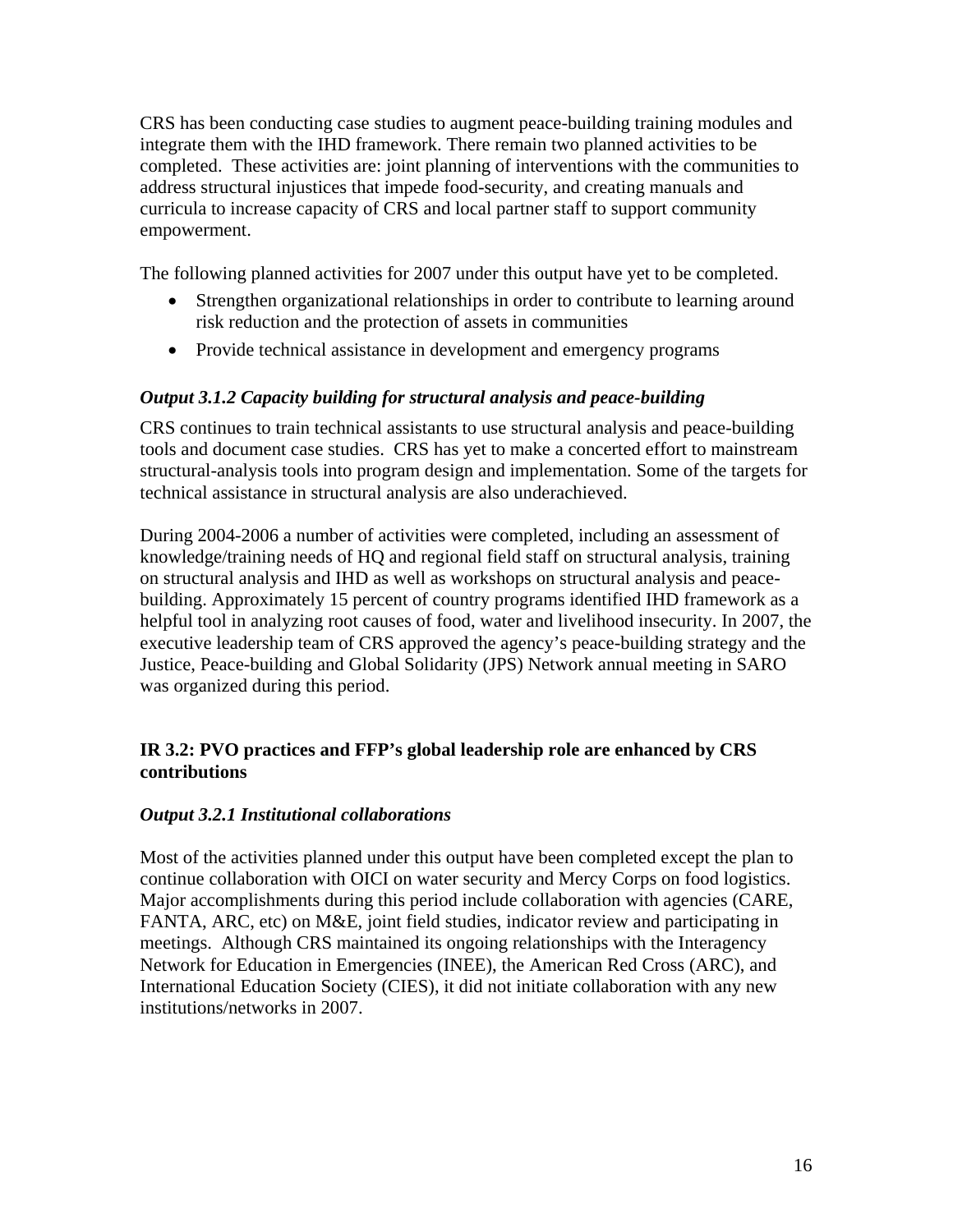CRS has been conducting case studies to augment peace-building training modules and integrate them with the IHD framework. There remain two planned activities to be completed. These activities are: joint planning of interventions with the communities to address structural injustices that impede food-security, and creating manuals and curricula to increase capacity of CRS and local partner staff to support community empowerment.

The following planned activities for 2007 under this output have yet to be completed.

- Strengthen organizational relationships in order to contribute to learning around risk reduction and the protection of assets in communities
- Provide technical assistance in development and emergency programs

### *Output 3.1.2 Capacity building for structural analysis and peace-building*

CRS continues to train technical assistants to use structural analysis and peace-building tools and document case studies. CRS has yet to make a concerted effort to mainstream structural-analysis tools into program design and implementation. Some of the targets for technical assistance in structural analysis are also underachieved.

During 2004-2006 a number of activities were completed, including an assessment of knowledge/training needs of HQ and regional field staff on structural analysis, training on structural analysis and IHD as well as workshops on structural analysis and peace-building. Approximately 15 percent of country programs identified IHD framework as a helpful tool in analyzing root causes of food, water and livelihood insecurity. In 2007, the executive leadership team of CRS approved the agency's peace-building strategy and the Justice, Peace-building and Global Solidarity (JPS) Network annual meeting in SARO was organized during this period.

## IR 3.2: PVO practices and FFP's global leadership role are enhanced by CRS contributions

### *Output 3.2.1 Institutional collaborations*

Most of the activities planned under this output have been completed except the plan to continue collaboration with OICI on water security and Mercy Corps on food logistics. Major accomplishments during this period include collaboration with agencies (CARE, FANTA, ARC, etc) on M&E, joint field studies, indicator review and participating in meetings. Although CRS maintained its ongoing relationships with the Interagency Network for Education in Emergencies (INEE), the American Red Cross (ARC), and International Education Society (CIES), it did not initiate collaboration with any new institutions/networks in 2007.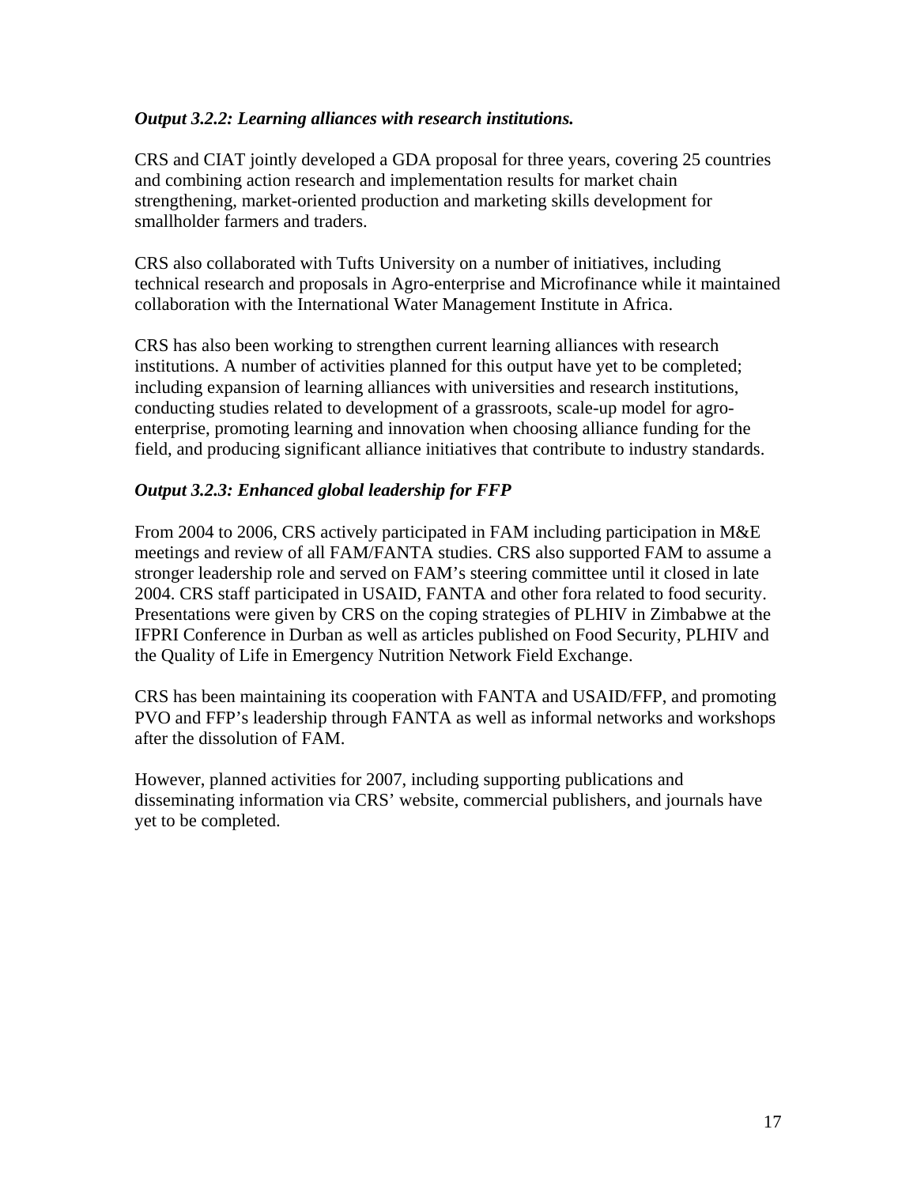***Output 3.2.2: Learning alliances with research institutions.***

CRS and CIAT jointly developed a GDA proposal for three years, covering 25 countries and combining action research and implementation results for market chain strengthening, market-oriented production and marketing skills development for smallholder farmers and traders.

CRS also collaborated with Tufts University on a number of initiatives, including technical research and proposals in Agro-enterprise and Microfinance while it maintained collaboration with the International Water Management Institute in Africa.

CRS has also been working to strengthen current learning alliances with research institutions. A number of activities planned for this output have yet to be completed; including expansion of learning alliances with universities and research institutions, conducting studies related to development of a grassroots, scale-up model for agro-enterprise, promoting learning and innovation when choosing alliance funding for the field, and producing significant alliance initiatives that contribute to industry standards.

***Output 3.2.3: Enhanced global leadership for FFP***

From 2004 to 2006, CRS actively participated in FAM including participation in M&E meetings and review of all FAM/FANTA studies. CRS also supported FAM to assume a stronger leadership role and served on FAM's steering committee until it closed in late 2004. CRS staff participated in USAID, FANTA and other fora related to food security. Presentations were given by CRS on the coping strategies of PLHIV in Zimbabwe at the IFPRI Conference in Durban as well as articles published on Food Security, PLHIV and the Quality of Life in Emergency Nutrition Network Field Exchange.

CRS has been maintaining its cooperation with FANTA and USAID/FFP, and promoting PVO and FFP's leadership through FANTA as well as informal networks and workshops after the dissolution of FAM.

However, planned activities for 2007, including supporting publications and disseminating information via CRS' website, commercial publishers, and journals have yet to be completed.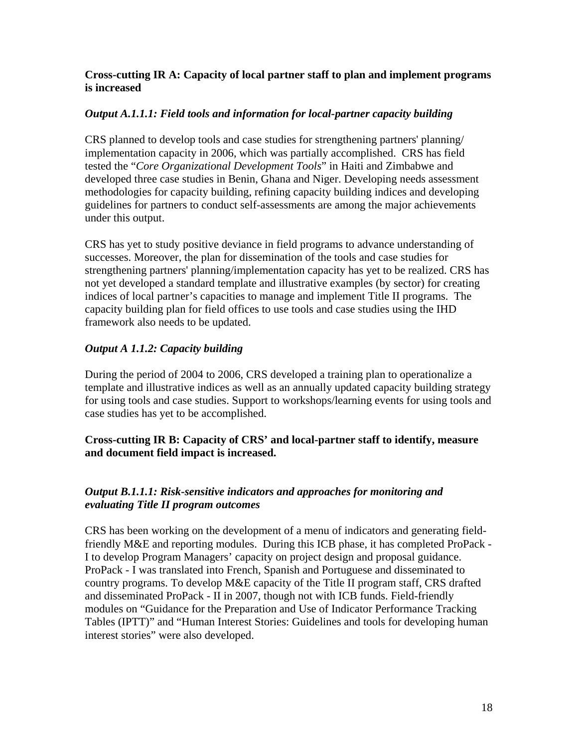**Cross-cutting IR A: Capacity of local partner staff to plan and implement programs is increased**

*Output A.1.1.1: Field tools and information for local-partner capacity building*

CRS planned to develop tools and case studies for strengthening partners' planning/ implementation capacity in 2006, which was partially accomplished. CRS has field tested the "*Core Organizational Development Tools*" in Haiti and Zimbabwe and developed three case studies in Benin, Ghana and Niger. Developing needs assessment methodologies for capacity building, refining capacity building indices and developing guidelines for partners to conduct self-assessments are among the major achievements under this output.

CRS has yet to study positive deviance in field programs to advance understanding of successes. Moreover, the plan for dissemination of the tools and case studies for strengthening partners' planning/implementation capacity has yet to be realized. CRS has not yet developed a standard template and illustrative examples (by sector) for creating indices of local partner's capacities to manage and implement Title II programs. The capacity building plan for field offices to use tools and case studies using the IHD framework also needs to be updated.

*Output A 1.1.2: Capacity building*

During the period of 2004 to 2006, CRS developed a training plan to operationalize a template and illustrative indices as well as an annually updated capacity building strategy for using tools and case studies. Support to workshops/learning events for using tools and case studies has yet to be accomplished.

**Cross-cutting IR B: Capacity of CRS' and local-partner staff to identify, measure and document field impact is increased.**

*Output B.1.1.1: Risk-sensitive indicators and approaches for monitoring and evaluating Title II program outcomes*

CRS has been working on the development of a menu of indicators and generating field-friendly M&E and reporting modules. During this ICB phase, it has completed ProPack - I to develop Program Managers' capacity on project design and proposal guidance. ProPack - I was translated into French, Spanish and Portuguese and disseminated to country programs. To develop M&E capacity of the Title II program staff, CRS drafted and disseminated ProPack - II in 2007, though not with ICB funds. Field-friendly modules on "Guidance for the Preparation and Use of Indicator Performance Tracking Tables (IPTT)" and "Human Interest Stories: Guidelines and tools for developing human interest stories" were also developed.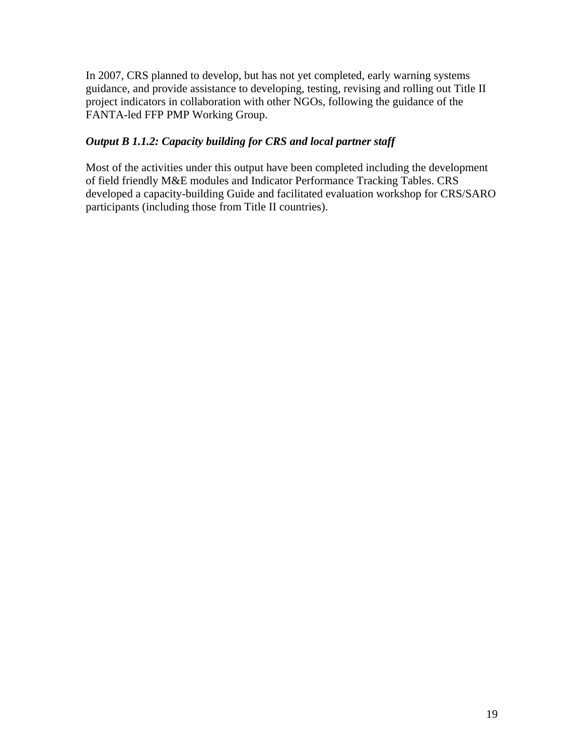In 2007, CRS planned to develop, but has not yet completed, early warning systems guidance, and provide assistance to developing, testing, revising and rolling out Title II project indicators in collaboration with other NGOs, following the guidance of the FANTA-led FFP PMP Working Group.

***Output B 1.1.2: Capacity building for CRS and local partner staff***

Most of the activities under this output have been completed including the development of field friendly M&E modules and Indicator Performance Tracking Tables. CRS developed a capacity-building Guide and facilitated evaluation workshop for CRS/SARO participants (including those from Title II countries).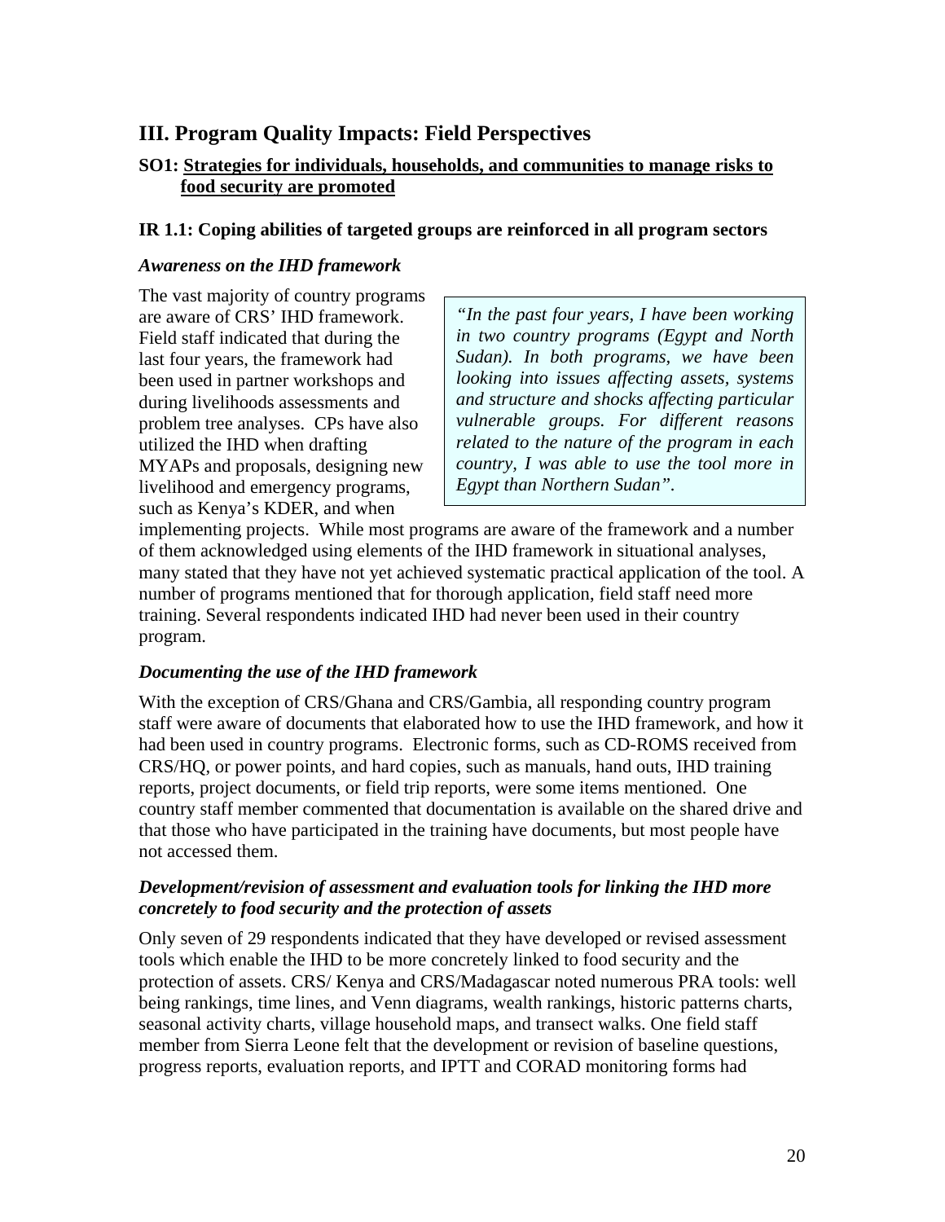## III. Program Quality Impacts: Field Perspectives

### SO1: Strategies for individuals, households, and communities to manage risks to food security are promoted

### IR 1.1: Coping abilities of targeted groups are reinforced in all program sectors

***Awareness on the IHD framework***

> *"In the past four years, I have been working in two country programs (Egypt and North Sudan). In both programs, we have been looking into issues affecting assets, systems and structure and shocks affecting particular vulnerable groups. For different reasons related to the nature of the program in each country, I was able to use the tool more in Egypt than Northern Sudan".*

The vast majority of country programs are aware of CRS' IHD framework. Field staff indicated that during the last four years, the framework had been used in partner workshops and during livelihoods assessments and problem tree analyses. CPs have also utilized the IHD when drafting MYAPs and proposals, designing new livelihood and emergency programs, such as Kenya's KDER, and when implementing projects. While most programs are aware of the framework and a number of them acknowledged using elements of the IHD framework in situational analyses, many stated that they have not yet achieved systematic practical application of the tool. A number of programs mentioned that for thorough application, field staff need more training. Several respondents indicated IHD had never been used in their country program.

***Documenting the use of the IHD framework***

With the exception of CRS/Ghana and CRS/Gambia, all responding country program staff were aware of documents that elaborated how to use the IHD framework, and how it had been used in country programs. Electronic forms, such as CD-ROMS received from CRS/HQ, or power points, and hard copies, such as manuals, hand outs, IHD training reports, project documents, or field trip reports, were some items mentioned. One country staff member commented that documentation is available on the shared drive and that those who have participated in the training have documents, but most people have not accessed them.

***Development/revision of assessment and evaluation tools for linking the IHD more concretely to food security and the protection of assets***

Only seven of 29 respondents indicated that they have developed or revised assessment tools which enable the IHD to be more concretely linked to food security and the protection of assets. CRS/ Kenya and CRS/Madagascar noted numerous PRA tools: well being rankings, time lines, and Venn diagrams, wealth rankings, historic patterns charts, seasonal activity charts, village household maps, and transect walks. One field staff member from Sierra Leone felt that the development or revision of baseline questions, progress reports, evaluation reports, and IPTT and CORAD monitoring forms had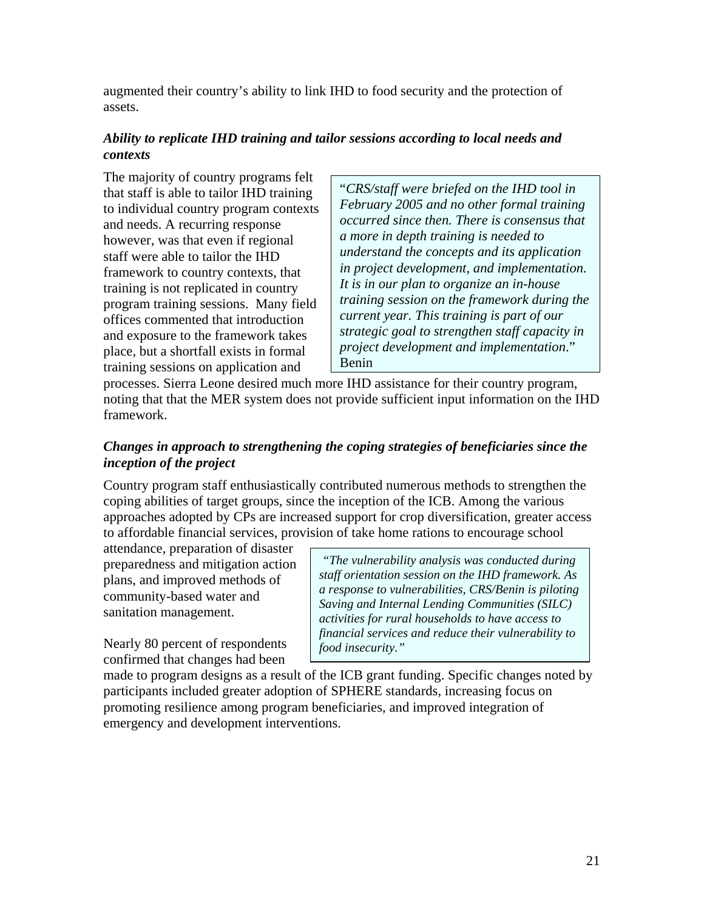augmented their country's ability to link IHD to food security and the protection of assets.

***Ability to replicate IHD training and tailor sessions according to local needs and contexts***

The majority of country programs felt that staff is able to tailor IHD training to individual country program contexts and needs. A recurring response however, was that even if regional staff were able to tailor the IHD framework to country contexts, that training is not replicated in country program training sessions. Many field offices commented that introduction and exposure to the framework takes place, but a shortfall exists in formal training sessions on application and processes. Sierra Leone desired much more IHD assistance for their country program, noting that that the MER system does not provide sufficient input information on the IHD framework.

> "*CRS/staff were briefed on the IHD tool in February 2005 and no other formal training occurred since then. There is consensus that a more in depth training is needed to understand the concepts and its application in project development, and implementation. It is in our plan to organize an in-house training session on the framework during the current year. This training is part of our strategic goal to strengthen staff capacity in project development and implementation*." Benin

***Changes in approach to strengthening the coping strategies of beneficiaries since the inception of the project***

Country program staff enthusiastically contributed numerous methods to strengthen the coping abilities of target groups, since the inception of the ICB. Among the various approaches adopted by CPs are increased support for crop diversification, greater access to affordable financial services, provision of take home rations to encourage school attendance, preparation of disaster preparedness and mitigation action plans, and improved methods of community-based water and sanitation management.

> *"The vulnerability analysis was conducted during staff orientation session on the IHD framework. As a response to vulnerabilities, CRS/Benin is piloting Saving and Internal Lending Communities (SILC) activities for rural households to have access to financial services and reduce their vulnerability to food insecurity."*

Nearly 80 percent of respondents confirmed that changes had been made to program designs as a result of the ICB grant funding. Specific changes noted by participants included greater adoption of SPHERE standards, increasing focus on promoting resilience among program beneficiaries, and improved integration of emergency and development interventions.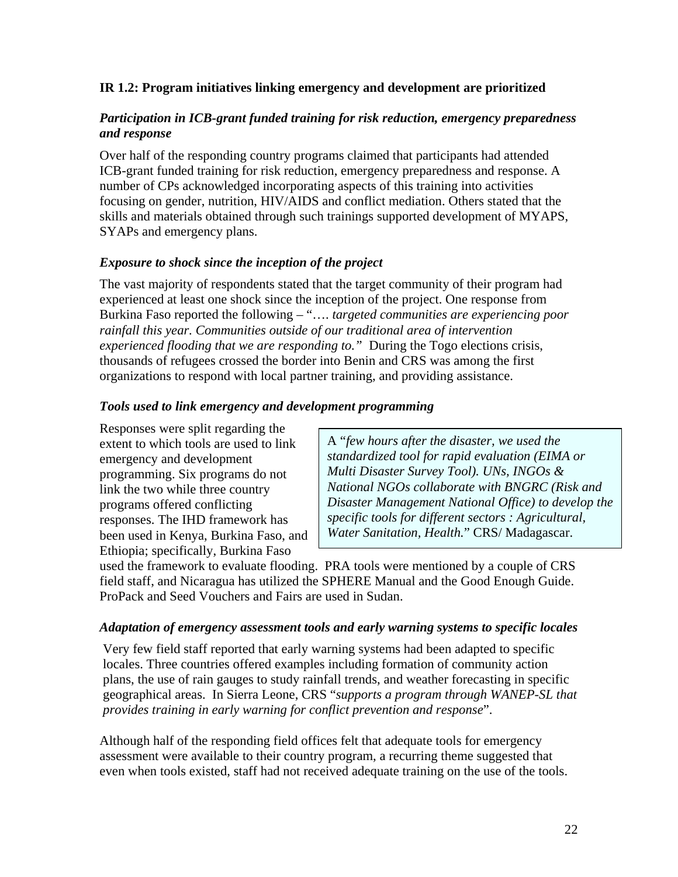**IR 1.2: Program initiatives linking emergency and development are prioritized**

***Participation in ICB-grant funded training for risk reduction, emergency preparedness and response***

Over half of the responding country programs claimed that participants had attended ICB-grant funded training for risk reduction, emergency preparedness and response. A number of CPs acknowledged incorporating aspects of this training into activities focusing on gender, nutrition, HIV/AIDS and conflict mediation. Others stated that the skills and materials obtained through such trainings supported development of MYAPS, SYAPs and emergency plans.

***Exposure to shock since the inception of the project***

The vast majority of respondents stated that the target community of their program had experienced at least one shock since the inception of the project. One response from Burkina Faso reported the following – "…. *targeted communities are experiencing poor rainfall this year. Communities outside of our traditional area of intervention experienced flooding that we are responding to."* During the Togo elections crisis, thousands of refugees crossed the border into Benin and CRS was among the first organizations to respond with local partner training, and providing assistance.

***Tools used to link emergency and development programming***

Responses were split regarding the extent to which tools are used to link emergency and development programming. Six programs do not link the two while three country programs offered conflicting responses. The IHD framework has been used in Kenya, Burkina Faso, and Ethiopia; specifically, Burkina Faso used the framework to evaluate flooding. PRA tools were mentioned by a couple of CRS field staff, and Nicaragua has utilized the SPHERE Manual and the Good Enough Guide. ProPack and Seed Vouchers and Fairs are used in Sudan.

> A "*few hours after the disaster, we used the standardized tool for rapid evaluation (EIMA or Multi Disaster Survey Tool). UNs, INGOs & National NGOs collaborate with BNGRC (Risk and Disaster Management National Office) to develop the specific tools for different sectors : Agricultural, Water Sanitation, Health.*" CRS/ Madagascar.

***Adaptation of emergency assessment tools and early warning systems to specific locales***

Very few field staff reported that early warning systems had been adapted to specific locales. Three countries offered examples including formation of community action plans, the use of rain gauges to study rainfall trends, and weather forecasting in specific geographical areas. In Sierra Leone, CRS "*supports a program through WANEP-SL that provides training in early warning for conflict prevention and response*".

Although half of the responding field offices felt that adequate tools for emergency assessment were available to their country program, a recurring theme suggested that even when tools existed, staff had not received adequate training on the use of the tools.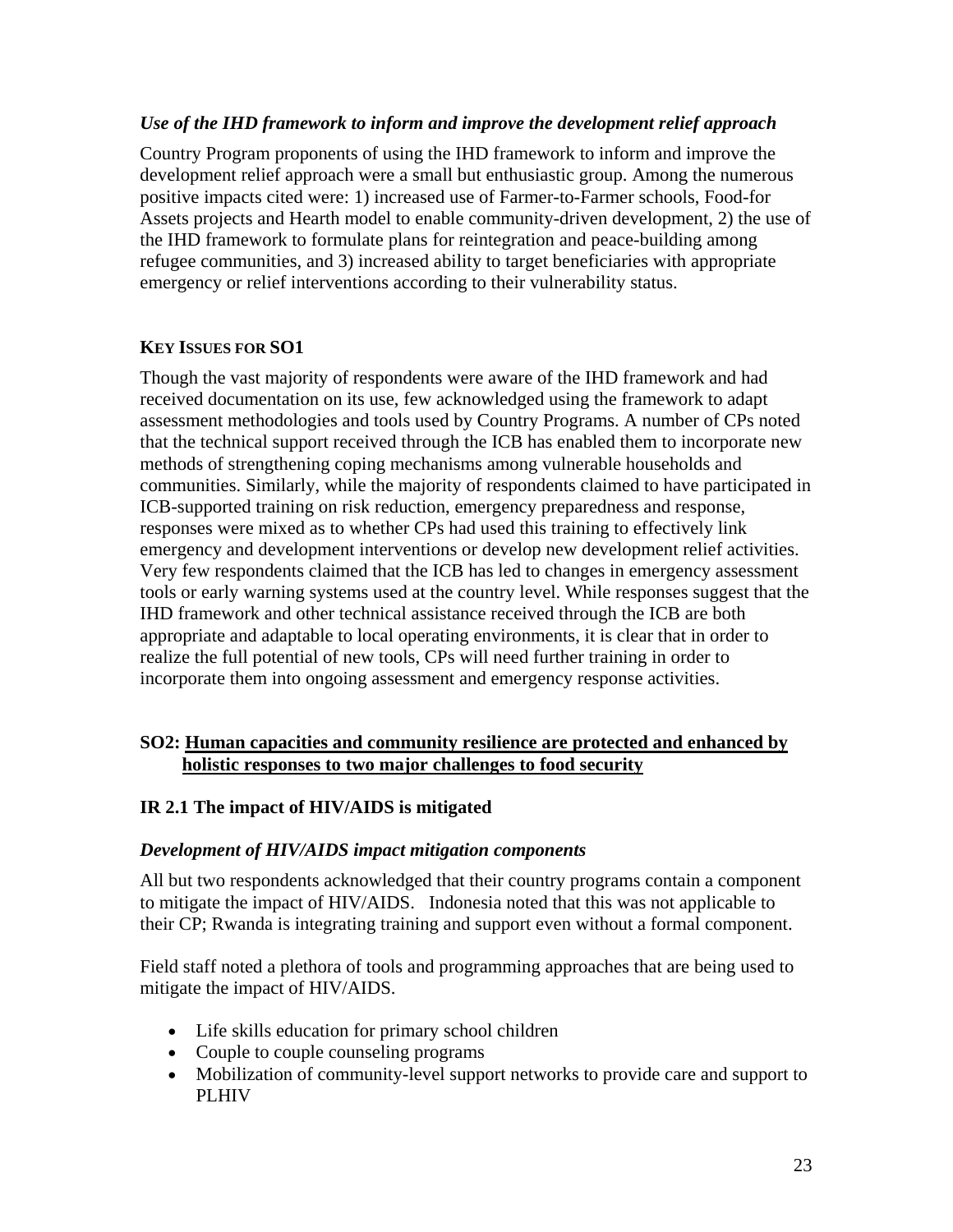### *Use of the IHD framework to inform and improve the development relief approach*

Country Program proponents of using the IHD framework to inform and improve the development relief approach were a small but enthusiastic group. Among the numerous positive impacts cited were: 1) increased use of Farmer-to-Farmer schools, Food-for Assets projects and Hearth model to enable community-driven development, 2) the use of the IHD framework to formulate plans for reintegration and peace-building among refugee communities, and 3) increased ability to target beneficiaries with appropriate emergency or relief interventions according to their vulnerability status.

### KEY ISSUES FOR SO1

Though the vast majority of respondents were aware of the IHD framework and had received documentation on its use, few acknowledged using the framework to adapt assessment methodologies and tools used by Country Programs. A number of CPs noted that the technical support received through the ICB has enabled them to incorporate new methods of strengthening coping mechanisms among vulnerable households and communities. Similarly, while the majority of respondents claimed to have participated in ICB-supported training on risk reduction, emergency preparedness and response, responses were mixed as to whether CPs had used this training to effectively link emergency and development interventions or develop new development relief activities. Very few respondents claimed that the ICB has led to changes in emergency assessment tools or early warning systems used at the country level. While responses suggest that the IHD framework and other technical assistance received through the ICB are both appropriate and adaptable to local operating environments, it is clear that in order to realize the full potential of new tools, CPs will need further training in order to incorporate them into ongoing assessment and emergency response activities.

## SO2: Human capacities and community resilience are protected and enhanced by holistic responses to two major challenges to food security

### IR 2.1 The impact of HIV/AIDS is mitigated

### *Development of HIV/AIDS impact mitigation components*

All but two respondents acknowledged that their country programs contain a component to mitigate the impact of HIV/AIDS. Indonesia noted that this was not applicable to their CP; Rwanda is integrating training and support even without a formal component.

Field staff noted a plethora of tools and programming approaches that are being used to mitigate the impact of HIV/AIDS.

- Life skills education for primary school children
- Couple to couple counseling programs
- Mobilization of community-level support networks to provide care and support to PLHIV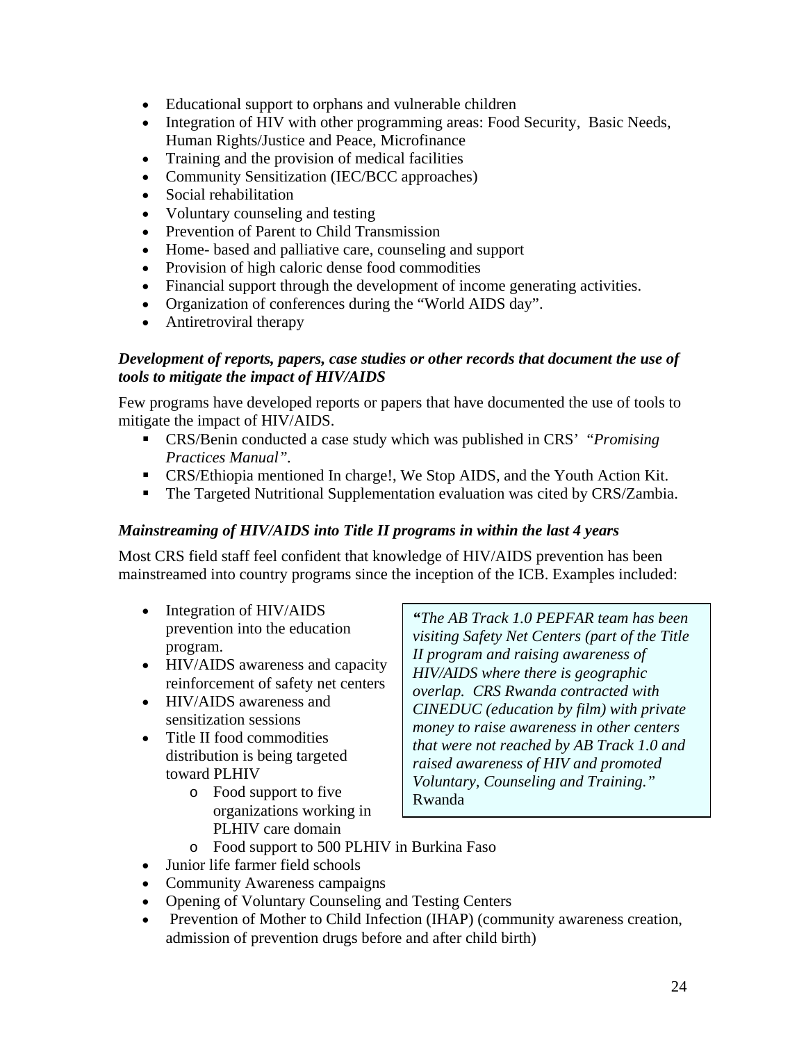- Educational support to orphans and vulnerable children
- Integration of HIV with other programming areas: Food Security, Basic Needs, Human Rights/Justice and Peace, Microfinance
- Training and the provision of medical facilities
- Community Sensitization (IEC/BCC approaches)
- Social rehabilitation
- Voluntary counseling and testing
- Prevention of Parent to Child Transmission
- Home- based and palliative care, counseling and support
- Provision of high caloric dense food commodities
- Financial support through the development of income generating activities.
- Organization of conferences during the "World AIDS day".
- Antiretroviral therapy

***Development of reports, papers, case studies or other records that document the use of tools to mitigate the impact of HIV/AIDS***

Few programs have developed reports or papers that have documented the use of tools to mitigate the impact of HIV/AIDS.

- CRS/Benin conducted a case study which was published in CRS' *"Promising Practices Manual".*
- CRS/Ethiopia mentioned In charge!, We Stop AIDS, and the Youth Action Kit.
- The Targeted Nutritional Supplementation evaluation was cited by CRS/Zambia.

***Mainstreaming of HIV/AIDS into Title II programs in within the last 4 years***

Most CRS field staff feel confident that knowledge of HIV/AIDS prevention has been mainstreamed into country programs since the inception of the ICB. Examples included:

- Integration of HIV/AIDS prevention into the education program.
- HIV/AIDS awareness and capacity reinforcement of safety net centers
- HIV/AIDS awareness and sensitization sessions
- Title II food commodities distribution is being targeted toward PLHIV
  - Food support to five organizations working in PLHIV care domain
  - Food support to 500 PLHIV in Burkina Faso
- Junior life farmer field schools
- Community Awareness campaigns
- Opening of Voluntary Counseling and Testing Centers
- Prevention of Mother to Child Infection (IHAP) (community awareness creation, admission of prevention drugs before and after child birth)

> ***"****The AB Track 1.0 PEPFAR team has been visiting Safety Net Centers (part of the Title II program and raising awareness of HIV/AIDS where there is geographic overlap. CRS Rwanda contracted with CINEDUC (education by film) with private money to raise awareness in other centers that were not reached by AB Track 1.0 and raised awareness of HIV and promoted Voluntary, Counseling and Training."* Rwanda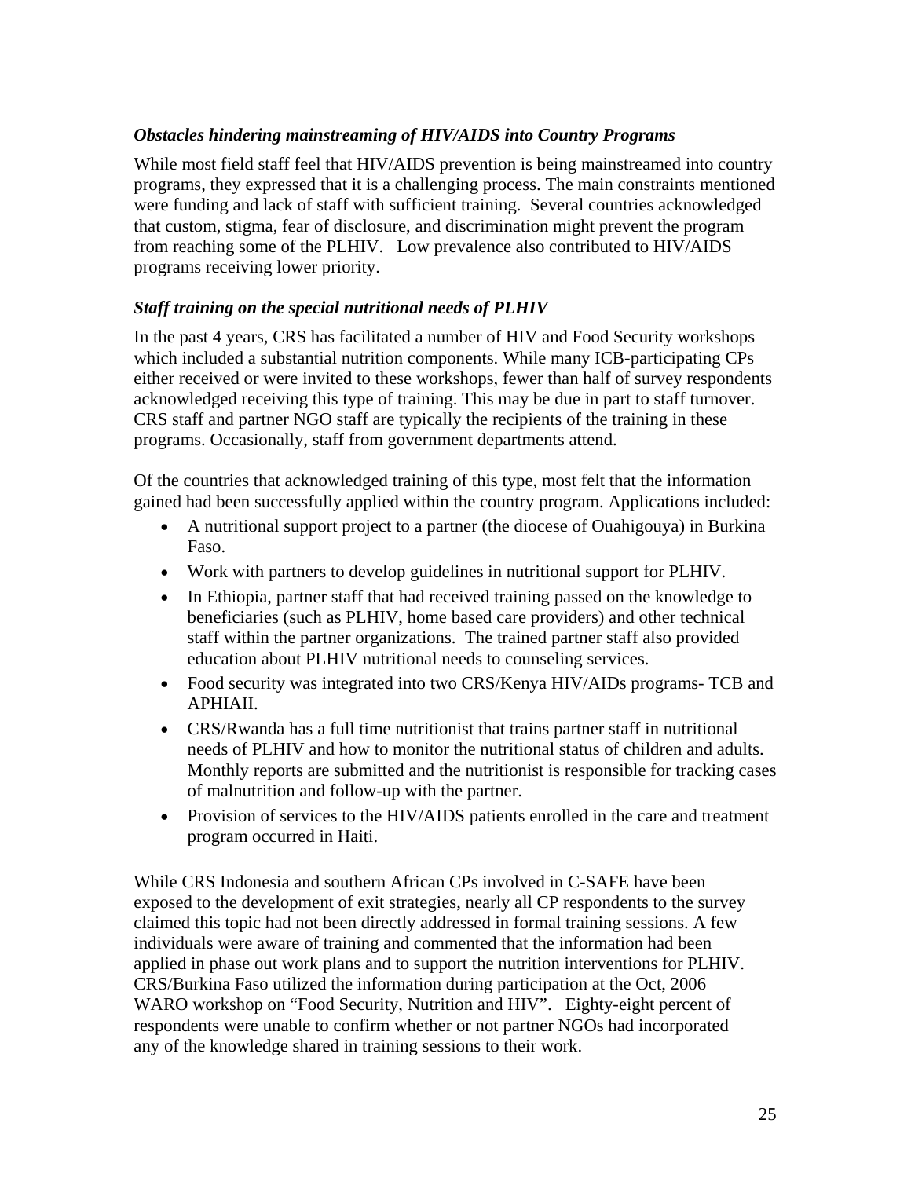### *Obstacles hindering mainstreaming of HIV/AIDS into Country Programs*

While most field staff feel that HIV/AIDS prevention is being mainstreamed into country programs, they expressed that it is a challenging process. The main constraints mentioned were funding and lack of staff with sufficient training. Several countries acknowledged that custom, stigma, fear of disclosure, and discrimination might prevent the program from reaching some of the PLHIV. Low prevalence also contributed to HIV/AIDS programs receiving lower priority.

### *Staff training on the special nutritional needs of PLHIV*

In the past 4 years, CRS has facilitated a number of HIV and Food Security workshops which included a substantial nutrition components. While many ICB-participating CPs either received or were invited to these workshops, fewer than half of survey respondents acknowledged receiving this type of training. This may be due in part to staff turnover. CRS staff and partner NGO staff are typically the recipients of the training in these programs. Occasionally, staff from government departments attend.

Of the countries that acknowledged training of this type, most felt that the information gained had been successfully applied within the country program. Applications included:

- A nutritional support project to a partner (the diocese of Ouahigouya) in Burkina Faso.
- Work with partners to develop guidelines in nutritional support for PLHIV.
- In Ethiopia, partner staff that had received training passed on the knowledge to beneficiaries (such as PLHIV, home based care providers) and other technical staff within the partner organizations. The trained partner staff also provided education about PLHIV nutritional needs to counseling services.
- Food security was integrated into two CRS/Kenya HIV/AIDs programs- TCB and APHIAII.
- CRS/Rwanda has a full time nutritionist that trains partner staff in nutritional needs of PLHIV and how to monitor the nutritional status of children and adults. Monthly reports are submitted and the nutritionist is responsible for tracking cases of malnutrition and follow-up with the partner.
- Provision of services to the HIV/AIDS patients enrolled in the care and treatment program occurred in Haiti.

While CRS Indonesia and southern African CPs involved in C-SAFE have been exposed to the development of exit strategies, nearly all CP respondents to the survey claimed this topic had not been directly addressed in formal training sessions. A few individuals were aware of training and commented that the information had been applied in phase out work plans and to support the nutrition interventions for PLHIV. CRS/Burkina Faso utilized the information during participation at the Oct, 2006 WARO workshop on "Food Security, Nutrition and HIV". Eighty-eight percent of respondents were unable to confirm whether or not partner NGOs had incorporated any of the knowledge shared in training sessions to their work.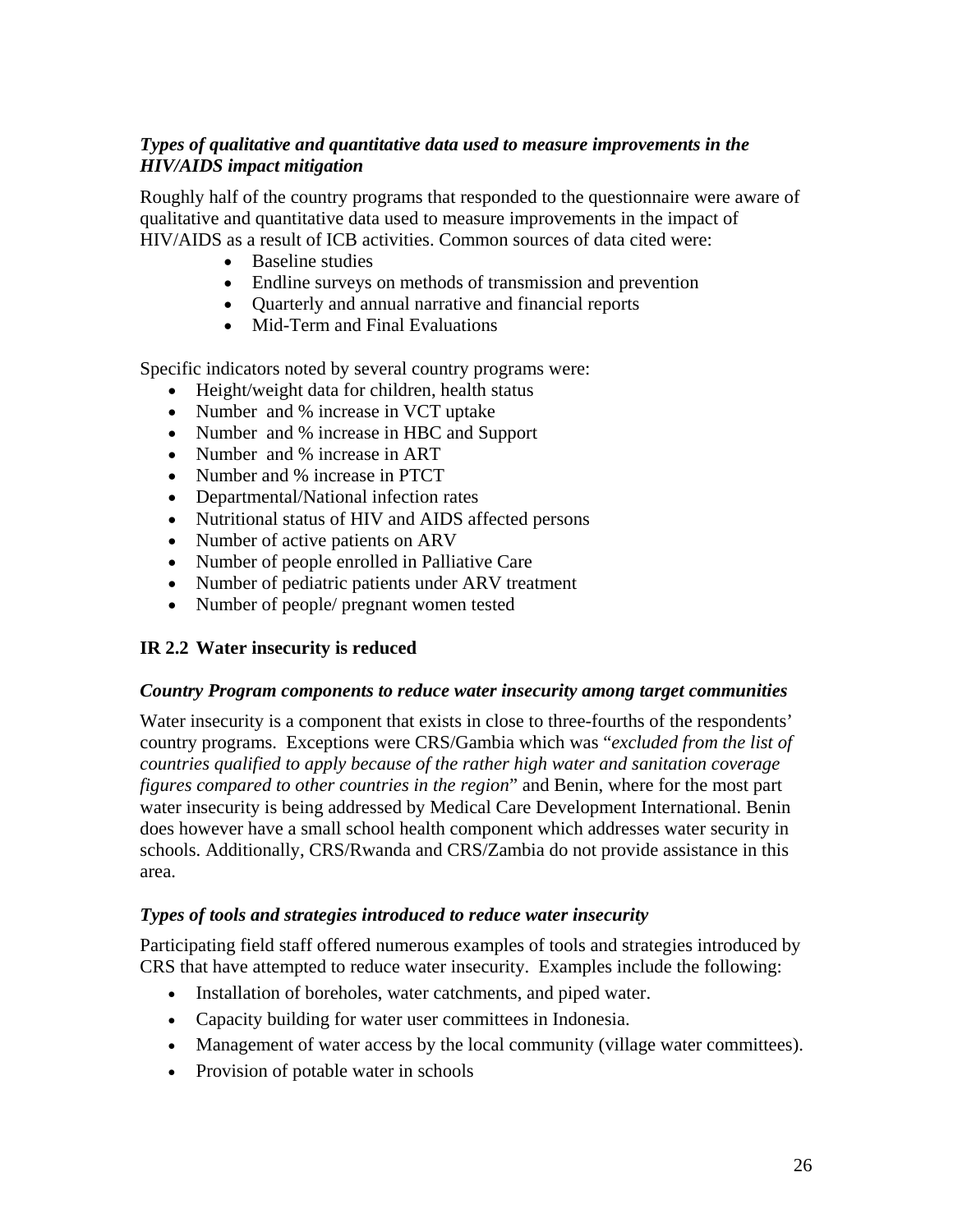***Types of qualitative and quantitative data used to measure improvements in the HIV/AIDS impact mitigation***

Roughly half of the country programs that responded to the questionnaire were aware of qualitative and quantitative data used to measure improvements in the impact of HIV/AIDS as a result of ICB activities. Common sources of data cited were:

- Baseline studies
- Endline surveys on methods of transmission and prevention
- Quarterly and annual narrative and financial reports
- Mid-Term and Final Evaluations

Specific indicators noted by several country programs were:

- Height/weight data for children, health status
- Number and % increase in VCT uptake
- Number and % increase in HBC and Support
- Number and % increase in ART
- Number and % increase in PTCT
- Departmental/National infection rates
- Nutritional status of HIV and AIDS affected persons
- Number of active patients on ARV
- Number of people enrolled in Palliative Care
- Number of pediatric patients under ARV treatment
- Number of people/ pregnant women tested

### IR 2.2 Water insecurity is reduced

***Country Program components to reduce water insecurity among target communities***

Water insecurity is a component that exists in close to three-fourths of the respondents' country programs. Exceptions were CRS/Gambia which was "*excluded from the list of countries qualified to apply because of the rather high water and sanitation coverage figures compared to other countries in the region*" and Benin, where for the most part water insecurity is being addressed by Medical Care Development International. Benin does however have a small school health component which addresses water security in schools. Additionally, CRS/Rwanda and CRS/Zambia do not provide assistance in this area.

***Types of tools and strategies introduced to reduce water insecurity***

Participating field staff offered numerous examples of tools and strategies introduced by CRS that have attempted to reduce water insecurity. Examples include the following:

- Installation of boreholes, water catchments, and piped water.
- Capacity building for water user committees in Indonesia.
- Management of water access by the local community (village water committees).
- Provision of potable water in schools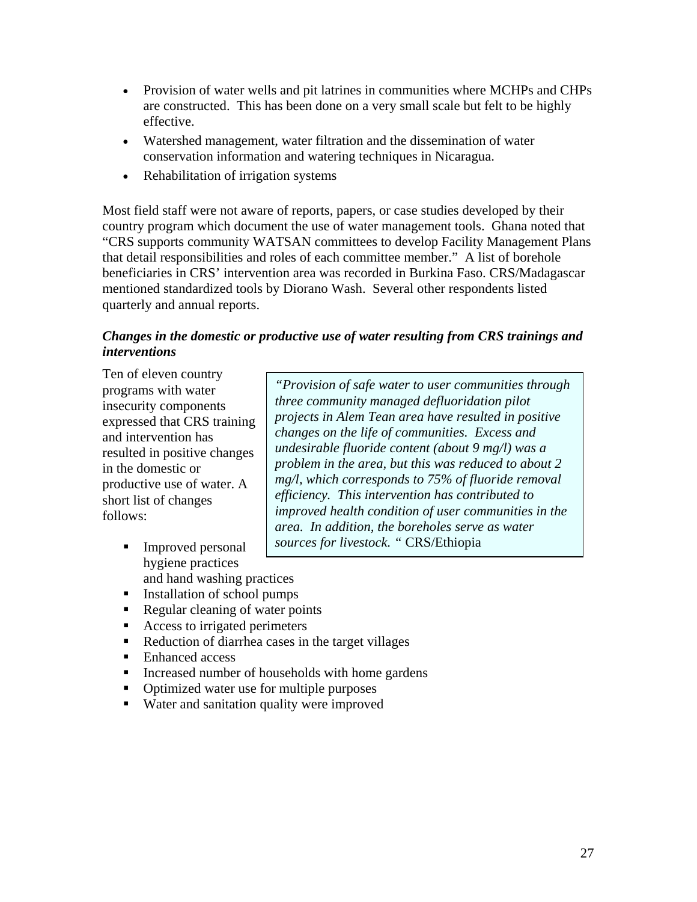- Provision of water wells and pit latrines in communities where MCHPs and CHPs are constructed. This has been done on a very small scale but felt to be highly effective.
- Watershed management, water filtration and the dissemination of water conservation information and watering techniques in Nicaragua.
- Rehabilitation of irrigation systems

Most field staff were not aware of reports, papers, or case studies developed by their country program which document the use of water management tools. Ghana noted that "CRS supports community WATSAN committees to develop Facility Management Plans that detail responsibilities and roles of each committee member." A list of borehole beneficiaries in CRS' intervention area was recorded in Burkina Faso. CRS/Madagascar mentioned standardized tools by Diorano Wash. Several other respondents listed quarterly and annual reports.

***Changes in the domestic or productive use of water resulting from CRS trainings and interventions***

Ten of eleven country programs with water insecurity components expressed that CRS training and intervention has resulted in positive changes in the domestic or productive use of water. A short list of changes follows:

> *"Provision of safe water to user communities through three community managed defluoridation pilot projects in Alem Tean area have resulted in positive changes on the life of communities. Excess and undesirable fluoride content (about 9 mg/l) was a problem in the area, but this was reduced to about 2 mg/l, which corresponds to 75% of fluoride removal efficiency. This intervention has contributed to improved health condition of user communities in the area. In addition, the boreholes serve as water sources for livestock.* " CRS/Ethiopia

- Improved personal hygiene practices and hand washing practices
- Installation of school pumps
- Regular cleaning of water points
- Access to irrigated perimeters
- Reduction of diarrhea cases in the target villages
- Enhanced access
- Increased number of households with home gardens
- Optimized water use for multiple purposes
- Water and sanitation quality were improved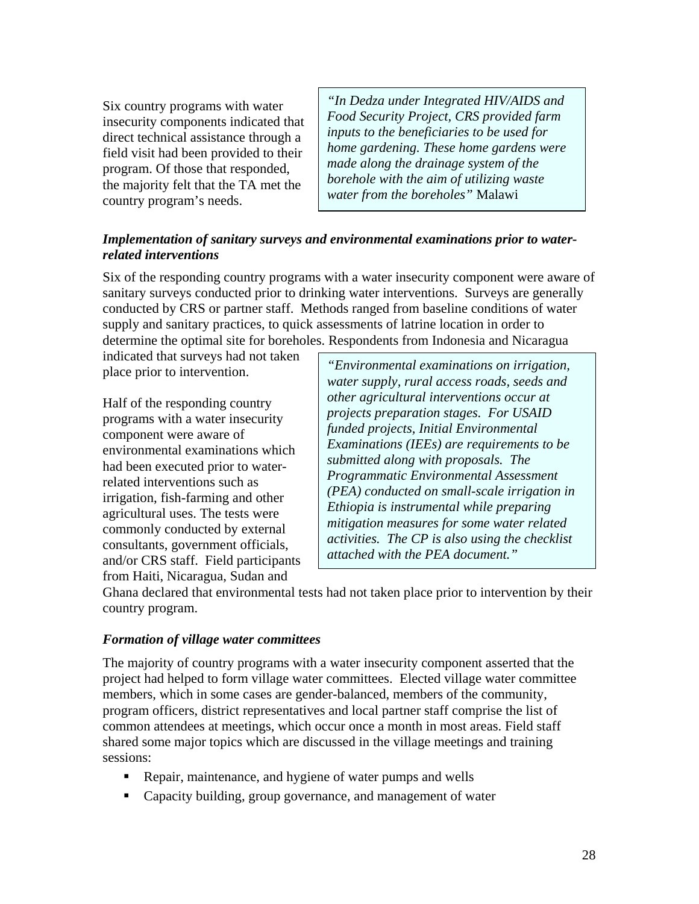Six country programs with water insecurity components indicated that direct technical assistance through a field visit had been provided to their program. Of those that responded, the majority felt that the TA met the country program's needs.

> *"In Dedza under Integrated HIV/AIDS and Food Security Project, CRS provided farm inputs to the beneficiaries to be used for home gardening. These home gardens were made along the drainage system of the borehole with the aim of utilizing waste water from the boreholes"* Malawi

***Implementation of sanitary surveys and environmental examinations prior to water-related interventions***

Six of the responding country programs with a water insecurity component were aware of sanitary surveys conducted prior to drinking water interventions. Surveys are generally conducted by CRS or partner staff. Methods ranged from baseline conditions of water supply and sanitary practices, to quick assessments of latrine location in order to determine the optimal site for boreholes. Respondents from Indonesia and Nicaragua indicated that surveys had not taken place prior to intervention.

Half of the responding country programs with a water insecurity component were aware of environmental examinations which had been executed prior to water-related interventions such as irrigation, fish-farming and other agricultural uses. The tests were commonly conducted by external consultants, government officials, and/or CRS staff. Field participants from Haiti, Nicaragua, Sudan and Ghana declared that environmental tests had not taken place prior to intervention by their country program.

> *"Environmental examinations on irrigation, water supply, rural access roads, seeds and other agricultural interventions occur at projects preparation stages. For USAID funded projects, Initial Environmental Examinations (IEEs) are requirements to be submitted along with proposals. The Programmatic Environmental Assessment (PEA) conducted on small-scale irrigation in Ethiopia is instrumental while preparing mitigation measures for some water related activities. The CP is also using the checklist attached with the PEA document."*

***Formation of village water committees***

The majority of country programs with a water insecurity component asserted that the project had helped to form village water committees. Elected village water committee members, which in some cases are gender-balanced, members of the community, program officers, district representatives and local partner staff comprise the list of common attendees at meetings, which occur once a month in most areas. Field staff shared some major topics which are discussed in the village meetings and training sessions:

- Repair, maintenance, and hygiene of water pumps and wells
- Capacity building, group governance, and management of water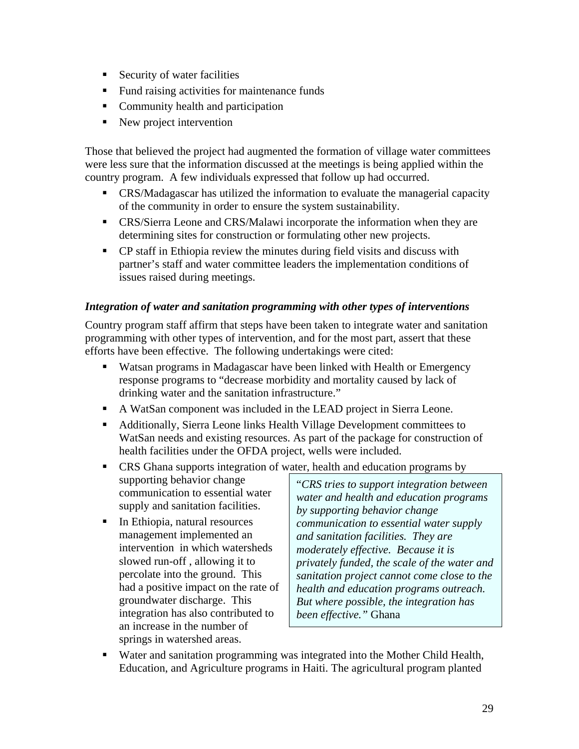- Security of water facilities
- Fund raising activities for maintenance funds
- Community health and participation
- New project intervention

Those that believed the project had augmented the formation of village water committees were less sure that the information discussed at the meetings is being applied within the country program. A few individuals expressed that follow up had occurred.

- CRS/Madagascar has utilized the information to evaluate the managerial capacity of the community in order to ensure the system sustainability.
- CRS/Sierra Leone and CRS/Malawi incorporate the information when they are determining sites for construction or formulating other new projects.
- CP staff in Ethiopia review the minutes during field visits and discuss with partner's staff and water committee leaders the implementation conditions of issues raised during meetings.

***Integration of water and sanitation programming with other types of interventions***

Country program staff affirm that steps have been taken to integrate water and sanitation programming with other types of intervention, and for the most part, assert that these efforts have been effective. The following undertakings were cited:

- Watsan programs in Madagascar have been linked with Health or Emergency response programs to "decrease morbidity and mortality caused by lack of drinking water and the sanitation infrastructure."
- A WatSan component was included in the LEAD project in Sierra Leone.
- Additionally, Sierra Leone links Health Village Development committees to WatSan needs and existing resources. As part of the package for construction of health facilities under the OFDA project, wells were included.
- CRS Ghana supports integration of water, health and education programs by supporting behavior change communication to essential water supply and sanitation facilities.
- In Ethiopia, natural resources management implemented an intervention in which watersheds slowed run-off , allowing it to percolate into the ground. This had a positive impact on the rate of groundwater discharge. This integration has also contributed to an increase in the number of springs in watershed areas.

> "*CRS tries to support integration between water and health and education programs by supporting behavior change communication to essential water supply and sanitation facilities. They are moderately effective. Because it is privately funded, the scale of the water and sanitation project cannot come close to the health and education programs outreach. But where possible, the integration has been effective."* Ghana

- Water and sanitation programming was integrated into the Mother Child Health, Education, and Agriculture programs in Haiti. The agricultural program planted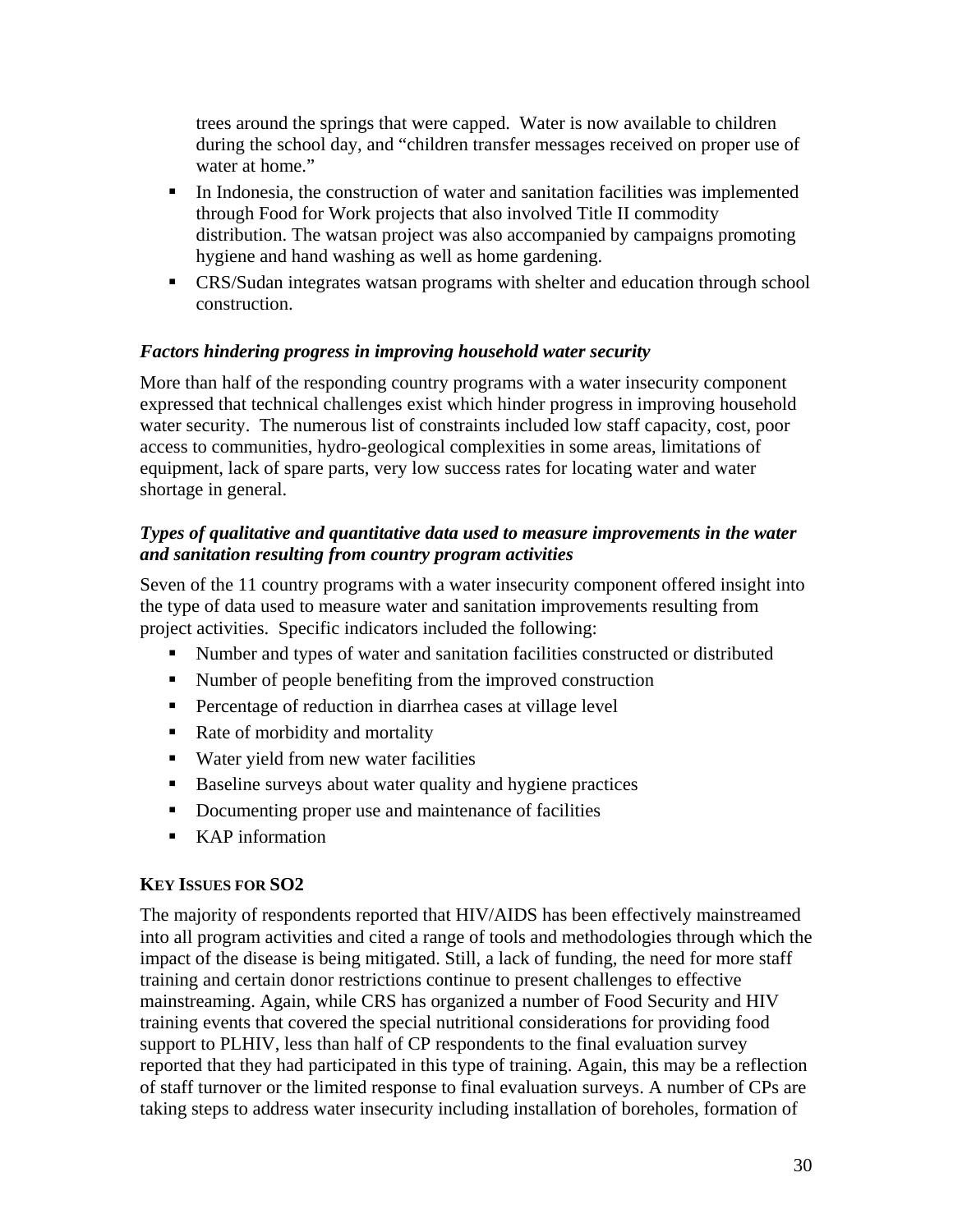trees around the springs that were capped. Water is now available to children during the school day, and "children transfer messages received on proper use of water at home."

- In Indonesia, the construction of water and sanitation facilities was implemented through Food for Work projects that also involved Title II commodity distribution. The watsan project was also accompanied by campaigns promoting hygiene and hand washing as well as home gardening.
- CRS/Sudan integrates watsan programs with shelter and education through school construction.

***Factors hindering progress in improving household water security***

More than half of the responding country programs with a water insecurity component expressed that technical challenges exist which hinder progress in improving household water security. The numerous list of constraints included low staff capacity, cost, poor access to communities, hydro-geological complexities in some areas, limitations of equipment, lack of spare parts, very low success rates for locating water and water shortage in general.

***Types of qualitative and quantitative data used to measure improvements in the water and sanitation resulting from country program activities***

Seven of the 11 country programs with a water insecurity component offered insight into the type of data used to measure water and sanitation improvements resulting from project activities. Specific indicators included the following:

- Number and types of water and sanitation facilities constructed or distributed
- Number of people benefiting from the improved construction
- Percentage of reduction in diarrhea cases at village level
- Rate of morbidity and mortality
- Water yield from new water facilities
- Baseline surveys about water quality and hygiene practices
- Documenting proper use and maintenance of facilities
- KAP information

**KEY ISSUES FOR SO2**

The majority of respondents reported that HIV/AIDS has been effectively mainstreamed into all program activities and cited a range of tools and methodologies through which the impact of the disease is being mitigated. Still, a lack of funding, the need for more staff training and certain donor restrictions continue to present challenges to effective mainstreaming. Again, while CRS has organized a number of Food Security and HIV training events that covered the special nutritional considerations for providing food support to PLHIV, less than half of CP respondents to the final evaluation survey reported that they had participated in this type of training. Again, this may be a reflection of staff turnover or the limited response to final evaluation surveys. A number of CPs are taking steps to address water insecurity including installation of boreholes, formation of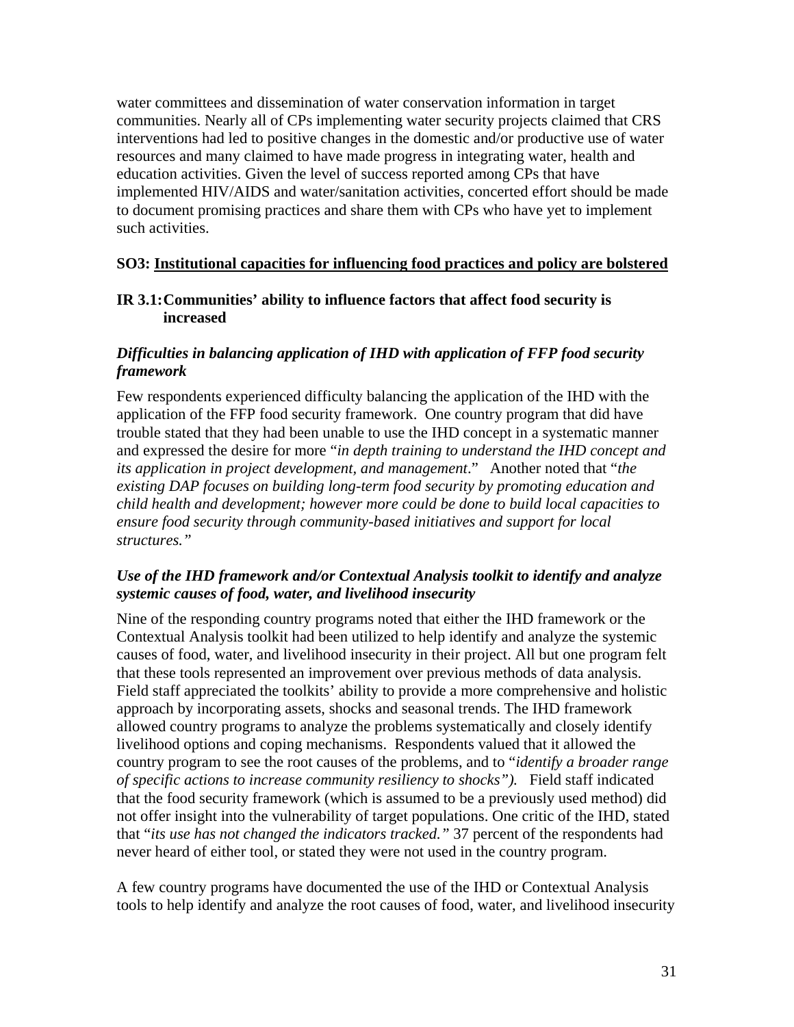water committees and dissemination of water conservation information in target communities. Nearly all of CPs implementing water security projects claimed that CRS interventions had led to positive changes in the domestic and/or productive use of water resources and many claimed to have made progress in integrating water, health and education activities. Given the level of success reported among CPs that have implemented HIV/AIDS and water/sanitation activities, concerted effort should be made to document promising practices and share them with CPs who have yet to implement such activities.

### SO3: Institutional capacities for influencing food practices and policy are bolstered

#### IR 3.1: Communities' ability to influence factors that affect food security is increased

***Difficulties in balancing application of IHD with application of FFP food security framework***

Few respondents experienced difficulty balancing the application of the IHD with the application of the FFP food security framework. One country program that did have trouble stated that they had been unable to use the IHD concept in a systematic manner and expressed the desire for more "*in depth training to understand the IHD concept and its application in project development, and management*." Another noted that "*the existing DAP focuses on building long-term food security by promoting education and child health and development; however more could be done to build local capacities to ensure food security through community-based initiatives and support for local structures.*"

***Use of the IHD framework and/or Contextual Analysis toolkit to identify and analyze systemic causes of food, water, and livelihood insecurity***

Nine of the responding country programs noted that either the IHD framework or the Contextual Analysis toolkit had been utilized to help identify and analyze the systemic causes of food, water, and livelihood insecurity in their project. All but one program felt that these tools represented an improvement over previous methods of data analysis. Field staff appreciated the toolkits' ability to provide a more comprehensive and holistic approach by incorporating assets, shocks and seasonal trends. The IHD framework allowed country programs to analyze the problems systematically and closely identify livelihood options and coping mechanisms. Respondents valued that it allowed the country program to see the root causes of the problems, and to "*identify a broader range of specific actions to increase community resiliency to shocks").* Field staff indicated that the food security framework (which is assumed to be a previously used method) did not offer insight into the vulnerability of target populations. One critic of the IHD, stated that "*its use has not changed the indicators tracked.*" 37 percent of the respondents had never heard of either tool, or stated they were not used in the country program.

A few country programs have documented the use of the IHD or Contextual Analysis tools to help identify and analyze the root causes of food, water, and livelihood insecurity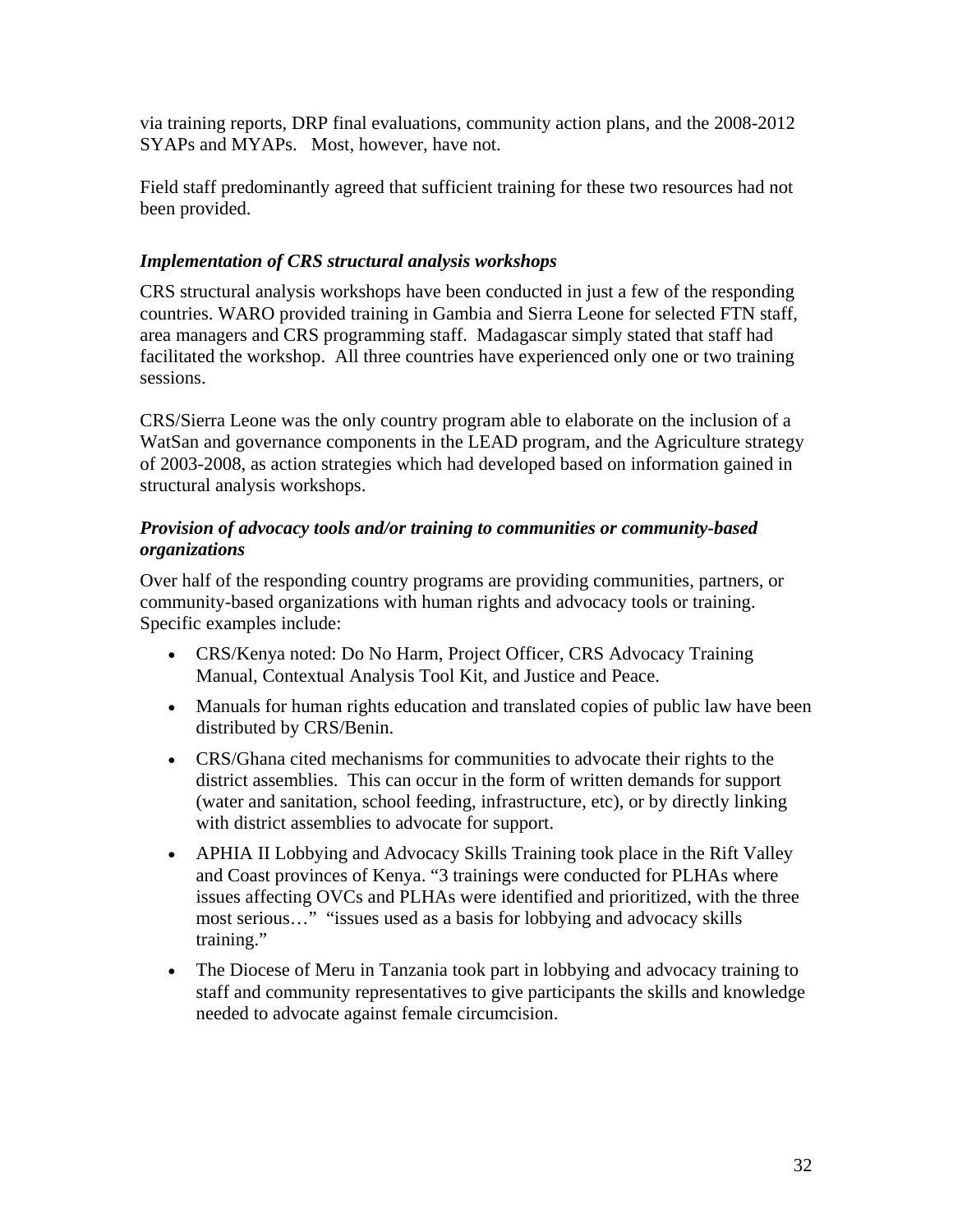via training reports, DRP final evaluations, community action plans, and the 2008-2012 SYAPs and MYAPs. Most, however, have not.

Field staff predominantly agreed that sufficient training for these two resources had not been provided.

### *Implementation of CRS structural analysis workshops*

CRS structural analysis workshops have been conducted in just a few of the responding countries. WARO provided training in Gambia and Sierra Leone for selected FTN staff, area managers and CRS programming staff. Madagascar simply stated that staff had facilitated the workshop. All three countries have experienced only one or two training sessions.

CRS/Sierra Leone was the only country program able to elaborate on the inclusion of a WatSan and governance components in the LEAD program, and the Agriculture strategy of 2003-2008, as action strategies which had developed based on information gained in structural analysis workshops.

### *Provision of advocacy tools and/or training to communities or community-based organizations*

Over half of the responding country programs are providing communities, partners, or community-based organizations with human rights and advocacy tools or training. Specific examples include:

- CRS/Kenya noted: Do No Harm, Project Officer, CRS Advocacy Training Manual, Contextual Analysis Tool Kit, and Justice and Peace.
- Manuals for human rights education and translated copies of public law have been distributed by CRS/Benin.
- CRS/Ghana cited mechanisms for communities to advocate their rights to the district assemblies. This can occur in the form of written demands for support (water and sanitation, school feeding, infrastructure, etc), or by directly linking with district assemblies to advocate for support.
- APHIA II Lobbying and Advocacy Skills Training took place in the Rift Valley and Coast provinces of Kenya. "3 trainings were conducted for PLHAs where issues affecting OVCs and PLHAs were identified and prioritized, with the three most serious…" "issues used as a basis for lobbying and advocacy skills training."
- The Diocese of Meru in Tanzania took part in lobbying and advocacy training to staff and community representatives to give participants the skills and knowledge needed to advocate against female circumcision.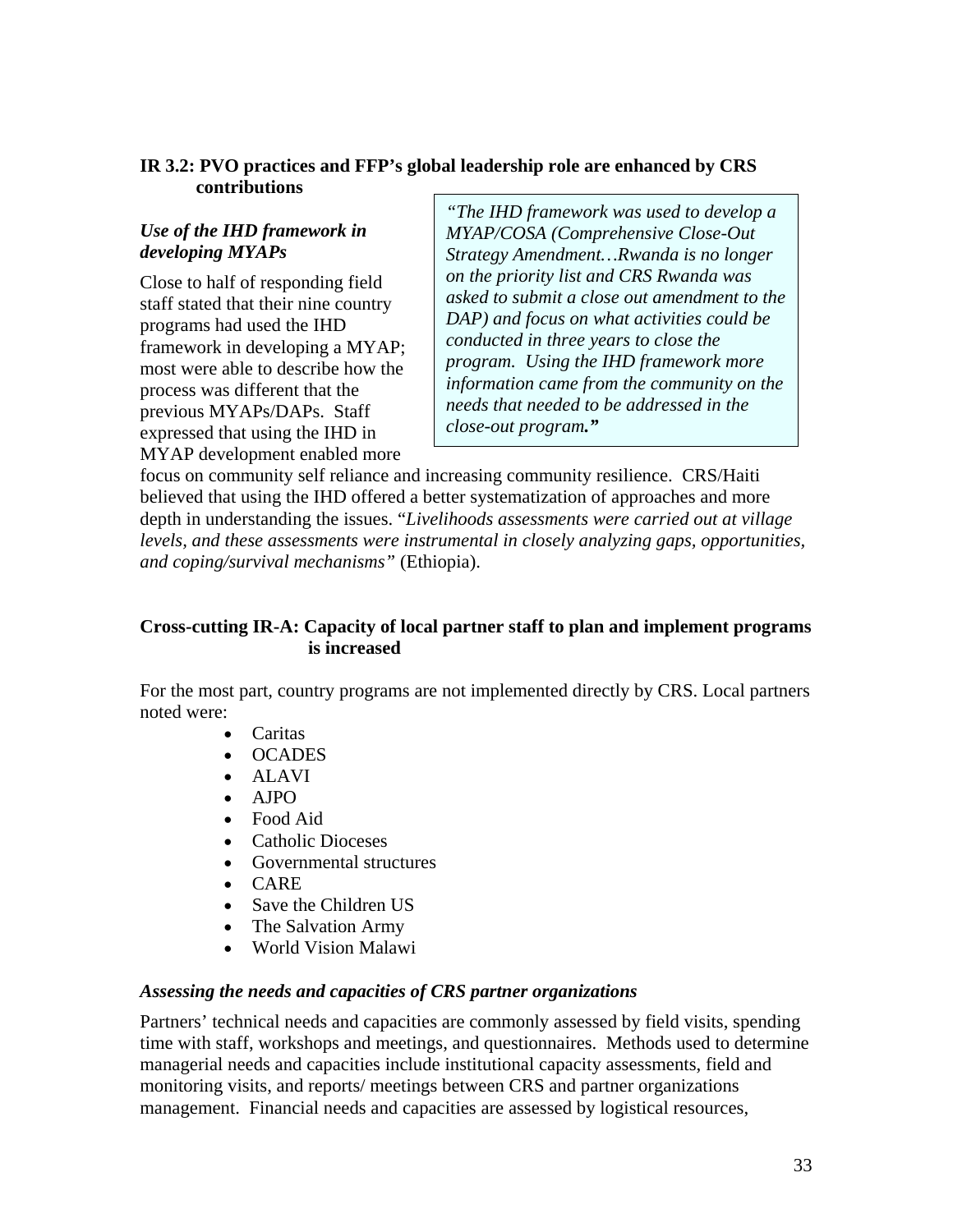**IR 3.2: PVO practices and FFP's global leadership role are enhanced by CRS contributions**

***Use of the IHD framework in developing MYAPs***

> *"The IHD framework was used to develop a MYAP/COSA (Comprehensive Close-Out Strategy Amendment…Rwanda is no longer on the priority list and CRS Rwanda was asked to submit a close out amendment to the DAP) and focus on what activities could be conducted in three years to close the program. Using the IHD framework more information came from the community on the needs that needed to be addressed in the close-out program."*

Close to half of responding field staff stated that their nine country programs had used the IHD framework in developing a MYAP; most were able to describe how the process was different that the previous MYAPs/DAPs. Staff expressed that using the IHD in MYAP development enabled more focus on community self reliance and increasing community resilience. CRS/Haiti believed that using the IHD offered a better systematization of approaches and more depth in understanding the issues. "*Livelihoods assessments were carried out at village levels, and these assessments were instrumental in closely analyzing gaps, opportunities, and coping/survival mechanisms*" (Ethiopia).

**Cross-cutting IR-A: Capacity of local partner staff to plan and implement programs is increased**

For the most part, country programs are not implemented directly by CRS. Local partners noted were:

- Caritas
- OCADES
- ALAVI
- AJPO
- Food Aid
- Catholic Dioceses
- Governmental structures
- CARE
- Save the Children US
- The Salvation Army
- World Vision Malawi

***Assessing the needs and capacities of CRS partner organizations***

Partners' technical needs and capacities are commonly assessed by field visits, spending time with staff, workshops and meetings, and questionnaires. Methods used to determine managerial needs and capacities include institutional capacity assessments, field and monitoring visits, and reports/ meetings between CRS and partner organizations management. Financial needs and capacities are assessed by logistical resources,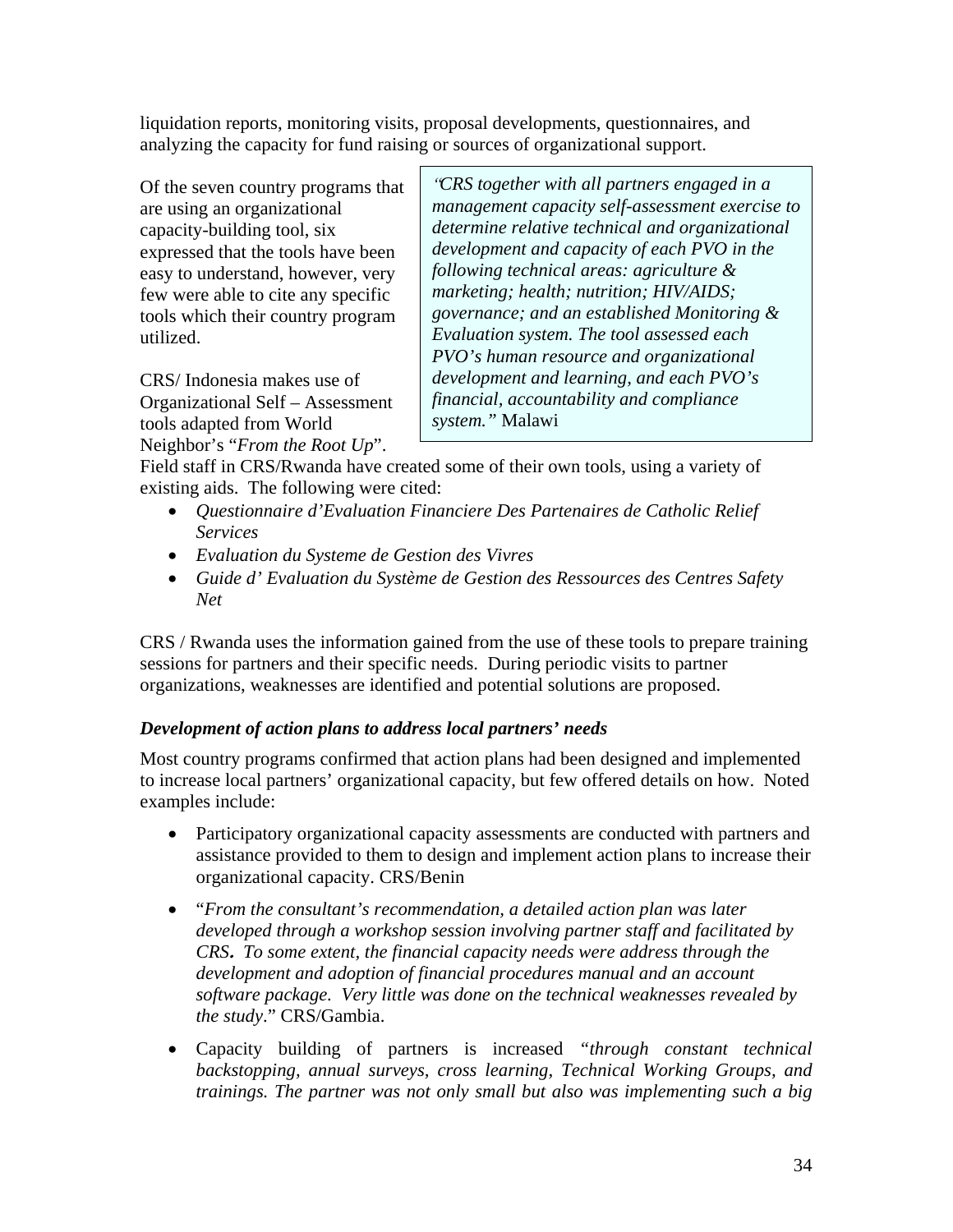liquidation reports, monitoring visits, proposal developments, questionnaires, and analyzing the capacity for fund raising or sources of organizational support.

Of the seven country programs that are using an organizational capacity-building tool, six expressed that the tools have been easy to understand, however, very few were able to cite any specific tools which their country program utilized.

> *"CRS together with all partners engaged in a management capacity self-assessment exercise to determine relative technical and organizational development and capacity of each PVO in the following technical areas: agriculture & marketing; health; nutrition; HIV/AIDS; governance; and an established Monitoring & Evaluation system. The tool assessed each PVO's human resource and organizational development and learning, and each PVO's financial, accountability and compliance system."* Malawi

CRS/ Indonesia makes use of Organizational Self – Assessment tools adapted from World Neighbor's "*From the Root Up*". Field staff in CRS/Rwanda have created some of their own tools, using a variety of existing aids. The following were cited:

- *Questionnaire d'Evaluation Financiere Des Partenaires de Catholic Relief Services*
- *Evaluation du Systeme de Gestion des Vivres*
- *Guide d' Evaluation du Système de Gestion des Ressources des Centres Safety Net*

CRS / Rwanda uses the information gained from the use of these tools to prepare training sessions for partners and their specific needs. During periodic visits to partner organizations, weaknesses are identified and potential solutions are proposed.

***Development of action plans to address local partners' needs***

Most country programs confirmed that action plans had been designed and implemented to increase local partners' organizational capacity, but few offered details on how. Noted examples include:

- Participatory organizational capacity assessments are conducted with partners and assistance provided to them to design and implement action plans to increase their organizational capacity. CRS/Benin

- "*From the consultant's recommendation, a detailed action plan was later developed through a workshop session involving partner staff and facilitated by CRS. To some extent, the financial capacity needs were address through the development and adoption of financial procedures manual and an account software package. Very little was done on the technical weaknesses revealed by the study*." CRS/Gambia.

- Capacity building of partners is increased "*through constant technical backstopping, annual surveys, cross learning, Technical Working Groups, and trainings. The partner was not only small but also was implementing such a big*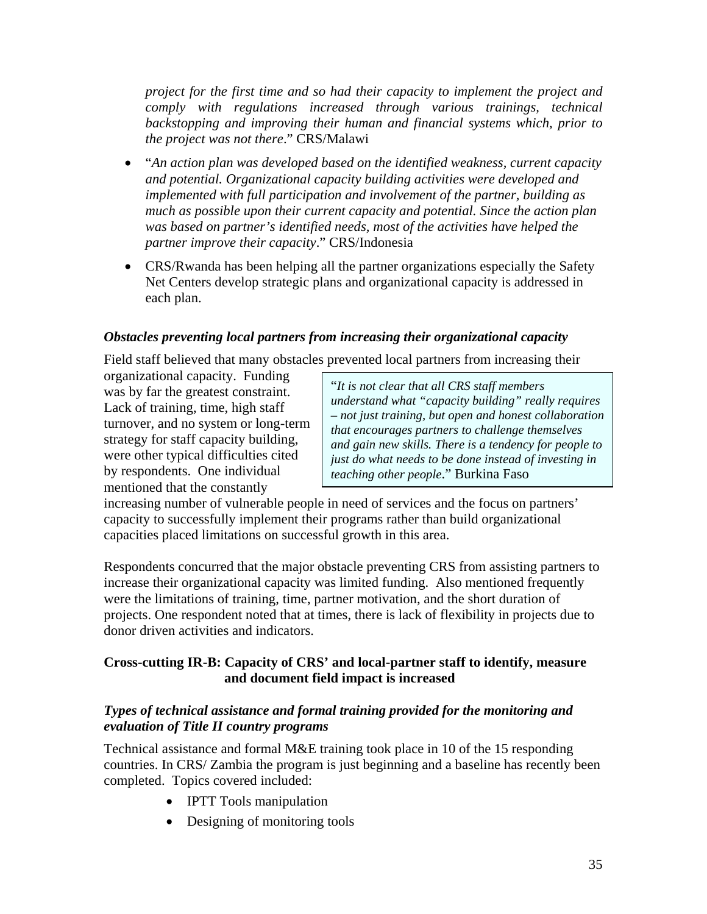*project for the first time and so had their capacity to implement the project and comply with regulations increased through various trainings, technical backstopping and improving their human and financial systems which, prior to the project was not there*." CRS/Malawi

- "*An action plan was developed based on the identified weakness, current capacity and potential. Organizational capacity building activities were developed and implemented with full participation and involvement of the partner, building as much as possible upon their current capacity and potential. Since the action plan was based on partner's identified needs, most of the activities have helped the partner improve their capacity*." CRS/Indonesia
- CRS/Rwanda has been helping all the partner organizations especially the Safety Net Centers develop strategic plans and organizational capacity is addressed in each plan.

### *Obstacles preventing local partners from increasing their organizational capacity*

Field staff believed that many obstacles prevented local partners from increasing their organizational capacity. Funding was by far the greatest constraint. Lack of training, time, high staff turnover, and no system or long-term strategy for staff capacity building, were other typical difficulties cited by respondents. One individual mentioned that the constantly increasing number of vulnerable people in need of services and the focus on partners' capacity to successfully implement their programs rather than build organizational capacities placed limitations on successful growth in this area.

> "*It is not clear that all CRS staff members understand what "capacity building" really requires – not just training, but open and honest collaboration that encourages partners to challenge themselves and gain new skills. There is a tendency for people to just do what needs to be done instead of investing in teaching other people*." Burkina Faso

Respondents concurred that the major obstacle preventing CRS from assisting partners to increase their organizational capacity was limited funding. Also mentioned frequently were the limitations of training, time, partner motivation, and the short duration of projects. One respondent noted that at times, there is lack of flexibility in projects due to donor driven activities and indicators.

### Cross-cutting IR-B: Capacity of CRS' and local-partner staff to identify, measure and document field impact is increased

### *Types of technical assistance and formal training provided for the monitoring and evaluation of Title II country programs*

Technical assistance and formal M&E training took place in 10 of the 15 responding countries. In CRS/ Zambia the program is just beginning and a baseline has recently been completed. Topics covered included:

- IPTT Tools manipulation
- Designing of monitoring tools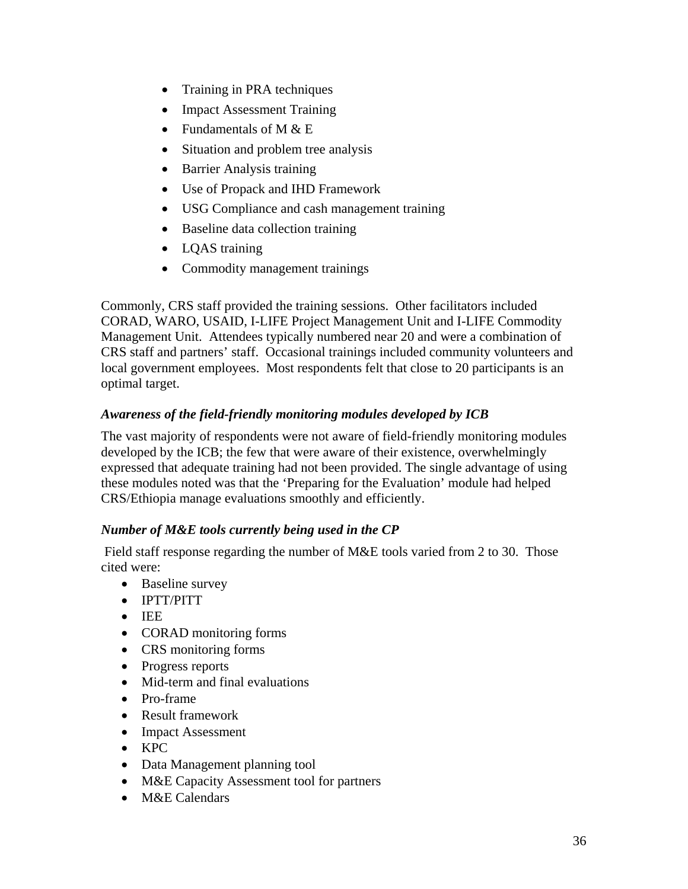- Training in PRA techniques
- Impact Assessment Training
- Fundamentals of M & E
- Situation and problem tree analysis
- Barrier Analysis training
- Use of Propack and IHD Framework
- USG Compliance and cash management training
- Baseline data collection training
- LQAS training
- Commodity management trainings

Commonly, CRS staff provided the training sessions. Other facilitators included CORAD, WARO, USAID, I-LIFE Project Management Unit and I-LIFE Commodity Management Unit. Attendees typically numbered near 20 and were a combination of CRS staff and partners' staff. Occasional trainings included community volunteers and local government employees. Most respondents felt that close to 20 participants is an optimal target.

### *Awareness of the field-friendly monitoring modules developed by ICB*

The vast majority of respondents were not aware of field-friendly monitoring modules developed by the ICB; the few that were aware of their existence, overwhelmingly expressed that adequate training had not been provided. The single advantage of using these modules noted was that the 'Preparing for the Evaluation' module had helped CRS/Ethiopia manage evaluations smoothly and efficiently.

### *Number of M&E tools currently being used in the CP*

Field staff response regarding the number of M&E tools varied from 2 to 30. Those cited were:

- Baseline survey
- IPTT/PITT
- IEE
- CORAD monitoring forms
- CRS monitoring forms
- Progress reports
- Mid-term and final evaluations
- Pro-frame
- Result framework
- Impact Assessment
- KPC
- Data Management planning tool
- M&E Capacity Assessment tool for partners
- M&E Calendars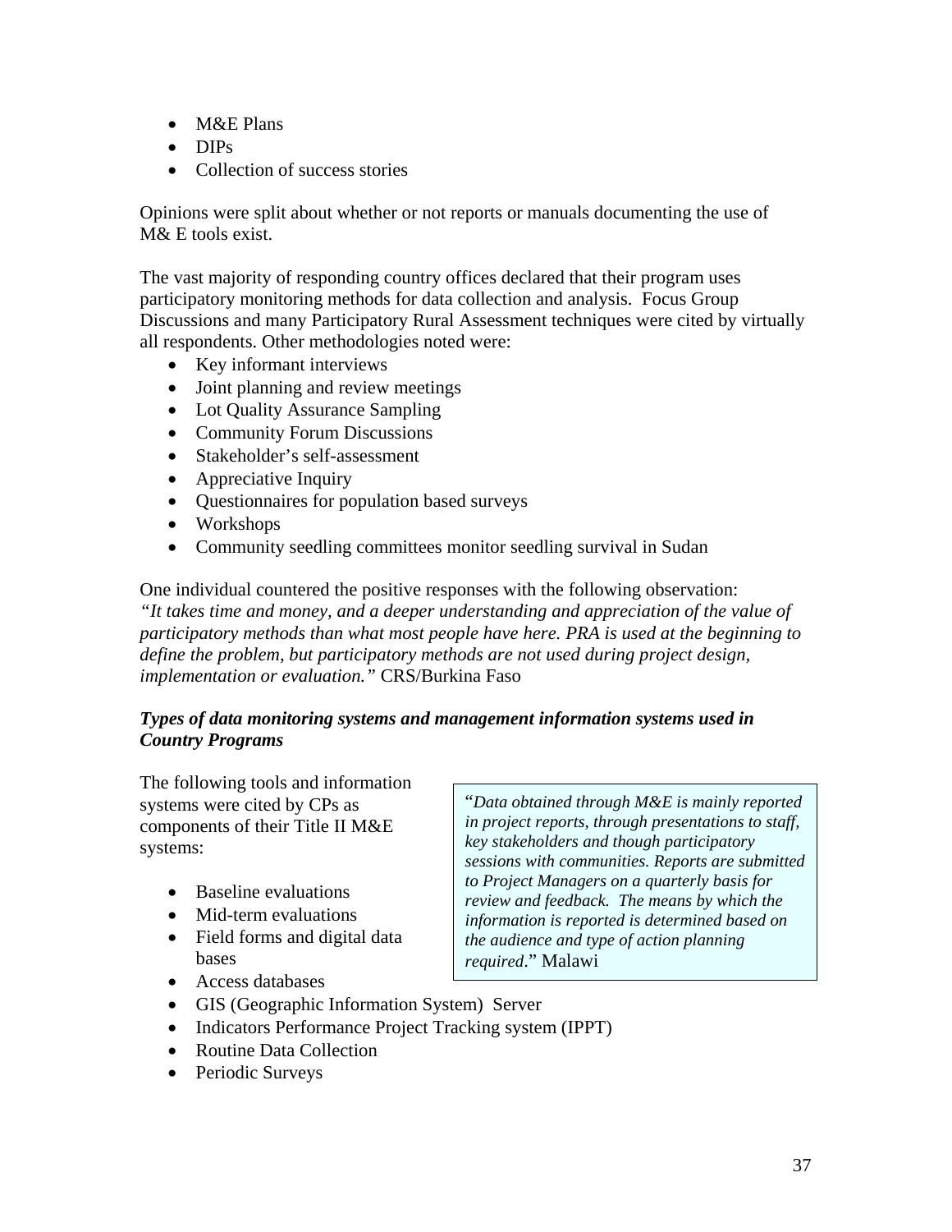- M&E Plans
- DIPs
- Collection of success stories

Opinions were split about whether or not reports or manuals documenting the use of M& E tools exist.

The vast majority of responding country offices declared that their program uses participatory monitoring methods for data collection and analysis. Focus Group Discussions and many Participatory Rural Assessment techniques were cited by virtually all respondents. Other methodologies noted were:

- Key informant interviews
- Joint planning and review meetings
- Lot Quality Assurance Sampling
- Community Forum Discussions
- Stakeholder's self-assessment
- Appreciative Inquiry
- Questionnaires for population based surveys
- Workshops
- Community seedling committees monitor seedling survival in Sudan

One individual countered the positive responses with the following observation: *"It takes time and money, and a deeper understanding and appreciation of the value of participatory methods than what most people have here. PRA is used at the beginning to define the problem, but participatory methods are not used during project design, implementation or evaluation."* CRS/Burkina Faso

***Types of data monitoring systems and management information systems used in Country Programs***

The following tools and information systems were cited by CPs as components of their Title II M&E systems:

- Baseline evaluations
- Mid-term evaluations
- Field forms and digital data bases
- Access databases
- GIS (Geographic Information System) Server
- Indicators Performance Project Tracking system (IPPT)
- Routine Data Collection
- Periodic Surveys

"*Data obtained through M&E is mainly reported in project reports, through presentations to staff, key stakeholders and though participatory sessions with communities. Reports are submitted to Project Managers on a quarterly basis for review and feedback. The means by which the information is reported is determined based on the audience and type of action planning required*." Malawi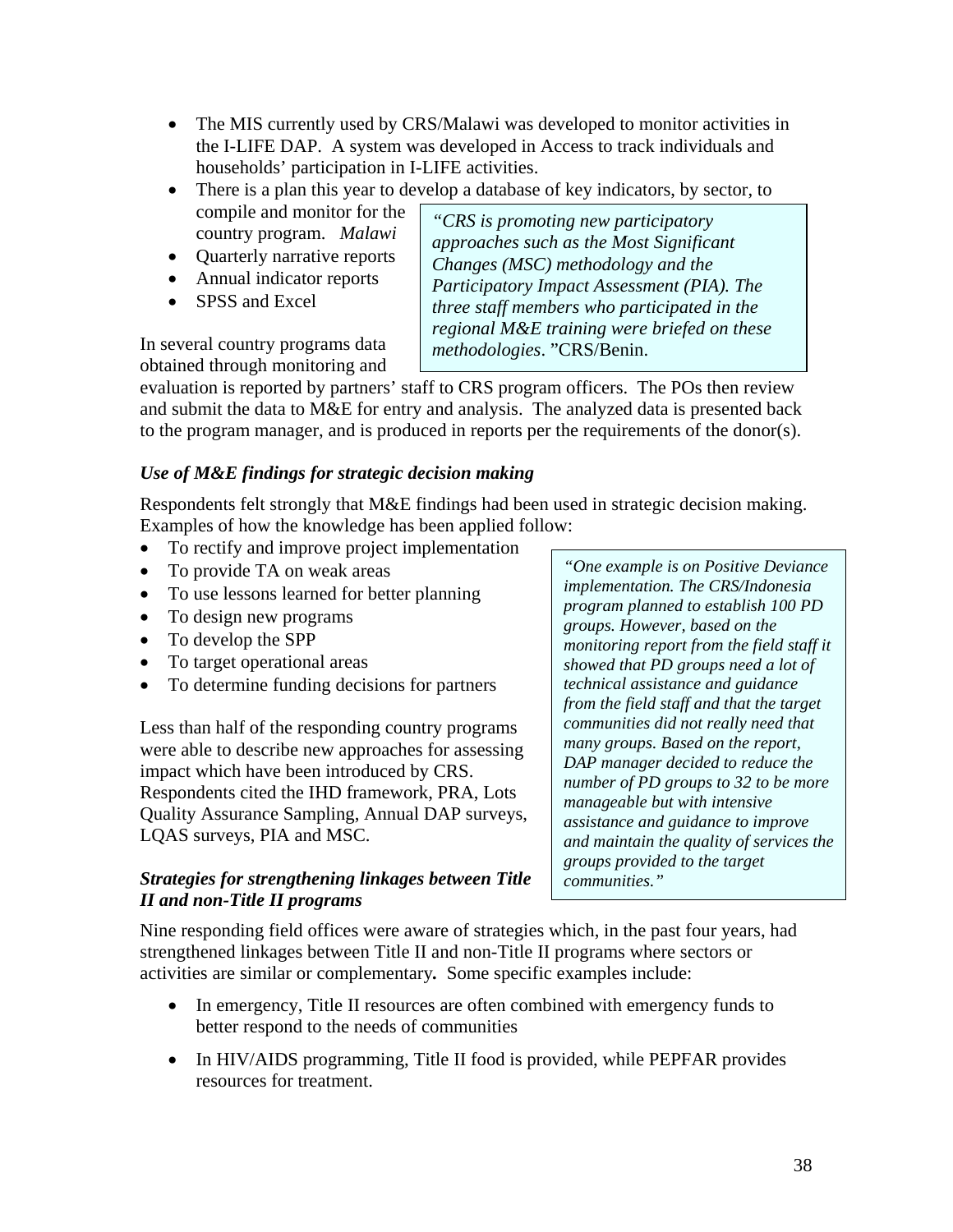- The MIS currently used by CRS/Malawi was developed to monitor activities in the I-LIFE DAP. A system was developed in Access to track individuals and households' participation in I-LIFE activities.
- There is a plan this year to develop a database of key indicators, by sector, to compile and monitor for the country program. *Malawi*
- Quarterly narrative reports
- Annual indicator reports
- SPSS and Excel

> *"CRS is promoting new participatory approaches such as the Most Significant Changes (MSC) methodology and the Participatory Impact Assessment (PIA). The three staff members who participated in the regional M&E training were briefed on these methodologies.* "CRS/Benin.

In several country programs data obtained through monitoring and evaluation is reported by partners' staff to CRS program officers. The POs then review and submit the data to M&E for entry and analysis. The analyzed data is presented back to the program manager, and is produced in reports per the requirements of the donor(s).

### *Use of M&E findings for strategic decision making*

Respondents felt strongly that M&E findings had been used in strategic decision making. Examples of how the knowledge has been applied follow:

- To rectify and improve project implementation
- To provide TA on weak areas
- To use lessons learned for better planning
- To design new programs
- To develop the SPP
- To target operational areas
- To determine funding decisions for partners

> *"One example is on Positive Deviance implementation. The CRS/Indonesia program planned to establish 100 PD groups. However, based on the monitoring report from the field staff it showed that PD groups need a lot of technical assistance and guidance from the field staff and that the target communities did not really need that many groups. Based on the report, DAP manager decided to reduce the number of PD groups to 32 to be more manageable but with intensive assistance and guidance to improve and maintain the quality of services the groups provided to the target communities."*

Less than half of the responding country programs were able to describe new approaches for assessing impact which have been introduced by CRS. Respondents cited the IHD framework, PRA, Lots Quality Assurance Sampling, Annual DAP surveys, LQAS surveys, PIA and MSC.

### *Strategies for strengthening linkages between Title II and non-Title II programs*

Nine responding field offices were aware of strategies which, in the past four years, had strengthened linkages between Title II and non-Title II programs where sectors or activities are similar or complementary**.** Some specific examples include:

- In emergency, Title II resources are often combined with emergency funds to better respond to the needs of communities
- In HIV/AIDS programming, Title II food is provided, while PEPFAR provides resources for treatment.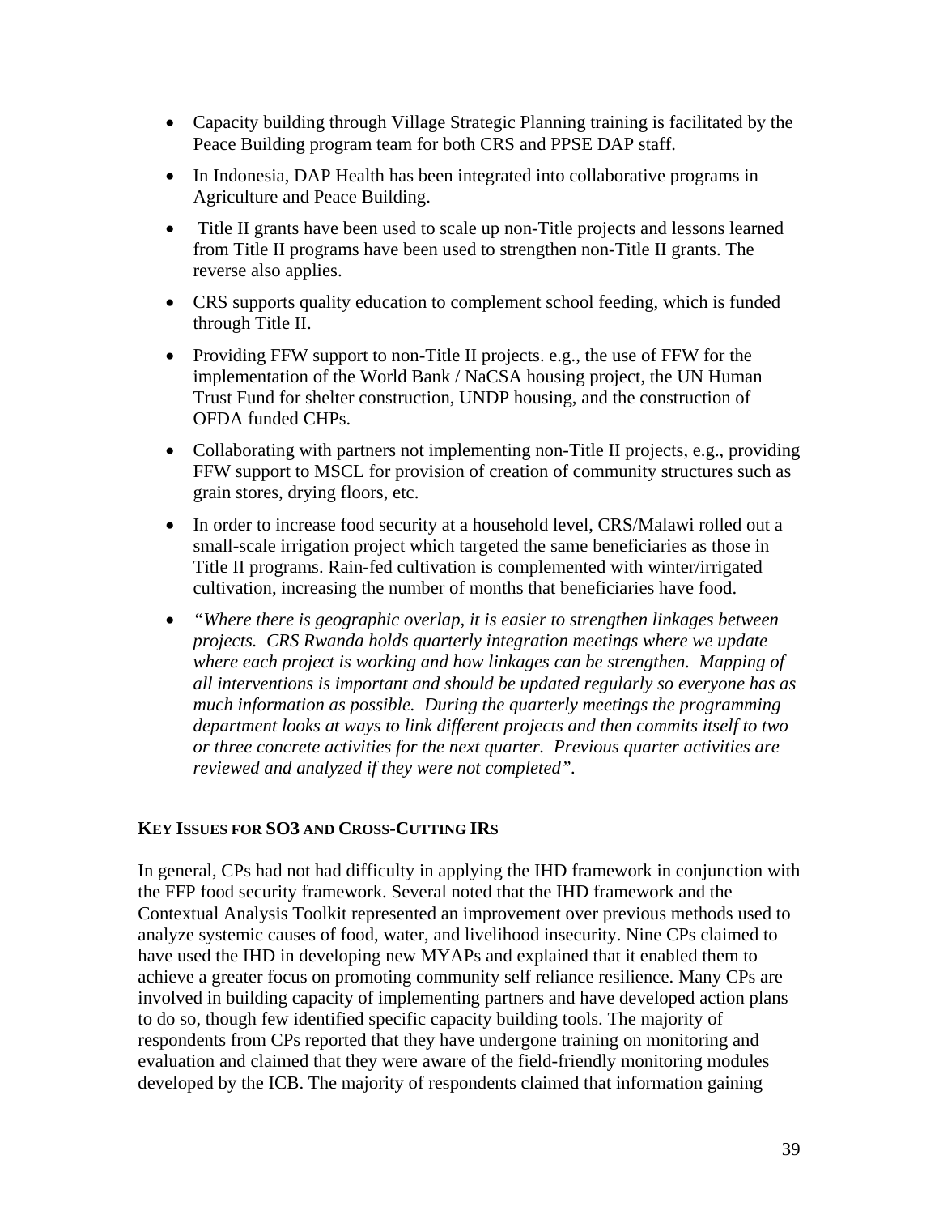- Capacity building through Village Strategic Planning training is facilitated by the Peace Building program team for both CRS and PPSE DAP staff.
- In Indonesia, DAP Health has been integrated into collaborative programs in Agriculture and Peace Building.
- Title II grants have been used to scale up non-Title projects and lessons learned from Title II programs have been used to strengthen non-Title II grants. The reverse also applies.
- CRS supports quality education to complement school feeding, which is funded through Title II.
- Providing FFW support to non-Title II projects. e.g., the use of FFW for the implementation of the World Bank / NaCSA housing project, the UN Human Trust Fund for shelter construction, UNDP housing, and the construction of OFDA funded CHPs.
- Collaborating with partners not implementing non-Title II projects, e.g., providing FFW support to MSCL for provision of creation of community structures such as grain stores, drying floors, etc.
- In order to increase food security at a household level, CRS/Malawi rolled out a small-scale irrigation project which targeted the same beneficiaries as those in Title II programs. Rain-fed cultivation is complemented with winter/irrigated cultivation, increasing the number of months that beneficiaries have food.
- *"Where there is geographic overlap, it is easier to strengthen linkages between projects. CRS Rwanda holds quarterly integration meetings where we update where each project is working and how linkages can be strengthen. Mapping of all interventions is important and should be updated regularly so everyone has as much information as possible. During the quarterly meetings the programming department looks at ways to link different projects and then commits itself to two or three concrete activities for the next quarter. Previous quarter activities are reviewed and analyzed if they were not completed".*

**KEY ISSUES FOR SO3 AND CROSS-CUTTING IRS**

In general, CPs had not had difficulty in applying the IHD framework in conjunction with the FFP food security framework. Several noted that the IHD framework and the Contextual Analysis Toolkit represented an improvement over previous methods used to analyze systemic causes of food, water, and livelihood insecurity. Nine CPs claimed to have used the IHD in developing new MYAPs and explained that it enabled them to achieve a greater focus on promoting community self reliance resilience. Many CPs are involved in building capacity of implementing partners and have developed action plans to do so, though few identified specific capacity building tools. The majority of respondents from CPs reported that they have undergone training on monitoring and evaluation and claimed that they were aware of the field-friendly monitoring modules developed by the ICB. The majority of respondents claimed that information gaining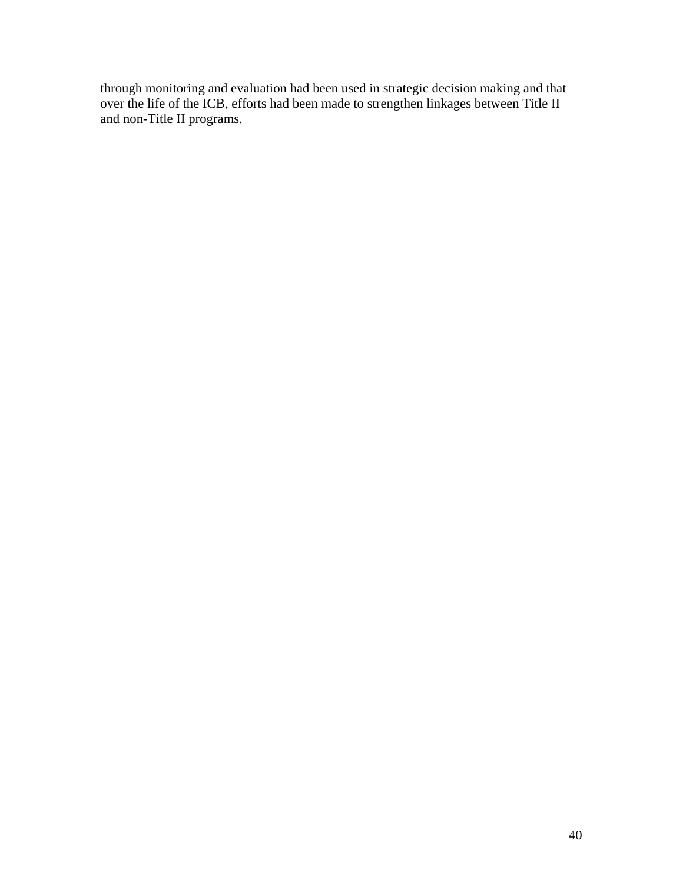through monitoring and evaluation had been used in strategic decision making and that over the life of the ICB, efforts had been made to strengthen linkages between Title II and non-Title II programs.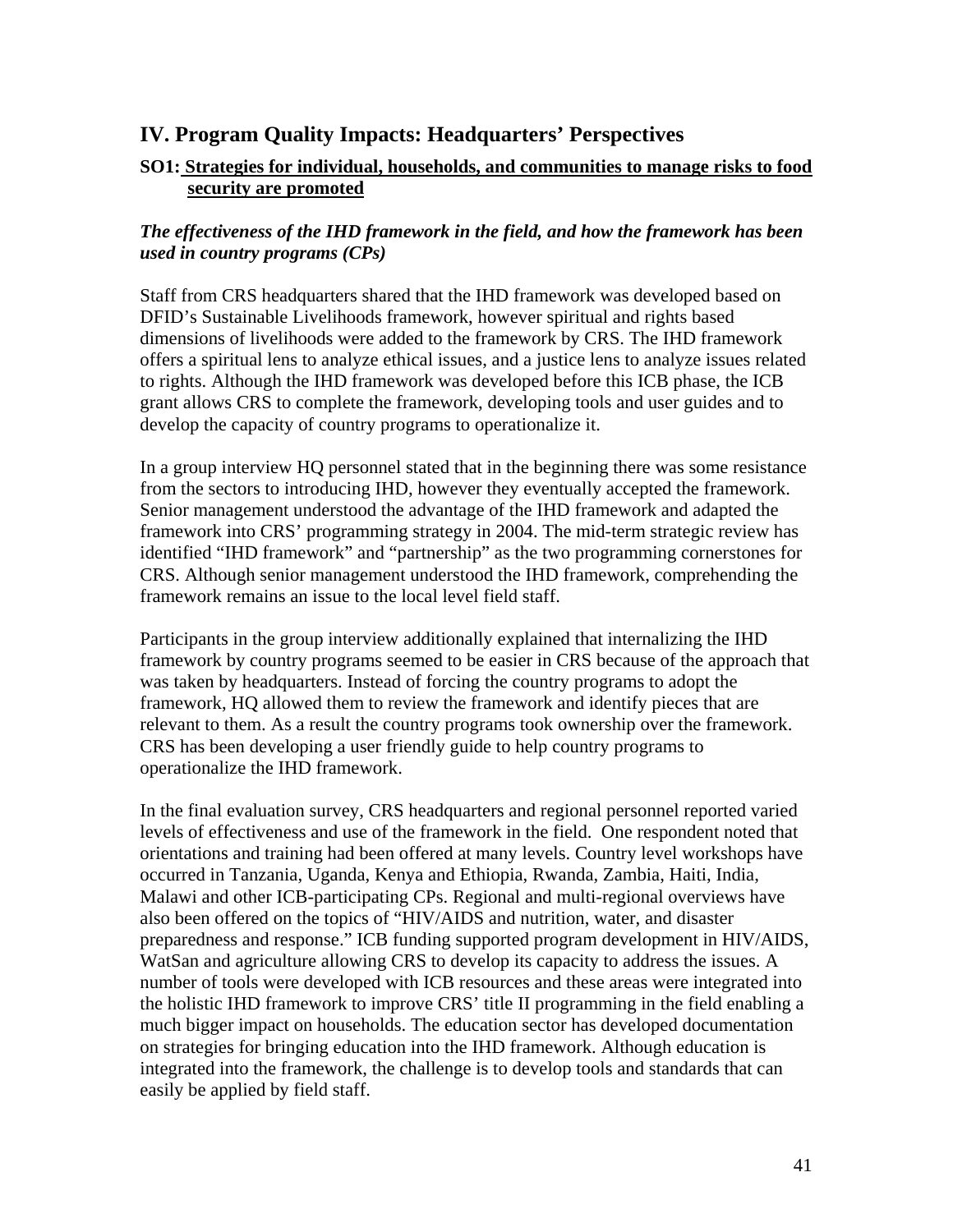## IV. Program Quality Impacts: Headquarters' Perspectives

### SO1: Strategies for individual, households, and communities to manage risks to food security are promoted

***The effectiveness of the IHD framework in the field, and how the framework has been used in country programs (CPs)***

Staff from CRS headquarters shared that the IHD framework was developed based on DFID's Sustainable Livelihoods framework, however spiritual and rights based dimensions of livelihoods were added to the framework by CRS. The IHD framework offers a spiritual lens to analyze ethical issues, and a justice lens to analyze issues related to rights. Although the IHD framework was developed before this ICB phase, the ICB grant allows CRS to complete the framework, developing tools and user guides and to develop the capacity of country programs to operationalize it.

In a group interview HQ personnel stated that in the beginning there was some resistance from the sectors to introducing IHD, however they eventually accepted the framework. Senior management understood the advantage of the IHD framework and adapted the framework into CRS' programming strategy in 2004. The mid-term strategic review has identified "IHD framework" and "partnership" as the two programming cornerstones for CRS. Although senior management understood the IHD framework, comprehending the framework remains an issue to the local level field staff.

Participants in the group interview additionally explained that internalizing the IHD framework by country programs seemed to be easier in CRS because of the approach that was taken by headquarters. Instead of forcing the country programs to adopt the framework, HQ allowed them to review the framework and identify pieces that are relevant to them. As a result the country programs took ownership over the framework. CRS has been developing a user friendly guide to help country programs to operationalize the IHD framework.

In the final evaluation survey, CRS headquarters and regional personnel reported varied levels of effectiveness and use of the framework in the field. One respondent noted that orientations and training had been offered at many levels. Country level workshops have occurred in Tanzania, Uganda, Kenya and Ethiopia, Rwanda, Zambia, Haiti, India, Malawi and other ICB-participating CPs. Regional and multi-regional overviews have also been offered on the topics of "HIV/AIDS and nutrition, water, and disaster preparedness and response." ICB funding supported program development in HIV/AIDS, WatSan and agriculture allowing CRS to develop its capacity to address the issues. A number of tools were developed with ICB resources and these areas were integrated into the holistic IHD framework to improve CRS' title II programming in the field enabling a much bigger impact on households. The education sector has developed documentation on strategies for bringing education into the IHD framework. Although education is integrated into the framework, the challenge is to develop tools and standards that can easily be applied by field staff.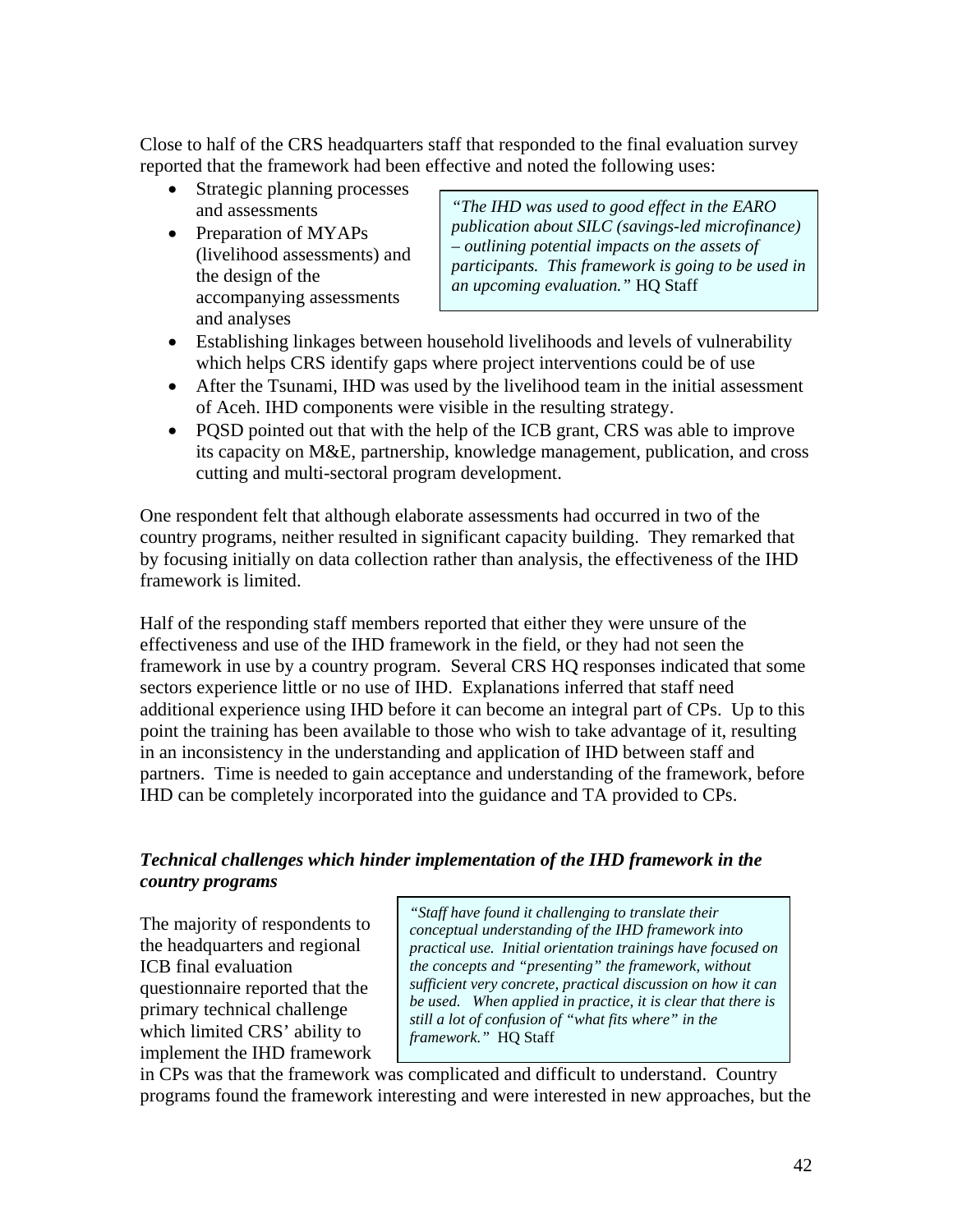Close to half of the CRS headquarters staff that responded to the final evaluation survey reported that the framework had been effective and noted the following uses:

- Strategic planning processes and assessments
- Preparation of MYAPs (livelihood assessments) and the design of the accompanying assessments and analyses

> *"The IHD was used to good effect in the EARO publication about SILC (savings-led microfinance) – outlining potential impacts on the assets of participants. This framework is going to be used in an upcoming evaluation."* HQ Staff

- Establishing linkages between household livelihoods and levels of vulnerability which helps CRS identify gaps where project interventions could be of use
- After the Tsunami, IHD was used by the livelihood team in the initial assessment of Aceh. IHD components were visible in the resulting strategy.
- PQSD pointed out that with the help of the ICB grant, CRS was able to improve its capacity on M&E, partnership, knowledge management, publication, and cross cutting and multi-sectoral program development.

One respondent felt that although elaborate assessments had occurred in two of the country programs, neither resulted in significant capacity building. They remarked that by focusing initially on data collection rather than analysis, the effectiveness of the IHD framework is limited.

Half of the responding staff members reported that either they were unsure of the effectiveness and use of the IHD framework in the field, or they had not seen the framework in use by a country program. Several CRS HQ responses indicated that some sectors experience little or no use of IHD. Explanations inferred that staff need additional experience using IHD before it can become an integral part of CPs. Up to this point the training has been available to those who wish to take advantage of it, resulting in an inconsistency in the understanding and application of IHD between staff and partners. Time is needed to gain acceptance and understanding of the framework, before IHD can be completely incorporated into the guidance and TA provided to CPs.

***Technical challenges which hinder implementation of the IHD framework in the country programs***

> *"Staff have found it challenging to translate their conceptual understanding of the IHD framework into practical use. Initial orientation trainings have focused on the concepts and "presenting" the framework, without sufficient very concrete, practical discussion on how it can be used. When applied in practice, it is clear that there is still a lot of confusion of "what fits where" in the framework."* HQ Staff

The majority of respondents to the headquarters and regional ICB final evaluation questionnaire reported that the primary technical challenge which limited CRS' ability to implement the IHD framework in CPs was that the framework was complicated and difficult to understand. Country programs found the framework interesting and were interested in new approaches, but the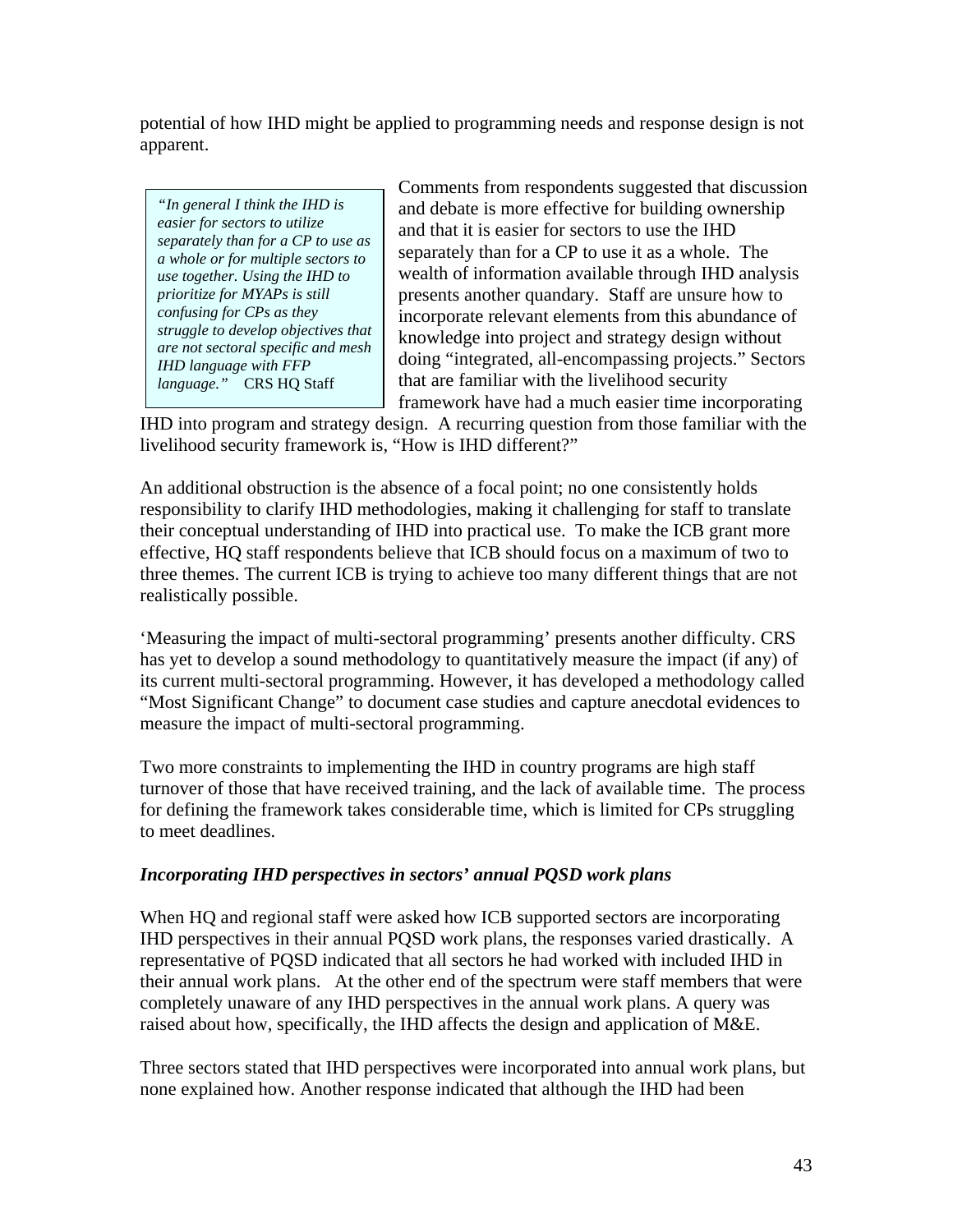potential of how IHD might be applied to programming needs and response design is not apparent.

> *"In general I think the IHD is easier for sectors to utilize separately than for a CP to use as a whole or for multiple sectors to use together. Using the IHD to prioritize for MYAPs is still confusing for CPs as they struggle to develop objectives that are not sectoral specific and mesh IHD language with FFP language."* CRS HQ Staff

Comments from respondents suggested that discussion and debate is more effective for building ownership and that it is easier for sectors to use the IHD separately than for a CP to use it as a whole. The wealth of information available through IHD analysis presents another quandary. Staff are unsure how to incorporate relevant elements from this abundance of knowledge into project and strategy design without doing "integrated, all-encompassing projects." Sectors that are familiar with the livelihood security framework have had a much easier time incorporating IHD into program and strategy design. A recurring question from those familiar with the livelihood security framework is, "How is IHD different?"

An additional obstruction is the absence of a focal point; no one consistently holds responsibility to clarify IHD methodologies, making it challenging for staff to translate their conceptual understanding of IHD into practical use. To make the ICB grant more effective, HQ staff respondents believe that ICB should focus on a maximum of two to three themes. The current ICB is trying to achieve too many different things that are not realistically possible.

'Measuring the impact of multi-sectoral programming' presents another difficulty. CRS has yet to develop a sound methodology to quantitatively measure the impact (if any) of its current multi-sectoral programming. However, it has developed a methodology called "Most Significant Change" to document case studies and capture anecdotal evidences to measure the impact of multi-sectoral programming.

Two more constraints to implementing the IHD in country programs are high staff turnover of those that have received training, and the lack of available time. The process for defining the framework takes considerable time, which is limited for CPs struggling to meet deadlines.

### *Incorporating IHD perspectives in sectors' annual PQSD work plans*

When HQ and regional staff were asked how ICB supported sectors are incorporating IHD perspectives in their annual PQSD work plans, the responses varied drastically. A representative of PQSD indicated that all sectors he had worked with included IHD in their annual work plans. At the other end of the spectrum were staff members that were completely unaware of any IHD perspectives in the annual work plans. A query was raised about how, specifically, the IHD affects the design and application of M&E.

Three sectors stated that IHD perspectives were incorporated into annual work plans, but none explained how. Another response indicated that although the IHD had been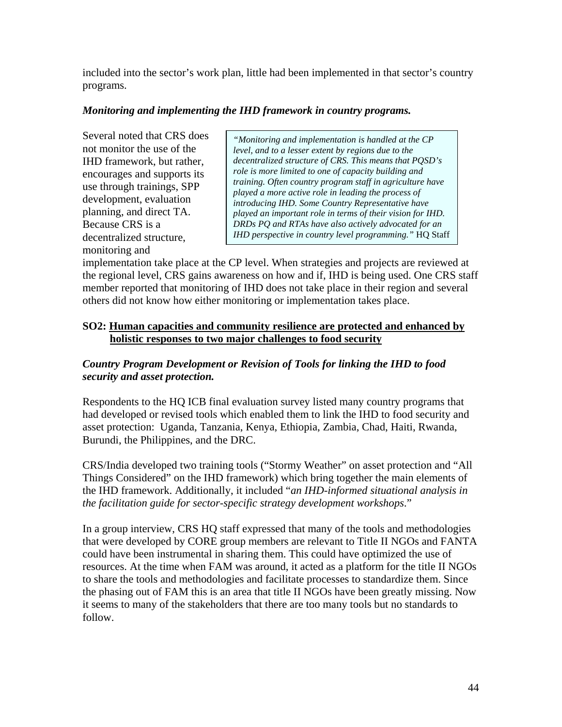included into the sector's work plan, little had been implemented in that sector's country programs.

***Monitoring and implementing the IHD framework in country programs.***

> *"Monitoring and implementation is handled at the CP level, and to a lesser extent by regions due to the decentralized structure of CRS. This means that PQSD's role is more limited to one of capacity building and training. Often country program staff in agriculture have played a more active role in leading the process of introducing IHD. Some Country Representative have played an important role in terms of their vision for IHD. DRDs PQ and RTAs have also actively advocated for an IHD perspective in country level programming."* HQ Staff

Several noted that CRS does not monitor the use of the IHD framework, but rather, encourages and supports its use through trainings, SPP development, evaluation planning, and direct TA. Because CRS is a decentralized structure, monitoring and implementation take place at the CP level. When strategies and projects are reviewed at the regional level, CRS gains awareness on how and if, IHD is being used. One CRS staff member reported that monitoring of IHD does not take place in their region and several others did not know how either monitoring or implementation takes place.

**SO2: <u>Human capacities and community resilience are protected and enhanced by holistic responses to two major challenges to food security</u>**

***Country Program Development or Revision of Tools for linking the IHD to food security and asset protection.***

Respondents to the HQ ICB final evaluation survey listed many country programs that had developed or revised tools which enabled them to link the IHD to food security and asset protection: Uganda, Tanzania, Kenya, Ethiopia, Zambia, Chad, Haiti, Rwanda, Burundi, the Philippines, and the DRC.

CRS/India developed two training tools ("Stormy Weather" on asset protection and "All Things Considered" on the IHD framework) which bring together the main elements of the IHD framework. Additionally, it included "*an IHD-informed situational analysis in the facilitation guide for sector-specific strategy development workshops*."

In a group interview, CRS HQ staff expressed that many of the tools and methodologies that were developed by CORE group members are relevant to Title II NGOs and FANTA could have been instrumental in sharing them. This could have optimized the use of resources. At the time when FAM was around, it acted as a platform for the title II NGOs to share the tools and methodologies and facilitate processes to standardize them. Since the phasing out of FAM this is an area that title II NGOs have been greatly missing. Now it seems to many of the stakeholders that there are too many tools but no standards to follow.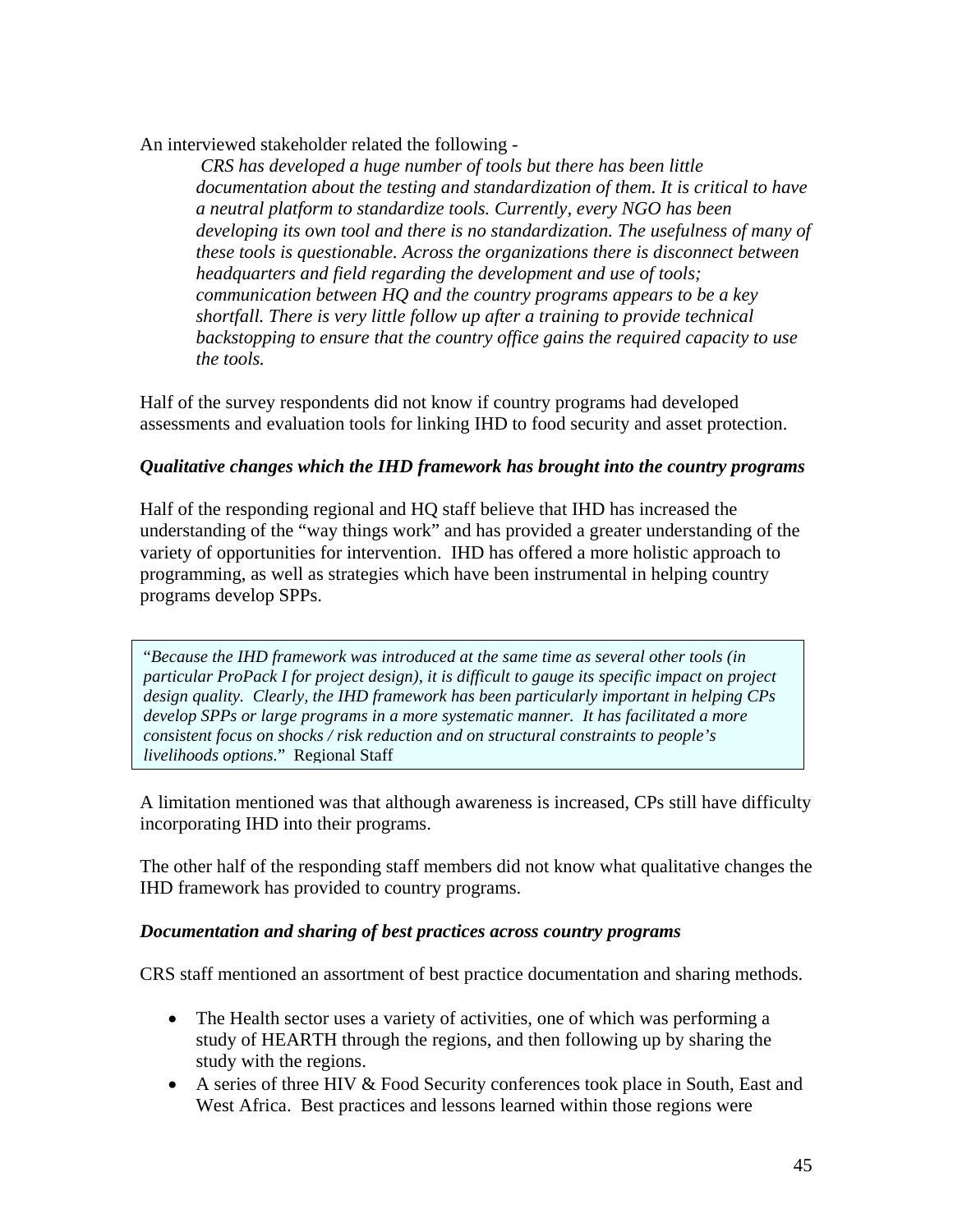An interviewed stakeholder related the following -

> *CRS has developed a huge number of tools but there has been little documentation about the testing and standardization of them. It is critical to have a neutral platform to standardize tools. Currently, every NGO has been developing its own tool and there is no standardization. The usefulness of many of these tools is questionable. Across the organizations there is disconnect between headquarters and field regarding the development and use of tools; communication between HQ and the country programs appears to be a key shortfall. There is very little follow up after a training to provide technical backstopping to ensure that the country office gains the required capacity to use the tools.*

Half of the survey respondents did not know if country programs had developed assessments and evaluation tools for linking IHD to food security and asset protection.

***Qualitative changes which the IHD framework has brought into the country programs***

Half of the responding regional and HQ staff believe that IHD has increased the understanding of the "way things work" and has provided a greater understanding of the variety of opportunities for intervention. IHD has offered a more holistic approach to programming, as well as strategies which have been instrumental in helping country programs develop SPPs.

> "*Because the IHD framework was introduced at the same time as several other tools (in particular ProPack I for project design), it is difficult to gauge its specific impact on project design quality. Clearly, the IHD framework has been particularly important in helping CPs develop SPPs or large programs in a more systematic manner. It has facilitated a more consistent focus on shocks / risk reduction and on structural constraints to people's livelihoods options.*" Regional Staff

A limitation mentioned was that although awareness is increased, CPs still have difficulty incorporating IHD into their programs.

The other half of the responding staff members did not know what qualitative changes the IHD framework has provided to country programs.

***Documentation and sharing of best practices across country programs***

CRS staff mentioned an assortment of best practice documentation and sharing methods.

- The Health sector uses a variety of activities, one of which was performing a study of HEARTH through the regions, and then following up by sharing the study with the regions.
- A series of three HIV & Food Security conferences took place in South, East and West Africa. Best practices and lessons learned within those regions were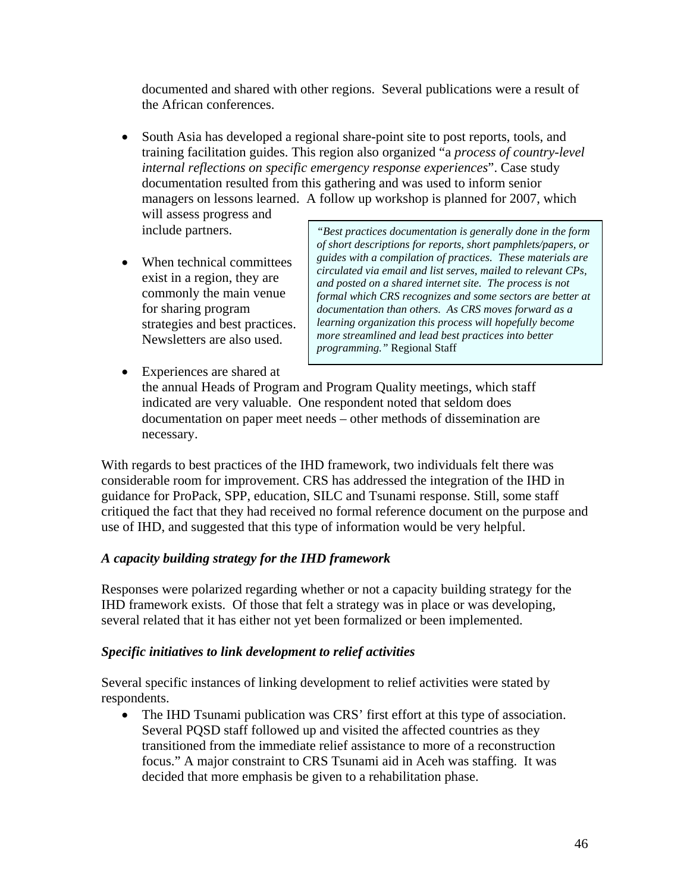documented and shared with other regions. Several publications were a result of the African conferences.

- South Asia has developed a regional share-point site to post reports, tools, and training facilitation guides. This region also organized "a *process of country-level internal reflections on specific emergency response experiences*". Case study documentation resulted from this gathering and was used to inform senior managers on lessons learned. A follow up workshop is planned for 2007, which will assess progress and include partners.

- When technical committees exist in a region, they are commonly the main venue for sharing program strategies and best practices. Newsletters are also used.

> *"Best practices documentation is generally done in the form of short descriptions for reports, short pamphlets/papers, or guides with a compilation of practices. These materials are circulated via email and list serves, mailed to relevant CPs, and posted on a shared internet site. The process is not formal which CRS recognizes and some sectors are better at documentation than others. As CRS moves forward as a learning organization this process will hopefully become more streamlined and lead best practices into better programming."* Regional Staff

- Experiences are shared at the annual Heads of Program and Program Quality meetings, which staff indicated are very valuable. One respondent noted that seldom does documentation on paper meet needs – other methods of dissemination are necessary.

With regards to best practices of the IHD framework, two individuals felt there was considerable room for improvement. CRS has addressed the integration of the IHD in guidance for ProPack, SPP, education, SILC and Tsunami response. Still, some staff critiqued the fact that they had received no formal reference document on the purpose and use of IHD, and suggested that this type of information would be very helpful.

***A capacity building strategy for the IHD framework***

Responses were polarized regarding whether or not a capacity building strategy for the IHD framework exists. Of those that felt a strategy was in place or was developing, several related that it has either not yet been formalized or been implemented.

***Specific initiatives to link development to relief activities***

Several specific instances of linking development to relief activities were stated by respondents.

- The IHD Tsunami publication was CRS' first effort at this type of association. Several PQSD staff followed up and visited the affected countries as they transitioned from the immediate relief assistance to more of a reconstruction focus." A major constraint to CRS Tsunami aid in Aceh was staffing. It was decided that more emphasis be given to a rehabilitation phase.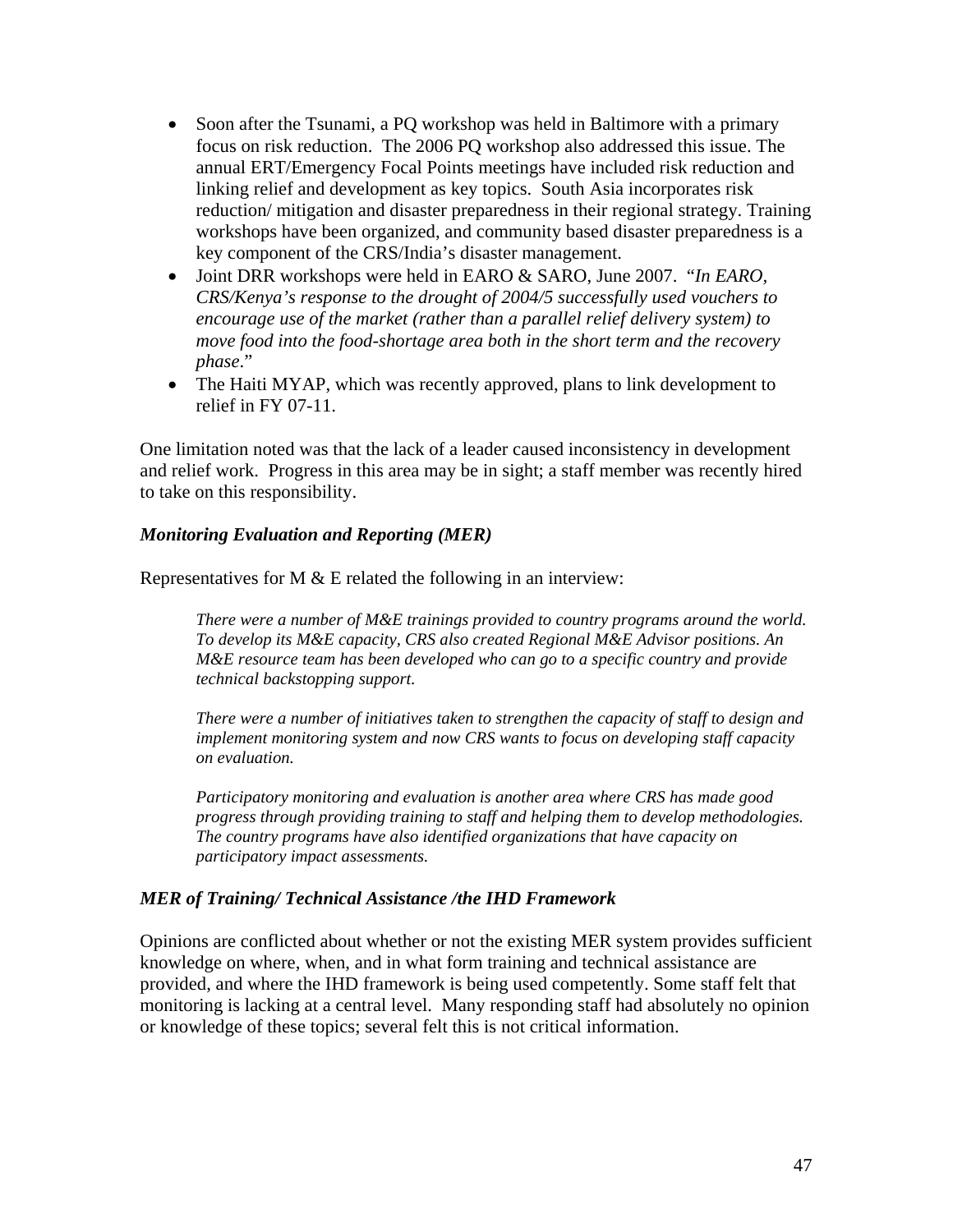- Soon after the Tsunami, a PQ workshop was held in Baltimore with a primary focus on risk reduction. The 2006 PQ workshop also addressed this issue. The annual ERT/Emergency Focal Points meetings have included risk reduction and linking relief and development as key topics. South Asia incorporates risk reduction/ mitigation and disaster preparedness in their regional strategy. Training workshops have been organized, and community based disaster preparedness is a key component of the CRS/India's disaster management.
- Joint DRR workshops were held in EARO & SARO, June 2007. "*In EARO, CRS/Kenya's response to the drought of 2004/5 successfully used vouchers to encourage use of the market (rather than a parallel relief delivery system) to move food into the food-shortage area both in the short term and the recovery phase*."
- The Haiti MYAP, which was recently approved, plans to link development to relief in FY 07-11.

One limitation noted was that the lack of a leader caused inconsistency in development and relief work. Progress in this area may be in sight; a staff member was recently hired to take on this responsibility.

### *Monitoring Evaluation and Reporting (MER)*

Representatives for M & E related the following in an interview:

> *There were a number of M&E trainings provided to country programs around the world. To develop its M&E capacity, CRS also created Regional M&E Advisor positions. An M&E resource team has been developed who can go to a specific country and provide technical backstopping support.*
>
> *There were a number of initiatives taken to strengthen the capacity of staff to design and implement monitoring system and now CRS wants to focus on developing staff capacity on evaluation.*
>
> *Participatory monitoring and evaluation is another area where CRS has made good progress through providing training to staff and helping them to develop methodologies. The country programs have also identified organizations that have capacity on participatory impact assessments.*

### *MER of Training/ Technical Assistance /the IHD Framework*

Opinions are conflicted about whether or not the existing MER system provides sufficient knowledge on where, when, and in what form training and technical assistance are provided, and where the IHD framework is being used competently. Some staff felt that monitoring is lacking at a central level. Many responding staff had absolutely no opinion or knowledge of these topics; several felt this is not critical information.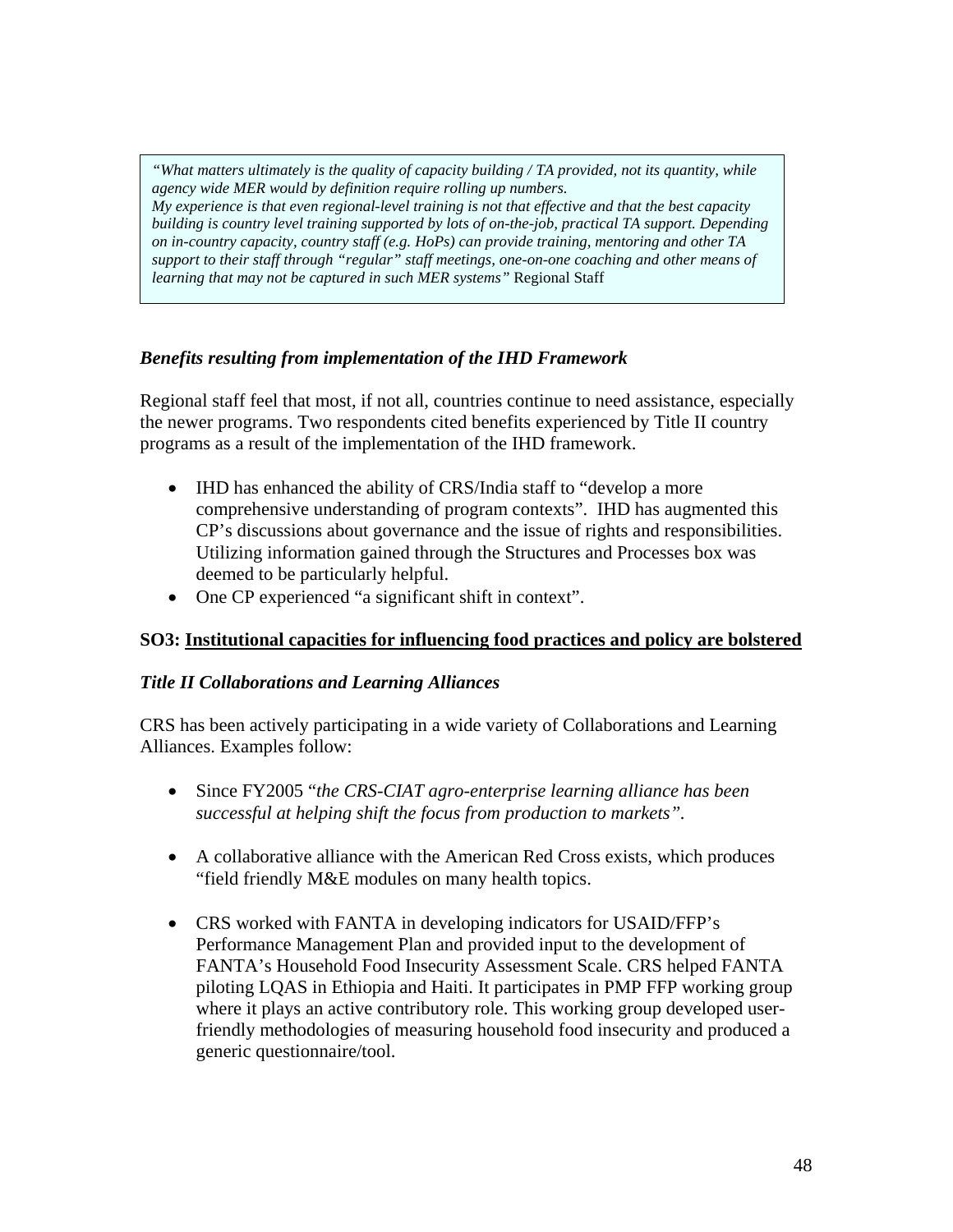> *"What matters ultimately is the quality of capacity building / TA provided, not its quantity, while agency wide MER would by definition require rolling up numbers.*
> *My experience is that even regional-level training is not that effective and that the best capacity building is country level training supported by lots of on-the-job, practical TA support. Depending on in-country capacity, country staff (e.g. HoPs) can provide training, mentoring and other TA support to their staff through "regular" staff meetings, one-on-one coaching and other means of learning that may not be captured in such MER systems"* Regional Staff

***Benefits resulting from implementation of the IHD Framework***

Regional staff feel that most, if not all, countries continue to need assistance, especially the newer programs. Two respondents cited benefits experienced by Title II country programs as a result of the implementation of the IHD framework.

- IHD has enhanced the ability of CRS/India staff to "develop a more comprehensive understanding of program contexts". IHD has augmented this CP's discussions about governance and the issue of rights and responsibilities. Utilizing information gained through the Structures and Processes box was deemed to be particularly helpful.
- One CP experienced "a significant shift in context".

**SO3: <u>Institutional capacities for influencing food practices and policy are bolstered</u>**

***Title II Collaborations and Learning Alliances***

CRS has been actively participating in a wide variety of Collaborations and Learning Alliances. Examples follow:

- Since FY2005 "*the CRS-CIAT agro-enterprise learning alliance has been successful at helping shift the focus from production to markets"*.

- A collaborative alliance with the American Red Cross exists, which produces "field friendly M&E modules on many health topics.

- CRS worked with FANTA in developing indicators for USAID/FFP's Performance Management Plan and provided input to the development of FANTA's Household Food Insecurity Assessment Scale. CRS helped FANTA piloting LQAS in Ethiopia and Haiti. It participates in PMP FFP working group where it plays an active contributory role. This working group developed user-friendly methodologies of measuring household food insecurity and produced a generic questionnaire/tool.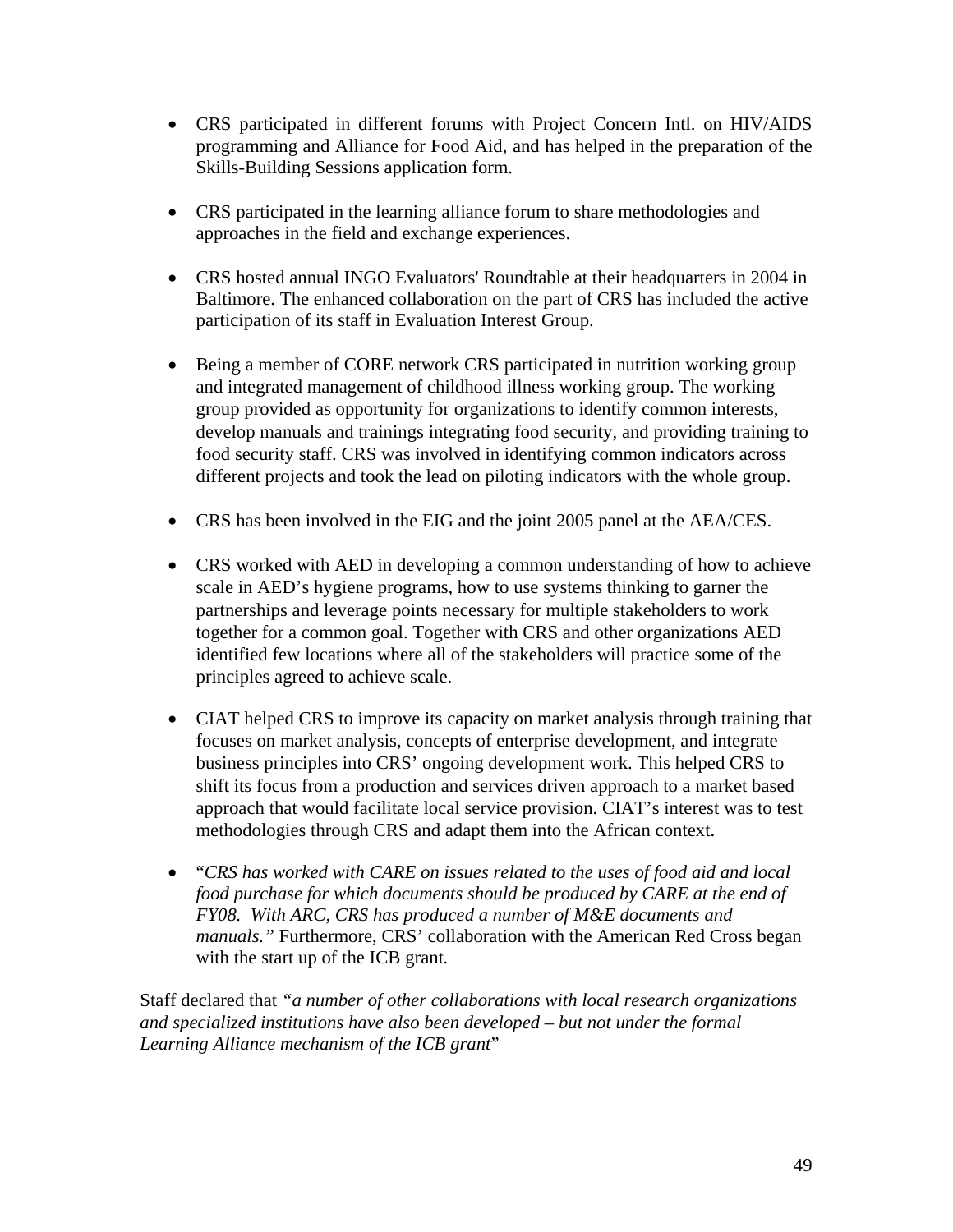- CRS participated in different forums with Project Concern Intl. on HIV/AIDS programming and Alliance for Food Aid, and has helped in the preparation of the Skills-Building Sessions application form.

- CRS participated in the learning alliance forum to share methodologies and approaches in the field and exchange experiences.

- CRS hosted annual INGO Evaluators' Roundtable at their headquarters in 2004 in Baltimore. The enhanced collaboration on the part of CRS has included the active participation of its staff in Evaluation Interest Group.

- Being a member of CORE network CRS participated in nutrition working group and integrated management of childhood illness working group. The working group provided as opportunity for organizations to identify common interests, develop manuals and trainings integrating food security, and providing training to food security staff. CRS was involved in identifying common indicators across different projects and took the lead on piloting indicators with the whole group.

- CRS has been involved in the EIG and the joint 2005 panel at the AEA/CES.

- CRS worked with AED in developing a common understanding of how to achieve scale in AED's hygiene programs, how to use systems thinking to garner the partnerships and leverage points necessary for multiple stakeholders to work together for a common goal. Together with CRS and other organizations AED identified few locations where all of the stakeholders will practice some of the principles agreed to achieve scale.

- CIAT helped CRS to improve its capacity on market analysis through training that focuses on market analysis, concepts of enterprise development, and integrate business principles into CRS' ongoing development work. This helped CRS to shift its focus from a production and services driven approach to a market based approach that would facilitate local service provision. CIAT's interest was to test methodologies through CRS and adapt them into the African context.

- "*CRS has worked with CARE on issues related to the uses of food aid and local food purchase for which documents should be produced by CARE at the end of FY08. With ARC, CRS has produced a number of M&E documents and manuals."* Furthermore, CRS' collaboration with the American Red Cross began with the start up of the ICB grant.

Staff declared that *"a number of other collaborations with local research organizations and specialized institutions have also been developed – but not under the formal Learning Alliance mechanism of the ICB grant*"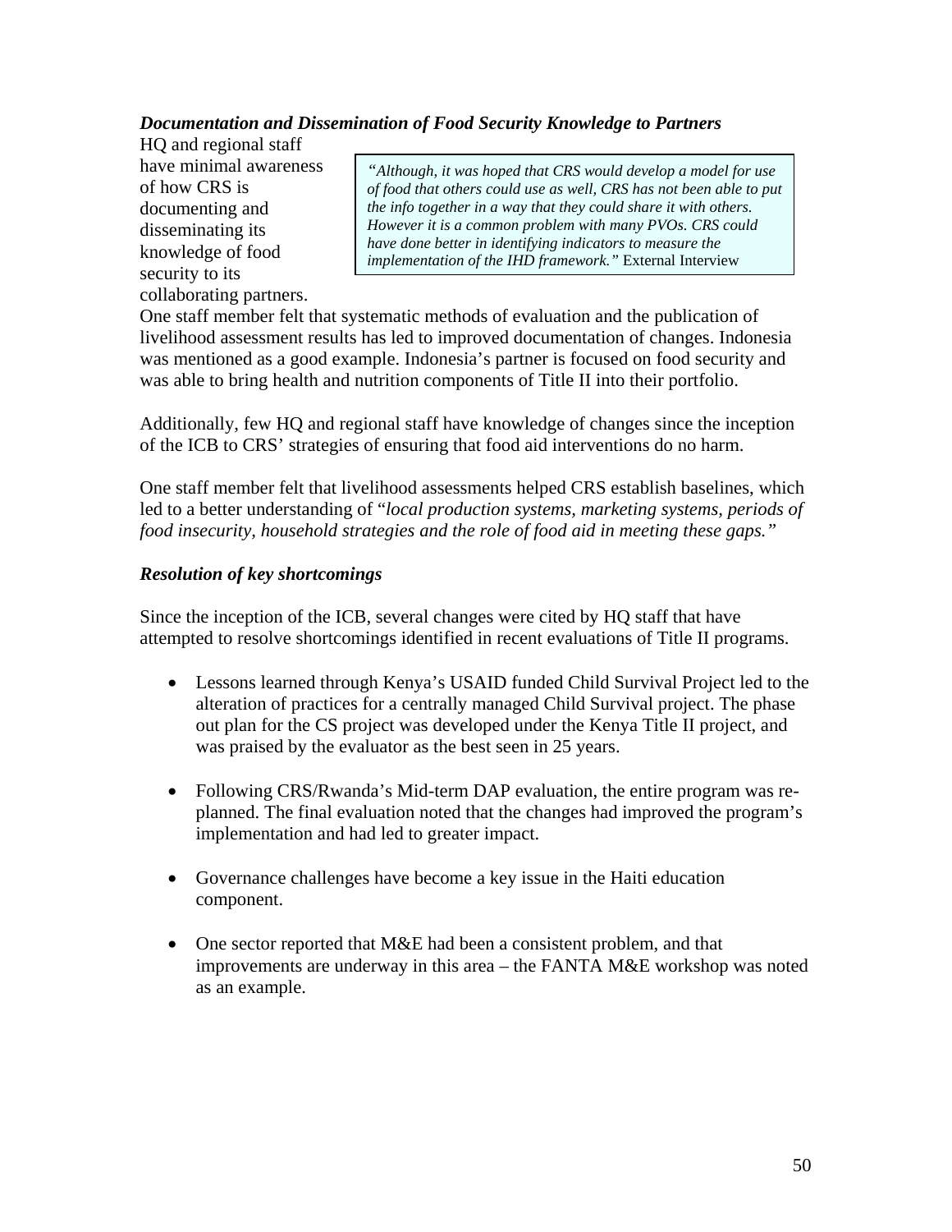***Documentation and Dissemination of Food Security Knowledge to Partners***

HQ and regional staff have minimal awareness of how CRS is documenting and disseminating its knowledge of food security to its collaborating partners.

> *"Although, it was hoped that CRS would develop a model for use of food that others could use as well, CRS has not been able to put the info together in a way that they could share it with others. However it is a common problem with many PVOs. CRS could have done better in identifying indicators to measure the implementation of the IHD framework."* External Interview

One staff member felt that systematic methods of evaluation and the publication of livelihood assessment results has led to improved documentation of changes. Indonesia was mentioned as a good example. Indonesia's partner is focused on food security and was able to bring health and nutrition components of Title II into their portfolio.

Additionally, few HQ and regional staff have knowledge of changes since the inception of the ICB to CRS' strategies of ensuring that food aid interventions do no harm.

One staff member felt that livelihood assessments helped CRS establish baselines, which led to a better understanding of "*local production systems, marketing systems, periods of food insecurity, household strategies and the role of food aid in meeting these gaps.*"

***Resolution of key shortcomings***

Since the inception of the ICB, several changes were cited by HQ staff that have attempted to resolve shortcomings identified in recent evaluations of Title II programs.

- Lessons learned through Kenya's USAID funded Child Survival Project led to the alteration of practices for a centrally managed Child Survival project. The phase out plan for the CS project was developed under the Kenya Title II project, and was praised by the evaluator as the best seen in 25 years.

- Following CRS/Rwanda's Mid-term DAP evaluation, the entire program was re-planned. The final evaluation noted that the changes had improved the program's implementation and had led to greater impact.

- Governance challenges have become a key issue in the Haiti education component.

- One sector reported that M&E had been a consistent problem, and that improvements are underway in this area – the FANTA M&E workshop was noted as an example.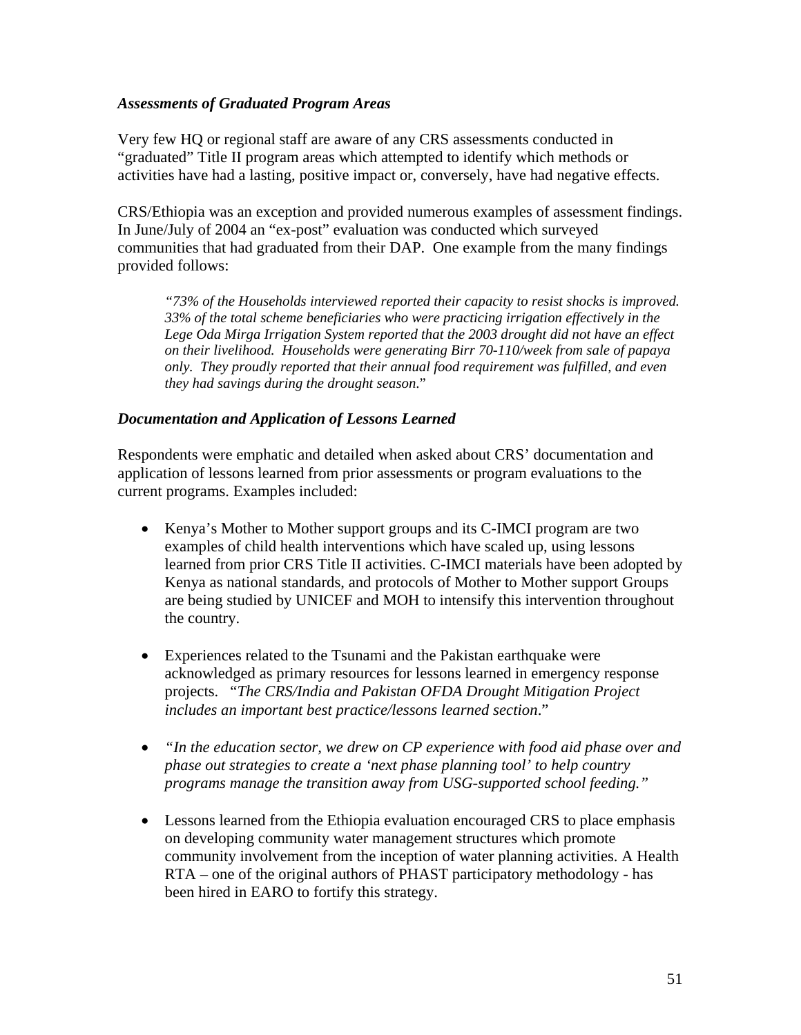### *Assessments of Graduated Program Areas*

Very few HQ or regional staff are aware of any CRS assessments conducted in "graduated" Title II program areas which attempted to identify which methods or activities have had a lasting, positive impact or, conversely, have had negative effects.

CRS/Ethiopia was an exception and provided numerous examples of assessment findings. In June/July of 2004 an "ex-post" evaluation was conducted which surveyed communities that had graduated from their DAP. One example from the many findings provided follows:

> *"73% of the Households interviewed reported their capacity to resist shocks is improved. 33% of the total scheme beneficiaries who were practicing irrigation effectively in the Lege Oda Mirga Irrigation System reported that the 2003 drought did not have an effect on their livelihood. Households were generating Birr 70-110/week from sale of papaya only. They proudly reported that their annual food requirement was fulfilled, and even they had savings during the drought season."*

### *Documentation and Application of Lessons Learned*

Respondents were emphatic and detailed when asked about CRS' documentation and application of lessons learned from prior assessments or program evaluations to the current programs. Examples included:

- Kenya's Mother to Mother support groups and its C-IMCI program are two examples of child health interventions which have scaled up, using lessons learned from prior CRS Title II activities. C-IMCI materials have been adopted by Kenya as national standards, and protocols of Mother to Mother support Groups are being studied by UNICEF and MOH to intensify this intervention throughout the country.

- Experiences related to the Tsunami and the Pakistan earthquake were acknowledged as primary resources for lessons learned in emergency response projects. *"The CRS/India and Pakistan OFDA Drought Mitigation Project includes an important best practice/lessons learned section."*

- *"In the education sector, we drew on CP experience with food aid phase over and phase out strategies to create a 'next phase planning tool' to help country programs manage the transition away from USG-supported school feeding."*

- Lessons learned from the Ethiopia evaluation encouraged CRS to place emphasis on developing community water management structures which promote community involvement from the inception of water planning activities. A Health RTA – one of the original authors of PHAST participatory methodology - has been hired in EARO to fortify this strategy.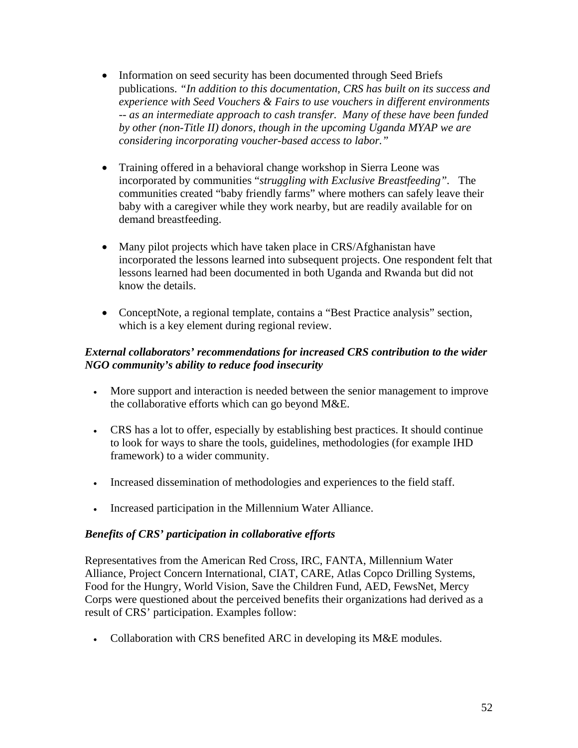- Information on seed security has been documented through Seed Briefs publications. *"In addition to this documentation, CRS has built on its success and experience with Seed Vouchers & Fairs to use vouchers in different environments -- as an intermediate approach to cash transfer. Many of these have been funded by other (non-Title II) donors, though in the upcoming Uganda MYAP we are considering incorporating voucher-based access to labor."*

- Training offered in a behavioral change workshop in Sierra Leone was incorporated by communities "*struggling with Exclusive Breastfeeding"*. The communities created "baby friendly farms" where mothers can safely leave their baby with a caregiver while they work nearby, but are readily available for on demand breastfeeding.

- Many pilot projects which have taken place in CRS/Afghanistan have incorporated the lessons learned into subsequent projects. One respondent felt that lessons learned had been documented in both Uganda and Rwanda but did not know the details.

- ConceptNote, a regional template, contains a "Best Practice analysis" section, which is a key element during regional review.

***External collaborators' recommendations for increased CRS contribution to the wider NGO community's ability to reduce food insecurity***

- More support and interaction is needed between the senior management to improve the collaborative efforts which can go beyond M&E.

- CRS has a lot to offer, especially by establishing best practices. It should continue to look for ways to share the tools, guidelines, methodologies (for example IHD framework) to a wider community.

- Increased dissemination of methodologies and experiences to the field staff.

- Increased participation in the Millennium Water Alliance.

***Benefits of CRS' participation in collaborative efforts***

Representatives from the American Red Cross, IRC, FANTA, Millennium Water Alliance, Project Concern International, CIAT, CARE, Atlas Copco Drilling Systems, Food for the Hungry, World Vision, Save the Children Fund, AED, FewsNet, Mercy Corps were questioned about the perceived benefits their organizations had derived as a result of CRS' participation. Examples follow:

- Collaboration with CRS benefited ARC in developing its M&E modules.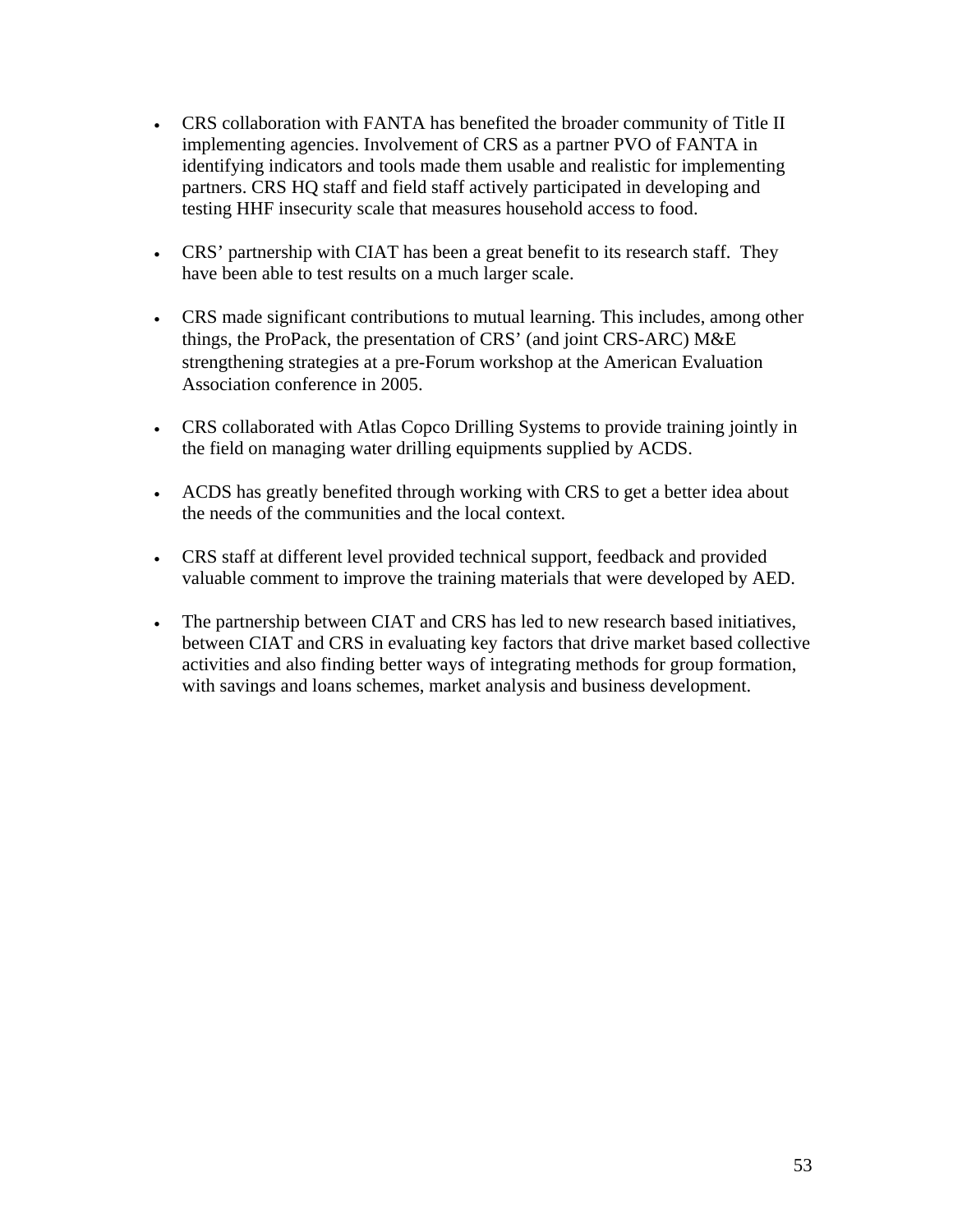- CRS collaboration with FANTA has benefited the broader community of Title II implementing agencies. Involvement of CRS as a partner PVO of FANTA in identifying indicators and tools made them usable and realistic for implementing partners. CRS HQ staff and field staff actively participated in developing and testing HHF insecurity scale that measures household access to food.

- CRS' partnership with CIAT has been a great benefit to its research staff. They have been able to test results on a much larger scale.

- CRS made significant contributions to mutual learning. This includes, among other things, the ProPack, the presentation of CRS' (and joint CRS-ARC) M&E strengthening strategies at a pre-Forum workshop at the American Evaluation Association conference in 2005.

- CRS collaborated with Atlas Copco Drilling Systems to provide training jointly in the field on managing water drilling equipments supplied by ACDS.

- ACDS has greatly benefited through working with CRS to get a better idea about the needs of the communities and the local context.

- CRS staff at different level provided technical support, feedback and provided valuable comment to improve the training materials that were developed by AED.

- The partnership between CIAT and CRS has led to new research based initiatives, between CIAT and CRS in evaluating key factors that drive market based collective activities and also finding better ways of integrating methods for group formation, with savings and loans schemes, market analysis and business development.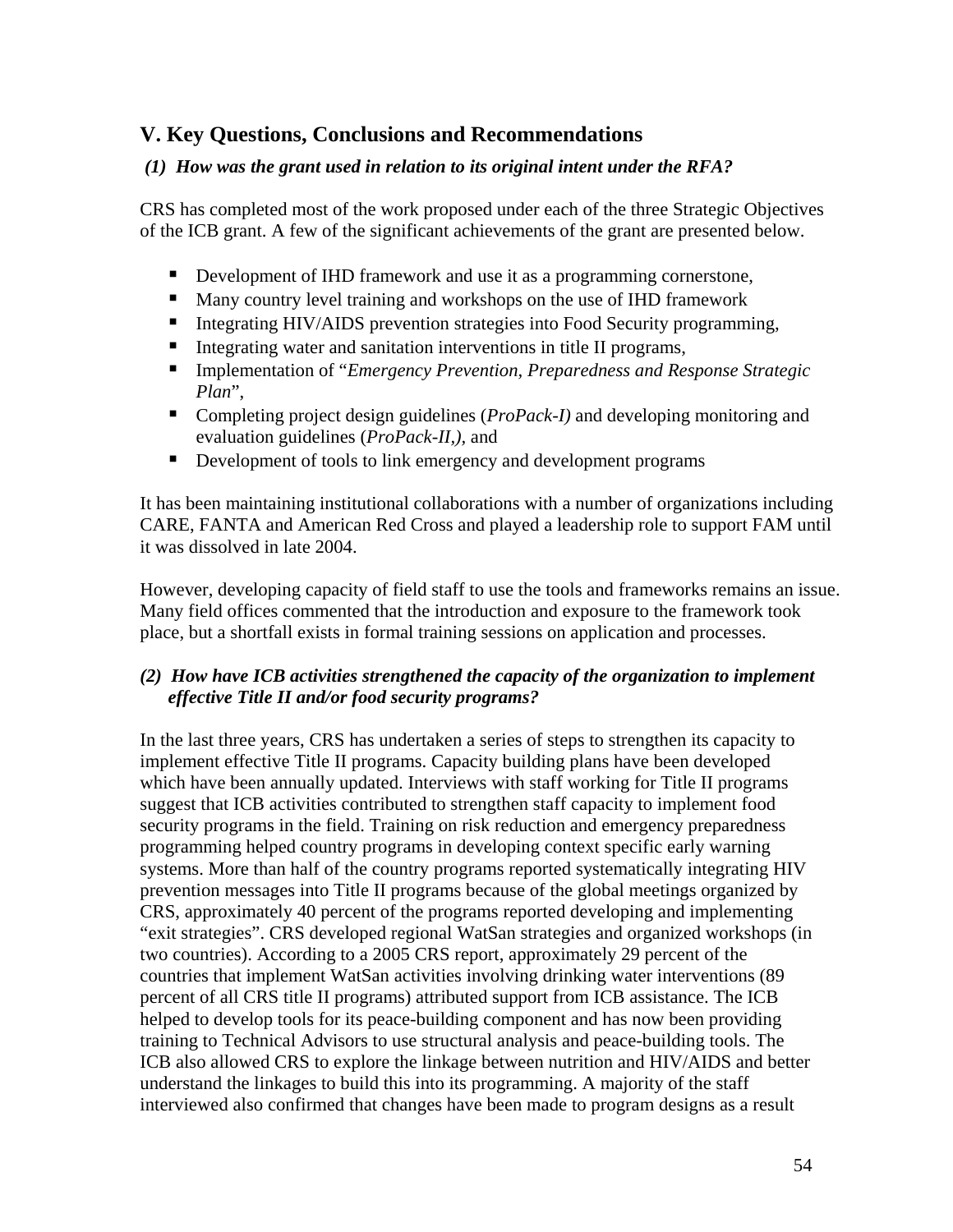## V. Key Questions, Conclusions and Recommendations

***(1) How was the grant used in relation to its original intent under the RFA?***

CRS has completed most of the work proposed under each of the three Strategic Objectives of the ICB grant. A few of the significant achievements of the grant are presented below.

- Development of IHD framework and use it as a programming cornerstone,
- Many country level training and workshops on the use of IHD framework
- Integrating HIV/AIDS prevention strategies into Food Security programming,
- Integrating water and sanitation interventions in title II programs,
- Implementation of "*Emergency Prevention, Preparedness and Response Strategic Plan*",
- Completing project design guidelines (*ProPack-I)* and developing monitoring and evaluation guidelines (*ProPack-II,),* and
- Development of tools to link emergency and development programs

It has been maintaining institutional collaborations with a number of organizations including CARE, FANTA and American Red Cross and played a leadership role to support FAM until it was dissolved in late 2004.

However, developing capacity of field staff to use the tools and frameworks remains an issue. Many field offices commented that the introduction and exposure to the framework took place, but a shortfall exists in formal training sessions on application and processes.

***(2) How have ICB activities strengthened the capacity of the organization to implement effective Title II and/or food security programs?***

In the last three years, CRS has undertaken a series of steps to strengthen its capacity to implement effective Title II programs. Capacity building plans have been developed which have been annually updated. Interviews with staff working for Title II programs suggest that ICB activities contributed to strengthen staff capacity to implement food security programs in the field. Training on risk reduction and emergency preparedness programming helped country programs in developing context specific early warning systems. More than half of the country programs reported systematically integrating HIV prevention messages into Title II programs because of the global meetings organized by CRS, approximately 40 percent of the programs reported developing and implementing "exit strategies". CRS developed regional WatSan strategies and organized workshops (in two countries). According to a 2005 CRS report, approximately 29 percent of the countries that implement WatSan activities involving drinking water interventions (89 percent of all CRS title II programs) attributed support from ICB assistance. The ICB helped to develop tools for its peace-building component and has now been providing training to Technical Advisors to use structural analysis and peace-building tools. The ICB also allowed CRS to explore the linkage between nutrition and HIV/AIDS and better understand the linkages to build this into its programming. A majority of the staff interviewed also confirmed that changes have been made to program designs as a result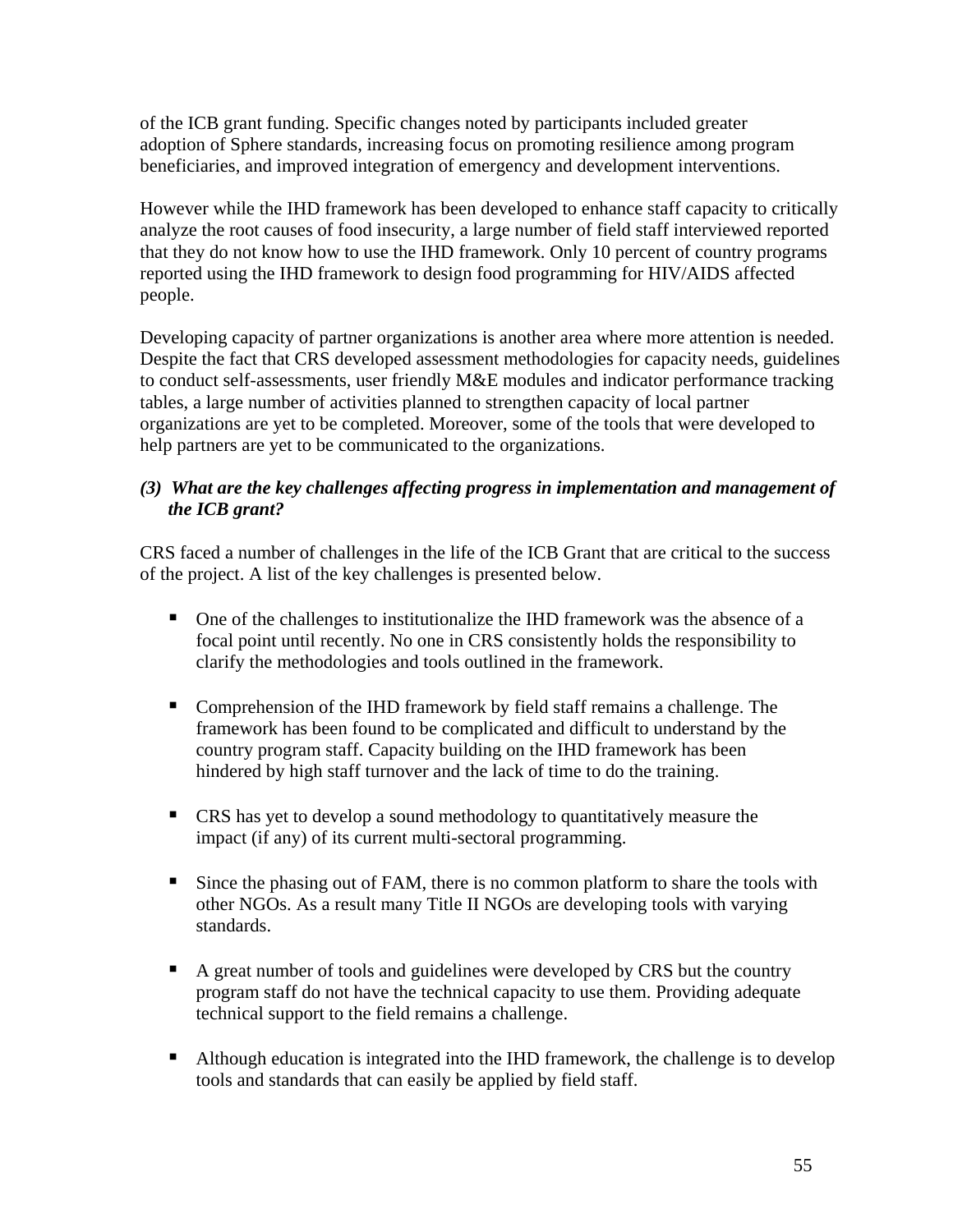of the ICB grant funding. Specific changes noted by participants included greater adoption of Sphere standards, increasing focus on promoting resilience among program beneficiaries, and improved integration of emergency and development interventions.

However while the IHD framework has been developed to enhance staff capacity to critically analyze the root causes of food insecurity, a large number of field staff interviewed reported that they do not know how to use the IHD framework. Only 10 percent of country programs reported using the IHD framework to design food programming for HIV/AIDS affected people.

Developing capacity of partner organizations is another area where more attention is needed. Despite the fact that CRS developed assessment methodologies for capacity needs, guidelines to conduct self-assessments, user friendly M&E modules and indicator performance tracking tables, a large number of activities planned to strengthen capacity of local partner organizations are yet to be completed. Moreover, some of the tools that were developed to help partners are yet to be communicated to the organizations.

***(3) What are the key challenges affecting progress in implementation and management of the ICB grant?***

CRS faced a number of challenges in the life of the ICB Grant that are critical to the success of the project. A list of the key challenges is presented below.

- One of the challenges to institutionalize the IHD framework was the absence of a focal point until recently. No one in CRS consistently holds the responsibility to clarify the methodologies and tools outlined in the framework.

- Comprehension of the IHD framework by field staff remains a challenge. The framework has been found to be complicated and difficult to understand by the country program staff. Capacity building on the IHD framework has been hindered by high staff turnover and the lack of time to do the training.

- CRS has yet to develop a sound methodology to quantitatively measure the impact (if any) of its current multi-sectoral programming.

- Since the phasing out of FAM, there is no common platform to share the tools with other NGOs. As a result many Title II NGOs are developing tools with varying standards.

- A great number of tools and guidelines were developed by CRS but the country program staff do not have the technical capacity to use them. Providing adequate technical support to the field remains a challenge.

- Although education is integrated into the IHD framework, the challenge is to develop tools and standards that can easily be applied by field staff.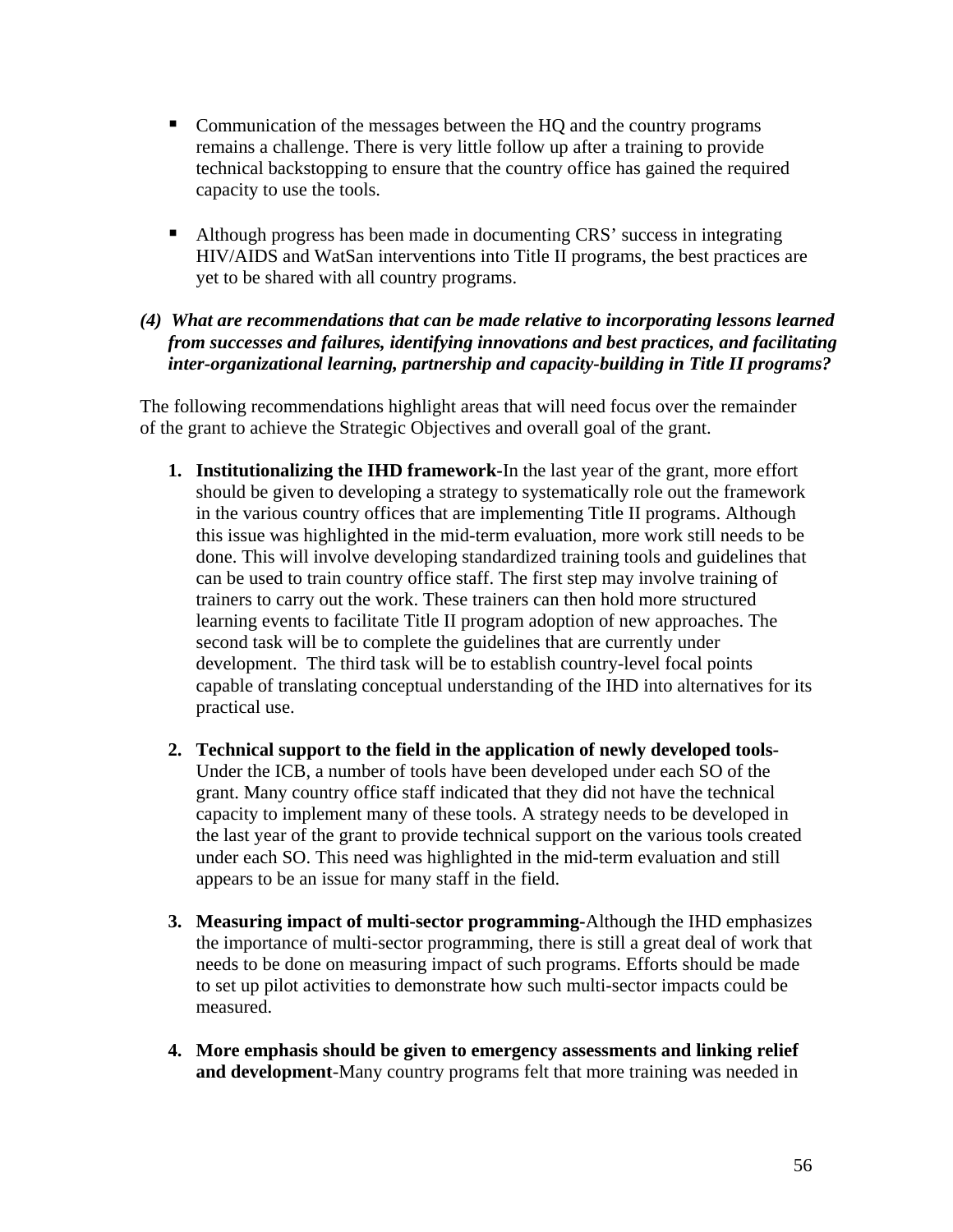- Communication of the messages between the HQ and the country programs remains a challenge. There is very little follow up after a training to provide technical backstopping to ensure that the country office has gained the required capacity to use the tools.

- Although progress has been made in documenting CRS' success in integrating HIV/AIDS and WatSan interventions into Title II programs, the best practices are yet to be shared with all country programs.

***(4) What are recommendations that can be made relative to incorporating lessons learned from successes and failures, identifying innovations and best practices, and facilitating inter-organizational learning, partnership and capacity-building in Title II programs?***

The following recommendations highlight areas that will need focus over the remainder of the grant to achieve the Strategic Objectives and overall goal of the grant.

1. **Institutionalizing the IHD framework-**In the last year of the grant, more effort should be given to developing a strategy to systematically role out the framework in the various country offices that are implementing Title II programs. Although this issue was highlighted in the mid-term evaluation, more work still needs to be done. This will involve developing standardized training tools and guidelines that can be used to train country office staff. The first step may involve training of trainers to carry out the work. These trainers can then hold more structured learning events to facilitate Title II program adoption of new approaches. The second task will be to complete the guidelines that are currently under development. The third task will be to establish country-level focal points capable of translating conceptual understanding of the IHD into alternatives for its practical use.

2. **Technical support to the field in the application of newly developed tools-** Under the ICB, a number of tools have been developed under each SO of the grant. Many country office staff indicated that they did not have the technical capacity to implement many of these tools. A strategy needs to be developed in the last year of the grant to provide technical support on the various tools created under each SO. This need was highlighted in the mid-term evaluation and still appears to be an issue for many staff in the field.

3. **Measuring impact of multi-sector programming**-Although the IHD emphasizes the importance of multi-sector programming, there is still a great deal of work that needs to be done on measuring impact of such programs. Efforts should be made to set up pilot activities to demonstrate how such multi-sector impacts could be measured.

4. **More emphasis should be given to emergency assessments and linking relief and development**-Many country programs felt that more training was needed in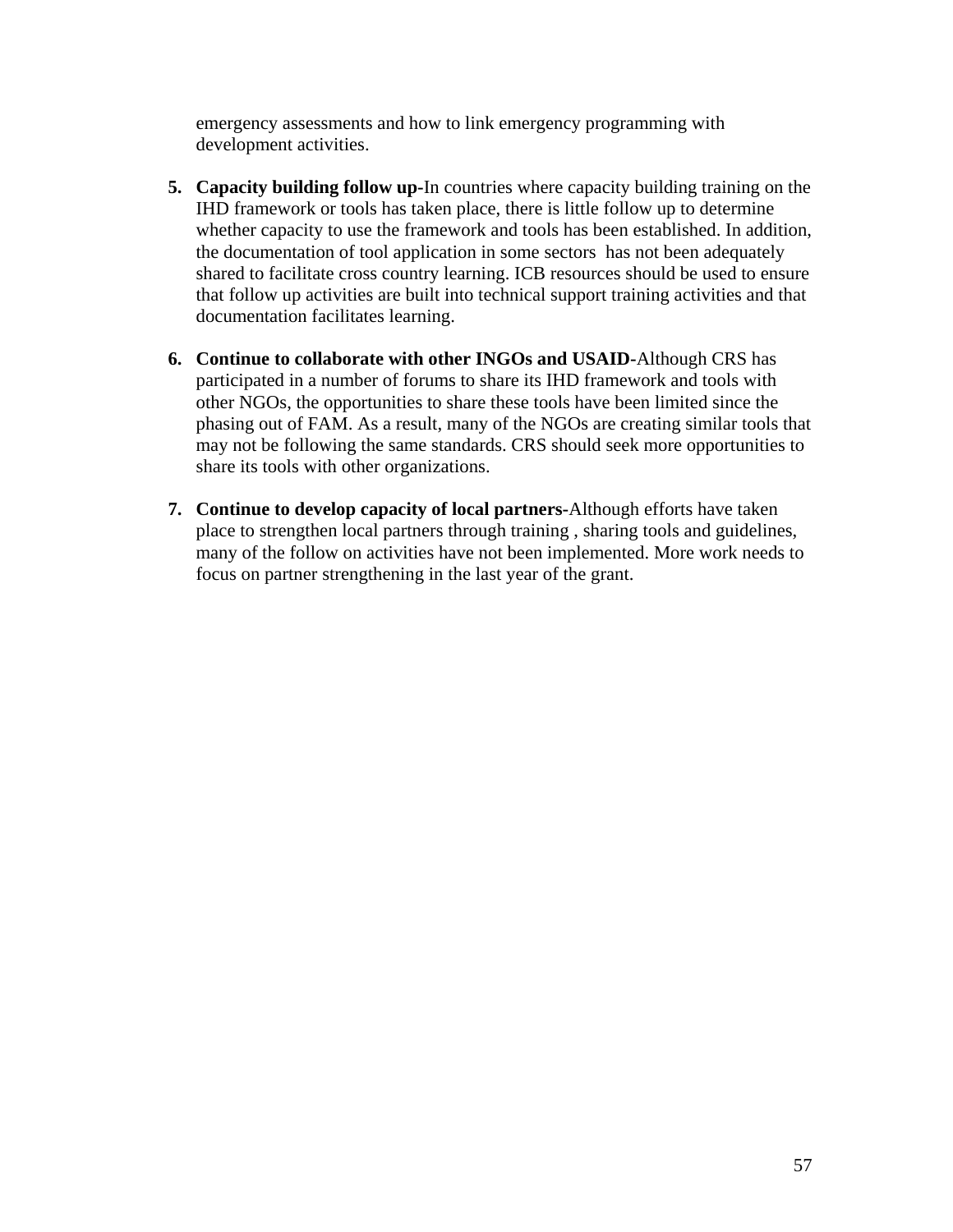emergency assessments and how to link emergency programming with development activities.

5. **Capacity building follow up-**In countries where capacity building training on the IHD framework or tools has taken place, there is little follow up to determine whether capacity to use the framework and tools has been established. In addition, the documentation of tool application in some sectors has not been adequately shared to facilitate cross country learning. ICB resources should be used to ensure that follow up activities are built into technical support training activities and that documentation facilitates learning.

6. **Continue to collaborate with other INGOs and USAID-**Although CRS has participated in a number of forums to share its IHD framework and tools with other NGOs, the opportunities to share these tools have been limited since the phasing out of FAM. As a result, many of the NGOs are creating similar tools that may not be following the same standards. CRS should seek more opportunities to share its tools with other organizations.

7. **Continue to develop capacity of local partners-**Although efforts have taken place to strengthen local partners through training , sharing tools and guidelines, many of the follow on activities have not been implemented. More work needs to focus on partner strengthening in the last year of the grant.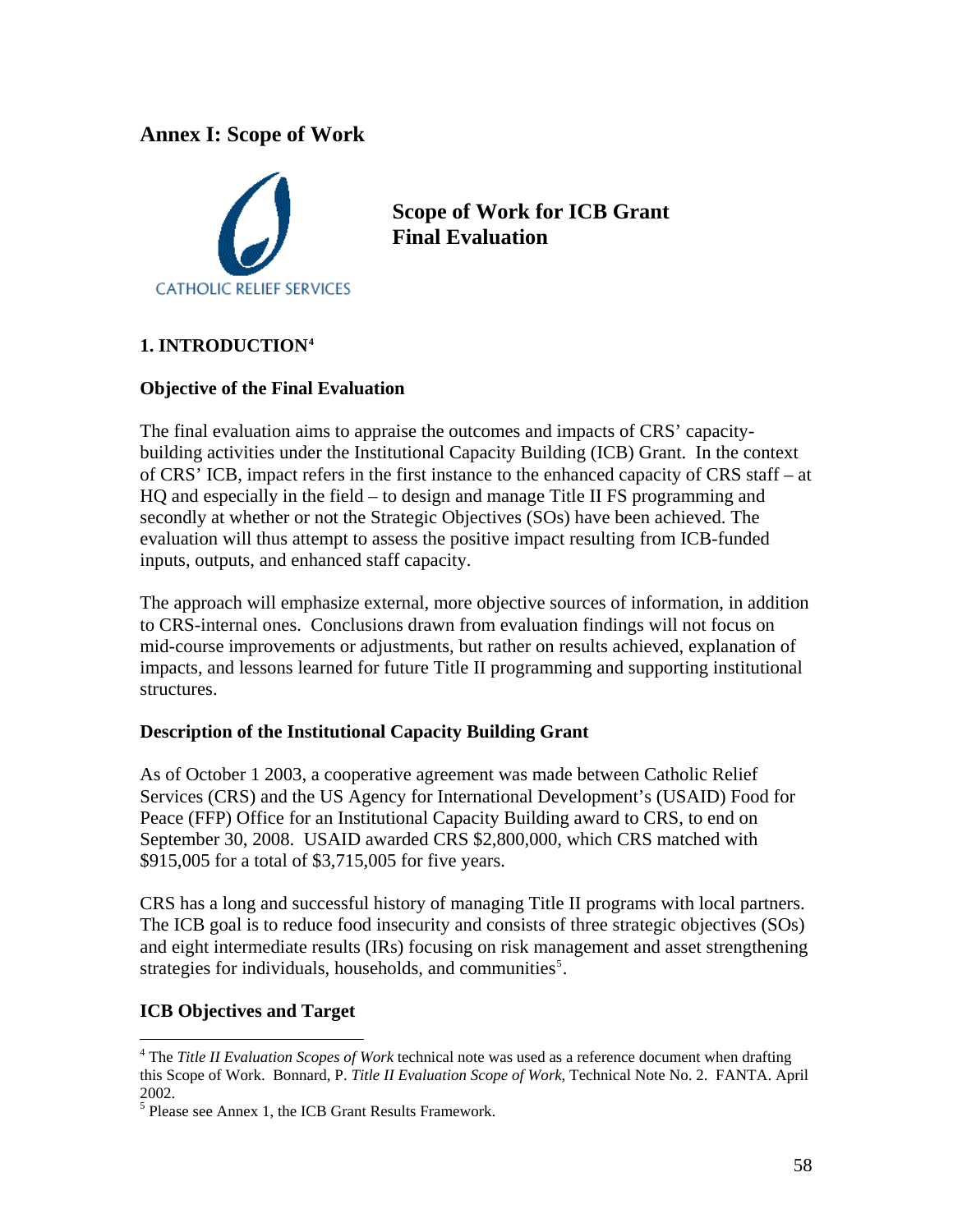## Annex I: Scope of Work

CATHOLIC RELIEF SERVICES

**Scope of Work for ICB Grant Final Evaluation**

### 1. INTRODUCTION[4]

#### Objective of the Final Evaluation

The final evaluation aims to appraise the outcomes and impacts of CRS' capacity-building activities under the Institutional Capacity Building (ICB) Grant. In the context of CRS' ICB, impact refers in the first instance to the enhanced capacity of CRS staff – at HQ and especially in the field – to design and manage Title II FS programming and secondly at whether or not the Strategic Objectives (SOs) have been achieved. The evaluation will thus attempt to assess the positive impact resulting from ICB-funded inputs, outputs, and enhanced staff capacity.

The approach will emphasize external, more objective sources of information, in addition to CRS-internal ones. Conclusions drawn from evaluation findings will not focus on mid-course improvements or adjustments, but rather on results achieved, explanation of impacts, and lessons learned for future Title II programming and supporting institutional structures.

#### Description of the Institutional Capacity Building Grant

As of October 1 2003, a cooperative agreement was made between Catholic Relief Services (CRS) and the US Agency for International Development's (USAID) Food for Peace (FFP) Office for an Institutional Capacity Building award to CRS, to end on September 30, 2008. USAID awarded CRS $2,800,000, which CRS matched with $915,005 for a total of $3,715,005 for five years.

CRS has a long and successful history of managing Title II programs with local partners. The ICB goal is to reduce food insecurity and consists of three strategic objectives (SOs) and eight intermediate results (IRs) focusing on risk management and asset strengthening strategies for individuals, households, and communities[5].

#### ICB Objectives and Target

---

[4] The *Title II Evaluation Scopes of Work* technical note was used as a reference document when drafting this Scope of Work. Bonnard, P. *Title II Evaluation Scope of Work*, Technical Note No. 2. FANTA. April 2002.

[5] Please see Annex 1, the ICB Grant Results Framework.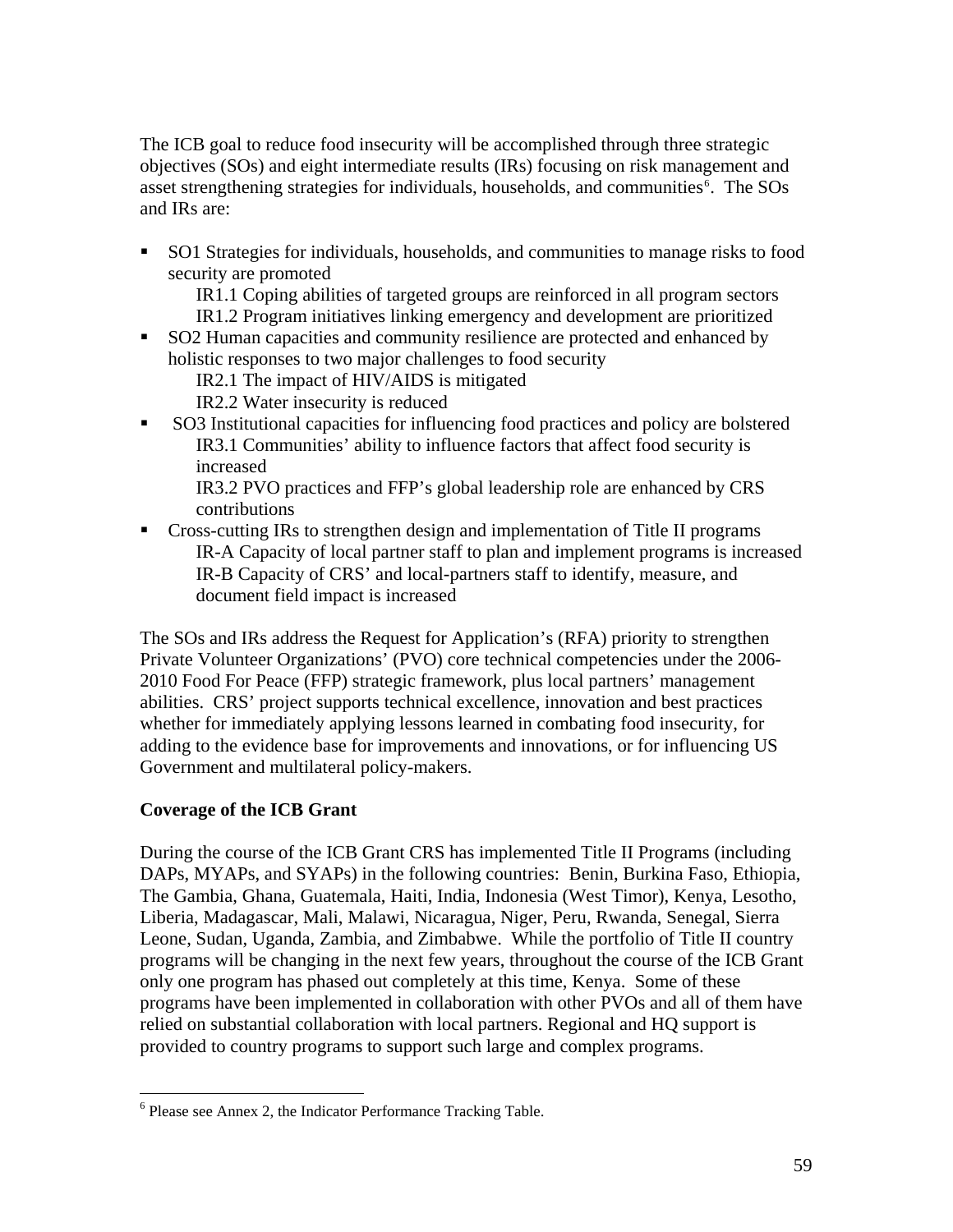The ICB goal to reduce food insecurity will be accomplished through three strategic objectives (SOs) and eight intermediate results (IRs) focusing on risk management and asset strengthening strategies for individuals, households, and communities[6]. The SOs and IRs are:

- SO1 Strategies for individuals, households, and communities to manage risks to food security are promoted
  - IR1.1 Coping abilities of targeted groups are reinforced in all program sectors
  - IR1.2 Program initiatives linking emergency and development are prioritized
- SO2 Human capacities and community resilience are protected and enhanced by holistic responses to two major challenges to food security
  - IR2.1 The impact of HIV/AIDS is mitigated
  - IR2.2 Water insecurity is reduced
- SO3 Institutional capacities for influencing food practices and policy are bolstered
  - IR3.1 Communities' ability to influence factors that affect food security is increased
  - IR3.2 PVO practices and FFP's global leadership role are enhanced by CRS contributions
- Cross-cutting IRs to strengthen design and implementation of Title II programs
  - IR-A Capacity of local partner staff to plan and implement programs is increased
  - IR-B Capacity of CRS' and local-partners staff to identify, measure, and document field impact is increased

The SOs and IRs address the Request for Application's (RFA) priority to strengthen Private Volunteer Organizations' (PVO) core technical competencies under the 2006-2010 Food For Peace (FFP) strategic framework, plus local partners' management abilities. CRS' project supports technical excellence, innovation and best practices whether for immediately applying lessons learned in combating food insecurity, for adding to the evidence base for improvements and innovations, or for influencing US Government and multilateral policy-makers.

**Coverage of the ICB Grant**

During the course of the ICB Grant CRS has implemented Title II Programs (including DAPs, MYAPs, and SYAPs) in the following countries: Benin, Burkina Faso, Ethiopia, The Gambia, Ghana, Guatemala, Haiti, India, Indonesia (West Timor), Kenya, Lesotho, Liberia, Madagascar, Mali, Malawi, Nicaragua, Niger, Peru, Rwanda, Senegal, Sierra Leone, Sudan, Uganda, Zambia, and Zimbabwe. While the portfolio of Title II country programs will be changing in the next few years, throughout the course of the ICB Grant only one program has phased out completely at this time, Kenya. Some of these programs have been implemented in collaboration with other PVOs and all of them have relied on substantial collaboration with local partners. Regional and HQ support is provided to country programs to support such large and complex programs.

[6] Please see Annex 2, the Indicator Performance Tracking Table.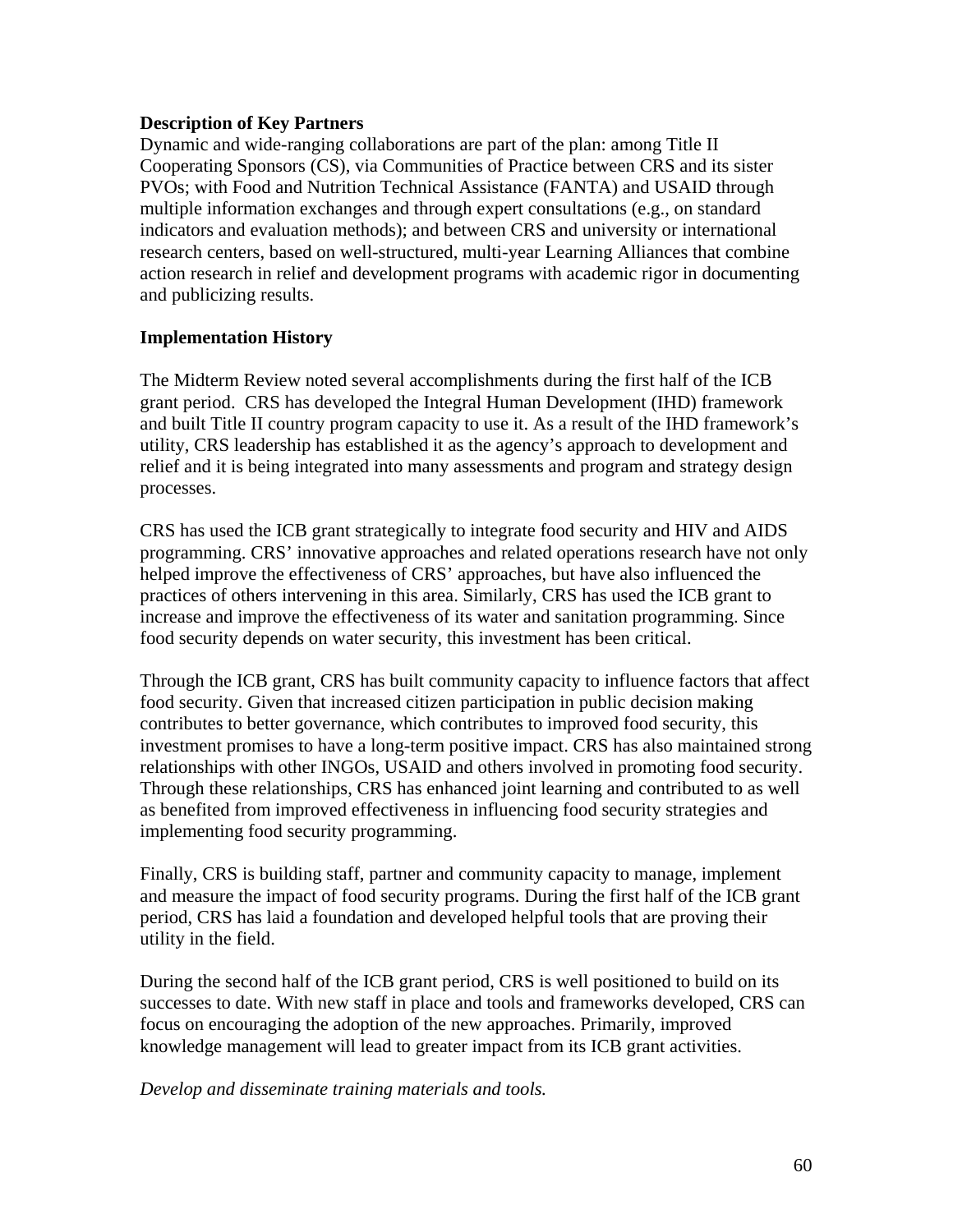**Description of Key Partners**

Dynamic and wide-ranging collaborations are part of the plan: among Title II Cooperating Sponsors (CS), via Communities of Practice between CRS and its sister PVOs; with Food and Nutrition Technical Assistance (FANTA) and USAID through multiple information exchanges and through expert consultations (e.g., on standard indicators and evaluation methods); and between CRS and university or international research centers, based on well-structured, multi-year Learning Alliances that combine action research in relief and development programs with academic rigor in documenting and publicizing results.

**Implementation History**

The Midterm Review noted several accomplishments during the first half of the ICB grant period. CRS has developed the Integral Human Development (IHD) framework and built Title II country program capacity to use it. As a result of the IHD framework's utility, CRS leadership has established it as the agency's approach to development and relief and it is being integrated into many assessments and program and strategy design processes.

CRS has used the ICB grant strategically to integrate food security and HIV and AIDS programming. CRS' innovative approaches and related operations research have not only helped improve the effectiveness of CRS' approaches, but have also influenced the practices of others intervening in this area. Similarly, CRS has used the ICB grant to increase and improve the effectiveness of its water and sanitation programming. Since food security depends on water security, this investment has been critical.

Through the ICB grant, CRS has built community capacity to influence factors that affect food security. Given that increased citizen participation in public decision making contributes to better governance, which contributes to improved food security, this investment promises to have a long-term positive impact. CRS has also maintained strong relationships with other INGOs, USAID and others involved in promoting food security. Through these relationships, CRS has enhanced joint learning and contributed to as well as benefited from improved effectiveness in influencing food security strategies and implementing food security programming.

Finally, CRS is building staff, partner and community capacity to manage, implement and measure the impact of food security programs. During the first half of the ICB grant period, CRS has laid a foundation and developed helpful tools that are proving their utility in the field.

During the second half of the ICB grant period, CRS is well positioned to build on its successes to date. With new staff in place and tools and frameworks developed, CRS can focus on encouraging the adoption of the new approaches. Primarily, improved knowledge management will lead to greater impact from its ICB grant activities.

*Develop and disseminate training materials and tools.*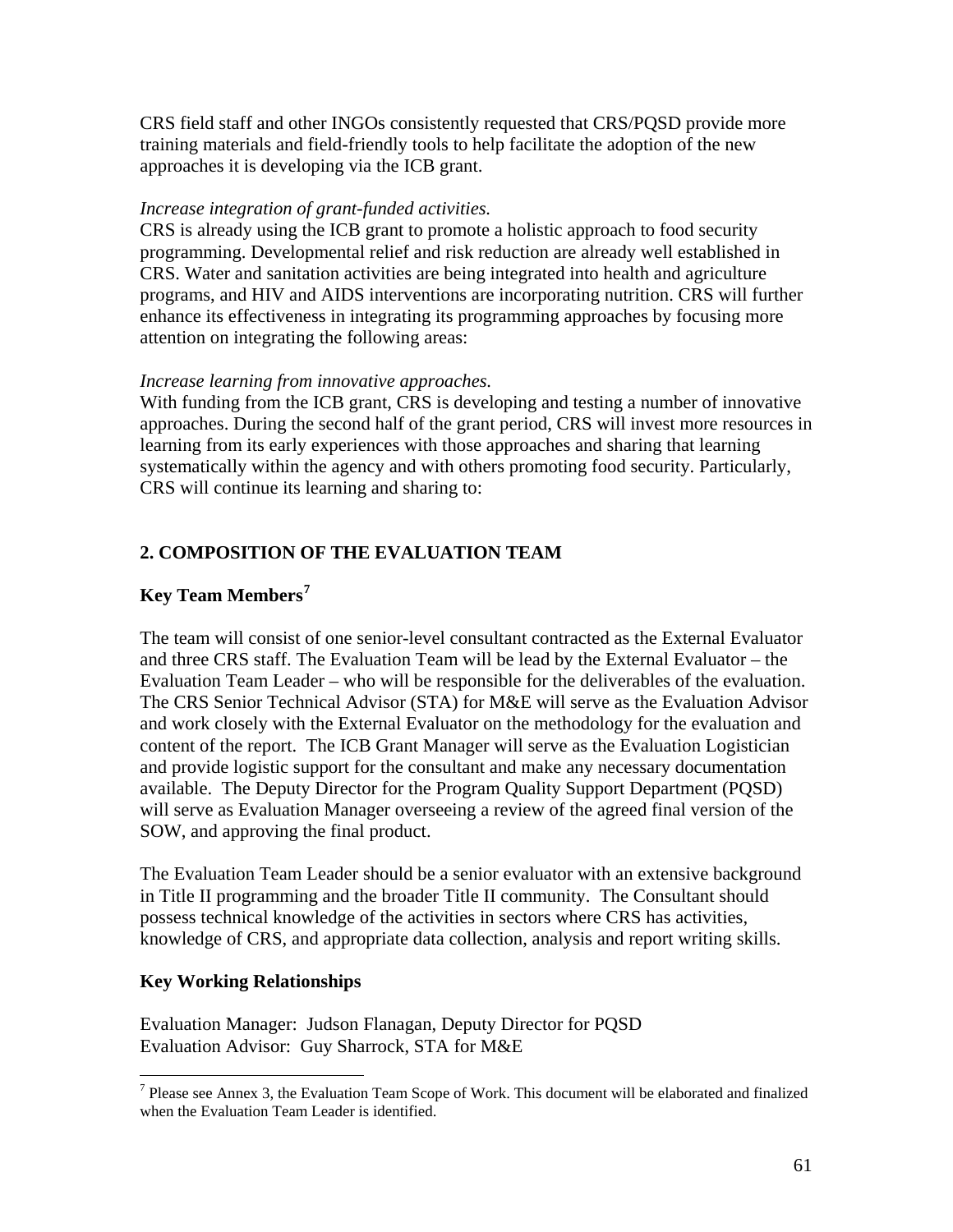CRS field staff and other INGOs consistently requested that CRS/PQSD provide more training materials and field-friendly tools to help facilitate the adoption of the new approaches it is developing via the ICB grant.

*Increase integration of grant-funded activities.*
CRS is already using the ICB grant to promote a holistic approach to food security programming. Developmental relief and risk reduction are already well established in CRS. Water and sanitation activities are being integrated into health and agriculture programs, and HIV and AIDS interventions are incorporating nutrition. CRS will further enhance its effectiveness in integrating its programming approaches by focusing more attention on integrating the following areas:

*Increase learning from innovative approaches.*
With funding from the ICB grant, CRS is developing and testing a number of innovative approaches. During the second half of the grant period, CRS will invest more resources in learning from its early experiences with those approaches and sharing that learning systematically within the agency and with others promoting food security. Particularly, CRS will continue its learning and sharing to:

## 2. COMPOSITION OF THE EVALUATION TEAM

### Key Team Members[7]

The team will consist of one senior-level consultant contracted as the External Evaluator and three CRS staff. The Evaluation Team will be lead by the External Evaluator – the Evaluation Team Leader – who will be responsible for the deliverables of the evaluation. The CRS Senior Technical Advisor (STA) for M&E will serve as the Evaluation Advisor and work closely with the External Evaluator on the methodology for the evaluation and content of the report. The ICB Grant Manager will serve as the Evaluation Logistician and provide logistic support for the consultant and make any necessary documentation available. The Deputy Director for the Program Quality Support Department (PQSD) will serve as Evaluation Manager overseeing a review of the agreed final version of the SOW, and approving the final product.

The Evaluation Team Leader should be a senior evaluator with an extensive background in Title II programming and the broader Title II community. The Consultant should possess technical knowledge of the activities in sectors where CRS has activities, knowledge of CRS, and appropriate data collection, analysis and report writing skills.

### Key Working Relationships

Evaluation Manager: Judson Flanagan, Deputy Director for PQSD
Evaluation Advisor: Guy Sharrock, STA for M&E

[7] Please see Annex 3, the Evaluation Team Scope of Work. This document will be elaborated and finalized when the Evaluation Team Leader is identified.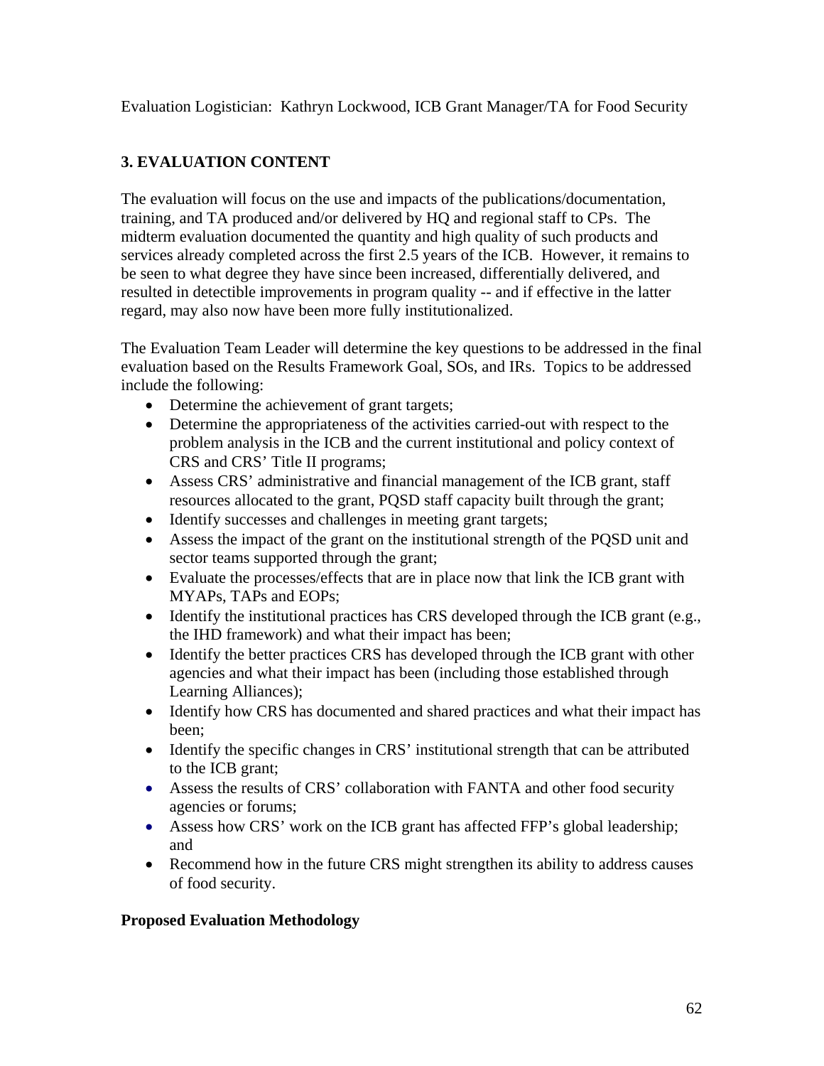Evaluation Logistician: Kathryn Lockwood, ICB Grant Manager/TA for Food Security

## 3. EVALUATION CONTENT

The evaluation will focus on the use and impacts of the publications/documentation, training, and TA produced and/or delivered by HQ and regional staff to CPs. The midterm evaluation documented the quantity and high quality of such products and services already completed across the first 2.5 years of the ICB. However, it remains to be seen to what degree they have since been increased, differentially delivered, and resulted in detectible improvements in program quality -- and if effective in the latter regard, may also now have been more fully institutionalized.

The Evaluation Team Leader will determine the key questions to be addressed in the final evaluation based on the Results Framework Goal, SOs, and IRs. Topics to be addressed include the following:

- Determine the achievement of grant targets;
- Determine the appropriateness of the activities carried-out with respect to the problem analysis in the ICB and the current institutional and policy context of CRS and CRS' Title II programs;
- Assess CRS' administrative and financial management of the ICB grant, staff resources allocated to the grant, PQSD staff capacity built through the grant;
- Identify successes and challenges in meeting grant targets;
- Assess the impact of the grant on the institutional strength of the PQSD unit and sector teams supported through the grant;
- Evaluate the processes/effects that are in place now that link the ICB grant with MYAPs, TAPs and EOPs;
- Identify the institutional practices has CRS developed through the ICB grant (e.g., the IHD framework) and what their impact has been;
- Identify the better practices CRS has developed through the ICB grant with other agencies and what their impact has been (including those established through Learning Alliances);
- Identify how CRS has documented and shared practices and what their impact has been;
- Identify the specific changes in CRS' institutional strength that can be attributed to the ICB grant;
- Assess the results of CRS' collaboration with FANTA and other food security agencies or forums;
- Assess how CRS' work on the ICB grant has affected FFP's global leadership; and
- Recommend how in the future CRS might strengthen its ability to address causes of food security.

**Proposed Evaluation Methodology**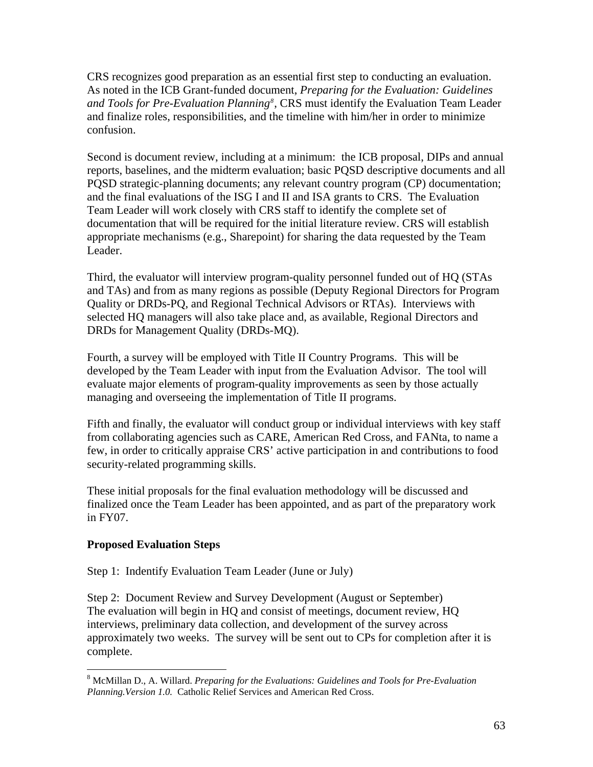CRS recognizes good preparation as an essential first step to conducting an evaluation. As noted in the ICB Grant-funded document, *Preparing for the Evaluation: Guidelines and Tools for Pre-Evaluation Planning*[8], CRS must identify the Evaluation Team Leader and finalize roles, responsibilities, and the timeline with him/her in order to minimize confusion.

Second is document review, including at a minimum: the ICB proposal, DIPs and annual reports, baselines, and the midterm evaluation; basic PQSD descriptive documents and all PQSD strategic-planning documents; any relevant country program (CP) documentation; and the final evaluations of the ISG I and II and ISA grants to CRS. The Evaluation Team Leader will work closely with CRS staff to identify the complete set of documentation that will be required for the initial literature review. CRS will establish appropriate mechanisms (e.g., Sharepoint) for sharing the data requested by the Team Leader.

Third, the evaluator will interview program-quality personnel funded out of HQ (STAs and TAs) and from as many regions as possible (Deputy Regional Directors for Program Quality or DRDs-PQ, and Regional Technical Advisors or RTAs). Interviews with selected HQ managers will also take place and, as available, Regional Directors and DRDs for Management Quality (DRDs-MQ).

Fourth, a survey will be employed with Title II Country Programs. This will be developed by the Team Leader with input from the Evaluation Advisor. The tool will evaluate major elements of program-quality improvements as seen by those actually managing and overseeing the implementation of Title II programs.

Fifth and finally, the evaluator will conduct group or individual interviews with key staff from collaborating agencies such as CARE, American Red Cross, and FANta, to name a few, in order to critically appraise CRS' active participation in and contributions to food security-related programming skills.

These initial proposals for the final evaluation methodology will be discussed and finalized once the Team Leader has been appointed, and as part of the preparatory work in FY07.

**Proposed Evaluation Steps**

Step 1: Indentify Evaluation Team Leader (June or July)

Step 2: Document Review and Survey Development (August or September)
The evaluation will begin in HQ and consist of meetings, document review, HQ interviews, preliminary data collection, and development of the survey across approximately two weeks. The survey will be sent out to CPs for completion after it is complete.

---

[8] McMillan D., A. Willard. *Preparing for the Evaluations: Guidelines and Tools for Pre-Evaluation Planning.Version 1.0.* Catholic Relief Services and American Red Cross.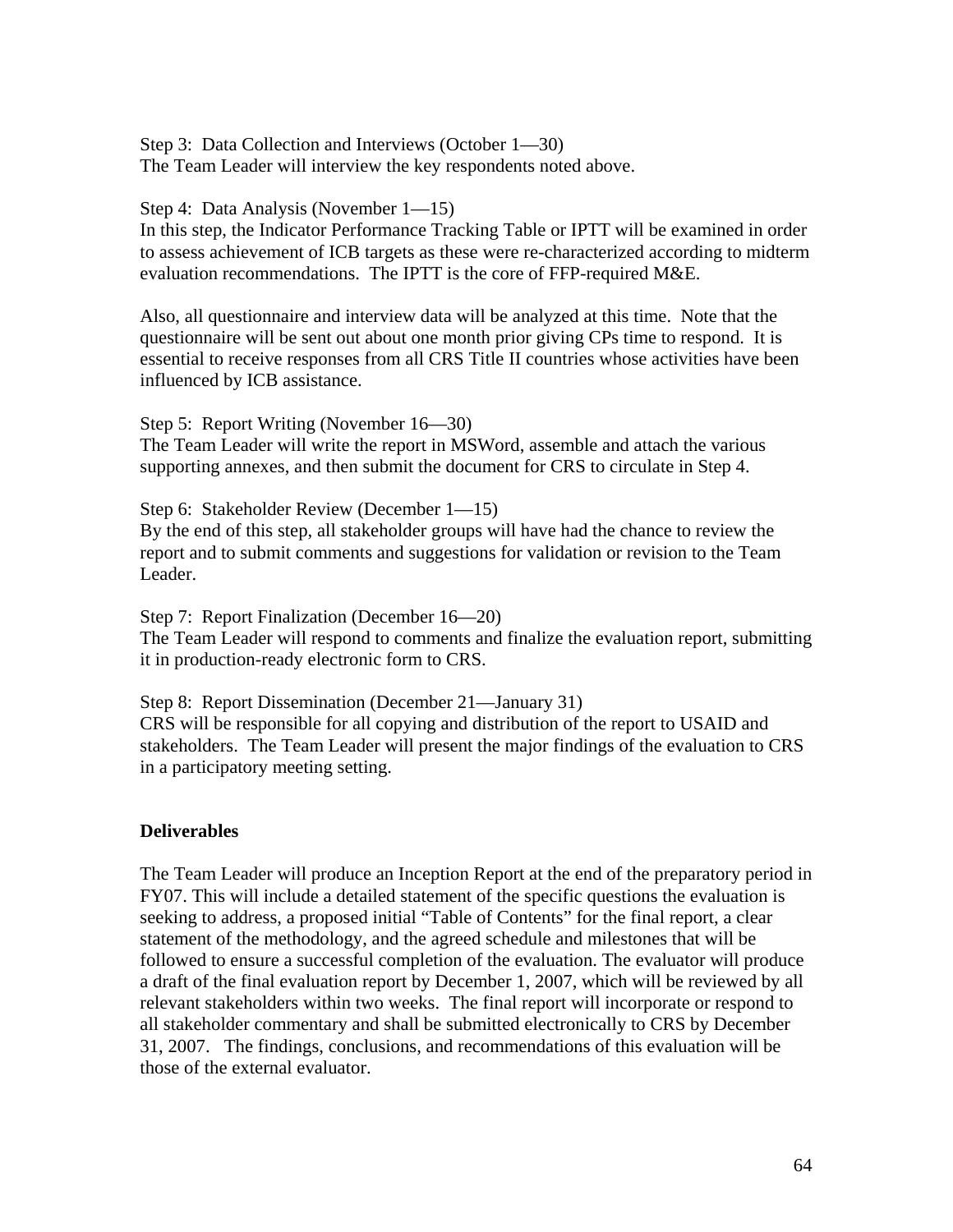Step 3: Data Collection and Interviews (October 1—30)
The Team Leader will interview the key respondents noted above.

Step 4: Data Analysis (November 1—15)
In this step, the Indicator Performance Tracking Table or IPTT will be examined in order to assess achievement of ICB targets as these were re-characterized according to midterm evaluation recommendations. The IPTT is the core of FFP-required M&E.

Also, all questionnaire and interview data will be analyzed at this time. Note that the questionnaire will be sent out about one month prior giving CPs time to respond. It is essential to receive responses from all CRS Title II countries whose activities have been influenced by ICB assistance.

Step 5: Report Writing (November 16—30)
The Team Leader will write the report in MSWord, assemble and attach the various supporting annexes, and then submit the document for CRS to circulate in Step 4.

Step 6: Stakeholder Review (December 1—15)
By the end of this step, all stakeholder groups will have had the chance to review the report and to submit comments and suggestions for validation or revision to the Team Leader.

Step 7: Report Finalization (December 16—20)
The Team Leader will respond to comments and finalize the evaluation report, submitting it in production-ready electronic form to CRS.

Step 8: Report Dissemination (December 21—January 31)
CRS will be responsible for all copying and distribution of the report to USAID and stakeholders. The Team Leader will present the major findings of the evaluation to CRS in a participatory meeting setting.

**Deliverables**

The Team Leader will produce an Inception Report at the end of the preparatory period in FY07. This will include a detailed statement of the specific questions the evaluation is seeking to address, a proposed initial "Table of Contents" for the final report, a clear statement of the methodology, and the agreed schedule and milestones that will be followed to ensure a successful completion of the evaluation. The evaluator will produce a draft of the final evaluation report by December 1, 2007, which will be reviewed by all relevant stakeholders within two weeks. The final report will incorporate or respond to all stakeholder commentary and shall be submitted electronically to CRS by December 31, 2007. The findings, conclusions, and recommendations of this evaluation will be those of the external evaluator.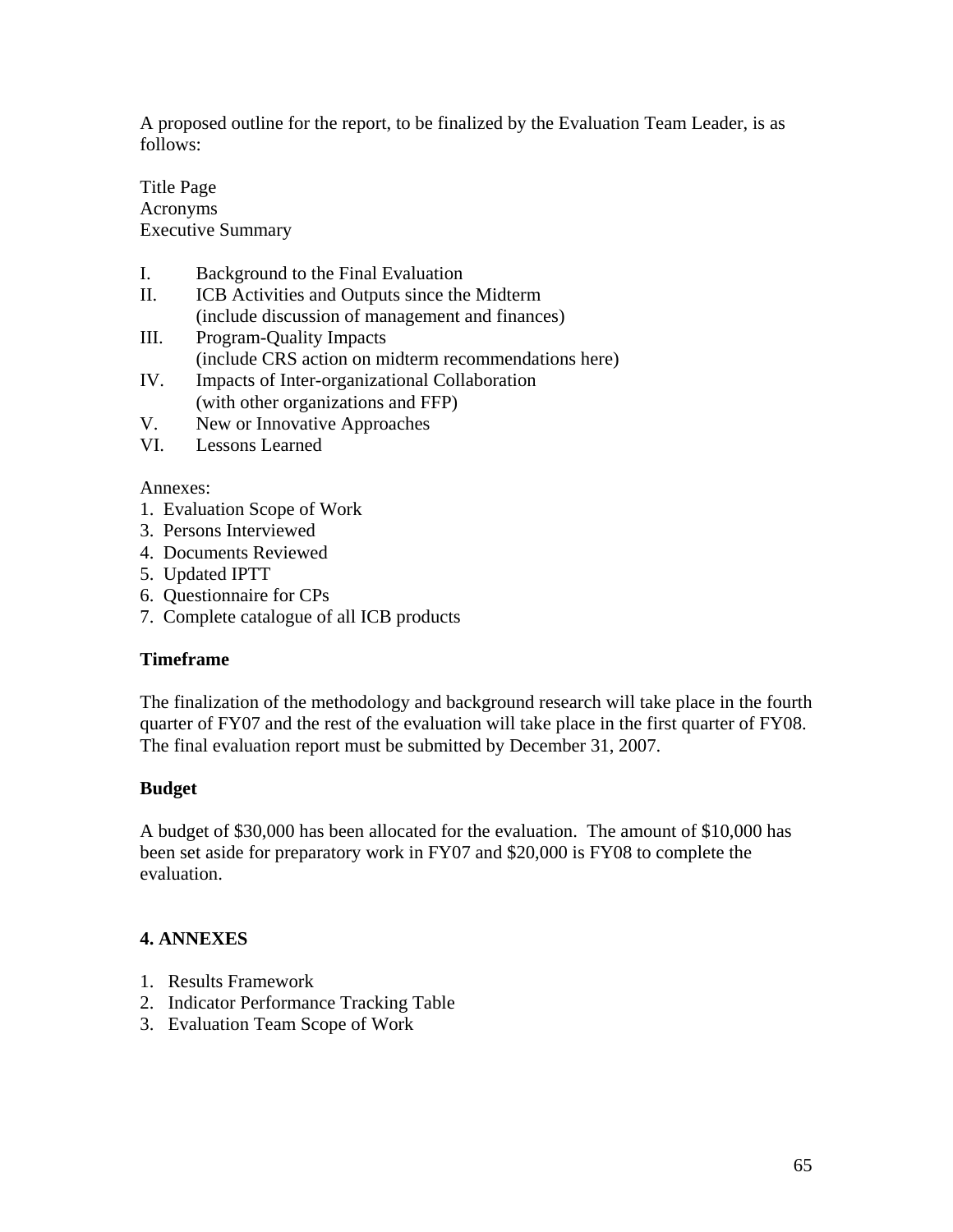A proposed outline for the report, to be finalized by the Evaluation Team Leader, is as follows:

Title Page
Acronyms
Executive Summary

I. Background to the Final Evaluation
II. ICB Activities and Outputs since the Midterm
(include discussion of management and finances)
III. Program-Quality Impacts
(include CRS action on midterm recommendations here)
IV. Impacts of Inter-organizational Collaboration
(with other organizations and FFP)
V. New or Innovative Approaches
VI. Lessons Learned

Annexes:
1. Evaluation Scope of Work
3. Persons Interviewed
4. Documents Reviewed
5. Updated IPTT
6. Questionnaire for CPs
7. Complete catalogue of all ICB products

**Timeframe**

The finalization of the methodology and background research will take place in the fourth quarter of FY07 and the rest of the evaluation will take place in the first quarter of FY08. The final evaluation report must be submitted by December 31, 2007.

**Budget**

A budget of $30,000 has been allocated for the evaluation. The amount of $10,000 has been set aside for preparatory work in FY07 and $20,000 is FY08 to complete the evaluation.

## 4. ANNEXES

1. Results Framework
2. Indicator Performance Tracking Table
3. Evaluation Team Scope of Work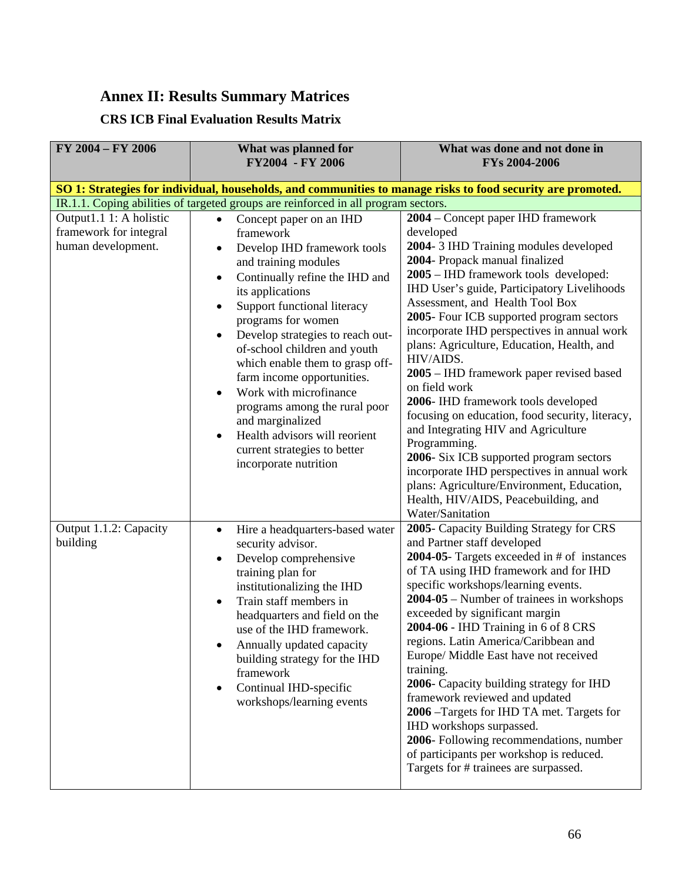## Annex II: Results Summary Matrices

### CRS ICB Final Evaluation Results Matrix

| FY 2004 – FY 2006 | What was planned for FY2004 - FY 2006 | What was done and not done in FYs 2004-2006 |
|---|---|---|
| **SO 1: Strategies for individual, households, and communities to manage risks to food security are promoted.** | | |
| IR.1.1. Coping abilities of targeted groups are reinforced in all program sectors. | | |
| Output1.1 1: A holistic framework for integral human development. | • Concept paper on an IHD framework<br>• Develop IHD framework tools and training modules<br>• Continually refine the IHD and its applications<br>• Support functional literacy programs for women<br>• Develop strategies to reach out-of-school children and youth which enable them to grasp off-farm income opportunities.<br>• Work with microfinance programs among the rural poor and marginalized<br>• Health advisors will reorient current strategies to better incorporate nutrition | **2004** – Concept paper IHD framework developed<br>**2004**- 3 IHD Training modules developed<br>**2004**- Propack manual finalized<br>**2005** – IHD framework tools developed: IHD User's guide, Participatory Livelihoods Assessment, and Health Tool Box<br>**2005**- Four ICB supported program sectors incorporate IHD perspectives in annual work plans: Agriculture, Education, Health, and HIV/AIDS.<br>**2005** – IHD framework paper revised based on field work<br>**2006**- IHD framework tools developed focusing on education, food security, literacy, and Integrating HIV and Agriculture Programming.<br>**2006**- Six ICB supported program sectors incorporate IHD perspectives in annual work plans: Agriculture/Environment, Education, Health, HIV/AIDS, Peacebuilding, and Water/Sanitation |
| Output 1.1.2: Capacity building | • Hire a headquarters-based water security advisor.<br>• Develop comprehensive training plan for institutionalizing the IHD<br>• Train staff members in headquarters and field on the use of the IHD framework.<br>• Annually updated capacity building strategy for the IHD framework<br>• Continual IHD-specific workshops/learning events | **2005**- Capacity Building Strategy for CRS and Partner staff developed<br>**2004-05**- Targets exceeded in # of instances of TA using IHD framework and for IHD specific workshops/learning events.<br>**2004-05** – Number of trainees in workshops exceeded by significant margin<br>**2004-06** - IHD Training in 6 of 8 CRS regions. Latin America/Caribbean and Europe/ Middle East have not received training.<br>**2006**- Capacity building strategy for IHD framework reviewed and updated<br>**2006** –Targets for IHD TA met. Targets for IHD workshops surpassed.<br>**2006**- Following recommendations, number of participants per workshop is reduced. Targets for # trainees are surpassed. |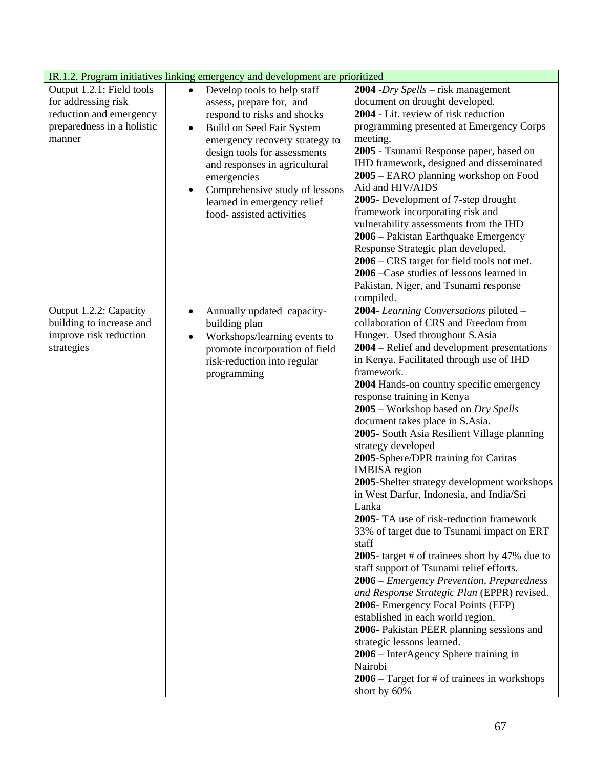| IR.1.2. Program initiatives linking emergency and development are prioritized | | |
|---|---|---|
| Output 1.2.1: Field tools for addressing risk reduction and emergency preparedness in a holistic manner | • Develop tools to help staff assess, prepare for, and respond to risks and shocks<br>• Build on Seed Fair System emergency recovery strategy to design tools for assessments and responses in agricultural emergencies<br>• Comprehensive study of lessons learned in emergency relief food- assisted activities | **2004** -*Dry Spells* – risk management document on drought developed.<br>**2004** - Lit. review of risk reduction programming presented at Emergency Corps meeting.<br>**2005** - Tsunami Response paper, based on IHD framework, designed and disseminated<br>**2005** – EARO planning workshop on Food Aid and HIV/AIDS<br>**2005**- Development of 7-step drought framework incorporating risk and vulnerability assessments from the IHD<br>**2006** – Pakistan Earthquake Emergency Response Strategic plan developed.<br>**2006** – CRS target for field tools not met.<br>**2006** –Case studies of lessons learned in Pakistan, Niger, and Tsunami response compiled. |
| Output 1.2.2: Capacity building to increase and improve risk reduction strategies | • Annually updated capacity-building plan<br>• Workshops/learning events to promote incorporation of field risk-reduction into regular programming | **2004**- *Learning Conversations* piloted – collaboration of CRS and Freedom from Hunger. Used throughout S.Asia<br>**2004** – Relief and development presentations in Kenya. Facilitated through use of IHD framework.<br>**2004** Hands-on country specific emergency response training in Kenya<br>**2005** – Workshop based on *Dry Spells* document takes place in S.Asia.<br>**2005-** South Asia Resilient Village planning strategy developed<br>**2005**-Sphere/DPR training for Caritas IMBISA region<br>**2005**-Shelter strategy development workshops in West Darfur, Indonesia, and India/Sri Lanka<br>**2005**- TA use of risk-reduction framework 33% of target due to Tsunami impact on ERT staff<br>**2005**- target # of trainees short by 47% due to staff support of Tsunami relief efforts.<br>**2006** – *Emergency Prevention, Preparedness and Response Strategic Plan* (EPPR) revised.<br>**2006**- Emergency Focal Points (EFP) established in each world region.<br>**2006-** Pakistan PEER planning sessions and strategic lessons learned.<br>**2006** – InterAgency Sphere training in Nairobi<br>**2006** – Target for # of trainees in workshops short by 60% |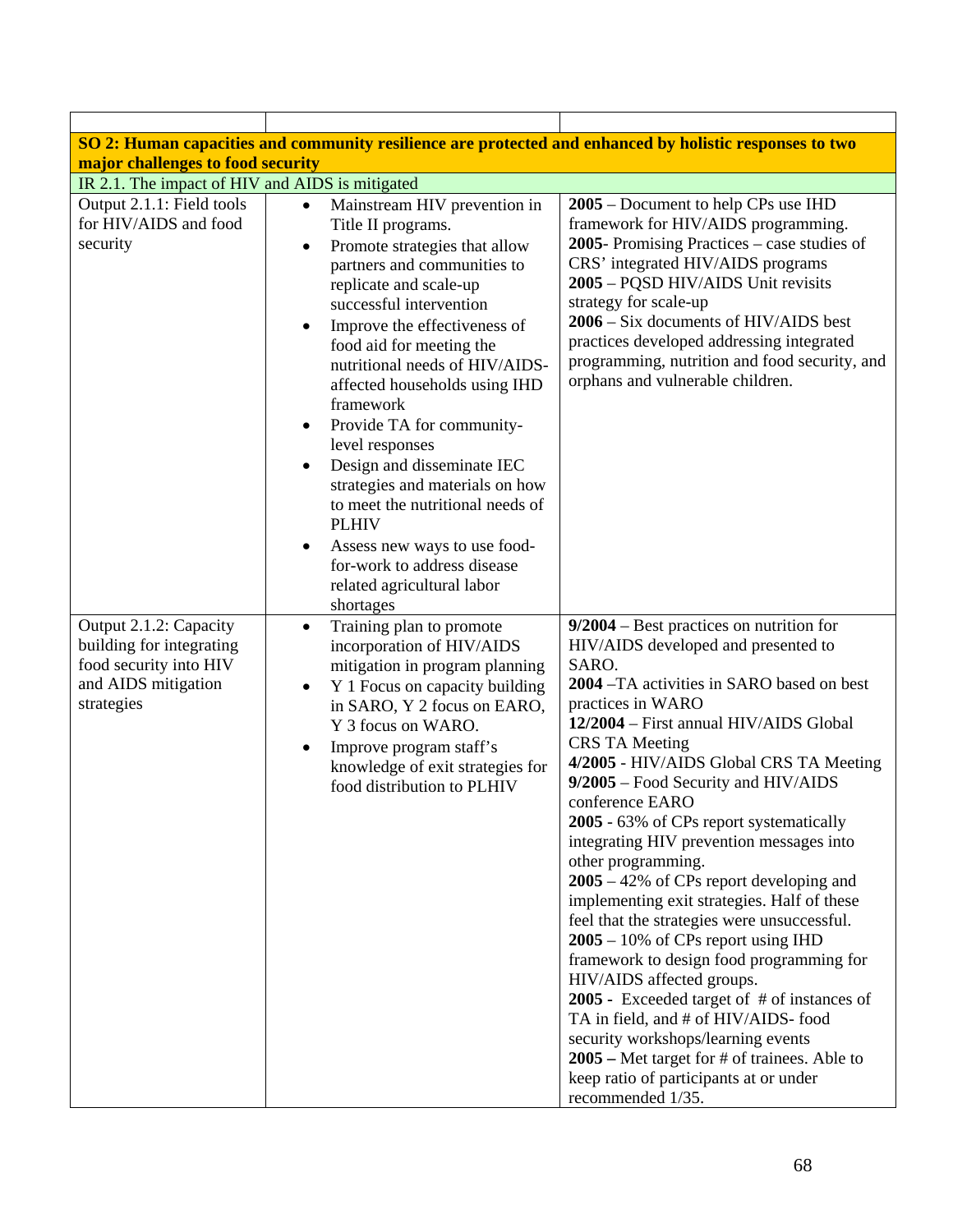| | | |
|---|---|---|
| **SO 2: Human capacities and community resilience are protected and enhanced by holistic responses to two major challenges to food security** | | |
| IR 2.1. The impact of HIV and AIDS is mitigated | | |
| Output 2.1.1: Field tools for HIV/AIDS and food security | • Mainstream HIV prevention in Title II programs.<br>• Promote strategies that allow partners and communities to replicate and scale-up successful intervention<br>• Improve the effectiveness of food aid for meeting the nutritional needs of HIV/AIDS-affected households using IHD framework<br>• Provide TA for community-level responses<br>• Design and disseminate IEC strategies and materials on how to meet the nutritional needs of PLHIV<br>• Assess new ways to use food-for-work to address disease related agricultural labor shortages | **2005** – Document to help CPs use IHD framework for HIV/AIDS programming.<br>**2005**- Promising Practices – case studies of CRS' integrated HIV/AIDS programs<br>**2005** – PQSD HIV/AIDS Unit revisits strategy for scale-up<br>**2006** – Six documents of HIV/AIDS best practices developed addressing integrated programming, nutrition and food security, and orphans and vulnerable children. |
| Output 2.1.2: Capacity building for integrating food security into HIV and AIDS mitigation strategies | • Training plan to promote incorporation of HIV/AIDS mitigation in program planning<br>• Y 1 Focus on capacity building in SARO, Y 2 focus on EARO, Y 3 focus on WARO.<br>• Improve program staff's knowledge of exit strategies for food distribution to PLHIV | **9/2004** – Best practices on nutrition for HIV/AIDS developed and presented to SARO.<br>**2004** –TA activities in SARO based on best practices in WARO<br>**12/2004** – First annual HIV/AIDS Global CRS TA Meeting<br>**4/2005** - HIV/AIDS Global CRS TA Meeting<br>**9/2005** – Food Security and HIV/AIDS conference EARO<br>**2005** - 63% of CPs report systematically integrating HIV prevention messages into other programming.<br>**2005** – 42% of CPs report developing and implementing exit strategies. Half of these feel that the strategies were unsuccessful.<br>**2005** – 10% of CPs report using IHD framework to design food programming for HIV/AIDS affected groups.<br>**2005 -** Exceeded target of # of instances of TA in field, and # of HIV/AIDS- food security workshops/learning events<br>**2005 –** Met target for # of trainees. Able to keep ratio of participants at or under recommended 1/35. |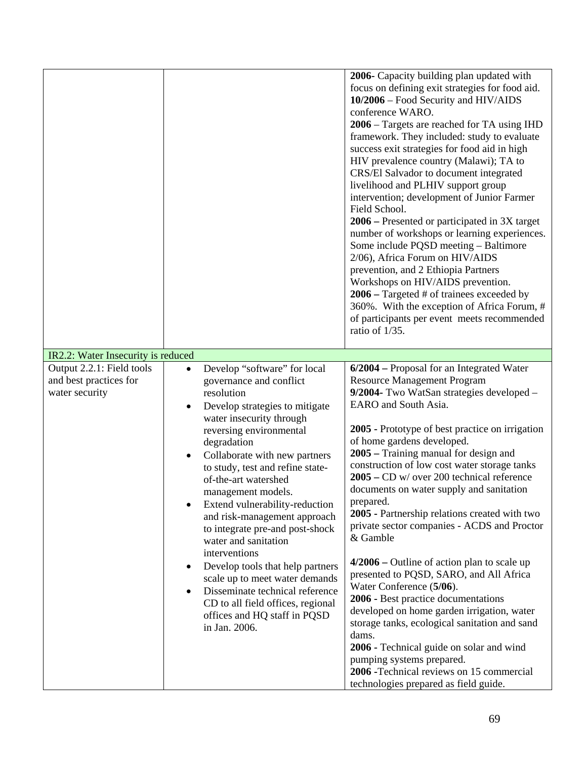| | | |
|---|---|---|
| | | **2006-** Capacity building plan updated with focus on defining exit strategies for food aid.<br>**10/2006** – Food Security and HIV/AIDS conference WARO.<br>**2006** – Targets are reached for TA using IHD framework. They included: study to evaluate success exit strategies for food aid in high HIV prevalence country (Malawi); TA to CRS/El Salvador to document integrated livelihood and PLHIV support group intervention; development of Junior Farmer Field School.<br>**2006 –** Presented or participated in 3X target number of workshops or learning experiences. Some include PQSD meeting – Baltimore 2/06), Africa Forum on HIV/AIDS prevention, and 2 Ethiopia Partners Workshops on HIV/AIDS prevention.<br>**2006 –** Targeted # of trainees exceeded by 360%. With the exception of Africa Forum, # of participants per event meets recommended ratio of 1/35. |
| IR2.2: Water Insecurity is reduced | | |
| Output 2.2.1: Field tools and best practices for water security | • Develop "software" for local governance and conflict resolution<br>• Develop strategies to mitigate water insecurity through reversing environmental degradation<br>• Collaborate with new partners to study, test and refine state-of-the-art watershed management models.<br>• Extend vulnerability-reduction and risk-management approach to integrate pre-and post-shock water and sanitation interventions<br>• Develop tools that help partners scale up to meet water demands<br>• Disseminate technical reference CD to all field offices, regional offices and HQ staff in PQSD in Jan. 2006. | **6/2004 –** Proposal for an Integrated Water Resource Management Program<br>**9/2004-** Two WatSan strategies developed – EARO and South Asia.<br><br>**2005 -** Prototype of best practice on irrigation of home gardens developed.<br>**2005 –** Training manual for design and construction of low cost water storage tanks<br>**2005 –** CD w/ over 200 technical reference documents on water supply and sanitation prepared.<br>**2005 -** Partnership relations created with two private sector companies - ACDS and Proctor & Gamble<br><br>**4/2006 –** Outline of action plan to scale up presented to PQSD, SARO, and All Africa Water Conference (**5/06**).<br>**2006 -** Best practice documentations developed on home garden irrigation, water storage tanks, ecological sanitation and sand dams.<br>**2006 -** Technical guide on solar and wind pumping systems prepared.<br>**2006 -**Technical reviews on 15 commercial technologies prepared as field guide. |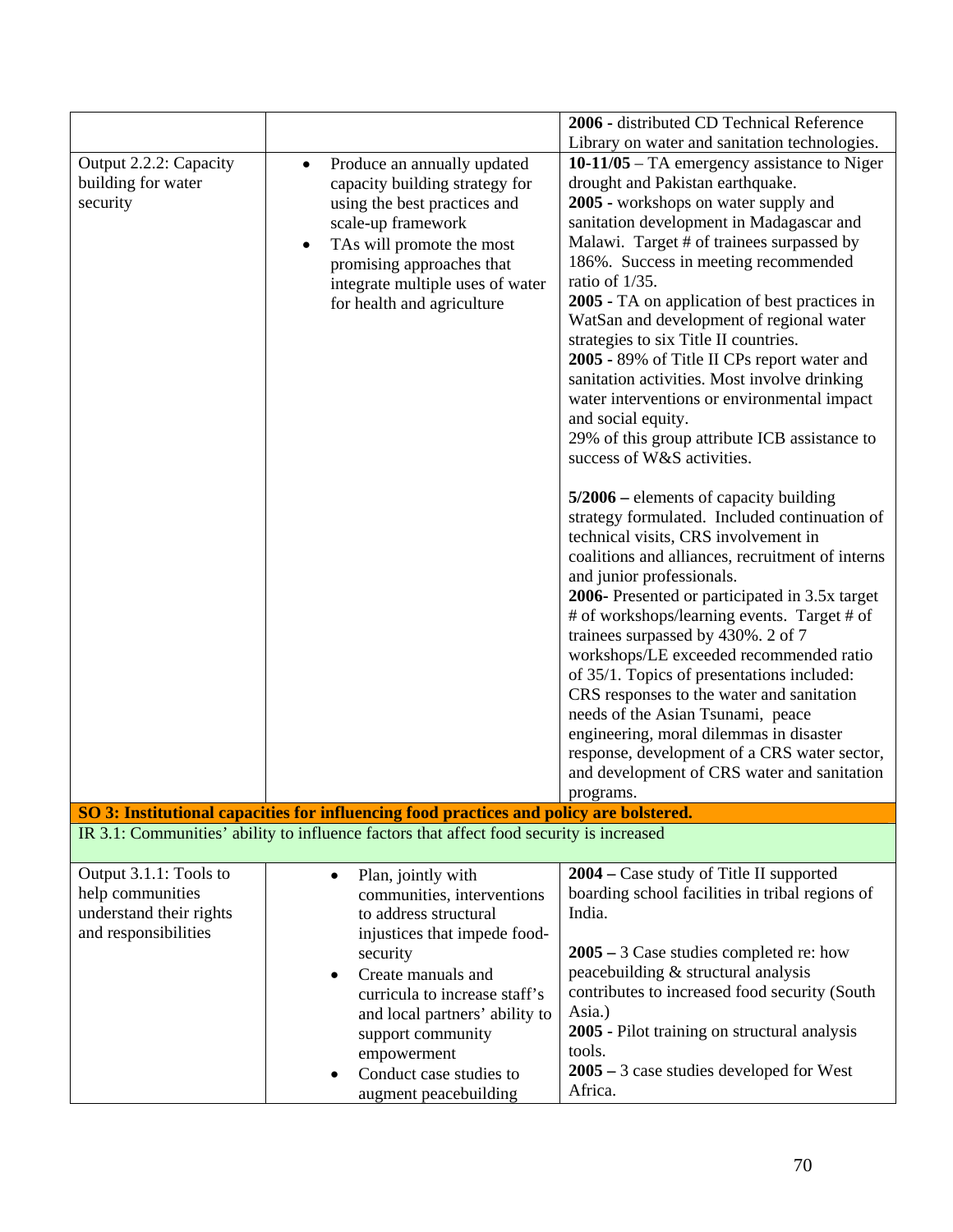| | | |
|---|---|---|
| | | **2006 -** distributed CD Technical Reference Library on water and sanitation technologies. |
| Output 2.2.2: Capacity building for water security | • Produce an annually updated capacity building strategy for using the best practices and scale-up framework<br>• TAs will promote the most promising approaches that integrate multiple uses of water for health and agriculture | **10-11/05** – TA emergency assistance to Niger drought and Pakistan earthquake.<br>**2005 -** workshops on water supply and sanitation development in Madagascar and Malawi. Target # of trainees surpassed by 186%. Success in meeting recommended ratio of 1/35.<br>**2005 -** TA on application of best practices in WatSan and development of regional water strategies to six Title II countries.<br>**2005 -** 89% of Title II CPs report water and sanitation activities. Most involve drinking water interventions or environmental impact and social equity.<br>29% of this group attribute ICB assistance to success of W&S activities.<br><br>**5/2006 –** elements of capacity building strategy formulated. Included continuation of technical visits, CRS involvement in coalitions and alliances, recruitment of interns and junior professionals.<br>**2006-** Presented or participated in 3.5x target # of workshops/learning events. Target # of trainees surpassed by 430%. 2 of 7 workshops/LE exceeded recommended ratio of 35/1. Topics of presentations included: CRS responses to the water and sanitation needs of the Asian Tsunami, peace engineering, moral dilemmas in disaster response, development of a CRS water sector, and development of CRS water and sanitation programs. |
| **SO 3: Institutional capacities for influencing food practices and policy are bolstered.** | | |
| IR 3.1: Communities' ability to influence factors that affect food security is increased | | |
| Output 3.1.1: Tools to help communities understand their rights and responsibilities | • Plan, jointly with communities, interventions to address structural injustices that impede food-security<br>• Create manuals and curricula to increase staff's and local partners' ability to support community empowerment<br>• Conduct case studies to augment peacebuilding | **2004 –** Case study of Title II supported boarding school facilities in tribal regions of India.<br><br>**2005 –** 3 Case studies completed re: how peacebuilding & structural analysis contributes to increased food security (South Asia.)<br>**2005 -** Pilot training on structural analysis tools.<br>**2005 –** 3 case studies developed for West Africa. |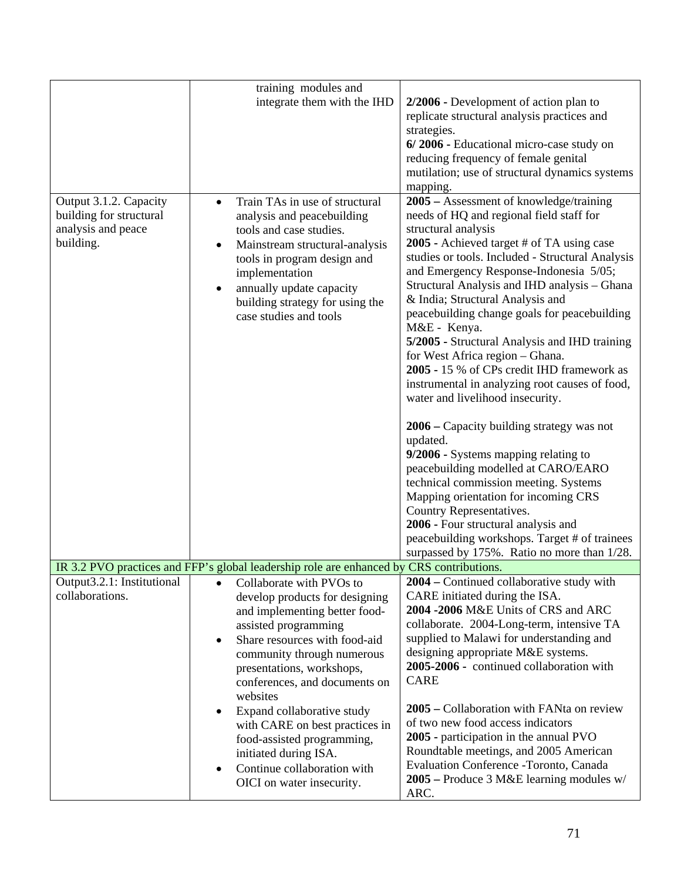| | | |
|---|---|---|
| | training modules and integrate them with the IHD | **2/2006 -** Development of action plan to replicate structural analysis practices and strategies.<br>**6/ 2006 -** Educational micro-case study on reducing frequency of female genital mutilation; use of structural dynamics systems mapping. |
| Output 3.1.2. Capacity building for structural analysis and peace building. | • Train TAs in use of structural analysis and peacebuilding tools and case studies.<br>• Mainstream structural-analysis tools in program design and implementation<br>• annually update capacity building strategy for using the case studies and tools | **2005 –** Assessment of knowledge/training needs of HQ and regional field staff for structural analysis<br>**2005 -** Achieved target # of TA using case studies or tools. Included - Structural Analysis and Emergency Response-Indonesia 5/05; Structural Analysis and IHD analysis – Ghana & India; Structural Analysis and peacebuilding change goals for peacebuilding M&E - Kenya.<br>**5/2005 -** Structural Analysis and IHD training for West Africa region – Ghana.<br>**2005 -** 15 % of CPs credit IHD framework as instrumental in analyzing root causes of food, water and livelihood insecurity.<br><br>**2006 –** Capacity building strategy was not updated.<br>**9/2006 -** Systems mapping relating to peacebuilding modelled at CARO/EARO technical commission meeting. Systems Mapping orientation for incoming CRS Country Representatives.<br>**2006 -** Four structural analysis and peacebuilding workshops. Target # of trainees surpassed by 175%. Ratio no more than 1/28. |
| IR 3.2 PVO practices and FFP's global leadership role are enhanced by CRS contributions. | | |
| Output3.2.1: Institutional collaborations. | • Collaborate with PVOs to develop products for designing and implementing better food-assisted programming<br>• Share resources with food-aid community through numerous presentations, workshops, conferences, and documents on websites<br>• Expand collaborative study with CARE on best practices in food-assisted programming, initiated during ISA.<br>• Continue collaboration with OICI on water insecurity. | **2004 –** Continued collaborative study with CARE initiated during the ISA.<br>**2004 -2006** M&E Units of CRS and ARC collaborate. 2004-Long-term, intensive TA supplied to Malawi for understanding and designing appropriate M&E systems.<br>**2005-2006 -** continued collaboration with CARE<br><br>**2005 –** Collaboration with FANta on review of two new food access indicators<br>**2005 -** participation in the annual PVO Roundtable meetings, and 2005 American Evaluation Conference -Toronto, Canada<br>**2005 –** Produce 3 M&E learning modules w/ ARC. |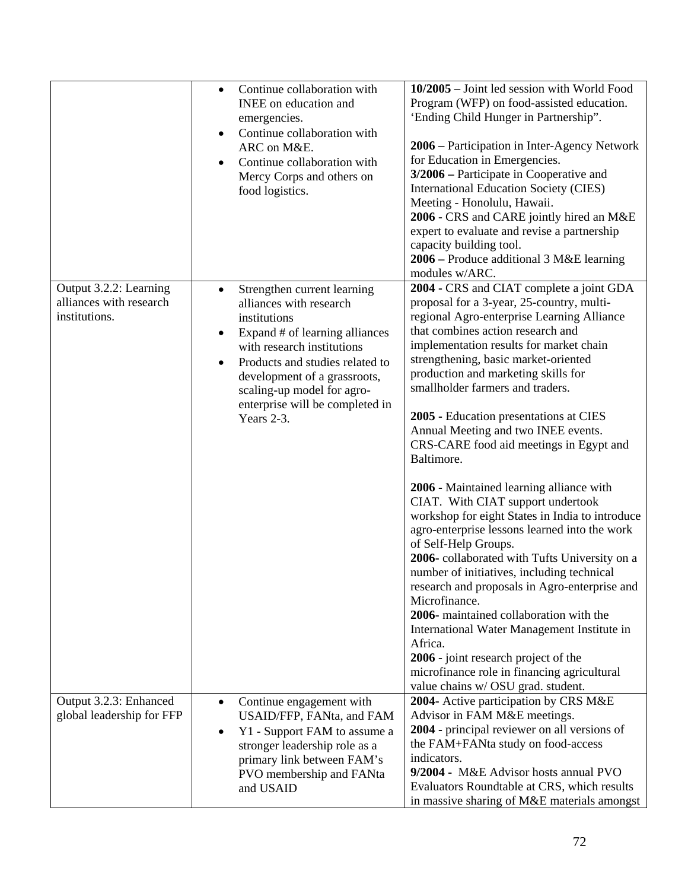| | | |
|---|---|---|
| | • Continue collaboration with INEE on education and emergencies.<br>• Continue collaboration with ARC on M&E.<br>• Continue collaboration with Mercy Corps and others on food logistics. | **10/2005 –** Joint led session with World Food Program (WFP) on food-assisted education. 'Ending Child Hunger in Partnership".<br><br>**2006 –** Participation in Inter-Agency Network for Education in Emergencies.<br>**3/2006 –** Participate in Cooperative and International Education Society (CIES) Meeting - Honolulu, Hawaii.<br>**2006 -** CRS and CARE jointly hired an M&E expert to evaluate and revise a partnership capacity building tool.<br>**2006 –** Produce additional 3 M&E learning modules w/ARC. |
| Output 3.2.2: Learning alliances with research institutions. | • Strengthen current learning alliances with research institutions<br>• Expand # of learning alliances with research institutions<br>• Products and studies related to development of a grassroots, scaling-up model for agro-enterprise will be completed in Years 2-3. | **2004 -** CRS and CIAT complete a joint GDA proposal for a 3-year, 25-country, multi-regional Agro-enterprise Learning Alliance that combines action research and implementation results for market chain strengthening, basic market-oriented production and marketing skills for smallholder farmers and traders.<br><br>**2005 -** Education presentations at CIES Annual Meeting and two INEE events. CRS-CARE food aid meetings in Egypt and Baltimore.<br><br>**2006 -** Maintained learning alliance with CIAT. With CIAT support undertook workshop for eight States in India to introduce agro-enterprise lessons learned into the work of Self-Help Groups.<br>**2006-** collaborated with Tufts University on a number of initiatives, including technical research and proposals in Agro-enterprise and Microfinance.<br>**2006-** maintained collaboration with the International Water Management Institute in Africa.<br>**2006 -** joint research project of the microfinance role in financing agricultural value chains w/ OSU grad. student. |
| Output 3.2.3: Enhanced global leadership for FFP | • Continue engagement with USAID/FFP, FANta, and FAM<br>• Y1 - Support FAM to assume a stronger leadership role as a primary link between FAM's PVO membership and FANta and USAID | **2004-** Active participation by CRS M&E Advisor in FAM M&E meetings.<br>**2004 -** principal reviewer on all versions of the FAM+FANta study on food-access indicators.<br>**9/2004 -** M&E Advisor hosts annual PVO Evaluators Roundtable at CRS, which results in massive sharing of M&E materials amongst |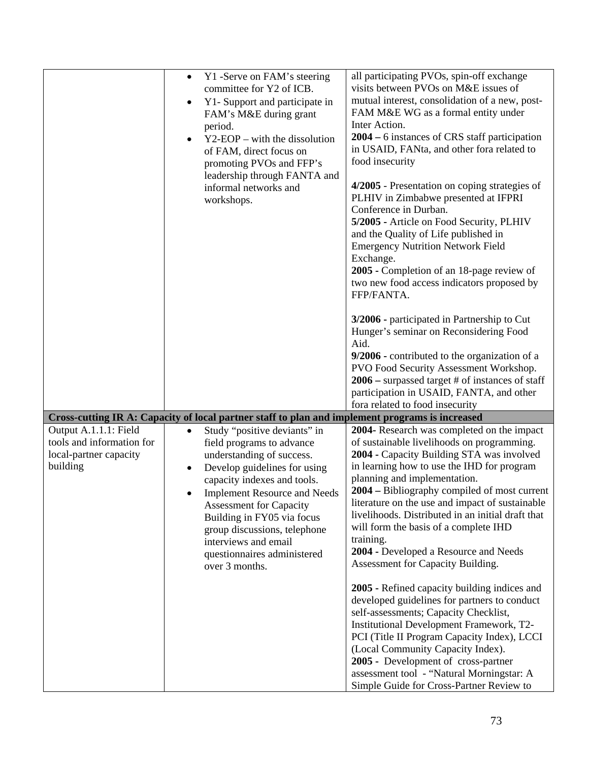| | | |
|---|---|---|
| | • Y1 -Serve on FAM's steering committee for Y2 of ICB.<br>• Y1- Support and participate in FAM's M&E during grant period.<br>• Y2-EOP – with the dissolution of FAM, direct focus on promoting PVOs and FFP's leadership through FANTA and informal networks and workshops. | all participating PVOs, spin-off exchange visits between PVOs on M&E issues of mutual interest, consolidation of a new, post-FAM M&E WG as a formal entity under Inter Action.<br>**2004 –** 6 instances of CRS staff participation in USAID, FANta, and other fora related to food insecurity<br><br>**4/2005** - Presentation on coping strategies of PLHIV in Zimbabwe presented at IFPRI Conference in Durban.<br>**5/2005 -** Article on Food Security, PLHIV and the Quality of Life published in Emergency Nutrition Network Field Exchange.<br>**2005 -** Completion of an 18-page review of two new food access indicators proposed by FFP/FANTA.<br><br>**3/2006 -** participated in Partnership to Cut Hunger's seminar on Reconsidering Food Aid.<br>**9/2006 -** contributed to the organization of a PVO Food Security Assessment Workshop.<br>**2006 –** surpassed target # of instances of staff participation in USAID, FANTA, and other fora related to food insecurity |
| **Cross-cutting IR A: Capacity of local partner staff to plan and implement programs is increased** | | |
| Output A.1.1.1: Field tools and information for local-partner capacity building | • Study "positive deviants" in field programs to advance understanding of success.<br>• Develop guidelines for using capacity indexes and tools.<br>• Implement Resource and Needs Assessment for Capacity Building in FY05 via focus group discussions, telephone interviews and email questionnaires administered over 3 months. | **2004-** Research was completed on the impact of sustainable livelihoods on programming.<br>**2004 -** Capacity Building STA was involved in learning how to use the IHD for program planning and implementation.<br>**2004 –** Bibliography compiled of most current literature on the use and impact of sustainable livelihoods. Distributed in an initial draft that will form the basis of a complete IHD training.<br>**2004 -** Developed a Resource and Needs Assessment for Capacity Building.<br><br>**2005 -** Refined capacity building indices and developed guidelines for partners to conduct self-assessments; Capacity Checklist, Institutional Development Framework, T2-PCI (Title II Program Capacity Index), LCCI (Local Community Capacity Index).<br>**2005 -** Development of cross-partner assessment tool - "Natural Morningstar: A Simple Guide for Cross-Partner Review to |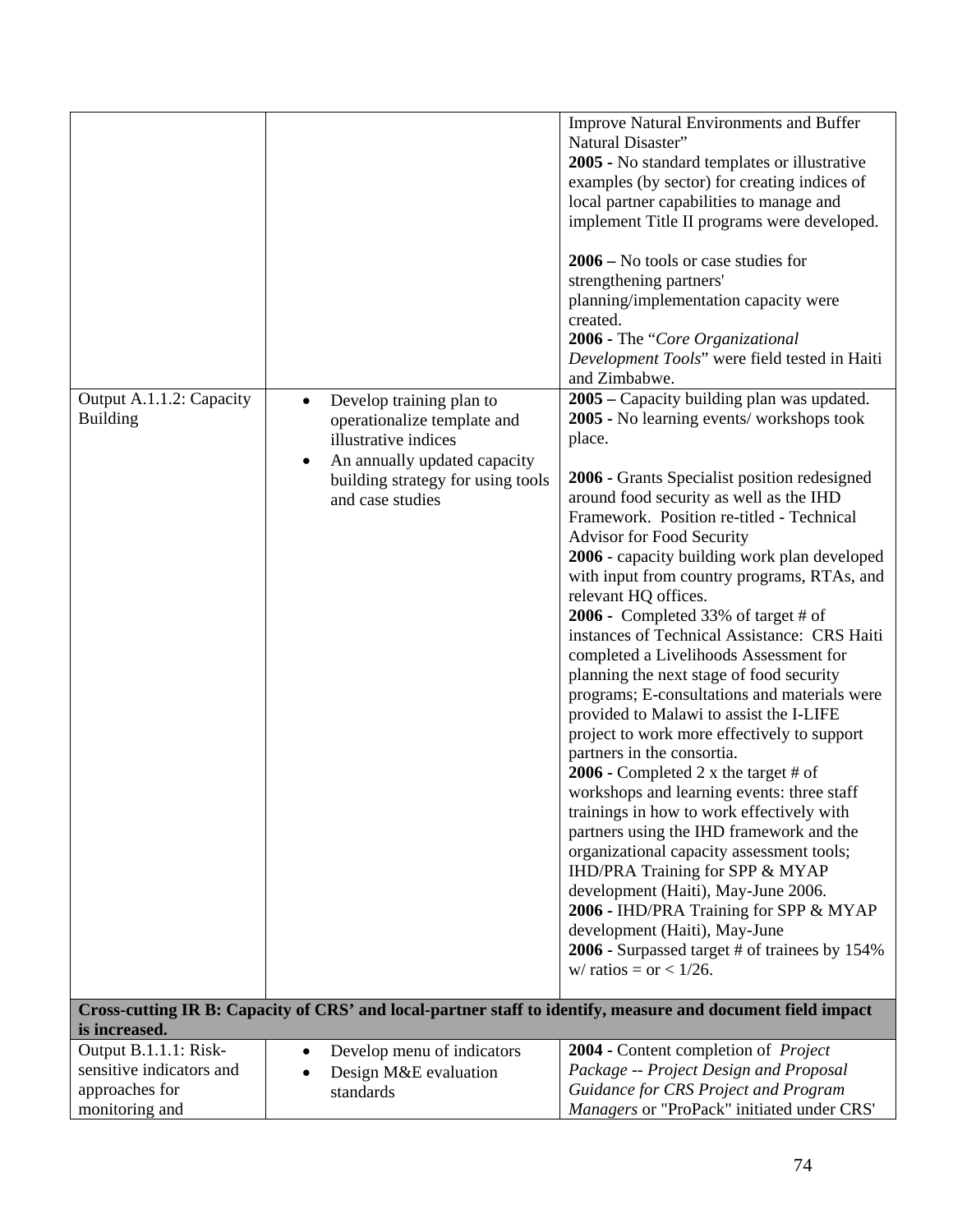| | | |
|---|---|---|
| | | Improve Natural Environments and Buffer Natural Disaster"<br>**2005 -** No standard templates or illustrative examples (by sector) for creating indices of local partner capabilities to manage and implement Title II programs were developed.<br><br>**2006 –** No tools or case studies for strengthening partners' planning/implementation capacity were created.<br>**2006 -** The "*Core Organizational Development Tools*" were field tested in Haiti and Zimbabwe. |
| Output A.1.1.2: Capacity Building | • Develop training plan to operationalize template and illustrative indices<br>• An annually updated capacity building strategy for using tools and case studies | **2005 –** Capacity building plan was updated.<br>**2005 -** No learning events/ workshops took place.<br><br>**2006 -** Grants Specialist position redesigned around food security as well as the IHD Framework. Position re-titled - Technical Advisor for Food Security<br>**2006** - capacity building work plan developed with input from country programs, RTAs, and relevant HQ offices.<br>**2006 -** Completed 33% of target # of instances of Technical Assistance: CRS Haiti completed a Livelihoods Assessment for planning the next stage of food security programs; E-consultations and materials were provided to Malawi to assist the I-LIFE project to work more effectively to support partners in the consortia.<br>**2006 -** Completed 2 x the target # of workshops and learning events: three staff trainings in how to work effectively with partners using the IHD framework and the organizational capacity assessment tools; IHD/PRA Training for SPP & MYAP development (Haiti), May-June 2006.<br>**2006 -** IHD/PRA Training for SPP & MYAP development (Haiti), May-June<br>**2006 -** Surpassed target # of trainees by 154% w/ ratios = or < 1/26. |
| **Cross-cutting IR B: Capacity of CRS' and local-partner staff to identify, measure and document field impact is increased.** | | |
| Output B.1.1.1: Risk-sensitive indicators and approaches for monitoring and | • Develop menu of indicators<br>• Design M&E evaluation standards | **2004 -** Content completion of *Project Package -- Project Design and Proposal Guidance for CRS Project and Program Managers* or "ProPack" initiated under CRS' |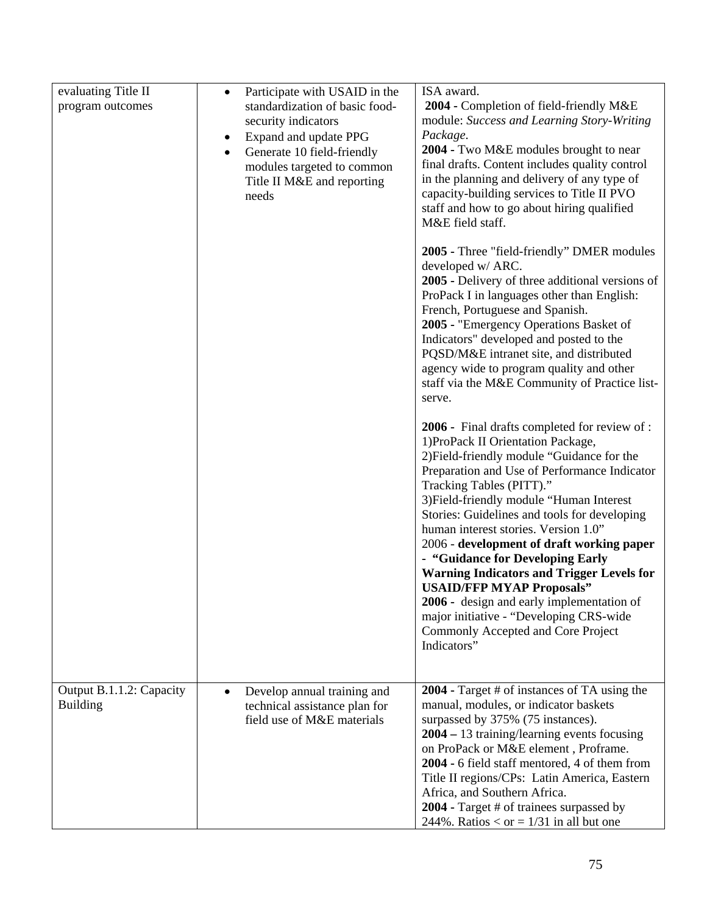| | | |
|---|---|---|
| evaluating Title II program outcomes | • Participate with USAID in the standardization of basic food-security indicators<br>• Expand and update PPG<br>• Generate 10 field-friendly modules targeted to common Title II M&E and reporting needs | ISA award.<br>**2004 -** Completion of field-friendly M&E module: *Success and Learning Story-Writing Package*.<br>**2004 -** Two M&E modules brought to near final drafts. Content includes quality control in the planning and delivery of any type of capacity-building services to Title II PVO staff and how to go about hiring qualified M&E field staff.<br><br>**2005 -** Three "field-friendly" DMER modules developed w/ ARC.<br>**2005 -** Delivery of three additional versions of ProPack I in languages other than English: French, Portuguese and Spanish.<br>**2005 -** "Emergency Operations Basket of Indicators" developed and posted to the PQSD/M&E intranet site, and distributed agency wide to program quality and other staff via the M&E Community of Practice list-serve.<br><br>**2006 -** Final drafts completed for review of :<br>1)ProPack II Orientation Package,<br>2)Field-friendly module "Guidance for the Preparation and Use of Performance Indicator Tracking Tables (PITT)."<br>3)Field-friendly module "Human Interest Stories: Guidelines and tools for developing human interest stories. Version 1.0"<br>2006 - **development of draft working paper - "Guidance for Developing Early Warning Indicators and Trigger Levels for USAID/FFP MYAP Proposals"**<br>**2006 -** design and early implementation of major initiative - "Developing CRS-wide Commonly Accepted and Core Project Indicators" |
| Output B.1.1.2: Capacity Building | • Develop annual training and technical assistance plan for field use of M&E materials | **2004 -** Target # of instances of TA using the manual, modules, or indicator baskets surpassed by 375% (75 instances).<br>**2004 –** 13 training/learning events focusing on ProPack or M&E element , Proframe.<br>**2004 -** 6 field staff mentored, 4 of them from Title II regions/CPs: Latin America, Eastern Africa, and Southern Africa.<br>**2004 -** Target # of trainees surpassed by 244%. Ratios < or = 1/31 in all but one |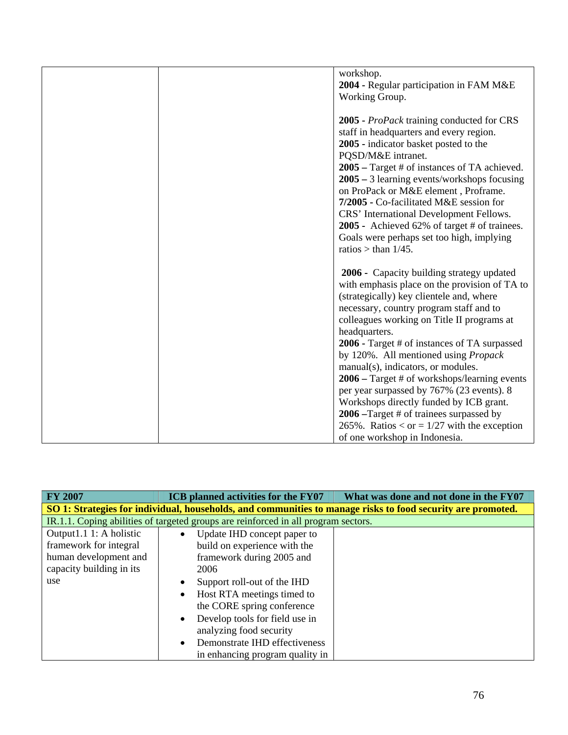| | | workshop.<br>**2004 -** Regular participation in FAM M&E Working Group.<br><br>**2005 -** *ProPack* training conducted for CRS staff in headquarters and every region.<br>**2005 -** indicator basket posted to the PQSD/M&E intranet.<br>**2005 –** Target # of instances of TA achieved.<br>**2005 –** 3 learning events/workshops focusing on ProPack or M&E element , Proframe.<br>**7/2005 -** Co-facilitated M&E session for CRS' International Development Fellows.<br>**2005 -** Achieved 62% of target # of trainees. Goals were perhaps set too high, implying ratios > than 1/45.<br><br>**2006 -** Capacity building strategy updated with emphasis place on the provision of TA to (strategically) key clientele and, where necessary, country program staff and to colleagues working on Title II programs at headquarters.<br>**2006 -** Target # of instances of TA surpassed by 120%. All mentioned using *Propack* manual(s), indicators, or modules.<br>**2006 –** Target # of workshops/learning events per year surpassed by 767% (23 events). 8 Workshops directly funded by ICB grant.<br>**2006 –**Target # of trainees surpassed by 265%. Ratios < or = 1/27 with the exception of one workshop in Indonesia. |
|---|---|---|

| FY 2007 | ICB planned activities for the FY07 | What was done and not done in the FY07 |
|---|---|---|
| **SO 1: Strategies for individual, households, and communities to manage risks to food security are promoted.** | | |
| IR.1.1. Coping abilities of targeted groups are reinforced in all program sectors. | | |
| Output1.1 1: A holistic framework for integral human development and capacity building in its use | • Update IHD concept paper to build on experience with the framework during 2005 and 2006<br>• Support roll-out of the IHD<br>• Host RTA meetings timed to the CORE spring conference<br>• Develop tools for field use in analyzing food security<br>• Demonstrate IHD effectiveness in enhancing program quality in | |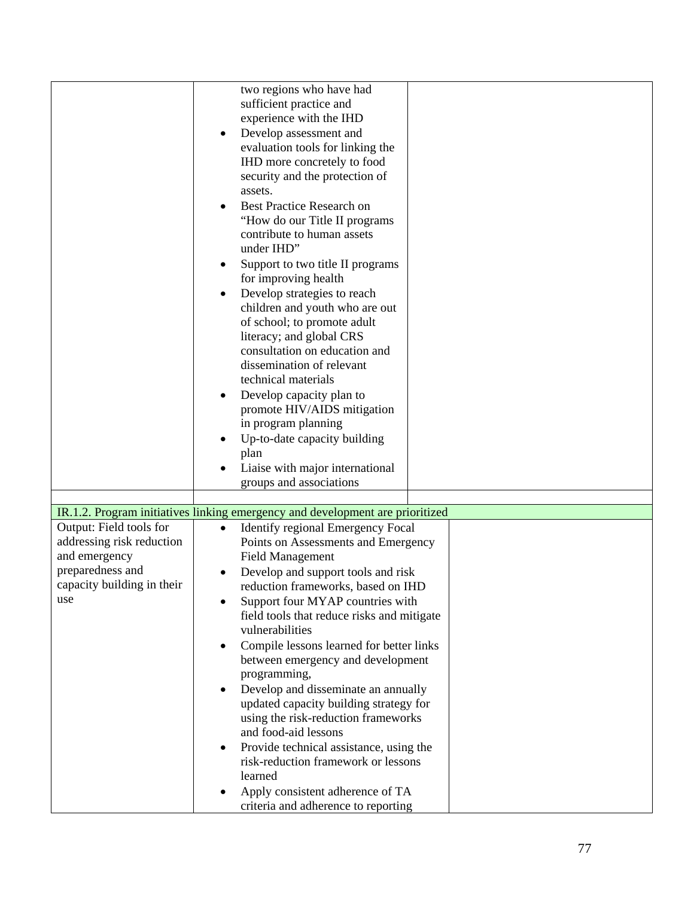| | | |
|---|---|---|
| | two regions who have had sufficient practice and experience with the IHD<br>• Develop assessment and evaluation tools for linking the IHD more concretely to food security and the protection of assets.<br>• Best Practice Research on "How do our Title II programs contribute to human assets under IHD"<br>• Support to two title II programs for improving health<br>• Develop strategies to reach children and youth who are out of school; to promote adult literacy; and global CRS consultation on education and dissemination of relevant technical materials<br>• Develop capacity plan to promote HIV/AIDS mitigation in program planning<br>• Up-to-date capacity building plan<br>• Liaise with major international groups and associations | |
| | | |
| IR.1.2. Program initiatives linking emergency and development are prioritized | | |
| Output: Field tools for addressing risk reduction and emergency preparedness and capacity building in their use | • Identify regional Emergency Focal Points on Assessments and Emergency Field Management<br>• Develop and support tools and risk reduction frameworks, based on IHD<br>• Support four MYAP countries with field tools that reduce risks and mitigate vulnerabilities<br>• Compile lessons learned for better links between emergency and development programming,<br>• Develop and disseminate an annually updated capacity building strategy for using the risk-reduction frameworks and food-aid lessons<br>• Provide technical assistance, using the risk-reduction framework or lessons learned<br>• Apply consistent adherence of TA criteria and adherence to reporting | |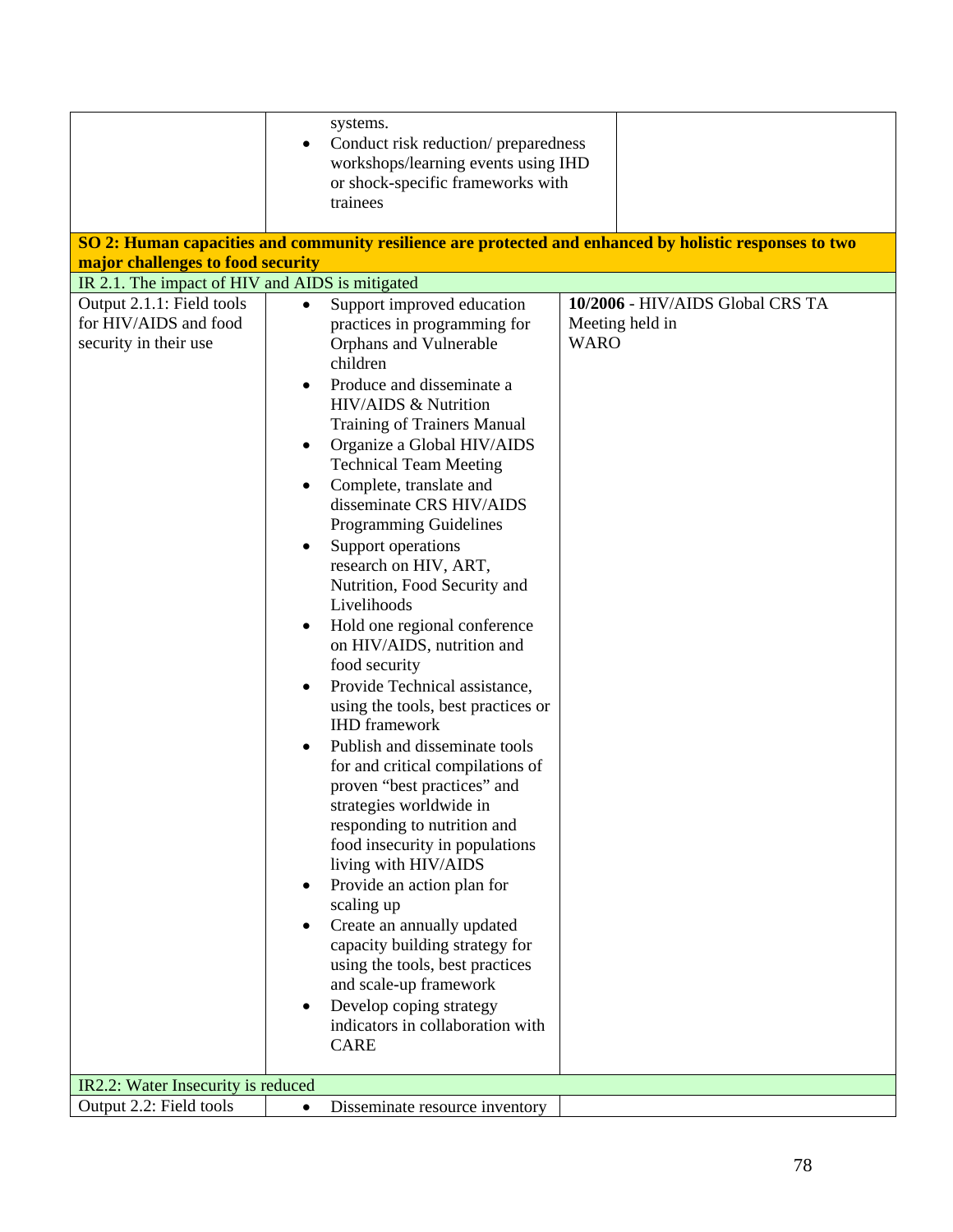| | | |
|---|---|---|
| | • systems.<br>• Conduct risk reduction/ preparedness workshops/learning events using IHD or shock-specific frameworks with trainees | |
| **SO 2: Human capacities and community resilience are protected and enhanced by holistic responses to two major challenges to food security** | | |
| IR 2.1. The impact of HIV and AIDS is mitigated | | |
| Output 2.1.1: Field tools for HIV/AIDS and food security in their use | • Support improved education practices in programming for Orphans and Vulnerable children<br>• Produce and disseminate a HIV/AIDS & Nutrition Training of Trainers Manual<br>• Organize a Global HIV/AIDS Technical Team Meeting<br>• Complete, translate and disseminate CRS HIV/AIDS Programming Guidelines<br>• Support operations research on HIV, ART, Nutrition, Food Security and Livelihoods<br>• Hold one regional conference on HIV/AIDS, nutrition and food security<br>• Provide Technical assistance, using the tools, best practices or IHD framework<br>• Publish and disseminate tools for and critical compilations of proven "best practices" and strategies worldwide in responding to nutrition and food insecurity in populations living with HIV/AIDS<br>• Provide an action plan for scaling up<br>• Create an annually updated capacity building strategy for using the tools, best practices and scale-up framework<br>• Develop coping strategy indicators in collaboration with CARE | **10/2006** - HIV/AIDS Global CRS TA Meeting held in WARO |
| IR2.2: Water Insecurity is reduced | | |
| Output 2.2: Field tools | • Disseminate resource inventory | |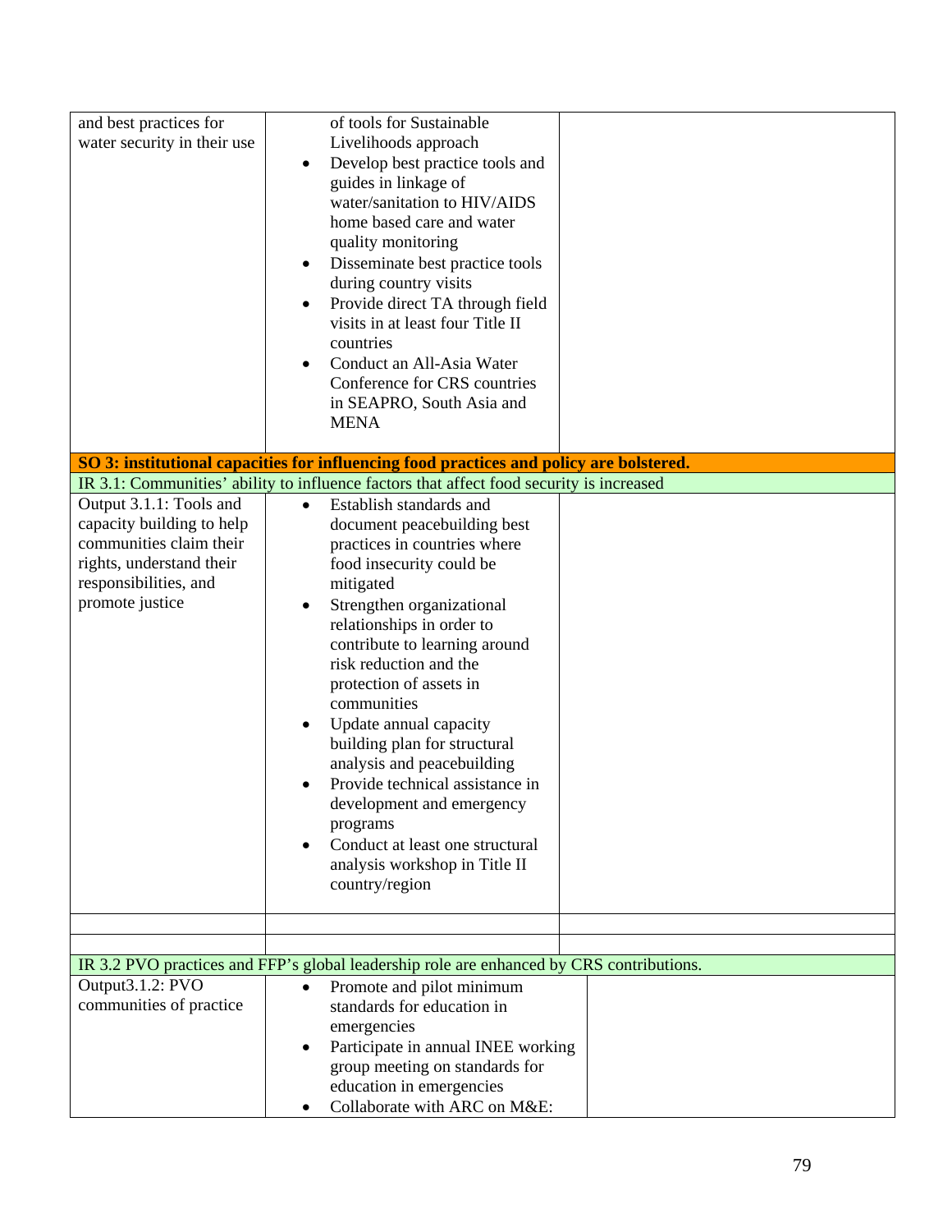| | | |
|---|---|---|
| and best practices for water security in their use | of tools for Sustainable Livelihoods approach<br>• Develop best practice tools and guides in linkage of water/sanitation to HIV/AIDS home based care and water quality monitoring<br>• Disseminate best practice tools during country visits<br>• Provide direct TA through field visits in at least four Title II countries<br>• Conduct an All-Asia Water Conference for CRS countries in SEAPRO, South Asia and MENA | |
| **SO 3: institutional capacities for influencing food practices and policy are bolstered.** | | |
| IR 3.1: Communities' ability to influence factors that affect food security is increased | | |
| Output 3.1.1: Tools and capacity building to help communities claim their rights, understand their responsibilities, and promote justice | • Establish standards and document peacebuilding best practices in countries where food insecurity could be mitigated<br>• Strengthen organizational relationships in order to contribute to learning around risk reduction and the protection of assets in communities<br>• Update annual capacity building plan for structural analysis and peacebuilding<br>• Provide technical assistance in development and emergency programs<br>• Conduct at least one structural analysis workshop in Title II country/region | |
| | | |
| | | |
| IR 3.2 PVO practices and FFP's global leadership role are enhanced by CRS contributions. | | |
| Output3.1.2: PVO communities of practice | • Promote and pilot minimum standards for education in emergencies<br>• Participate in annual INEE working group meeting on standards for education in emergencies<br>• Collaborate with ARC on M&E: | |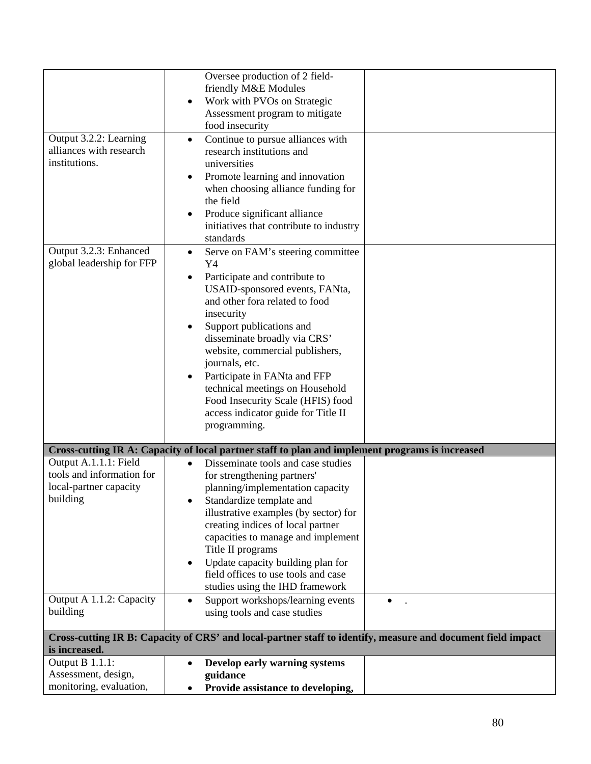| | | |
|---|---|---|
| | Oversee production of 2 field-friendly M&E Modules<br>• Work with PVOs on Strategic Assessment program to mitigate food insecurity | |
| Output 3.2.2: Learning alliances with research institutions. | • Continue to pursue alliances with research institutions and universities<br>• Promote learning and innovation when choosing alliance funding for the field<br>• Produce significant alliance initiatives that contribute to industry standards | |
| Output 3.2.3: Enhanced global leadership for FFP | • Serve on FAM's steering committee Y4<br>• Participate and contribute to USAID-sponsored events, FANta, and other fora related to food insecurity<br>• Support publications and disseminate broadly via CRS' website, commercial publishers, journals, etc.<br>• Participate in FANta and FFP technical meetings on Household Food Insecurity Scale (HFIS) food access indicator guide for Title II programming. | |
| **Cross-cutting IR A: Capacity of local partner staff to plan and implement programs is increased** | | |
| Output A.1.1.1: Field tools and information for local-partner capacity building | • Disseminate tools and case studies for strengthening partners' planning/implementation capacity<br>• Standardize template and illustrative examples (by sector) for creating indices of local partner capacities to manage and implement Title II programs<br>• Update capacity building plan for field offices to use tools and case studies using the IHD framework | |
| Output A 1.1.2: Capacity building | • Support workshops/learning events using tools and case studies | • . |
| **Cross-cutting IR B: Capacity of CRS' and local-partner staff to identify, measure and document field impact is increased.** | | |
| Output B 1.1.1: Assessment, design, monitoring, evaluation, | • **Develop early warning systems guidance**<br>• **Provide assistance to developing,** | |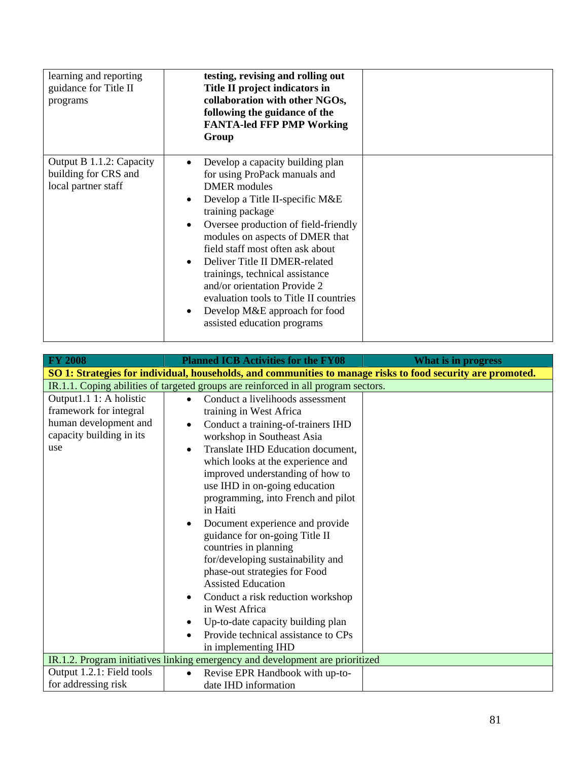| | | |
|---|---|---|
| learning and reporting guidance for Title II programs | **testing, revising and rolling out Title II project indicators in collaboration with other NGOs, following the guidance of the FANTA-led FFP PMP Working Group** | |
| Output B 1.1.2: Capacity building for CRS and local partner staff | • Develop a capacity building plan for using ProPack manuals and DMER modules<br>• Develop a Title II-specific M&E training package<br>• Oversee production of field-friendly modules on aspects of DMER that field staff most often ask about<br>• Deliver Title II DMER-related trainings, technical assistance and/or orientation Provide 2 evaluation tools to Title II countries<br>• Develop M&E approach for food assisted education programs | |

| **FY 2008** | **Planned ICB Activities for the FY08** | **What is in progress** |
|---|---|---|
| **SO 1: Strategies for individual, households, and communities to manage risks to food security are promoted.** | | |
| IR.1.1. Coping abilities of targeted groups are reinforced in all program sectors. | | |
| Output1.1 1: A holistic framework for integral human development and capacity building in its use | • Conduct a livelihoods assessment training in West Africa<br>• Conduct a training-of-trainers IHD workshop in Southeast Asia<br>• Translate IHD Education document, which looks at the experience and improved understanding of how to use IHD in on-going education programming, into French and pilot in Haiti<br>• Document experience and provide guidance for on-going Title II countries in planning for/developing sustainability and phase-out strategies for Food Assisted Education<br>• Conduct a risk reduction workshop in West Africa<br>• Up-to-date capacity building plan<br>• Provide technical assistance to CPs in implementing IHD | |
| IR.1.2. Program initiatives linking emergency and development are prioritized | | |
| Output 1.2.1: Field tools for addressing risk | • Revise EPR Handbook with up-to-date IHD information | |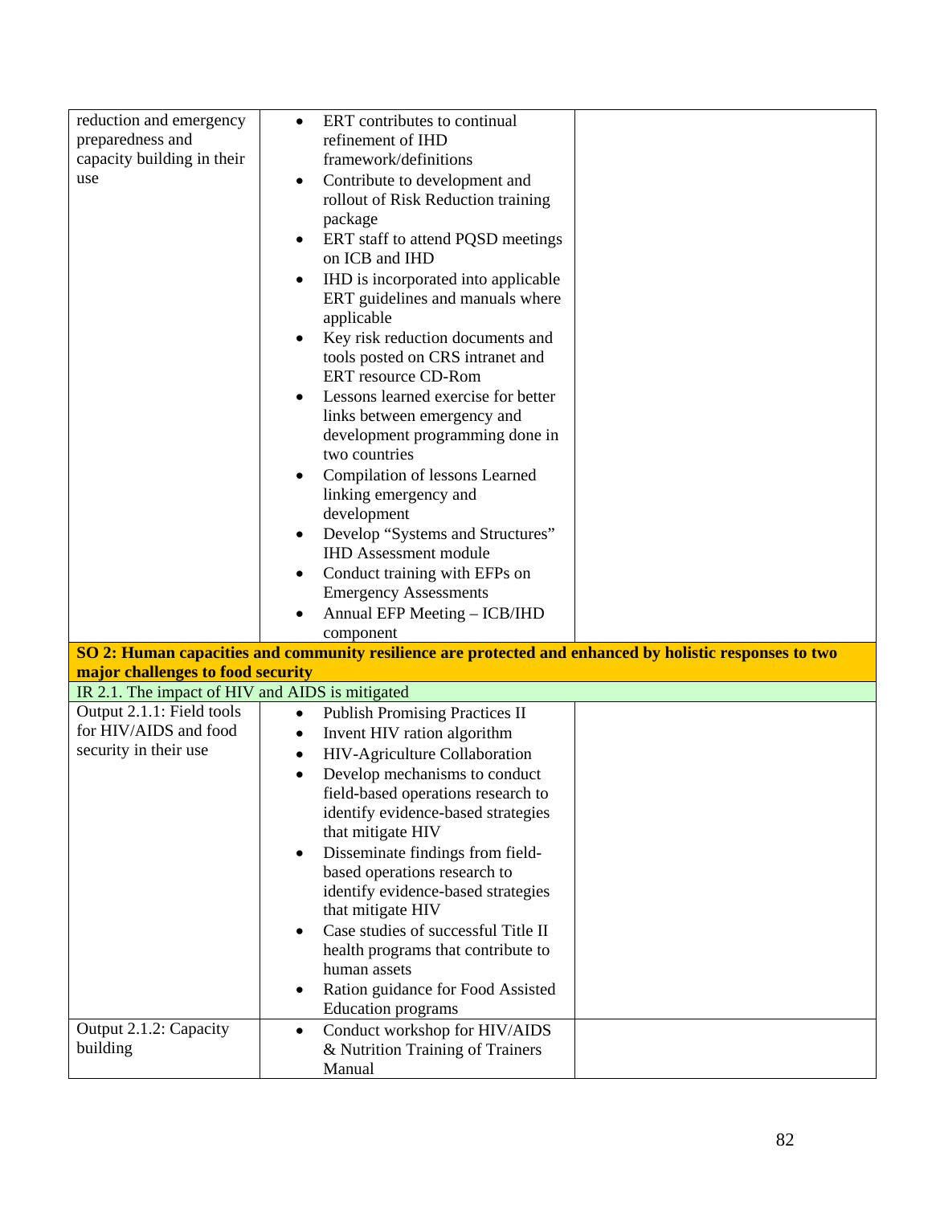| | | |
|---|---|---|
| reduction and emergency preparedness and capacity building in their use | • ERT contributes to continual refinement of IHD framework/definitions<br>• Contribute to development and rollout of Risk Reduction training package<br>• ERT staff to attend PQSD meetings on ICB and IHD<br>• IHD is incorporated into applicable ERT guidelines and manuals where applicable<br>• Key risk reduction documents and tools posted on CRS intranet and ERT resource CD-Rom<br>• Lessons learned exercise for better links between emergency and development programming done in two countries<br>• Compilation of lessons Learned linking emergency and development<br>• Develop "Systems and Structures" IHD Assessment module<br>• Conduct training with EFPs on Emergency Assessments<br>• Annual EFP Meeting – ICB/IHD component | |
| **SO 2: Human capacities and community resilience are protected and enhanced by holistic responses to two major challenges to food security** | | |
| IR 2.1. The impact of HIV and AIDS is mitigated | | |
| Output 2.1.1: Field tools for HIV/AIDS and food security in their use | • Publish Promising Practices II<br>• Invent HIV ration algorithm<br>• HIV-Agriculture Collaboration<br>• Develop mechanisms to conduct field-based operations research to identify evidence-based strategies that mitigate HIV<br>• Disseminate findings from field-based operations research to identify evidence-based strategies that mitigate HIV<br>• Case studies of successful Title II health programs that contribute to human assets<br>• Ration guidance for Food Assisted Education programs | |
| Output 2.1.2: Capacity building | • Conduct workshop for HIV/AIDS & Nutrition Training of Trainers Manual | |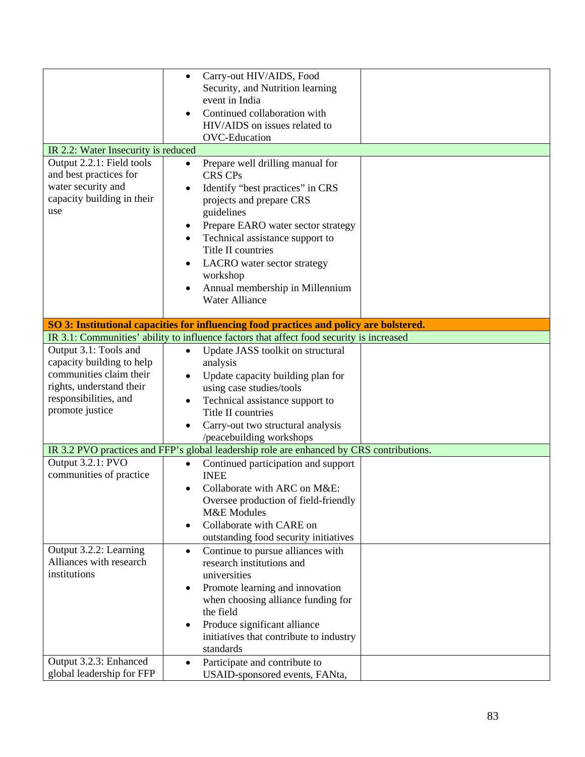| | | |
|---|---|---|
| | • Carry-out HIV/AIDS, Food Security, and Nutrition learning event in India<br>• Continued collaboration with HIV/AIDS on issues related to OVC-Education | |
| IR 2.2: Water Insecurity is reduced | | |
| Output 2.2.1: Field tools and best practices for water security and capacity building in their use | • Prepare well drilling manual for CRS CPs<br>• Identify "best practices" in CRS projects and prepare CRS guidelines<br>• Prepare EARO water sector strategy<br>• Technical assistance support to Title II countries<br>• LACRO water sector strategy workshop<br>• Annual membership in Millennium Water Alliance | |
| **SO 3: Institutional capacities for influencing food practices and policy are bolstered.** | | |
| IR 3.1: Communities' ability to influence factors that affect food security is increased | | |
| Output 3.1: Tools and capacity building to help communities claim their rights, understand their responsibilities, and promote justice | • Update JASS toolkit on structural analysis<br>• Update capacity building plan for using case studies/tools<br>• Technical assistance support to Title II countries<br>• Carry-out two structural analysis /peacebuilding workshops | |
| IR 3.2 PVO practices and FFP's global leadership role are enhanced by CRS contributions. | | |
| Output 3.2.1: PVO communities of practice | • Continued participation and support INEE<br>• Collaborate with ARC on M&E: Oversee production of field-friendly M&E Modules<br>• Collaborate with CARE on outstanding food security initiatives | |
| Output 3.2.2: Learning Alliances with research institutions | • Continue to pursue alliances with research institutions and universities<br>• Promote learning and innovation when choosing alliance funding for the field<br>• Produce significant alliance initiatives that contribute to industry standards | |
| Output 3.2.3: Enhanced global leadership for FFP | • Participate and contribute to USAID-sponsored events, FANta, | |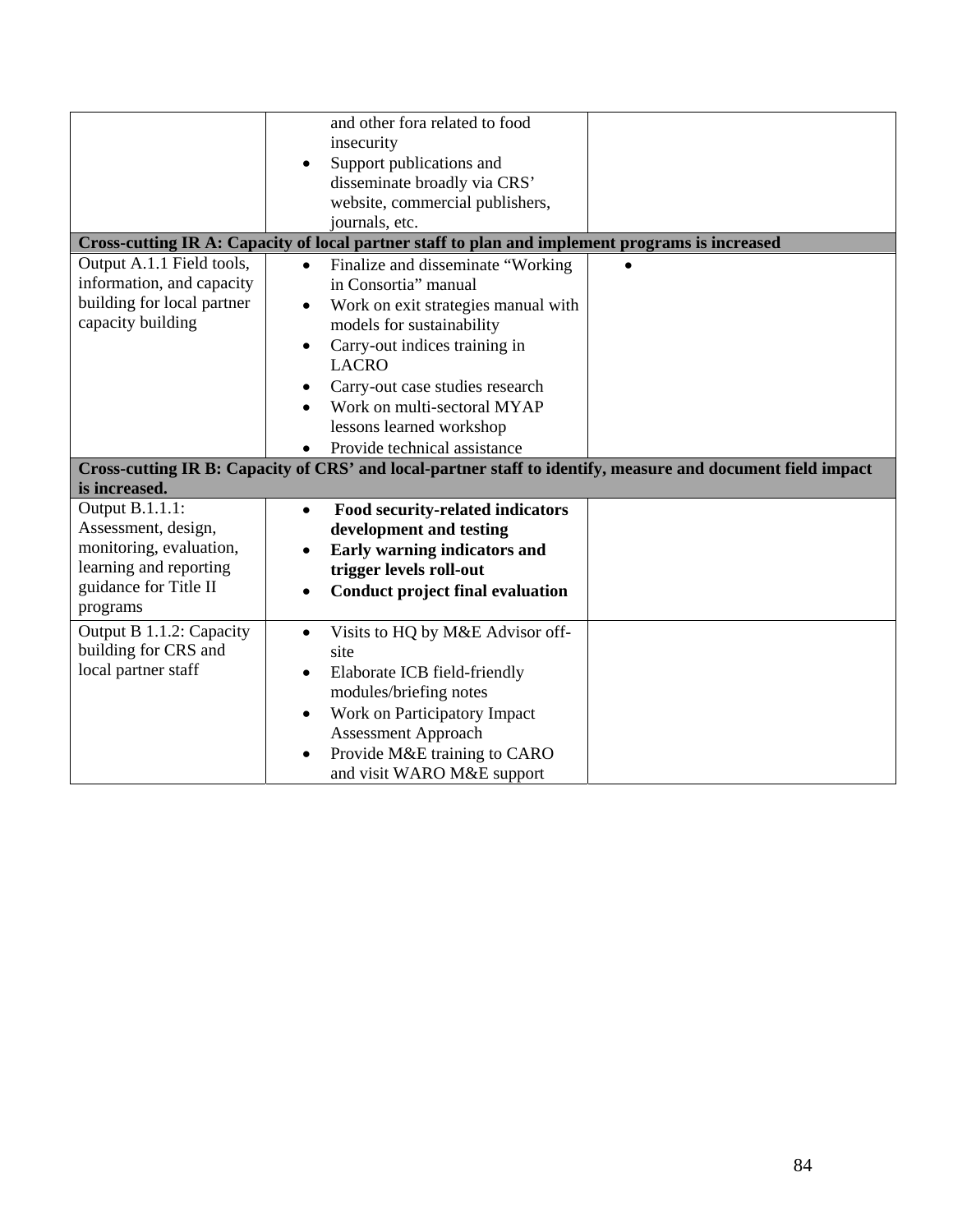| | | |
|---|---|---|
| | and other fora related to food insecurity<br>• Support publications and disseminate broadly via CRS' website, commercial publishers, journals, etc. | |
| **Cross-cutting IR A: Capacity of local partner staff to plan and implement programs is increased** | | |
| Output A.1.1 Field tools, information, and capacity building for local partner capacity building | • Finalize and disseminate "Working in Consortia" manual<br>• Work on exit strategies manual with models for sustainability<br>• Carry-out indices training in LACRO<br>• Carry-out case studies research<br>• Work on multi-sectoral MYAP lessons learned workshop<br>• Provide technical assistance | • |
| **Cross-cutting IR B: Capacity of CRS' and local-partner staff to identify, measure and document field impact is increased.** | | |
| Output B.1.1.1: Assessment, design, monitoring, evaluation, learning and reporting guidance for Title II programs | • **Food security-related indicators development and testing**<br>• **Early warning indicators and trigger levels roll-out**<br>• **Conduct project final evaluation** | |
| Output B 1.1.2: Capacity building for CRS and local partner staff | • Visits to HQ by M&E Advisor off-site<br>• Elaborate ICB field-friendly modules/briefing notes<br>• Work on Participatory Impact Assessment Approach<br>• Provide M&E training to CARO and visit WARO M&E support | |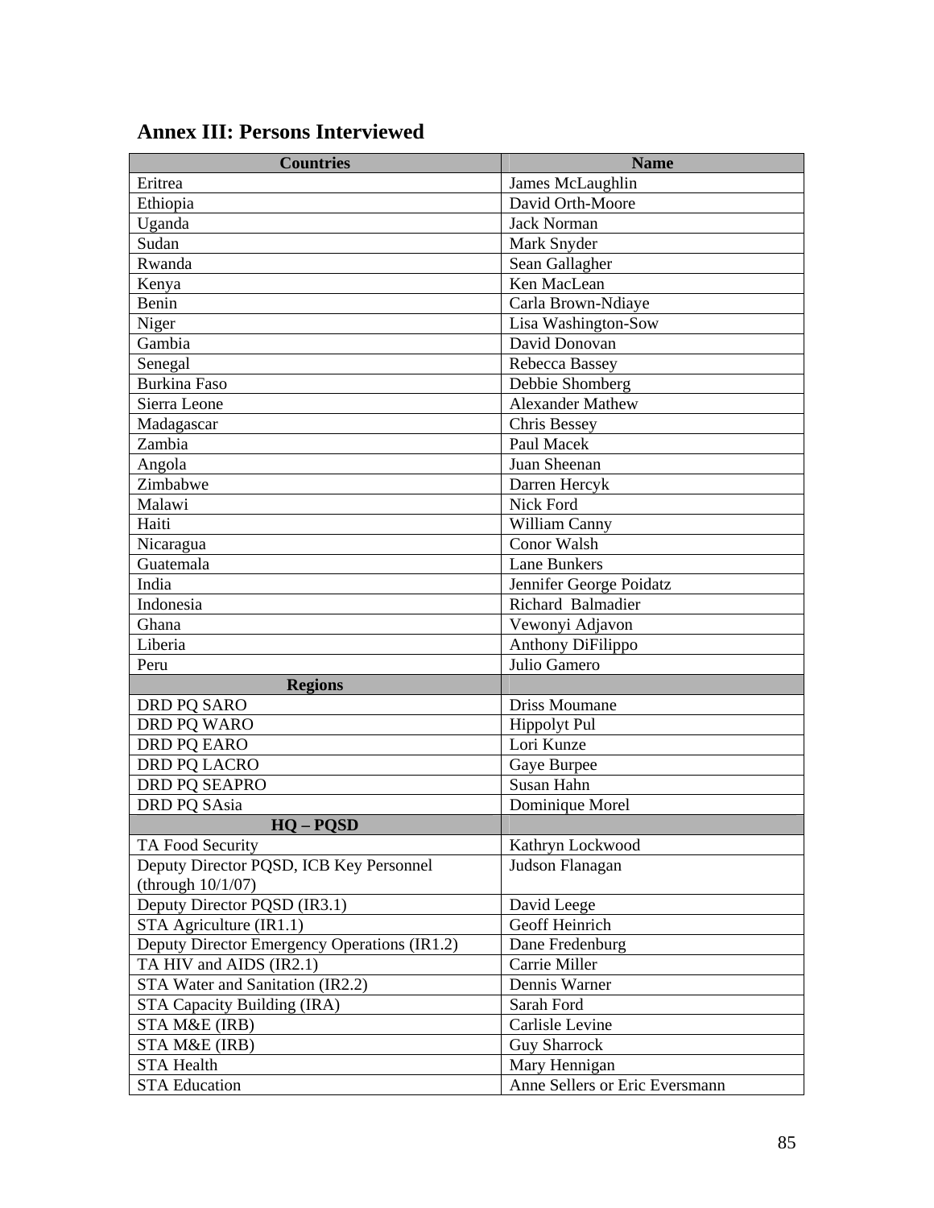## Annex III: Persons Interviewed

| Countries | Name |
|---|---|
| Eritrea | James McLaughlin |
| Ethiopia | David Orth-Moore |
| Uganda | Jack Norman |
| Sudan | Mark Snyder |
| Rwanda | Sean Gallagher |
| Kenya | Ken MacLean |
| Benin | Carla Brown-Ndiaye |
| Niger | Lisa Washington-Sow |
| Gambia | David Donovan |
| Senegal | Rebecca Bassey |
| Burkina Faso | Debbie Shomberg |
| Sierra Leone | Alexander Mathew |
| Madagascar | Chris Bessey |
| Zambia | Paul Macek |
| Angola | Juan Sheenan |
| Zimbabwe | Darren Hercyk |
| Malawi | Nick Ford |
| Haiti | William Canny |
| Nicaragua | Conor Walsh |
| Guatemala | Lane Bunkers |
| India | Jennifer George Poidatz |
| Indonesia | Richard Balmadier |
| Ghana | Vewonyi Adjavon |
| Liberia | Anthony DiFilippo |
| Peru | Julio Gamero |
| **Regions** | |
| DRD PQ SARO | Driss Moumane |
| DRD PQ WARO | Hippolyt Pul |
| DRD PQ EARO | Lori Kunze |
| DRD PQ LACRO | Gaye Burpee |
| DRD PQ SEAPRO | Susan Hahn |
| DRD PQ SAsia | Dominique Morel |
| **HQ – PQSD** | |
| TA Food Security | Kathryn Lockwood |
| Deputy Director PQSD, ICB Key Personnel (through 10/1/07) | Judson Flanagan |
| Deputy Director PQSD (IR3.1) | David Leege |
| STA Agriculture (IR1.1) | Geoff Heinrich |
| Deputy Director Emergency Operations (IR1.2) | Dane Fredenburg |
| TA HIV and AIDS (IR2.1) | Carrie Miller |
| STA Water and Sanitation (IR2.2) | Dennis Warner |
| STA Capacity Building (IRA) | Sarah Ford |
| STA M&E (IRB) | Carlisle Levine |
| STA M&E (IRB) | Guy Sharrock |
| STA Health | Mary Hennigan |
| STA Education | Anne Sellers or Eric Eversmann |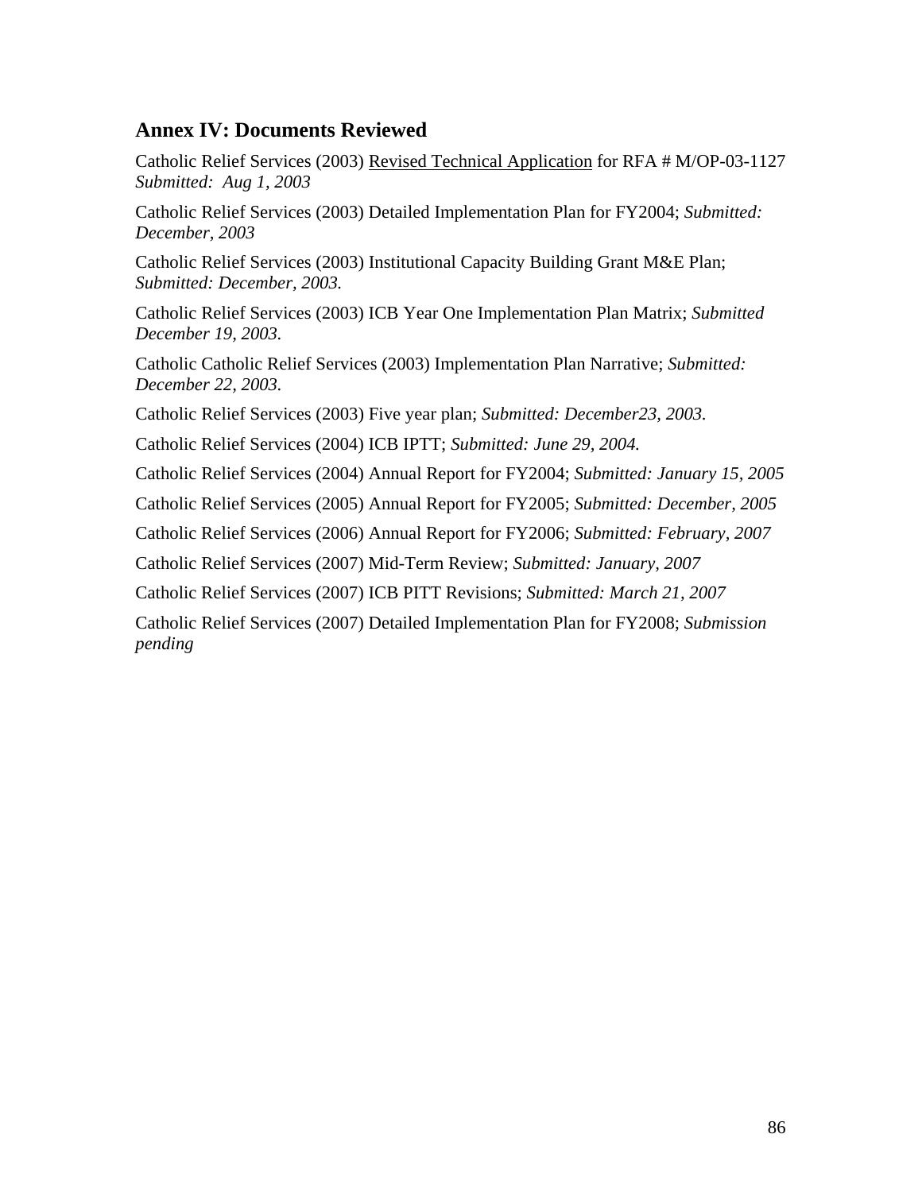## Annex IV: Documents Reviewed

Catholic Relief Services (2003) <u>Revised Technical Application</u> for RFA # M/OP-03-1127 *Submitted: Aug 1, 2003*

Catholic Relief Services (2003) Detailed Implementation Plan for FY2004; *Submitted: December, 2003*

Catholic Relief Services (2003) Institutional Capacity Building Grant M&E Plan; *Submitted: December, 2003.*

Catholic Relief Services (2003) ICB Year One Implementation Plan Matrix; *Submitted December 19, 2003.*

Catholic Catholic Relief Services (2003) Implementation Plan Narrative; *Submitted: December 22, 2003.*

Catholic Relief Services (2003) Five year plan; *Submitted: December23, 2003.*

Catholic Relief Services (2004) ICB IPTT; *Submitted: June 29, 2004.*

Catholic Relief Services (2004) Annual Report for FY2004; *Submitted: January 15, 2005*

Catholic Relief Services (2005) Annual Report for FY2005; *Submitted: December, 2005*

Catholic Relief Services (2006) Annual Report for FY2006; *Submitted: February, 2007*

Catholic Relief Services (2007) Mid-Term Review; *Submitted: January, 2007*

Catholic Relief Services (2007) ICB PITT Revisions; *Submitted: March 21, 2007*

Catholic Relief Services (2007) Detailed Implementation Plan for FY2008; *Submission pending*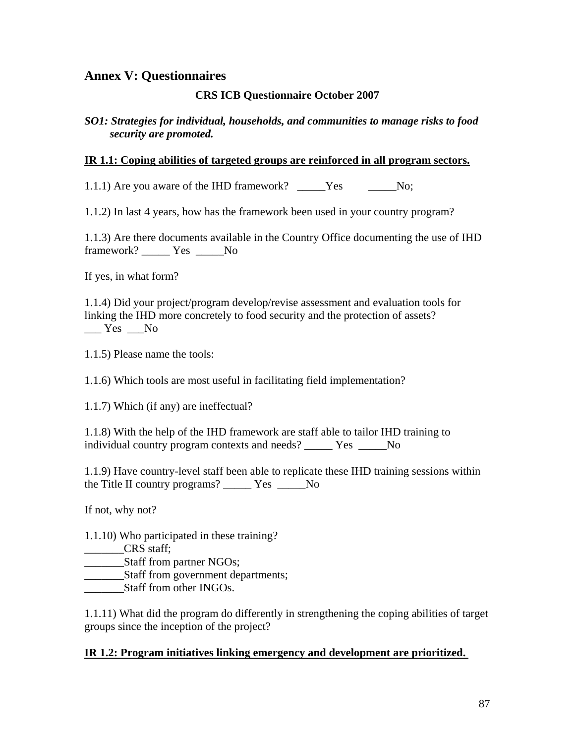## Annex V: Questionnaires

**CRS ICB Questionnaire October 2007**

***SO1: Strategies for individual, households, and communities to manage risks to food security are promoted.***

**IR 1.1: Coping abilities of targeted groups are reinforced in all program sectors.**

1.1.1) Are you aware of the IHD framework? _____Yes _____No;

1.1.2) In last 4 years, how has the framework been used in your country program?

1.1.3) Are there documents available in the Country Office documenting the use of IHD framework? _____ Yes _____No

If yes, in what form?

1.1.4) Did your project/program develop/revise assessment and evaluation tools for linking the IHD more concretely to food security and the protection of assets?
___ Yes ___No

1.1.5) Please name the tools:

1.1.6) Which tools are most useful in facilitating field implementation?

1.1.7) Which (if any) are ineffectual?

1.1.8) With the help of the IHD framework are staff able to tailor IHD training to individual country program contexts and needs? _____ Yes _____No

1.1.9) Have country-level staff been able to replicate these IHD training sessions within the Title II country programs? _____ Yes _____No

If not, why not?

1.1.10) Who participated in these training?
_______CRS staff;
_______Staff from partner NGOs;
_______Staff from government departments;
_______Staff from other INGOs.

1.1.11) What did the program do differently in strengthening the coping abilities of target groups since the inception of the project?

**IR 1.2: Program initiatives linking emergency and development are prioritized.**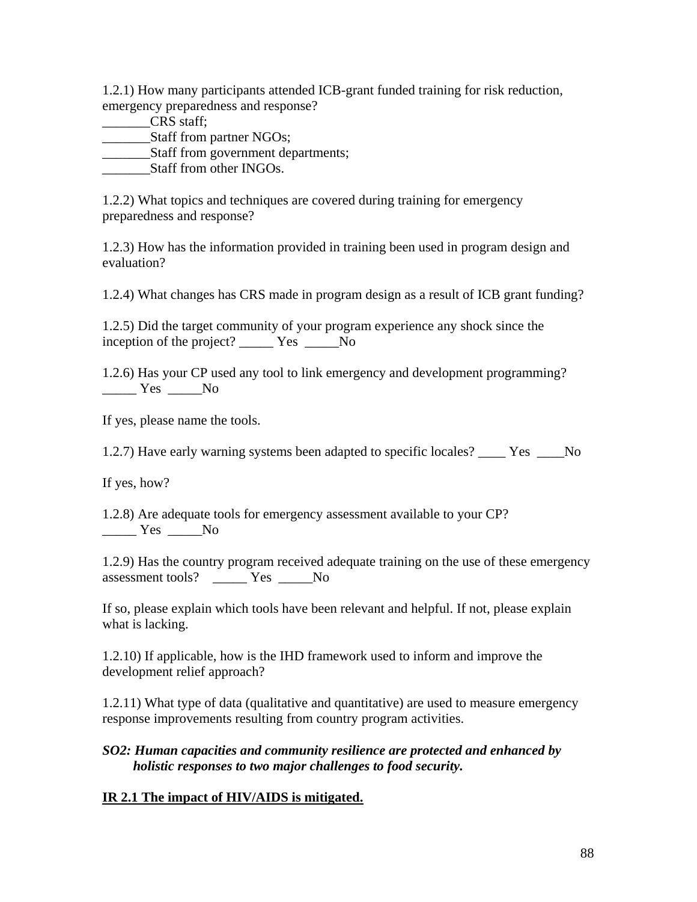1.2.1) How many participants attended ICB-grant funded training for risk reduction, emergency preparedness and response?

_______CRS staff;
_______Staff from partner NGOs;
_______Staff from government departments;
_______Staff from other INGOs.

1.2.2) What topics and techniques are covered during training for emergency preparedness and response?

1.2.3) How has the information provided in training been used in program design and evaluation?

1.2.4) What changes has CRS made in program design as a result of ICB grant funding?

1.2.5) Did the target community of your program experience any shock since the inception of the project? _____ Yes _____No

1.2.6) Has your CP used any tool to link emergency and development programming? _____ Yes _____No

If yes, please name the tools.

1.2.7) Have early warning systems been adapted to specific locales? ____ Yes ____No

If yes, how?

1.2.8) Are adequate tools for emergency assessment available to your CP? _____ Yes _____No

1.2.9) Has the country program received adequate training on the use of these emergency assessment tools? _____ Yes _____No

If so, please explain which tools have been relevant and helpful. If not, please explain what is lacking.

1.2.10) If applicable, how is the IHD framework used to inform and improve the development relief approach?

1.2.11) What type of data (qualitative and quantitative) are used to measure emergency response improvements resulting from country program activities.

***SO2: Human capacities and community resilience are protected and enhanced by holistic responses to two major challenges to food security.***

<u>**IR 2.1 The impact of HIV/AIDS is mitigated.**</u>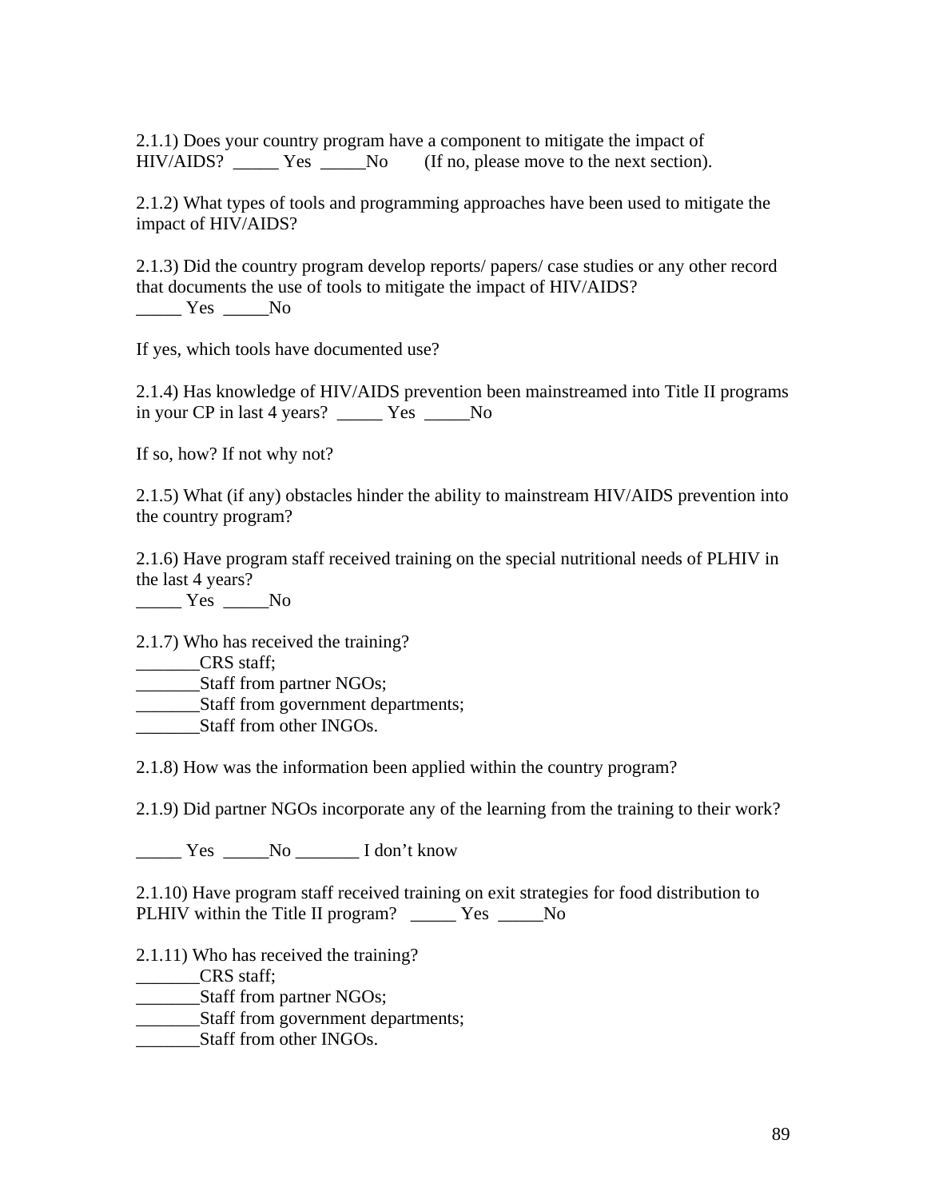2.1.1) Does your country program have a component to mitigate the impact of HIV/AIDS?  _____ Yes  _____No       (If no, please move to the next section).

2.1.2) What types of tools and programming approaches have been used to mitigate the impact of HIV/AIDS?

2.1.3) Did the country program develop reports/ papers/ case studies or any other record that documents the use of tools to mitigate the impact of HIV/AIDS?  
_____ Yes  _____No

If yes, which tools have documented use?

2.1.4) Has knowledge of HIV/AIDS prevention been mainstreamed into Title II programs in your CP in last 4 years?  _____ Yes  _____No

If so, how? If not why not?

2.1.5) What (if any) obstacles hinder the ability to mainstream HIV/AIDS prevention into the country program?

2.1.6) Have program staff received training on the special nutritional needs of PLHIV in the last 4 years?  
_____ Yes  _____No

2.1.7) Who has received the training?  
_______CRS staff;  
_______Staff from partner NGOs;  
_______Staff from government departments;  
_______Staff from other INGOs.

2.1.8) How was the information been applied within the country program?

2.1.9) Did partner NGOs incorporate any of the learning from the training to their work?

_____ Yes  _____No _______ I don't know

2.1.10) Have program staff received training on exit strategies for food distribution to PLHIV within the Title II program?   _____ Yes  _____No

2.1.11) Who has received the training?  
_______CRS staff;  
_______Staff from partner NGOs;  
_______Staff from government departments;  
_______Staff from other INGOs.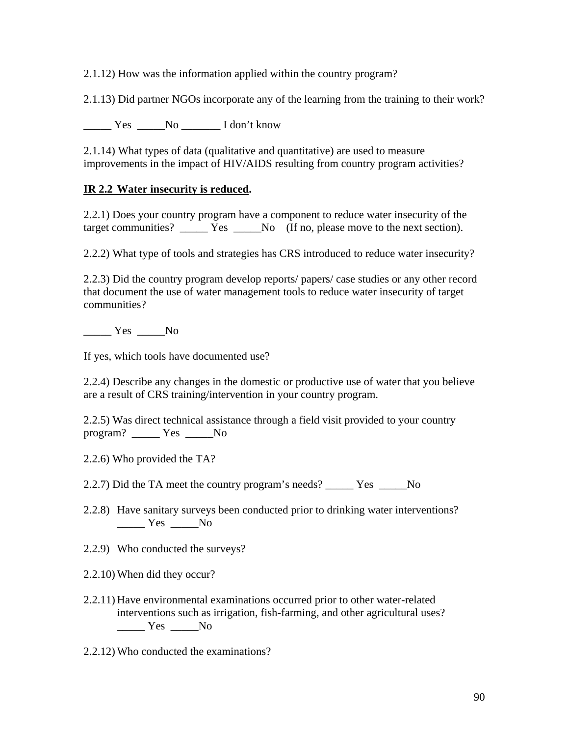2.1.12) How was the information applied within the country program?

2.1.13) Did partner NGOs incorporate any of the learning from the training to their work?

_____ Yes _____No _______ I don't know

2.1.14) What types of data (qualitative and quantitative) are used to measure improvements in the impact of HIV/AIDS resulting from country program activities?

**IR 2.2 Water insecurity is reduced.**

2.2.1) Does your country program have a component to reduce water insecurity of the target communities? _____ Yes _____No (If no, please move to the next section).

2.2.2) What type of tools and strategies has CRS introduced to reduce water insecurity?

2.2.3) Did the country program develop reports/ papers/ case studies or any other record that document the use of water management tools to reduce water insecurity of target communities?

_____ Yes _____No

If yes, which tools have documented use?

2.2.4) Describe any changes in the domestic or productive use of water that you believe are a result of CRS training/intervention in your country program.

2.2.5) Was direct technical assistance through a field visit provided to your country program? _____ Yes _____No

2.2.6) Who provided the TA?

2.2.7) Did the TA meet the country program's needs? _____ Yes _____No

2.2.8) Have sanitary surveys been conducted prior to drinking water interventions? _____ Yes _____No

2.2.9) Who conducted the surveys?

2.2.10) When did they occur?

2.2.11) Have environmental examinations occurred prior to other water-related interventions such as irrigation, fish-farming, and other agricultural uses? _____ Yes _____No

2.2.12) Who conducted the examinations?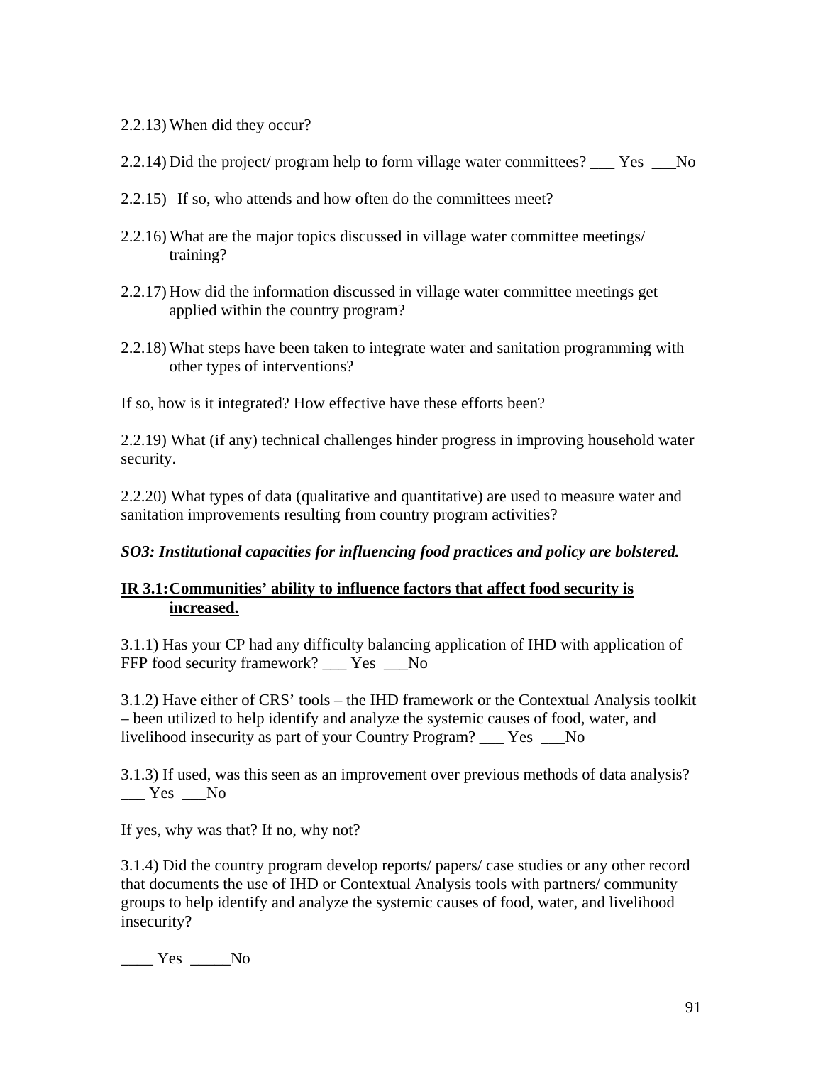2.2.13) When did they occur?

2.2.14) Did the project/ program help to form village water committees? ___ Yes ___No

2.2.15) If so, who attends and how often do the committees meet?

2.2.16) What are the major topics discussed in village water committee meetings/ training?

2.2.17) How did the information discussed in village water committee meetings get applied within the country program?

2.2.18) What steps have been taken to integrate water and sanitation programming with other types of interventions?

If so, how is it integrated? How effective have these efforts been?

2.2.19) What (if any) technical challenges hinder progress in improving household water security.

2.2.20) What types of data (qualitative and quantitative) are used to measure water and sanitation improvements resulting from country program activities?

***SO3: Institutional capacities for influencing food practices and policy are bolstered.***

**IR 3.1: Communities' ability to influence factors that affect food security is increased.**

3.1.1) Has your CP had any difficulty balancing application of IHD with application of FFP food security framework? ___ Yes ___No

3.1.2) Have either of CRS' tools – the IHD framework or the Contextual Analysis toolkit – been utilized to help identify and analyze the systemic causes of food, water, and livelihood insecurity as part of your Country Program? ___ Yes ___No

3.1.3) If used, was this seen as an improvement over previous methods of data analysis? ___ Yes ___No

If yes, why was that? If no, why not?

3.1.4) Did the country program develop reports/ papers/ case studies or any other record that documents the use of IHD or Contextual Analysis tools with partners/ community groups to help identify and analyze the systemic causes of food, water, and livelihood insecurity?

____ Yes _____No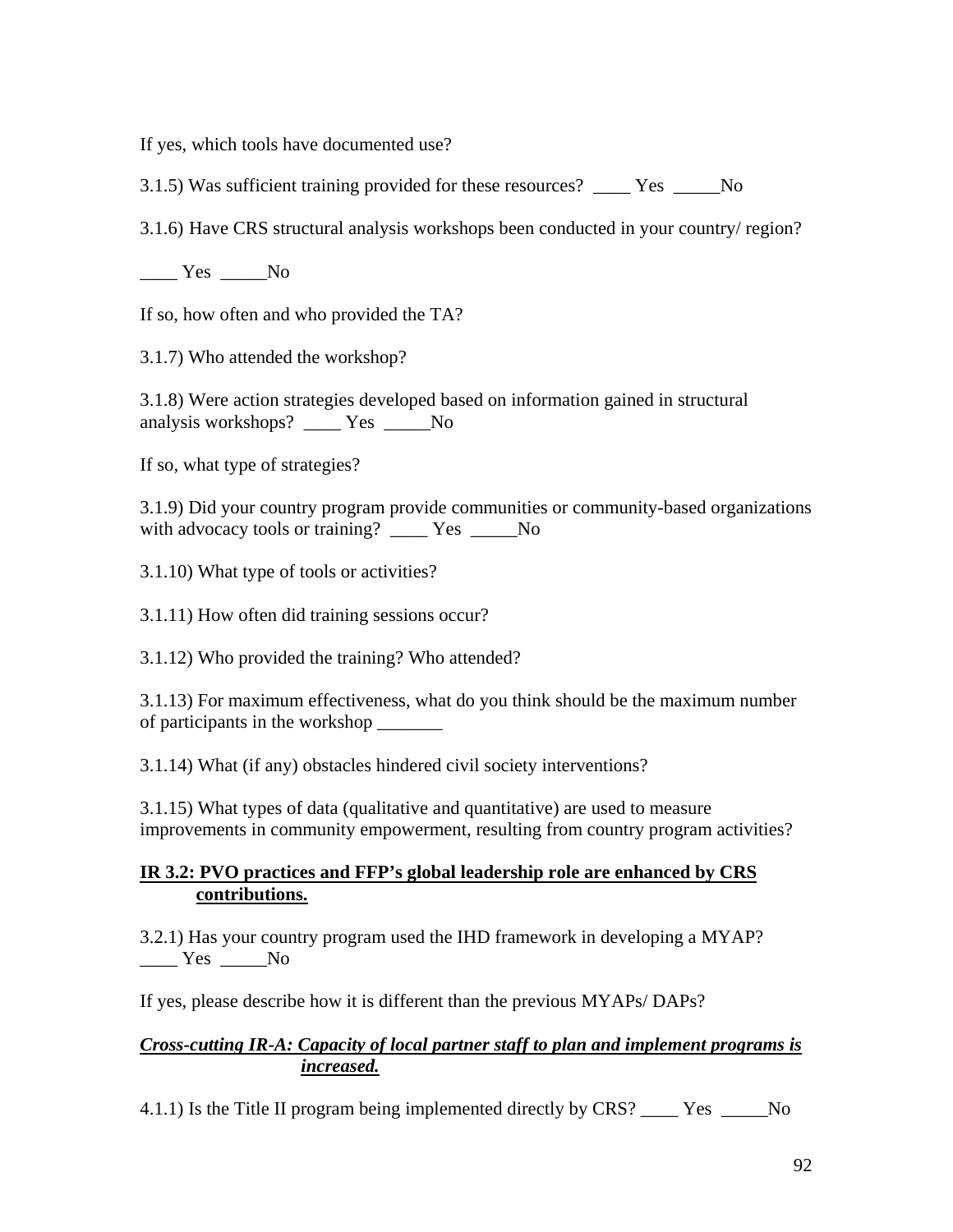If yes, which tools have documented use?

3.1.5) Was sufficient training provided for these resources? ____ Yes _____No

3.1.6) Have CRS structural analysis workshops been conducted in your country/ region?

____ Yes _____No

If so, how often and who provided the TA?

3.1.7) Who attended the workshop?

3.1.8) Were action strategies developed based on information gained in structural analysis workshops? ____ Yes _____No

If so, what type of strategies?

3.1.9) Did your country program provide communities or community-based organizations with advocacy tools or training? ____ Yes _____No

3.1.10) What type of tools or activities?

3.1.11) How often did training sessions occur?

3.1.12) Who provided the training? Who attended?

3.1.13) For maximum effectiveness, what do you think should be the maximum number of participants in the workshop _______

3.1.14) What (if any) obstacles hindered civil society interventions?

3.1.15) What types of data (qualitative and quantitative) are used to measure improvements in community empowerment, resulting from country program activities?

**<u>IR 3.2: PVO practices and FFP's global leadership role are enhanced by CRS contributions.</u>**

3.2.1) Has your country program used the IHD framework in developing a MYAP? ____ Yes _____No

If yes, please describe how it is different than the previous MYAPs/ DAPs?

***<u>Cross-cutting IR-A: Capacity of local partner staff to plan and implement programs is increased.</u>***

4.1.1) Is the Title II program being implemented directly by CRS? ____ Yes _____No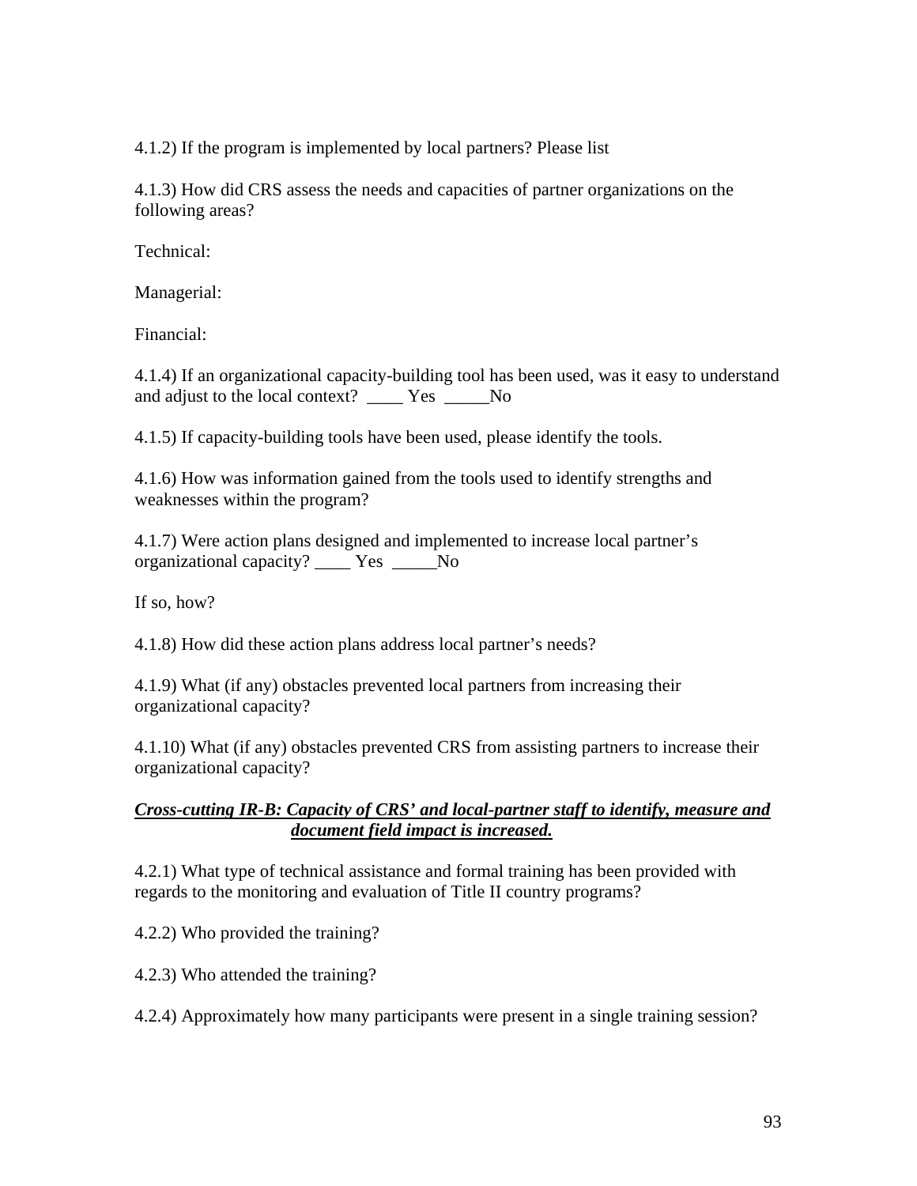4.1.2) If the program is implemented by local partners? Please list

4.1.3) How did CRS assess the needs and capacities of partner organizations on the following areas?

Technical:

Managerial:

Financial:

4.1.4) If an organizational capacity-building tool has been used, was it easy to understand and adjust to the local context? ____ Yes _____No

4.1.5) If capacity-building tools have been used, please identify the tools.

4.1.6) How was information gained from the tools used to identify strengths and weaknesses within the program?

4.1.7) Were action plans designed and implemented to increase local partner's organizational capacity? ____ Yes _____No

If so, how?

4.1.8) How did these action plans address local partner's needs?

4.1.9) What (if any) obstacles prevented local partners from increasing their organizational capacity?

4.1.10) What (if any) obstacles prevented CRS from assisting partners to increase their organizational capacity?

***<u>Cross-cutting IR-B: Capacity of CRS' and local-partner staff to identify, measure and document field impact is increased.</u>***

4.2.1) What type of technical assistance and formal training has been provided with regards to the monitoring and evaluation of Title II country programs?

4.2.2) Who provided the training?

4.2.3) Who attended the training?

4.2.4) Approximately how many participants were present in a single training session?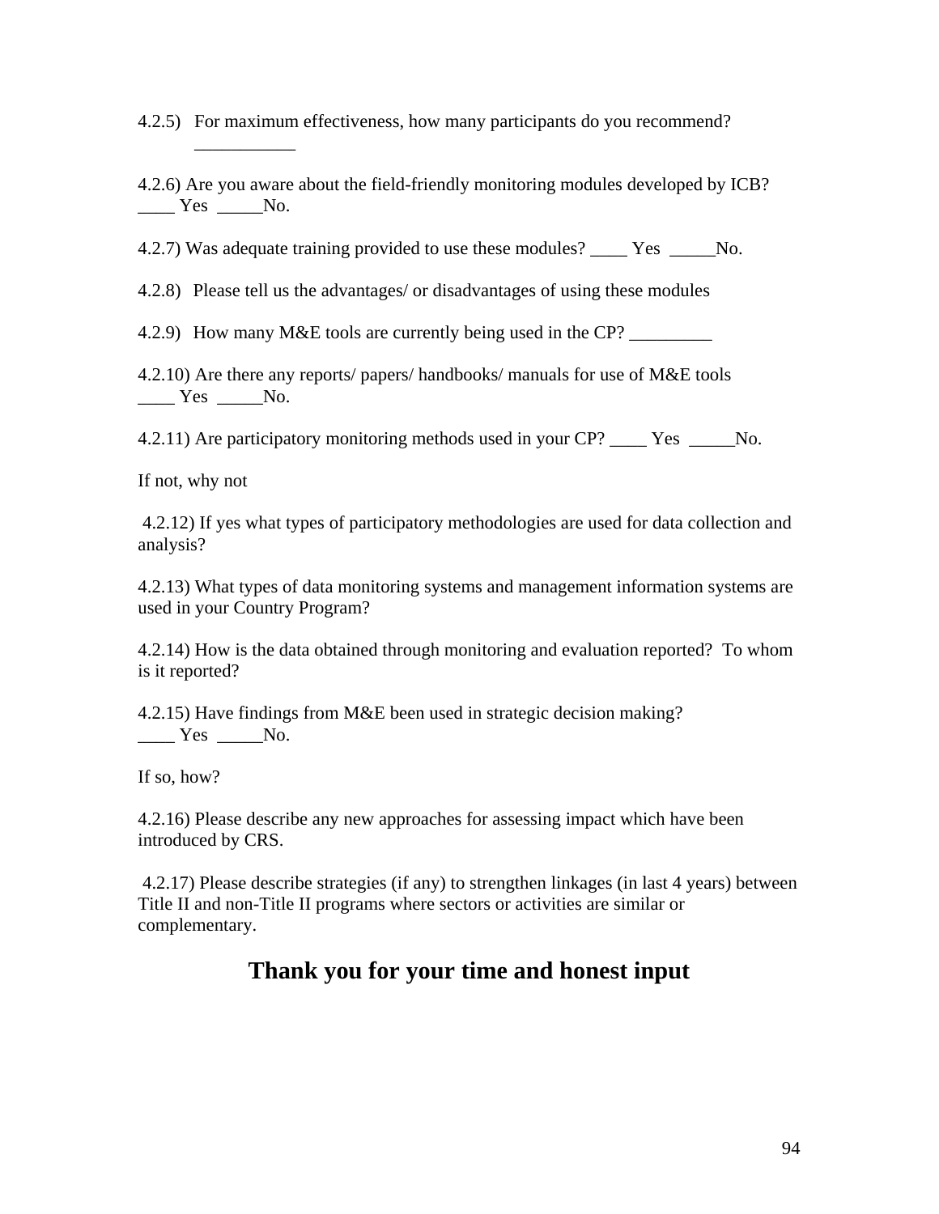4.2.5) For maximum effectiveness, how many participants do you recommend? ___________

4.2.6) Are you aware about the field-friendly monitoring modules developed by ICB? ____ Yes _____No.

4.2.7) Was adequate training provided to use these modules? ____ Yes _____No.

4.2.8) Please tell us the advantages/ or disadvantages of using these modules

4.2.9) How many M&E tools are currently being used in the CP? _________

4.2.10) Are there any reports/ papers/ handbooks/ manuals for use of M&E tools ____ Yes _____No.

4.2.11) Are participatory monitoring methods used in your CP? ____ Yes _____No.

If not, why not

4.2.12) If yes what types of participatory methodologies are used for data collection and analysis?

4.2.13) What types of data monitoring systems and management information systems are used in your Country Program?

4.2.14) How is the data obtained through monitoring and evaluation reported? To whom is it reported?

4.2.15) Have findings from M&E been used in strategic decision making? ____ Yes _____No.

If so, how?

4.2.16) Please describe any new approaches for assessing impact which have been introduced by CRS.

4.2.17) Please describe strategies (if any) to strengthen linkages (in last 4 years) between Title II and non-Title II programs where sectors or activities are similar or complementary.

## Thank you for your time and honest input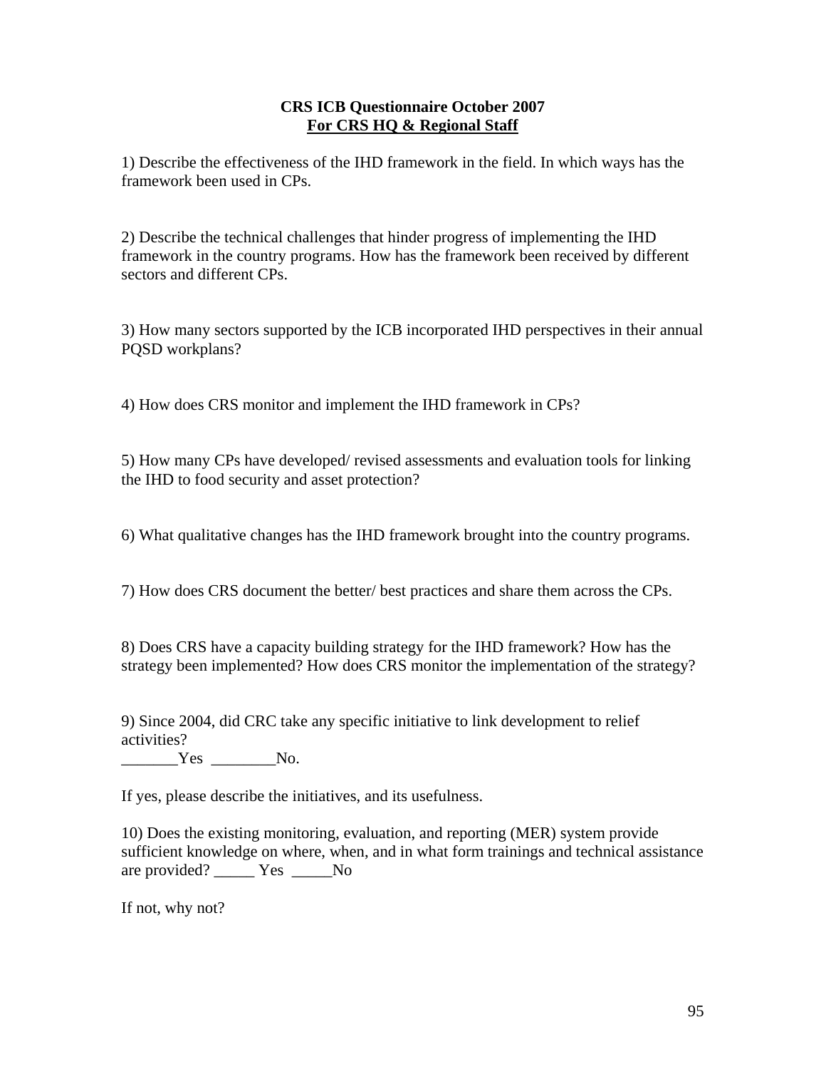**CRS ICB Questionnaire October 2007**
**<u>For CRS HQ & Regional Staff</u>**

1) Describe the effectiveness of the IHD framework in the field. In which ways has the framework been used in CPs.

2) Describe the technical challenges that hinder progress of implementing the IHD framework in the country programs. How has the framework been received by different sectors and different CPs.

3) How many sectors supported by the ICB incorporated IHD perspectives in their annual PQSD workplans?

4) How does CRS monitor and implement the IHD framework in CPs?

5) How many CPs have developed/ revised assessments and evaluation tools for linking the IHD to food security and asset protection?

6) What qualitative changes has the IHD framework brought into the country programs.

7) How does CRS document the better/ best practices and share them across the CPs.

8) Does CRS have a capacity building strategy for the IHD framework? How has the strategy been implemented? How does CRS monitor the implementation of the strategy?

9) Since 2004, did CRC take any specific initiative to link development to relief activities?
_______Yes ________No.

If yes, please describe the initiatives, and its usefulness.

10) Does the existing monitoring, evaluation, and reporting (MER) system provide sufficient knowledge on where, when, and in what form trainings and technical assistance are provided? _____ Yes _____No

If not, why not?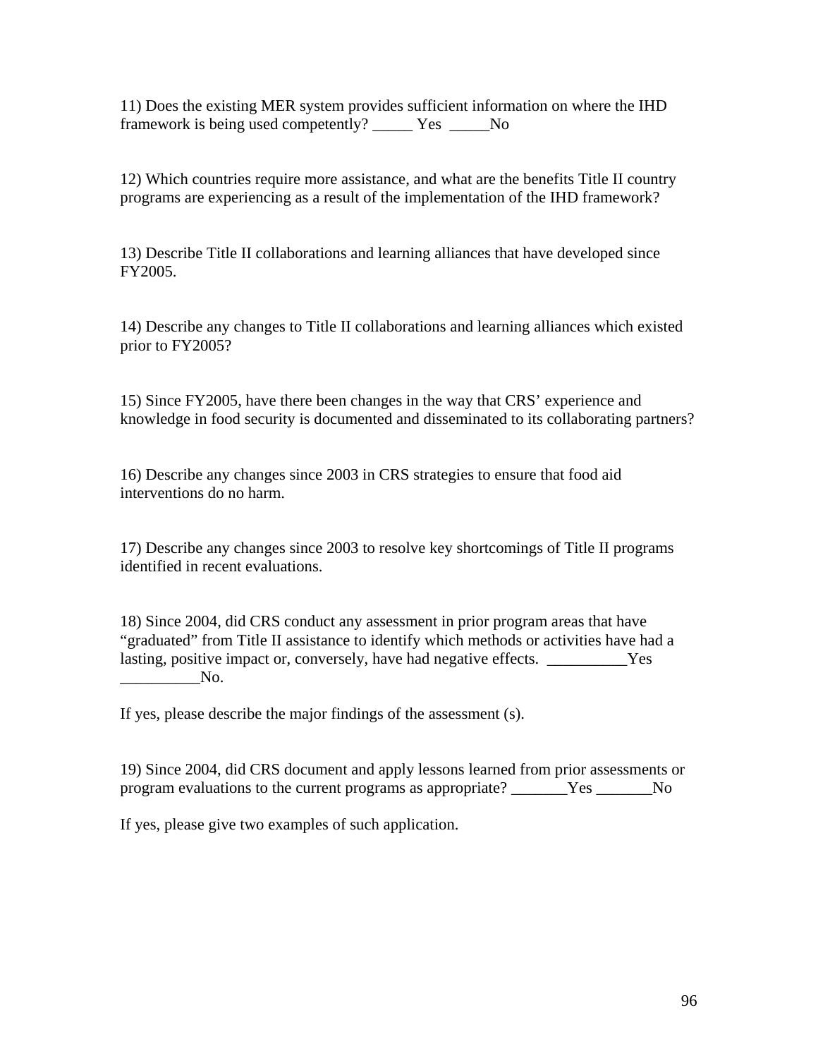11) Does the existing MER system provides sufficient information on where the IHD framework is being used competently? _____ Yes _____No

12) Which countries require more assistance, and what are the benefits Title II country programs are experiencing as a result of the implementation of the IHD framework?

13) Describe Title II collaborations and learning alliances that have developed since FY2005.

14) Describe any changes to Title II collaborations and learning alliances which existed prior to FY2005?

15) Since FY2005, have there been changes in the way that CRS' experience and knowledge in food security is documented and disseminated to its collaborating partners?

16) Describe any changes since 2003 in CRS strategies to ensure that food aid interventions do no harm.

17) Describe any changes since 2003 to resolve key shortcomings of Title II programs identified in recent evaluations.

18) Since 2004, did CRS conduct any assessment in prior program areas that have "graduated" from Title II assistance to identify which methods or activities have had a lasting, positive impact or, conversely, have had negative effects. __________Yes __________No.

If yes, please describe the major findings of the assessment (s).

19) Since 2004, did CRS document and apply lessons learned from prior assessments or program evaluations to the current programs as appropriate? _______Yes _______No

If yes, please give two examples of such application.